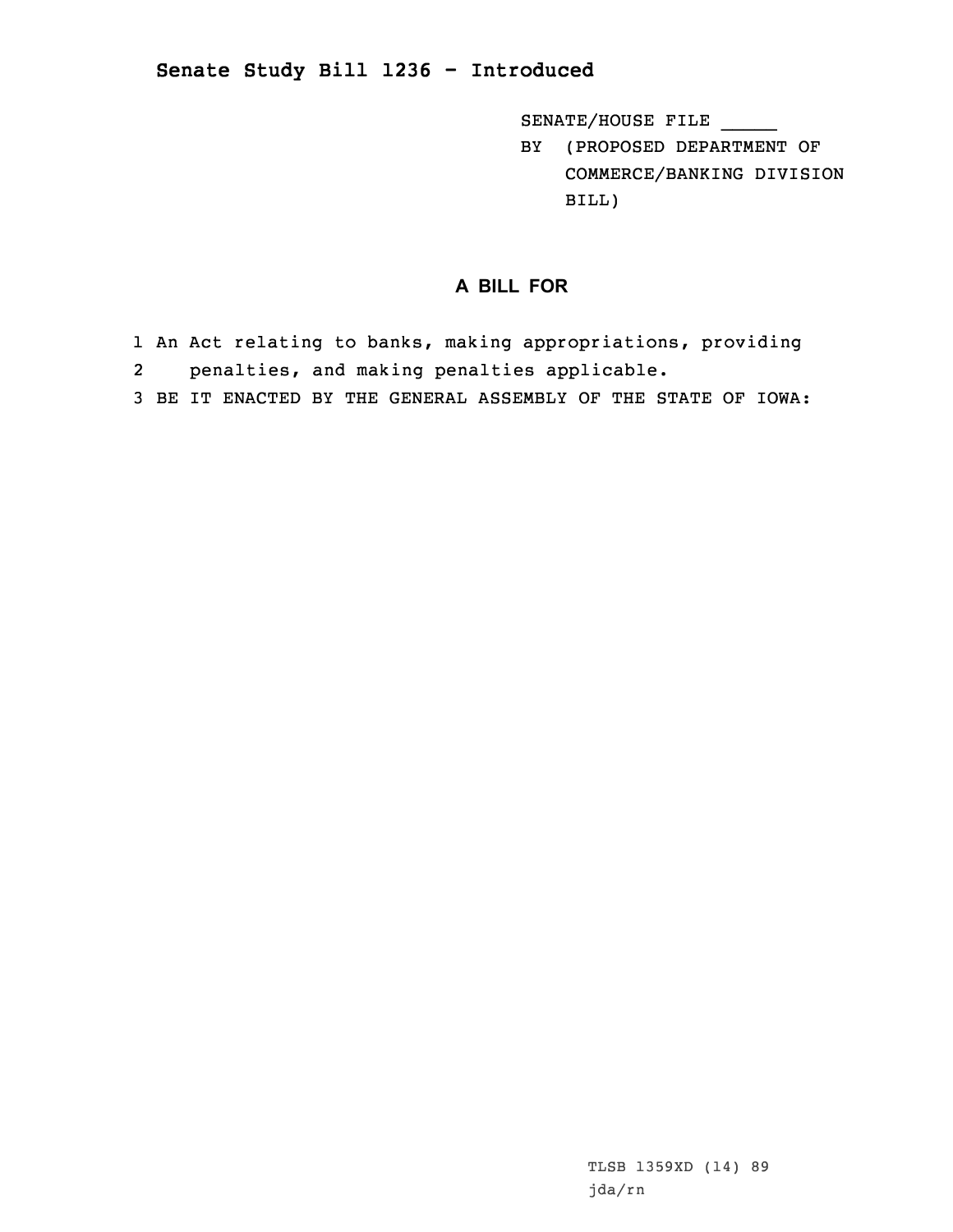## Senate Study Bill 1236 - Introduced

SENATE/HOUSE FILE _____

BY (PROPOSED DEPARTMENT OF COMMERCE/BANKING DIVISION BILL)

### A BILL FOR

1 An Act relating to banks, making appropriations, providing
2 penalties, and making penalties applicable.
3 BE IT ENACTED BY THE GENERAL ASSEMBLY OF THE STATE OF IOWA:

TLSB 1359XD (14) 89
jda/rn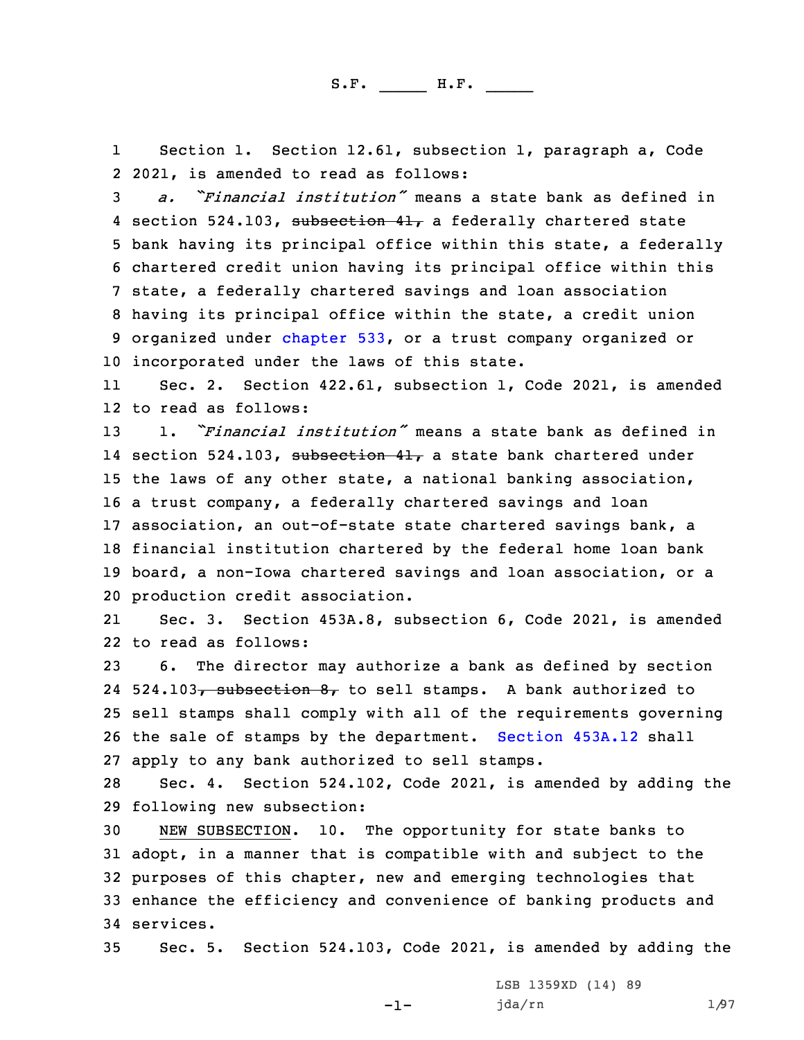S.F. _____ H.F. _____

Section 1. Section 12.61, subsection 1, paragraph a, Code 2021, is amended to read as follows:

*a. "Financial institution"* means a state bank as defined in section 524.103, ~~subsection 41,~~ a federally chartered state bank having its principal office within this state, a federally chartered credit union having its principal office within this state, a federally chartered savings and loan association having its principal office within the state, a credit union organized under chapter 533, or a trust company organized or incorporated under the laws of this state.

Sec. 2. Section 422.61, subsection 1, Code 2021, is amended to read as follows:

1. *"Financial institution"* means a state bank as defined in section 524.103, ~~subsection 41,~~ a state bank chartered under the laws of any other state, a national banking association, a trust company, a federally chartered savings and loan association, an out-of-state state chartered savings bank, a financial institution chartered by the federal home loan bank board, a non-Iowa chartered savings and loan association, or a production credit association.

Sec. 3. Section 453A.8, subsection 6, Code 2021, is amended to read as follows:

6. The director may authorize a bank as defined by section 524.103~~, subsection 8,~~ to sell stamps. A bank authorized to sell stamps shall comply with all of the requirements governing the sale of stamps by the department. Section 453A.12 shall apply to any bank authorized to sell stamps.

Sec. 4. Section 524.102, Code 2021, is amended by adding the following new subsection:

NEW SUBSECTION. 10. The opportunity for state banks to adopt, in a manner that is compatible with and subject to the purposes of this chapter, new and emerging technologies that enhance the efficiency and convenience of banking products and services.

Sec. 5. Section 524.103, Code 2021, is amended by adding the

LSB 1359XD (14) 89
jda/rn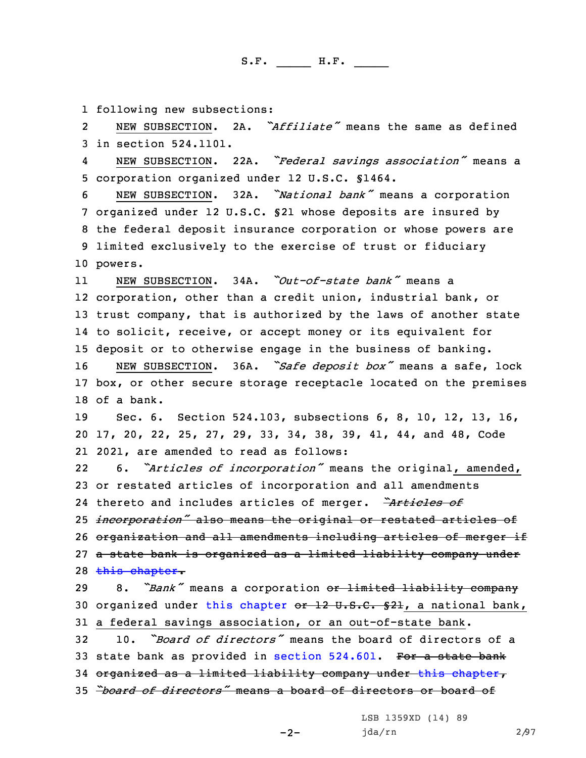1 following new subsections:

2 NEW SUBSECTION. 2A. *"Affiliate"* means the same as defined
3 in section 524.1101.

4 NEW SUBSECTION. 22A. *"Federal savings association"* means a
5 corporation organized under 12 U.S.C. §1464.

6 NEW SUBSECTION. 32A. *"National bank"* means a corporation
7 organized under 12 U.S.C. §21 whose deposits are insured by
8 the federal deposit insurance corporation or whose powers are
9 limited exclusively to the exercise of trust or fiduciary
10 powers.

11 NEW SUBSECTION. 34A. *"Out-of-state bank"* means a
12 corporation, other than a credit union, industrial bank, or
13 trust company, that is authorized by the laws of another state
14 to solicit, receive, or accept money or its equivalent for
15 deposit or to otherwise engage in the business of banking.

16 NEW SUBSECTION. 36A. *"Safe deposit box"* means a safe, lock
17 box, or other secure storage receptacle located on the premises
18 of a bank.

19 Sec. 6. Section 524.103, subsections 6, 8, 10, 12, 13, 16,
20 17, 20, 22, 25, 27, 29, 33, 34, 38, 39, 41, 44, and 48, Code
21 2021, are amended to read as follows:

22 6. *"Articles of incorporation"* means the original, amended,
23 or restated articles of incorporation and all amendments
24 thereto and includes articles of merger. ~~*"Articles of*~~
25 ~~*incorporation"* also means the original or restated articles of~~
26 ~~organization and all amendments including articles of merger if~~
27 ~~a state bank is organized as a limited liability company under~~
28 ~~this chapter.~~

29 8. *"Bank"* means a corporation ~~or limited liability company~~
30 organized under this chapter ~~or 12 U.S.C. §21~~, a national bank,
31 a federal savings association, or an out-of-state bank.

32 10. *"Board of directors"* means the board of directors of a
33 state bank as provided in section 524.601. ~~For a state bank~~
34 ~~organized as a limited liability company under this chapter,~~
35 ~~*"board of directors"* means a board of directors or board of~~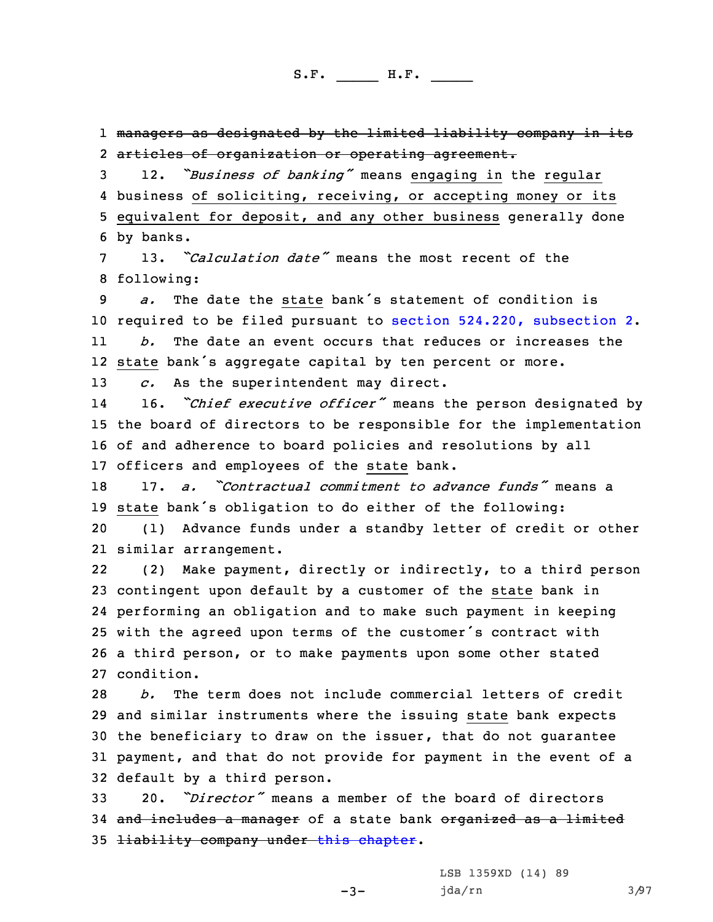~~managers as designated by the limited liability company in its articles of organization or operating agreement.~~

12. *"Business of banking"* means engaging in the regular business of soliciting, receiving, or accepting money or its equivalent for deposit, and any other business generally done by banks.

13. *"Calculation date"* means the most recent of the following:

*a.* The date the state bank's statement of condition is required to be filed pursuant to section 524.220, subsection 2.

*b.* The date an event occurs that reduces or increases the state bank's aggregate capital by ten percent or more.

*c.* As the superintendent may direct.

16. *"Chief executive officer"* means the person designated by the board of directors to be responsible for the implementation of and adherence to board policies and resolutions by all officers and employees of the state bank.

17. *a. "Contractual commitment to advance funds"* means a state bank's obligation to do either of the following:

(1) Advance funds under a standby letter of credit or other similar arrangement.

(2) Make payment, directly or indirectly, to a third person contingent upon default by a customer of the state bank in performing an obligation and to make such payment in keeping with the agreed upon terms of the customer's contract with a third person, or to make payments upon some other stated condition.

*b.* The term does not include commercial letters of credit and similar instruments where the issuing state bank expects the beneficiary to draw on the issuer, that do not guarantee payment, and that do not provide for payment in the event of a default by a third person.

20. *"Director"* means a member of the board of directors ~~and includes a manager~~ of a state bank ~~organized as a limited liability company under this chapter~~.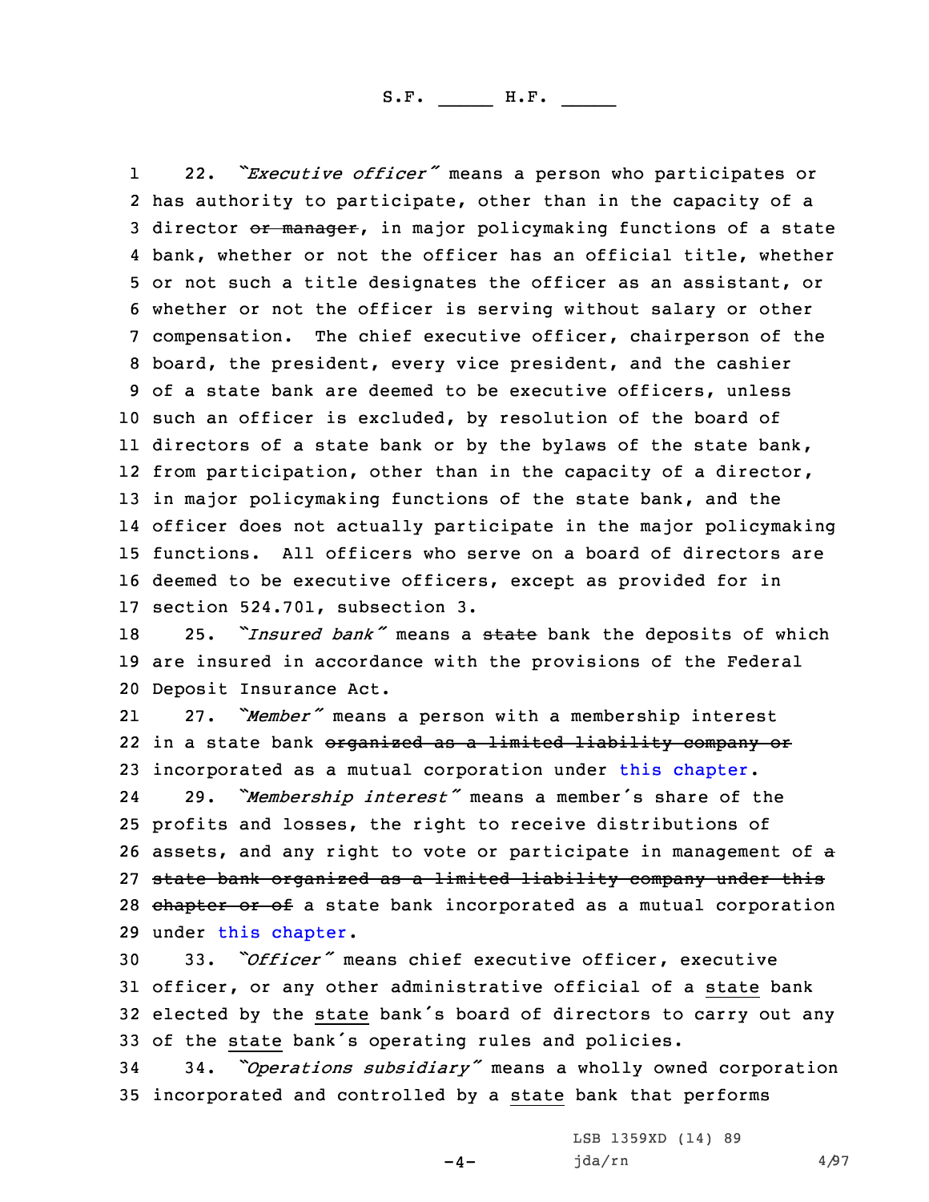22. *"Executive officer"* means a person who participates or has authority to participate, other than in the capacity of a director ~~or manager~~, in major policymaking functions of a state bank, whether or not the officer has an official title, whether or not such a title designates the officer as an assistant, or whether or not the officer is serving without salary or other compensation. The chief executive officer, chairperson of the board, the president, every vice president, and the cashier of a state bank are deemed to be executive officers, unless such an officer is excluded, by resolution of the board of directors of a state bank or by the bylaws of the state bank, from participation, other than in the capacity of a director, in major policymaking functions of the state bank, and the officer does not actually participate in the major policymaking functions. All officers who serve on a board of directors are deemed to be executive officers, except as provided for in section 524.701, subsection 3.

25. *"Insured bank"* means a ~~state~~ bank the deposits of which are insured in accordance with the provisions of the Federal Deposit Insurance Act.

27. *"Member"* means a person with a membership interest in a state bank ~~organized as a limited liability company or~~ incorporated as a mutual corporation under this chapter.

29. *"Membership interest"* means a member's share of the profits and losses, the right to receive distributions of assets, and any right to vote or participate in management of ~~a state bank organized as a limited liability company under this chapter or of~~ a state bank incorporated as a mutual corporation under this chapter.

33. *"Officer"* means chief executive officer, executive officer, or any other administrative official of a <u>state</u> bank elected by the <u>state</u> bank's board of directors to carry out any of the <u>state</u> bank's operating rules and policies.

34. *"Operations subsidiary"* means a wholly owned corporation incorporated and controlled by a <u>state</u> bank that performs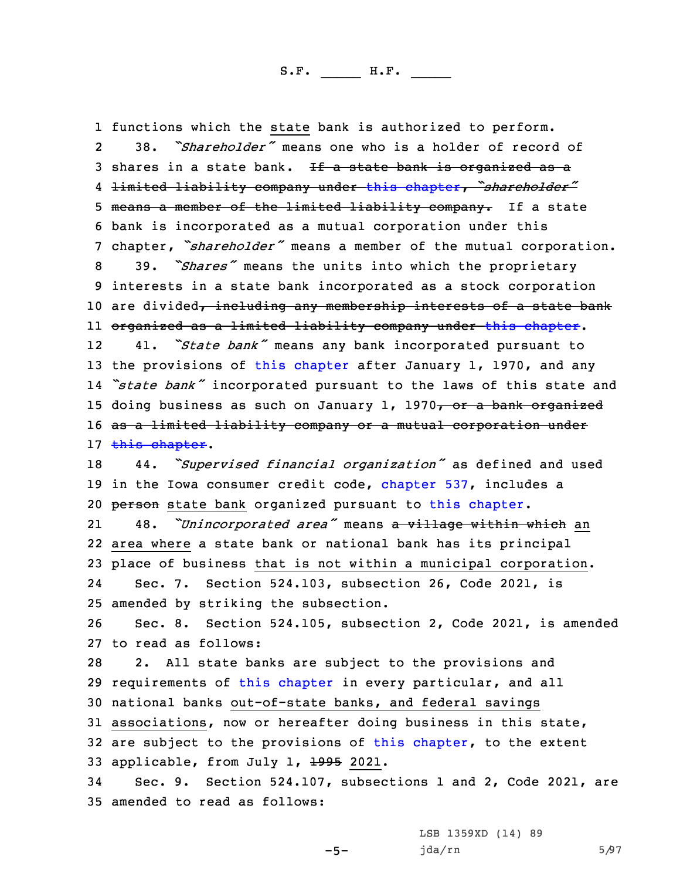functions which the state bank is authorized to perform.

38. *"Shareholder"* means one who is a holder of record of shares in a state bank. ~~If a state bank is organized as a limited liability company under this chapter, "shareholder" means a member of the limited liability company.~~ If a state bank is incorporated as a mutual corporation under this chapter, *"shareholder"* means a member of the mutual corporation.

39. *"Shares"* means the units into which the proprietary interests in a state bank incorporated as a stock corporation are divided~~, including any membership interests of a state bank organized as a limited liability company under this chapter~~.

41. *"State bank"* means any bank incorporated pursuant to the provisions of this chapter after January 1, 1970, and any *"state bank"* incorporated pursuant to the laws of this state and doing business as such on January 1, 1970~~, or a bank organized as a limited liability company or a mutual corporation under this chapter~~.

44. *"Supervised financial organization"* as defined and used in the Iowa consumer credit code, chapter 537, includes a ~~person~~ state bank organized pursuant to this chapter.

48. *"Unincorporated area"* means ~~a village within which~~ an area where a state bank or national bank has its principal place of business that is not within a municipal corporation.

Sec. 7. Section 524.103, subsection 26, Code 2021, is amended by striking the subsection.

Sec. 8. Section 524.105, subsection 2, Code 2021, is amended to read as follows:

2. All state banks are subject to the provisions and requirements of this chapter in every particular, and all national banks out-of-state banks, and federal savings associations, now or hereafter doing business in this state, are subject to the provisions of this chapter, to the extent applicable, from July 1, ~~1995~~ 2021.

Sec. 9. Section 524.107, subsections 1 and 2, Code 2021, are amended to read as follows: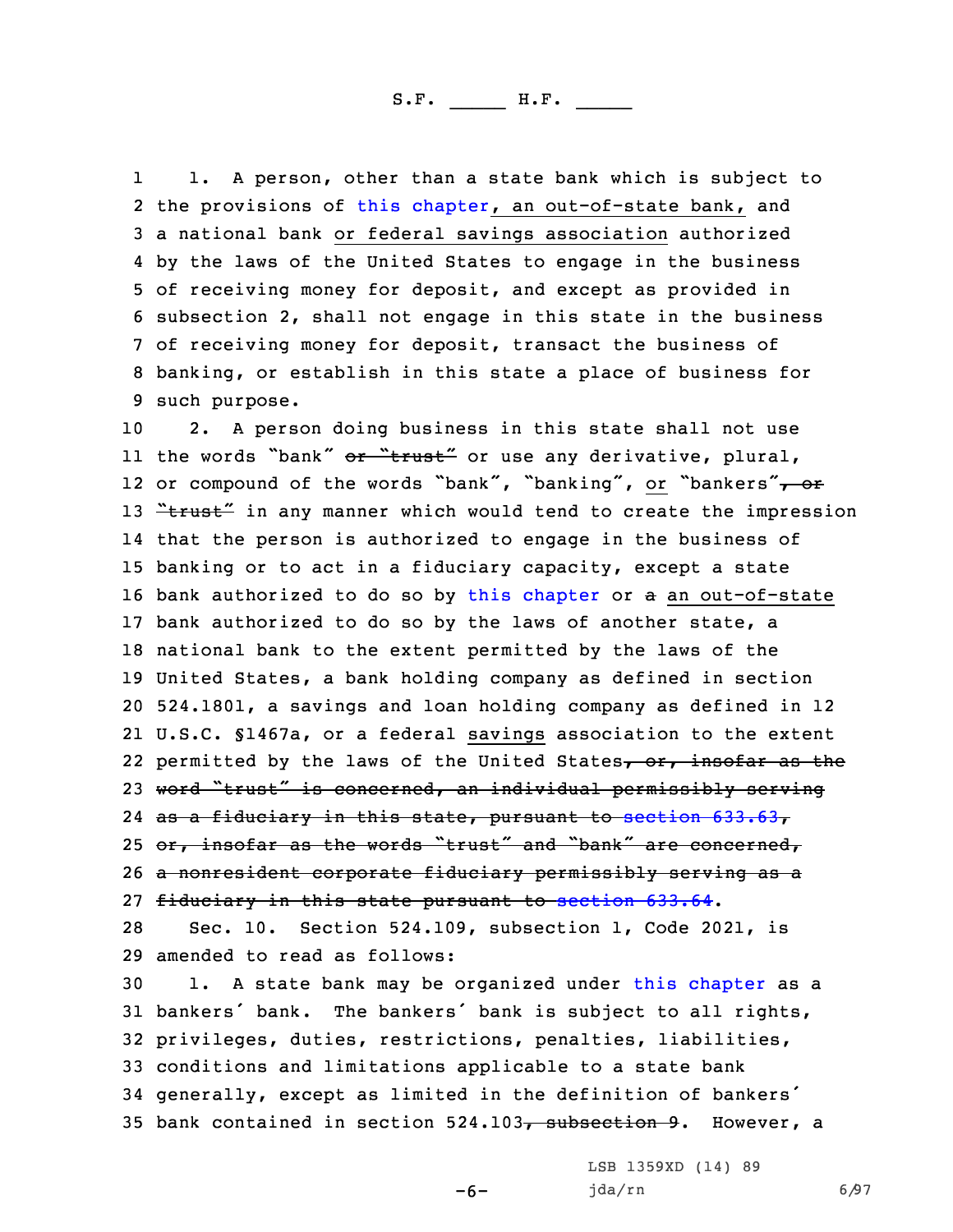1. A person, other than a state bank which is subject to the provisions of this chapter, an out-of-state bank, and a national bank or federal savings association authorized by the laws of the United States to engage in the business of receiving money for deposit, and except as provided in subsection 2, shall not engage in this state in the business of receiving money for deposit, transact the business of banking, or establish in this state a place of business for such purpose.

2. A person doing business in this state shall not use the words "bank" ~~or "trust"~~ or use any derivative, plural, or compound of the words "bank", "banking", or "bankers"~~, or "trust"~~ in any manner which would tend to create the impression that the person is authorized to engage in the business of banking or to act in a fiduciary capacity, except a state bank authorized to do so by this chapter or ~~a~~ an out-of-state bank authorized to do so by the laws of another state, a national bank to the extent permitted by the laws of the United States, a bank holding company as defined in section 524.1801, a savings and loan holding company as defined in 12 U.S.C. §1467a, or a federal savings association to the extent permitted by the laws of the United States~~, or, insofar as the word "trust" is concerned, an individual permissibly serving as a fiduciary in this state, pursuant to section 633.63, or, insofar as the words "trust" and "bank" are concerned, a nonresident corporate fiduciary permissibly serving as a fiduciary in this state pursuant to section 633.64~~.

Sec. 10. Section 524.109, subsection 1, Code 2021, is amended to read as follows:

1. A state bank may be organized under this chapter as a bankers' bank. The bankers' bank is subject to all rights, privileges, duties, restrictions, penalties, liabilities, conditions and limitations applicable to a state bank generally, except as limited in the definition of bankers' bank contained in section 524.103~~, subsection 9~~. However, a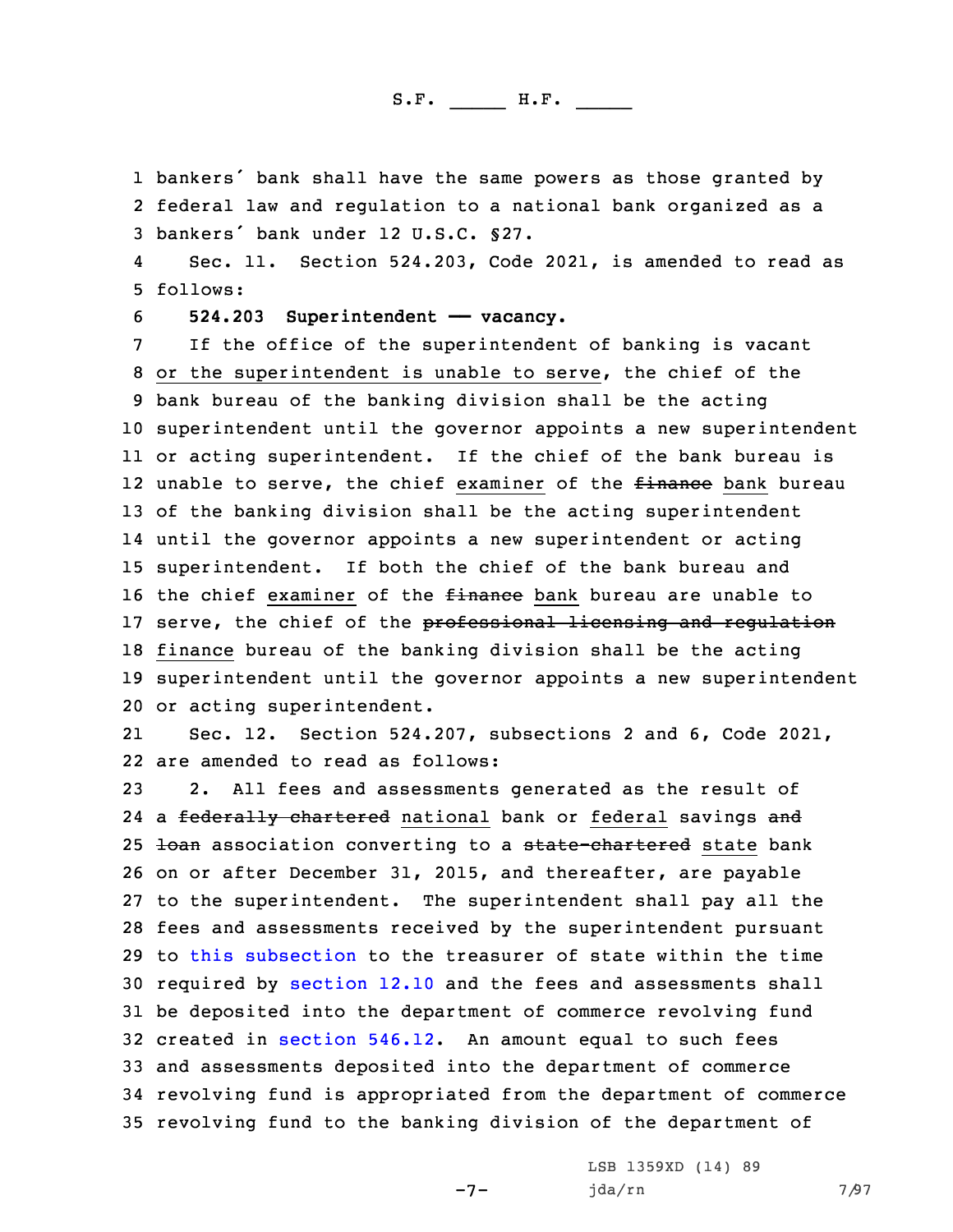bankers´ bank shall have the same powers as those granted by federal law and regulation to a national bank organized as a bankers´ bank under 12 U.S.C. §27.

Sec. 11. Section 524.203, Code 2021, is amended to read as follows:

**524.203 Superintendent —— vacancy.**

If the office of the superintendent of banking is vacant or the superintendent is unable to serve, the chief of the bank bureau of the banking division shall be the acting superintendent until the governor appoints a new superintendent or acting superintendent. If the chief of the bank bureau is unable to serve, the chief examiner of the ~~finance~~ bank bureau of the banking division shall be the acting superintendent until the governor appoints a new superintendent or acting superintendent. If both the chief of the bank bureau and the chief examiner of the ~~finance~~ bank bureau are unable to serve, the chief of the ~~professional licensing and regulation~~ finance bureau of the banking division shall be the acting superintendent until the governor appoints a new superintendent or acting superintendent.

Sec. 12. Section 524.207, subsections 2 and 6, Code 2021, are amended to read as follows:

2. All fees and assessments generated as the result of a ~~federally chartered~~ national bank or federal savings ~~and loan~~ association converting to a ~~state-chartered~~ state bank on or after December 31, 2015, and thereafter, are payable to the superintendent. The superintendent shall pay all the fees and assessments received by the superintendent pursuant to this subsection to the treasurer of state within the time required by section 12.10 and the fees and assessments shall be deposited into the department of commerce revolving fund created in section 546.12. An amount equal to such fees and assessments deposited into the department of commerce revolving fund is appropriated from the department of commerce revolving fund to the banking division of the department of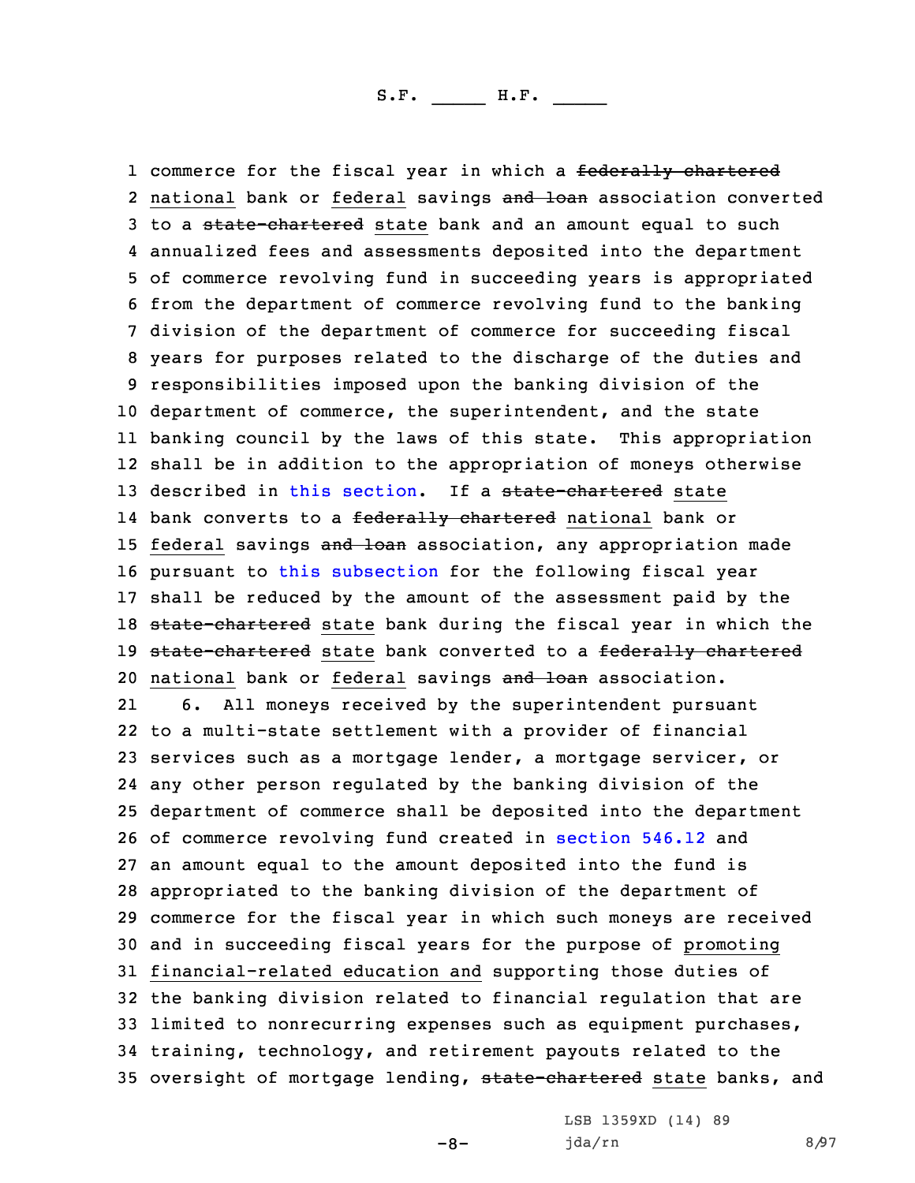commerce for the fiscal year in which a ~~federally chartered~~ national bank or federal savings ~~and loan~~ association converted to a ~~state-chartered~~ state bank and an amount equal to such annualized fees and assessments deposited into the department of commerce revolving fund in succeeding years is appropriated from the department of commerce revolving fund to the banking division of the department of commerce for succeeding fiscal years for purposes related to the discharge of the duties and responsibilities imposed upon the banking division of the department of commerce, the superintendent, and the state banking council by the laws of this state. This appropriation shall be in addition to the appropriation of moneys otherwise described in this section. If a ~~state-chartered~~ state bank converts to a ~~federally chartered~~ national bank or federal savings ~~and loan~~ association, any appropriation made pursuant to this subsection for the following fiscal year shall be reduced by the amount of the assessment paid by the ~~state-chartered~~ state bank during the fiscal year in which the ~~state-chartered~~ state bank converted to a ~~federally chartered~~ national bank or federal savings ~~and loan~~ association.

6. All moneys received by the superintendent pursuant to a multi-state settlement with a provider of financial services such as a mortgage lender, a mortgage servicer, or any other person regulated by the banking division of the department of commerce shall be deposited into the department of commerce revolving fund created in section 546.12 and an amount equal to the amount deposited into the fund is appropriated to the banking division of the department of commerce for the fiscal year in which such moneys are received and in succeeding fiscal years for the purpose of promoting financial-related education and supporting those duties of the banking division related to financial regulation that are limited to nonrecurring expenses such as equipment purchases, training, technology, and retirement payouts related to the oversight of mortgage lending, ~~state-chartered~~ state banks, and

LSB 1359XD (14) 89
jda/rn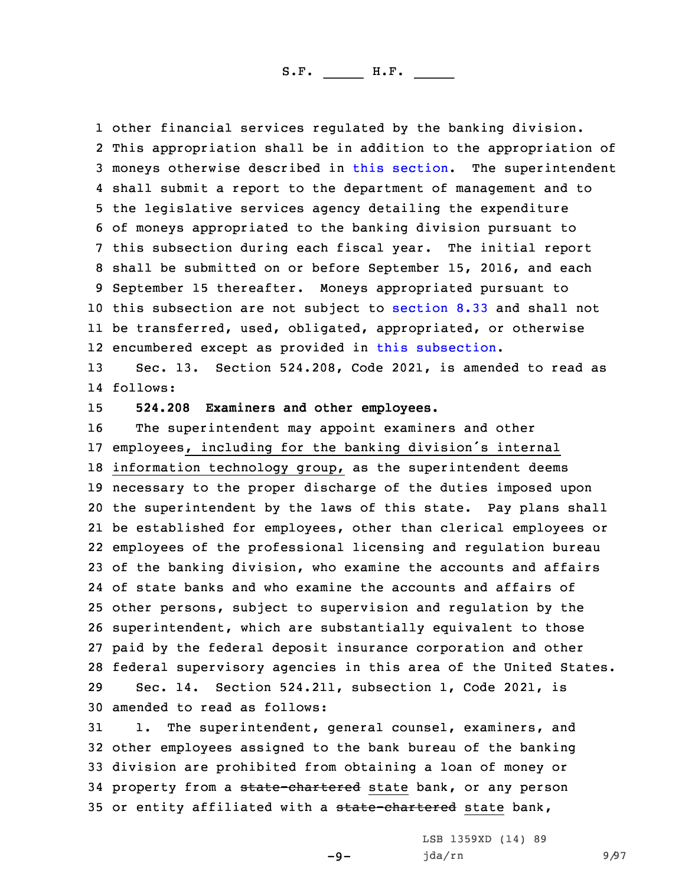other financial services regulated by the banking division. This appropriation shall be in addition to the appropriation of moneys otherwise described in this section. The superintendent shall submit a report to the department of management and to the legislative services agency detailing the expenditure of moneys appropriated to the banking division pursuant to this subsection during each fiscal year. The initial report shall be submitted on or before September 15, 2016, and each September 15 thereafter. Moneys appropriated pursuant to this subsection are not subject to section 8.33 and shall not be transferred, used, obligated, appropriated, or otherwise encumbered except as provided in this subsection.

Sec. 13. Section 524.208, Code 2021, is amended to read as follows:

**524.208 Examiners and other employees.**

The superintendent may appoint examiners and other employees, including for the banking division's internal information technology group, as the superintendent deems necessary to the proper discharge of the duties imposed upon the superintendent by the laws of this state. Pay plans shall be established for employees, other than clerical employees or employees of the professional licensing and regulation bureau of the banking division, who examine the accounts and affairs of state banks and who examine the accounts and affairs of other persons, subject to supervision and regulation by the superintendent, which are substantially equivalent to those paid by the federal deposit insurance corporation and other federal supervisory agencies in this area of the United States.

Sec. 14. Section 524.211, subsection 1, Code 2021, is amended to read as follows:

1. The superintendent, general counsel, examiners, and other employees assigned to the bank bureau of the banking division are prohibited from obtaining a loan of money or property from a ~~state-chartered~~ state bank, or any person or entity affiliated with a ~~state-chartered~~ state bank,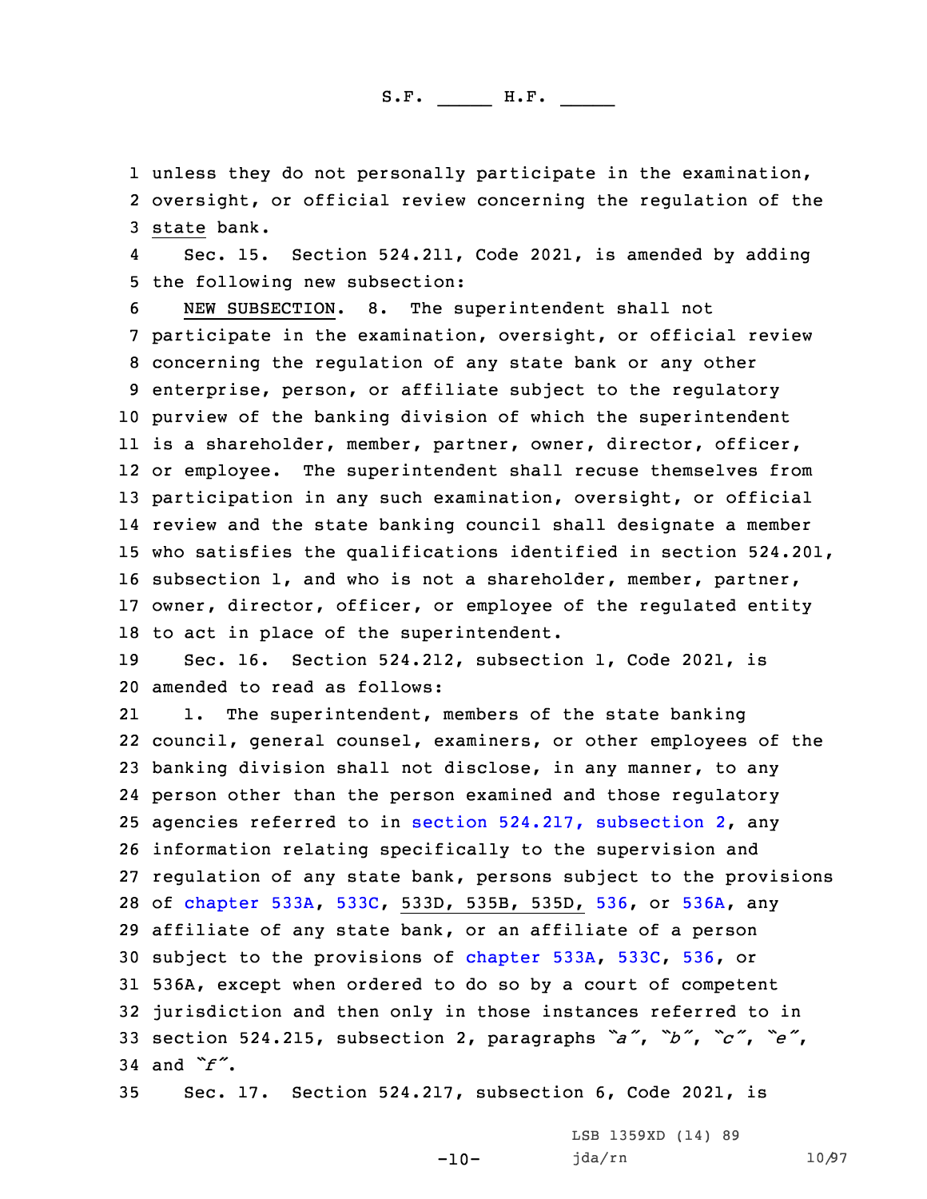unless they do not personally participate in the examination, oversight, or official review concerning the regulation of the state bank.

Sec. 15. Section 524.211, Code 2021, is amended by adding the following new subsection:

NEW SUBSECTION. 8. The superintendent shall not participate in the examination, oversight, or official review concerning the regulation of any state bank or any other enterprise, person, or affiliate subject to the regulatory purview of the banking division of which the superintendent is a shareholder, member, partner, owner, director, officer, or employee. The superintendent shall recuse themselves from participation in any such examination, oversight, or official review and the state banking council shall designate a member who satisfies the qualifications identified in section 524.201, subsection 1, and who is not a shareholder, member, partner, owner, director, officer, or employee of the regulated entity to act in place of the superintendent.

Sec. 16. Section 524.212, subsection 1, Code 2021, is amended to read as follows:

1. The superintendent, members of the state banking council, general counsel, examiners, or other employees of the banking division shall not disclose, in any manner, to any person other than the person examined and those regulatory agencies referred to in section 524.217, subsection 2, any information relating specifically to the supervision and regulation of any state bank, persons subject to the provisions of chapter 533A, 533C, 533D, 535B, 535D, 536, or 536A, any affiliate of any state bank, or an affiliate of a person subject to the provisions of chapter 533A, 533C, 536, or 536A, except when ordered to do so by a court of competent jurisdiction and then only in those instances referred to in section 524.215, subsection 2, paragraphs *"a"*, *"b"*, *"c"*, *"e"*, and *"f"*.

Sec. 17. Section 524.217, subsection 6, Code 2021, is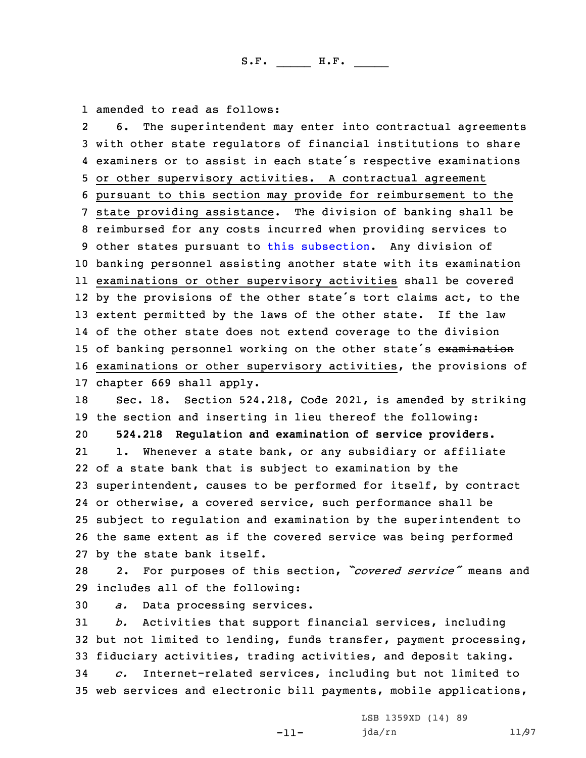amended to read as follows:

6. The superintendent may enter into contractual agreements with other state regulators of financial institutions to share examiners or to assist in each state's respective examinations or other supervisory activities. A contractual agreement pursuant to this section may provide for reimbursement to the state providing assistance. The division of banking shall be reimbursed for any costs incurred when providing services to other states pursuant to this subsection. Any division of banking personnel assisting another state with its ~~examination~~ examinations or other supervisory activities shall be covered by the provisions of the other state's tort claims act, to the extent permitted by the laws of the other state. If the law of the other state does not extend coverage to the division of banking personnel working on the other state's ~~examination~~ examinations or other supervisory activities, the provisions of chapter 669 shall apply.

Sec. 18. Section 524.218, Code 2021, is amended by striking the section and inserting in lieu thereof the following:

**524.218 Regulation and examination of service providers.**

1. Whenever a state bank, or any subsidiary or affiliate of a state bank that is subject to examination by the superintendent, causes to be performed for itself, by contract or otherwise, a covered service, such performance shall be subject to regulation and examination by the superintendent to the same extent as if the covered service was being performed by the state bank itself.

2. For purposes of this section, *"covered service"* means and includes all of the following:

*a.* Data processing services.

*b.* Activities that support financial services, including but not limited to lending, funds transfer, payment processing, fiduciary activities, trading activities, and deposit taking.

*c.* Internet-related services, including but not limited to web services and electronic bill payments, mobile applications,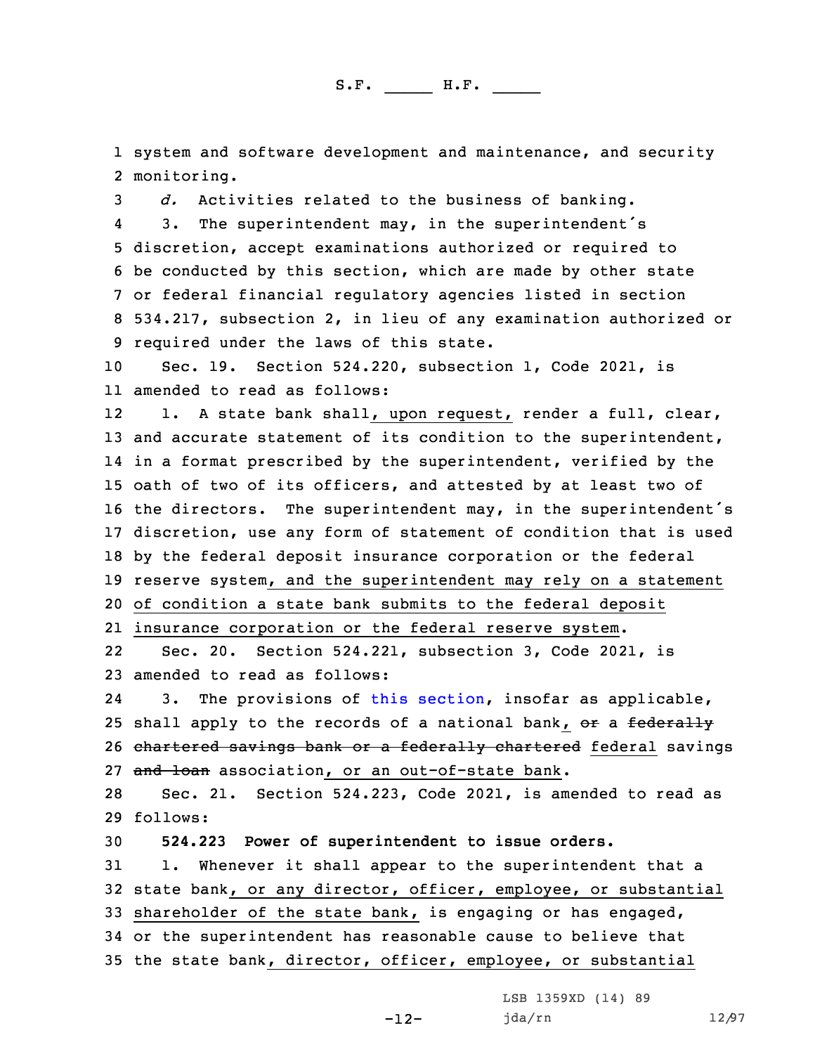system and software development and maintenance, and security monitoring.

*d.* Activities related to the business of banking.

3. The superintendent may, in the superintendent's discretion, accept examinations authorized or required to be conducted by this section, which are made by other state or federal financial regulatory agencies listed in section 534.217, subsection 2, in lieu of any examination authorized or required under the laws of this state.

Sec. 19. Section 524.220, subsection 1, Code 2021, is amended to read as follows:

1. A state bank shall, upon request, render a full, clear, and accurate statement of its condition to the superintendent, in a format prescribed by the superintendent, verified by the oath of two of its officers, and attested by at least two of the directors. The superintendent may, in the superintendent's discretion, use any form of statement of condition that is used by the federal deposit insurance corporation or the federal reserve system, and the superintendent may rely on a statement of condition a state bank submits to the federal deposit insurance corporation or the federal reserve system.

Sec. 20. Section 524.221, subsection 3, Code 2021, is amended to read as follows:

3. The provisions of this section, insofar as applicable, shall apply to the records of a national bank, ~~or~~ a ~~federally chartered savings bank or a federally chartered~~ federal savings ~~and loan~~ association, or an out-of-state bank.

Sec. 21. Section 524.223, Code 2021, is amended to read as follows:

**524.223 Power of superintendent to issue orders.**

1. Whenever it shall appear to the superintendent that a state bank, or any director, officer, employee, or substantial shareholder of the state bank, is engaging or has engaged, or the superintendent has reasonable cause to believe that the state bank, director, officer, employee, or substantial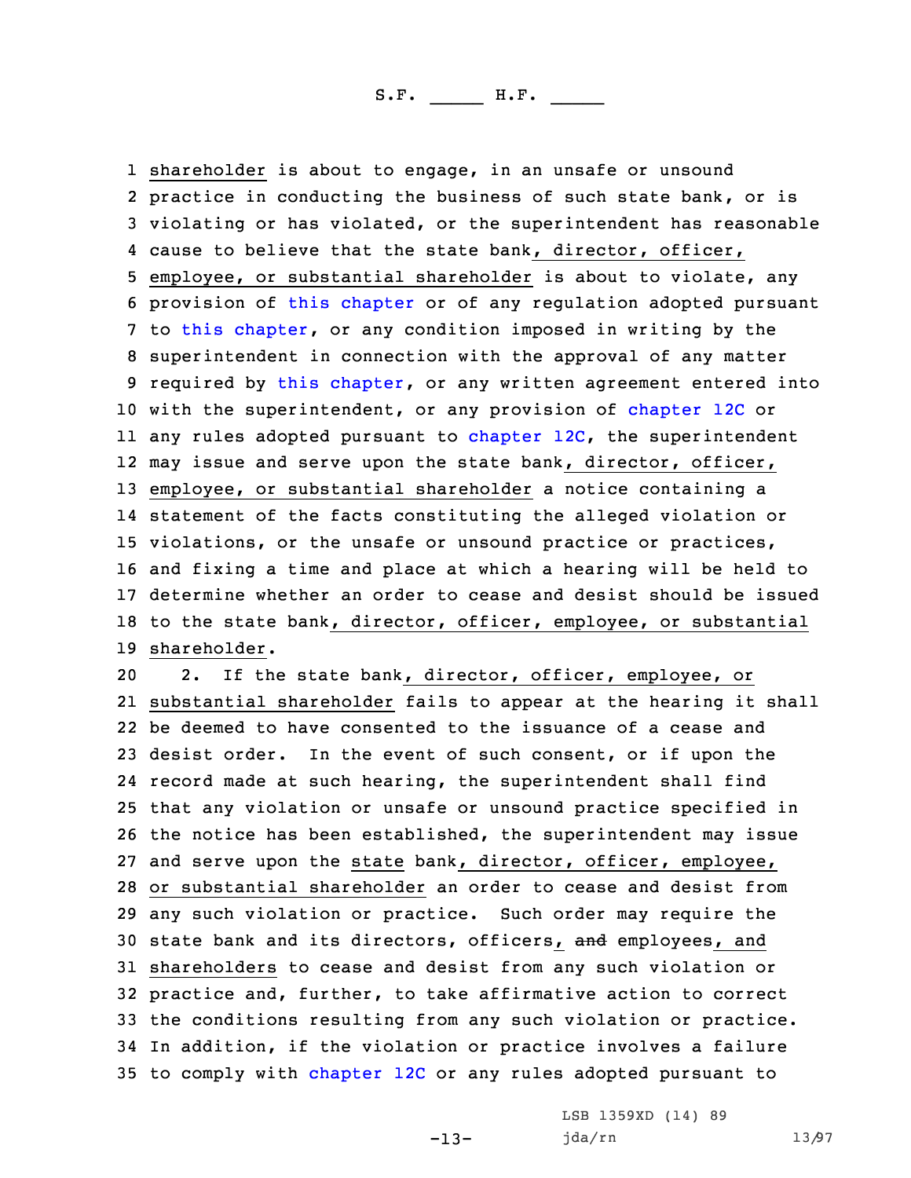shareholder is about to engage, in an unsafe or unsound practice in conducting the business of such state bank, or is violating or has violated, or the superintendent has reasonable cause to believe that the state bank, director, officer, employee, or substantial shareholder is about to violate, any provision of this chapter or of any regulation adopted pursuant to this chapter, or any condition imposed in writing by the superintendent in connection with the approval of any matter required by this chapter, or any written agreement entered into with the superintendent, or any provision of chapter 12C or any rules adopted pursuant to chapter 12C, the superintendent may issue and serve upon the state bank, director, officer, employee, or substantial shareholder a notice containing a statement of the facts constituting the alleged violation or violations, or the unsafe or unsound practice or practices, and fixing a time and place at which a hearing will be held to determine whether an order to cease and desist should be issued to the state bank, director, officer, employee, or substantial shareholder.

2. If the state bank, director, officer, employee, or substantial shareholder fails to appear at the hearing it shall be deemed to have consented to the issuance of a cease and desist order. In the event of such consent, or if upon the record made at such hearing, the superintendent shall find that any violation or unsafe or unsound practice specified in the notice has been established, the superintendent may issue and serve upon the state bank, director, officer, employee, or substantial shareholder an order to cease and desist from any such violation or practice. Such order may require the state bank and its directors, officers, ~~and~~ employees, and shareholders to cease and desist from any such violation or practice and, further, to take affirmative action to correct the conditions resulting from any such violation or practice. In addition, if the violation or practice involves a failure to comply with chapter 12C or any rules adopted pursuant to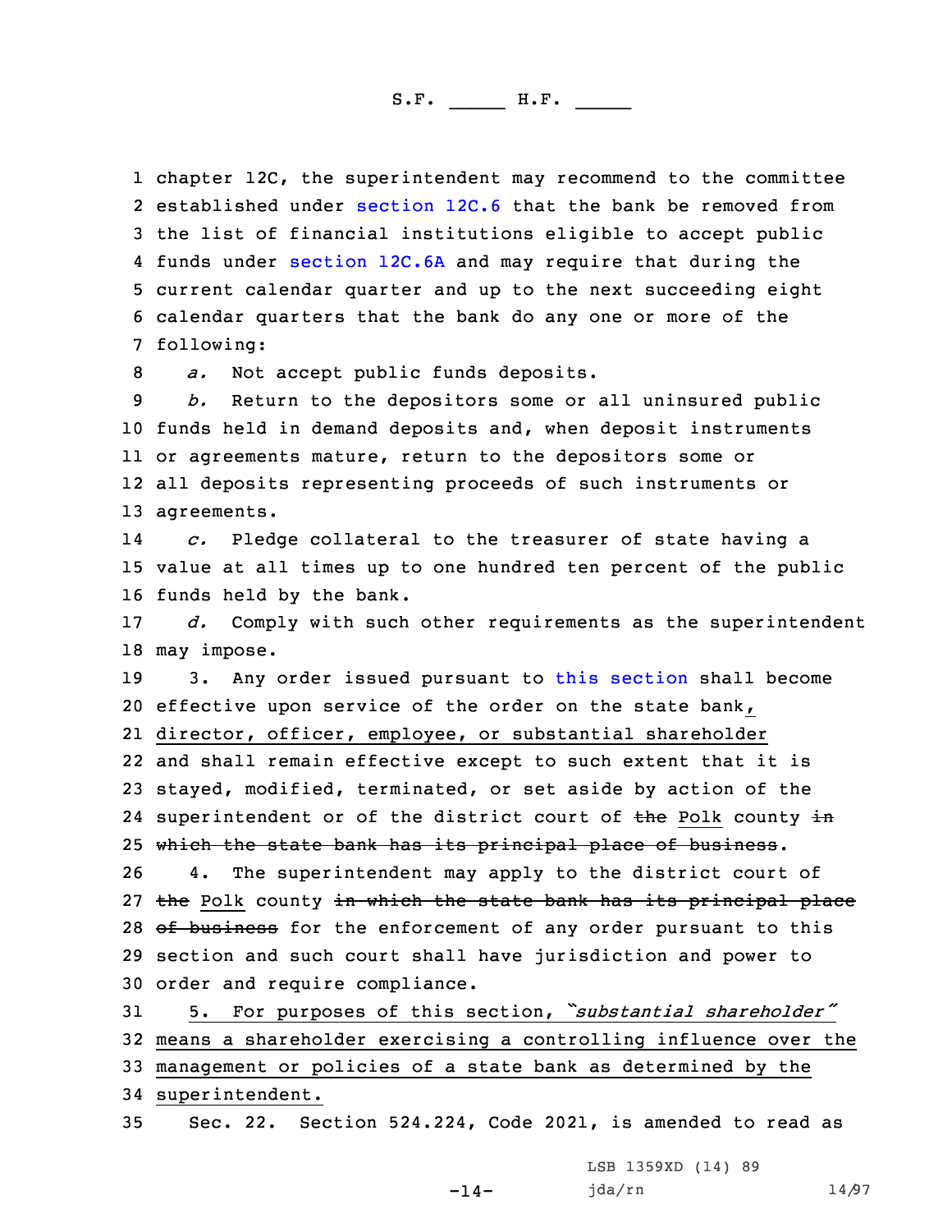chapter 12C, the superintendent may recommend to the committee established under section 12C.6 that the bank be removed from the list of financial institutions eligible to accept public funds under section 12C.6A and may require that during the current calendar quarter and up to the next succeeding eight calendar quarters that the bank do any one or more of the following:

*a.* Not accept public funds deposits.

*b.* Return to the depositors some or all uninsured public funds held in demand deposits and, when deposit instruments or agreements mature, return to the depositors some or all deposits representing proceeds of such instruments or agreements.

*c.* Pledge collateral to the treasurer of state having a value at all times up to one hundred ten percent of the public funds held by the bank.

*d.* Comply with such other requirements as the superintendent may impose.

3. Any order issued pursuant to this section shall become effective upon service of the order on the state bank, director, officer, employee, or substantial shareholder and shall remain effective except to such extent that it is stayed, modified, terminated, or set aside by action of the superintendent or of the district court of ~~the~~ Polk county ~~in which the state bank has its principal place of business~~.

4. The superintendent may apply to the district court of ~~the~~ Polk county ~~in which the state bank has its principal place of business~~ for the enforcement of any order pursuant to this section and such court shall have jurisdiction and power to order and require compliance.

5. For purposes of this section, "*substantial shareholder*" means a shareholder exercising a controlling influence over the management or policies of a state bank as determined by the superintendent.

Sec. 22. Section 524.224, Code 2021, is amended to read as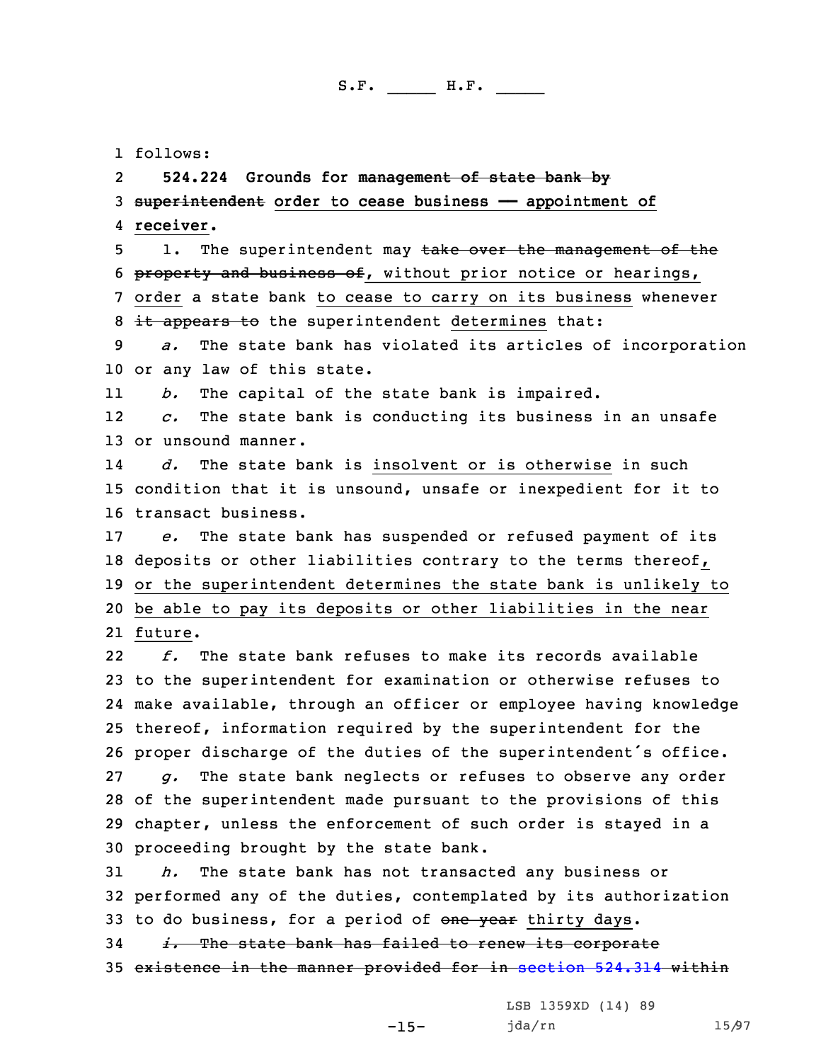follows:

**524.224 Grounds for ~~management of state bank by superintendent~~ order to cease business — appointment of receiver.**

1. The superintendent may ~~take over the management of the property and business of~~, without prior notice or hearings, order a state bank to cease to carry on its business whenever ~~it appears to~~ the superintendent determines that:

*a.* The state bank has violated its articles of incorporation or any law of this state.

*b.* The capital of the state bank is impaired.

*c.* The state bank is conducting its business in an unsafe or unsound manner.

*d.* The state bank is insolvent or is otherwise in such condition that it is unsound, unsafe or inexpedient for it to transact business.

*e.* The state bank has suspended or refused payment of its deposits or other liabilities contrary to the terms thereof, or the superintendent determines the state bank is unlikely to be able to pay its deposits or other liabilities in the near future.

*f.* The state bank refuses to make its records available to the superintendent for examination or otherwise refuses to make available, through an officer or employee having knowledge thereof, information required by the superintendent for the proper discharge of the duties of the superintendent's office.

*g.* The state bank neglects or refuses to observe any order of the superintendent made pursuant to the provisions of this chapter, unless the enforcement of such order is stayed in a proceeding brought by the state bank.

*h.* The state bank has not transacted any business or performed any of the duties, contemplated by its authorization to do business, for a period of ~~one year~~ thirty days.

~~*i.* The state bank has failed to renew its corporate existence in the manner provided for in section 524.314 within~~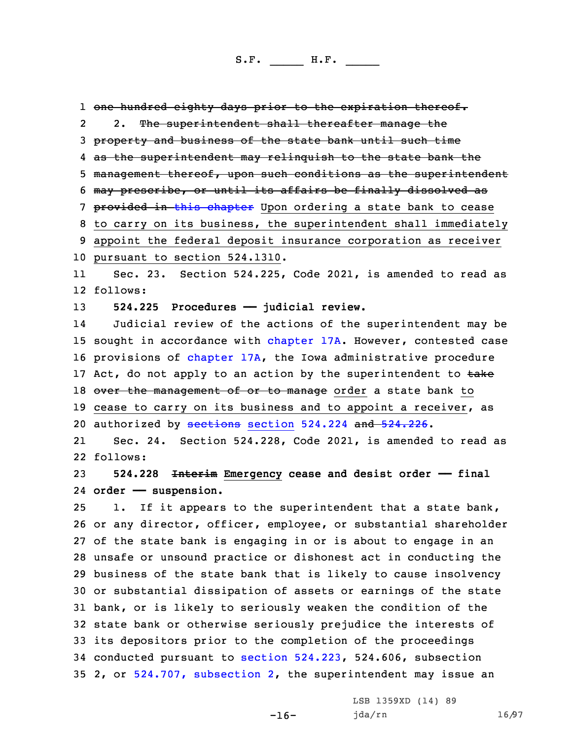~~one hundred eighty days prior to the expiration thereof.~~

2. ~~The superintendent shall thereafter manage the property and business of the state bank until such time as the superintendent may relinquish to the state bank the management thereof, upon such conditions as the superintendent may prescribe, or until its affairs be finally dissolved as provided in this chapter~~ Upon ordering a state bank to cease to carry on its business, the superintendent shall immediately appoint the federal deposit insurance corporation as receiver pursuant to section 524.1310.

Sec. 23. Section 524.225, Code 2021, is amended to read as follows:

**524.225 Procedures — judicial review.**

Judicial review of the actions of the superintendent may be sought in accordance with chapter 17A. However, contested case provisions of chapter 17A, the Iowa administrative procedure Act, do not apply to an action by the superintendent to ~~take over the management of or to manage~~ order a state bank to cease to carry on its business and to appoint a receiver, as authorized by ~~sections~~ section 524.224 ~~and 524.226~~.

Sec. 24. Section 524.228, Code 2021, is amended to read as follows:

**524.228 ~~Interim~~ Emergency cease and desist order — final order — suspension.**

1. If it appears to the superintendent that a state bank, or any director, officer, employee, or substantial shareholder of the state bank is engaging in or is about to engage in an unsafe or unsound practice or dishonest act in conducting the business of the state bank that is likely to cause insolvency or substantial dissipation of assets or earnings of the state bank, or is likely to seriously weaken the condition of the state bank or otherwise seriously prejudice the interests of its depositors prior to the completion of the proceedings conducted pursuant to section 524.223, 524.606, subsection 2, or 524.707, subsection 2, the superintendent may issue an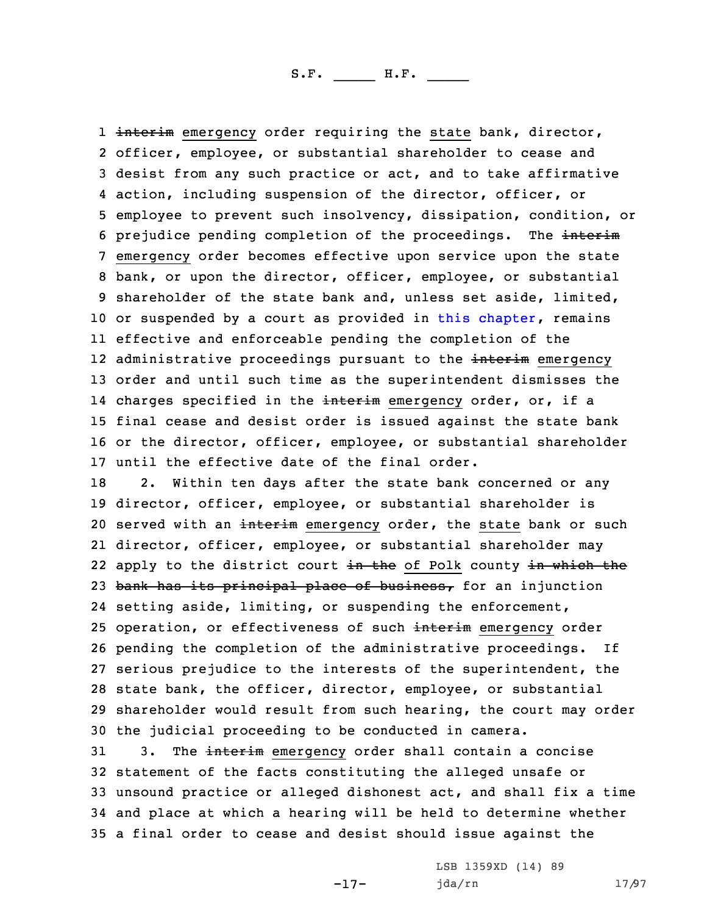1 ~~interim~~ emergency order requiring the state bank, director,
2 officer, employee, or substantial shareholder to cease and
3 desist from any such practice or act, and to take affirmative
4 action, including suspension of the director, officer, or
5 employee to prevent such insolvency, dissipation, condition, or
6 prejudice pending completion of the proceedings. The ~~interim~~
7 emergency order becomes effective upon service upon the state
8 bank, or upon the director, officer, employee, or substantial
9 shareholder of the state bank and, unless set aside, limited,
10 or suspended by a court as provided in this chapter, remains
11 effective and enforceable pending the completion of the
12 administrative proceedings pursuant to the ~~interim~~ emergency
13 order and until such time as the superintendent dismisses the
14 charges specified in the ~~interim~~ emergency order, or, if a
15 final cease and desist order is issued against the state bank
16 or the director, officer, employee, or substantial shareholder
17 until the effective date of the final order.

18 2. Within ten days after the state bank concerned or any
19 director, officer, employee, or substantial shareholder is
20 served with an ~~interim~~ emergency order, the state bank or such
21 director, officer, employee, or substantial shareholder may
22 apply to the district court ~~in the~~ of Polk county ~~in which the~~
23 ~~bank has its principal place of business,~~ for an injunction
24 setting aside, limiting, or suspending the enforcement,
25 operation, or effectiveness of such ~~interim~~ emergency order
26 pending the completion of the administrative proceedings. If
27 serious prejudice to the interests of the superintendent, the
28 state bank, the officer, director, employee, or substantial
29 shareholder would result from such hearing, the court may order
30 the judicial proceeding to be conducted in camera.

31 3. The ~~interim~~ emergency order shall contain a concise
32 statement of the facts constituting the alleged unsafe or
33 unsound practice or alleged dishonest act, and shall fix a time
34 and place at which a hearing will be held to determine whether
35 a final order to cease and desist should issue against the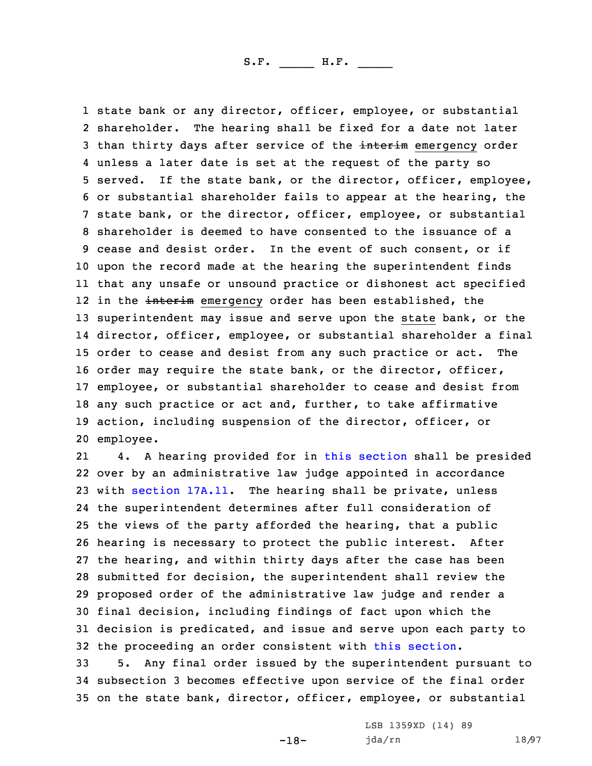state bank or any director, officer, employee, or substantial shareholder. The hearing shall be fixed for a date not later than thirty days after service of the ~~interim~~ emergency order unless a later date is set at the request of the party so served. If the state bank, or the director, officer, employee, or substantial shareholder fails to appear at the hearing, the state bank, or the director, officer, employee, or substantial shareholder is deemed to have consented to the issuance of a cease and desist order. In the event of such consent, or if upon the record made at the hearing the superintendent finds that any unsafe or unsound practice or dishonest act specified in the ~~interim~~ emergency order has been established, the superintendent may issue and serve upon the state bank, or the director, officer, employee, or substantial shareholder a final order to cease and desist from any such practice or act. The order may require the state bank, or the director, officer, employee, or substantial shareholder to cease and desist from any such practice or act and, further, to take affirmative action, including suspension of the director, officer, or employee.

4. A hearing provided for in this section shall be presided over by an administrative law judge appointed in accordance with section 17A.11. The hearing shall be private, unless the superintendent determines after full consideration of the views of the party afforded the hearing, that a public hearing is necessary to protect the public interest. After the hearing, and within thirty days after the case has been submitted for decision, the superintendent shall review the proposed order of the administrative law judge and render a final decision, including findings of fact upon which the decision is predicated, and issue and serve upon each party to the proceeding an order consistent with this section.

5. Any final order issued by the superintendent pursuant to subsection 3 becomes effective upon service of the final order on the state bank, director, officer, employee, or substantial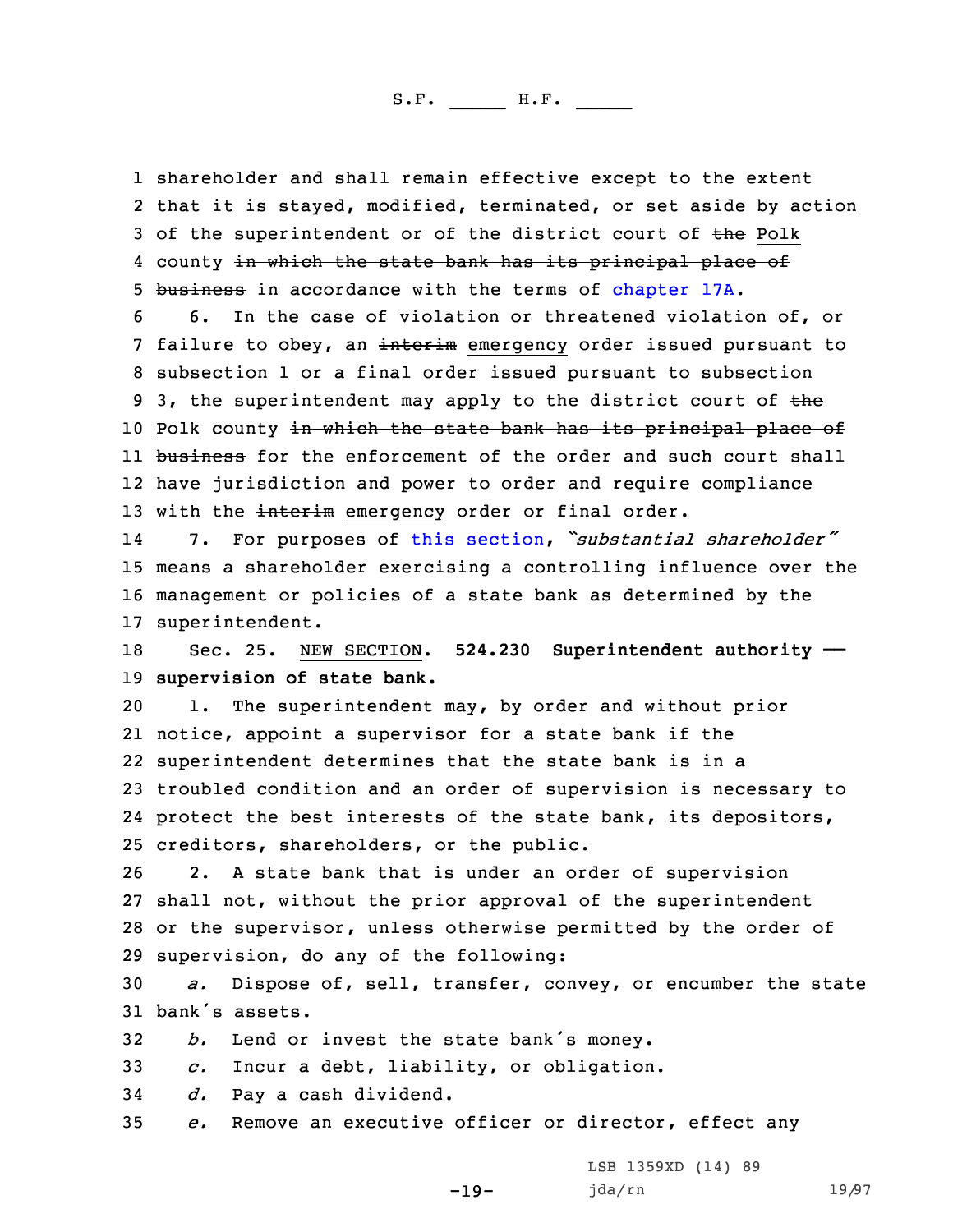shareholder and shall remain effective except to the extent that it is stayed, modified, terminated, or set aside by action of the superintendent or of the district court of ~~the~~ Polk county ~~in which the state bank has its principal place of business~~ in accordance with the terms of chapter 17A.

6. In the case of violation or threatened violation of, or failure to obey, an ~~interim~~ emergency order issued pursuant to subsection 1 or a final order issued pursuant to subsection 3, the superintendent may apply to the district court of ~~the~~ Polk county ~~in which the state bank has its principal place of business~~ for the enforcement of the order and such court shall have jurisdiction and power to order and require compliance with the ~~interim~~ emergency order or final order.

7. For purposes of this section, *"substantial shareholder"* means a shareholder exercising a controlling influence over the management or policies of a state bank as determined by the superintendent.

Sec. 25. NEW SECTION. **524.230 Superintendent authority — supervision of state bank.**

1. The superintendent may, by order and without prior notice, appoint a supervisor for a state bank if the superintendent determines that the state bank is in a troubled condition and an order of supervision is necessary to protect the best interests of the state bank, its depositors, creditors, shareholders, or the public.

2. A state bank that is under an order of supervision shall not, without the prior approval of the superintendent or the supervisor, unless otherwise permitted by the order of supervision, do any of the following:

*a.* Dispose of, sell, transfer, convey, or encumber the state bank's assets.

*b.* Lend or invest the state bank's money.

*c.* Incur a debt, liability, or obligation.

*d.* Pay a cash dividend.

*e.* Remove an executive officer or director, effect any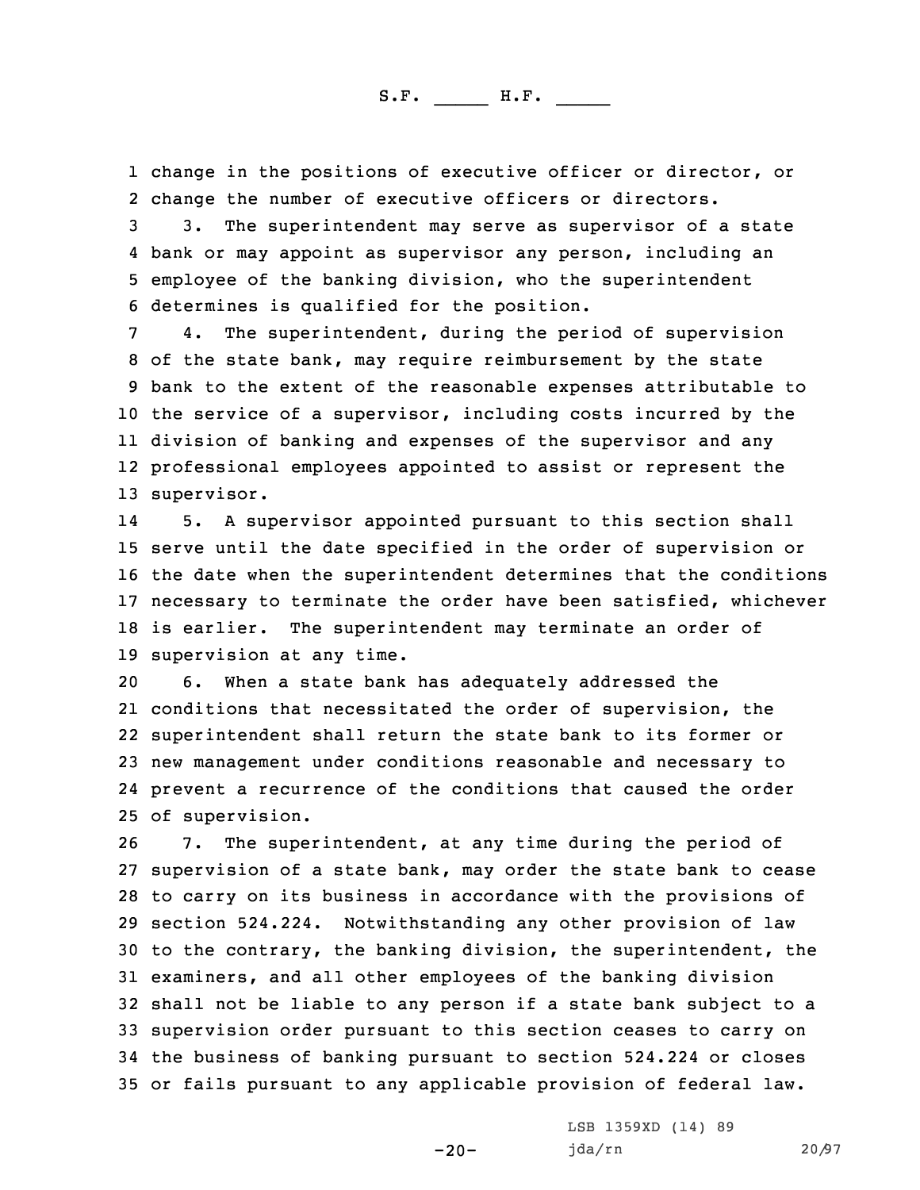change in the positions of executive officer or director, or change the number of executive officers or directors.

3. The superintendent may serve as supervisor of a state bank or may appoint as supervisor any person, including an employee of the banking division, who the superintendent determines is qualified for the position.

4. The superintendent, during the period of supervision of the state bank, may require reimbursement by the state bank to the extent of the reasonable expenses attributable to the service of a supervisor, including costs incurred by the division of banking and expenses of the supervisor and any professional employees appointed to assist or represent the supervisor.

5. A supervisor appointed pursuant to this section shall serve until the date specified in the order of supervision or the date when the superintendent determines that the conditions necessary to terminate the order have been satisfied, whichever is earlier. The superintendent may terminate an order of supervision at any time.

6. When a state bank has adequately addressed the conditions that necessitated the order of supervision, the superintendent shall return the state bank to its former or new management under conditions reasonable and necessary to prevent a recurrence of the conditions that caused the order of supervision.

7. The superintendent, at any time during the period of supervision of a state bank, may order the state bank to cease to carry on its business in accordance with the provisions of section 524.224. Notwithstanding any other provision of law to the contrary, the banking division, the superintendent, the examiners, and all other employees of the banking division shall not be liable to any person if a state bank subject to a supervision order pursuant to this section ceases to carry on the business of banking pursuant to section 524.224 or closes or fails pursuant to any applicable provision of federal law.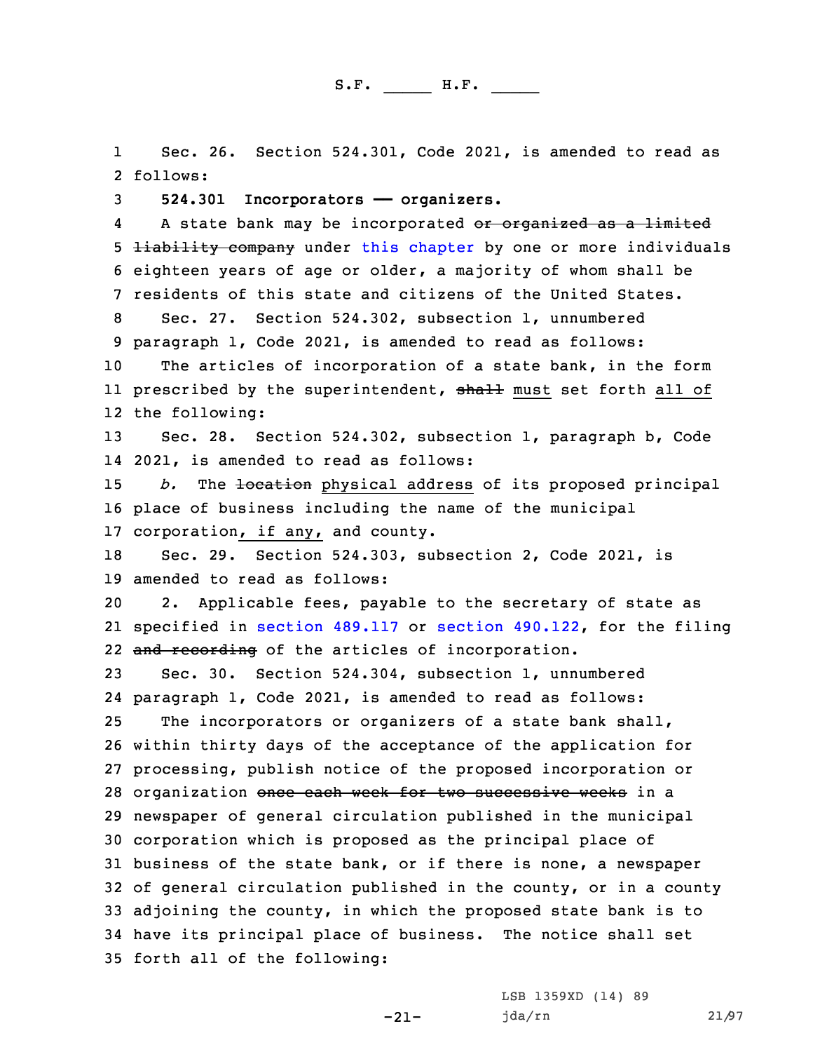Sec. 26. Section 524.301, Code 2021, is amended to read as follows:

**524.301 Incorporators —— organizers.**

A state bank may be incorporated ~~or organized as a limited liability company~~ under this chapter by one or more individuals eighteen years of age or older, a majority of whom shall be residents of this state and citizens of the United States.

Sec. 27. Section 524.302, subsection 1, unnumbered paragraph 1, Code 2021, is amended to read as follows:

The articles of incorporation of a state bank, in the form prescribed by the superintendent, ~~shall~~ must set forth all of the following:

Sec. 28. Section 524.302, subsection 1, paragraph b, Code 2021, is amended to read as follows:

*b.* The ~~location~~ physical address of its proposed principal place of business including the name of the municipal corporation, if any, and county.

Sec. 29. Section 524.303, subsection 2, Code 2021, is amended to read as follows:

2. Applicable fees, payable to the secretary of state as specified in section 489.117 or section 490.122, for the filing ~~and recording~~ of the articles of incorporation.

Sec. 30. Section 524.304, subsection 1, unnumbered paragraph 1, Code 2021, is amended to read as follows:

The incorporators or organizers of a state bank shall, within thirty days of the acceptance of the application for processing, publish notice of the proposed incorporation or organization ~~once each week for two successive weeks~~ in a newspaper of general circulation published in the municipal corporation which is proposed as the principal place of business of the state bank, or if there is none, a newspaper of general circulation published in the county, or in a county adjoining the county, in which the proposed state bank is to have its principal place of business. The notice shall set forth all of the following: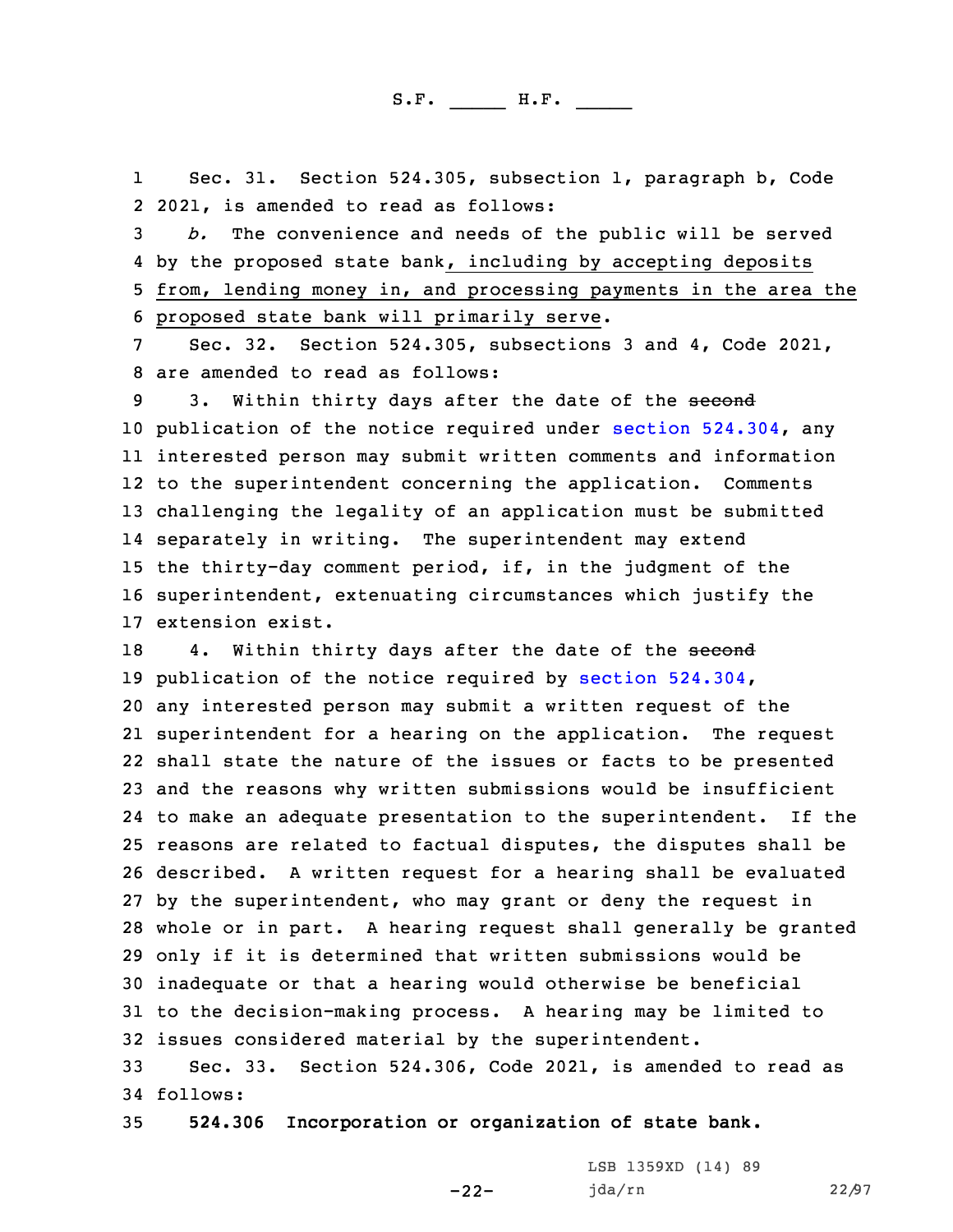Sec. 31. Section 524.305, subsection 1, paragraph b, Code 2021, is amended to read as follows:

*b.* The convenience and needs of the public will be served by the proposed state bank, including by accepting deposits from, lending money in, and processing payments in the area the proposed state bank will primarily serve.

Sec. 32. Section 524.305, subsections 3 and 4, Code 2021, are amended to read as follows:

3. Within thirty days after the date of the ~~second~~ publication of the notice required under section 524.304, any interested person may submit written comments and information to the superintendent concerning the application. Comments challenging the legality of an application must be submitted separately in writing. The superintendent may extend the thirty-day comment period, if, in the judgment of the superintendent, extenuating circumstances which justify the extension exist.

4. Within thirty days after the date of the ~~second~~ publication of the notice required by section 524.304, any interested person may submit a written request of the superintendent for a hearing on the application. The request shall state the nature of the issues or facts to be presented and the reasons why written submissions would be insufficient to make an adequate presentation to the superintendent. If the reasons are related to factual disputes, the disputes shall be described. A written request for a hearing shall be evaluated by the superintendent, who may grant or deny the request in whole or in part. A hearing request shall generally be granted only if it is determined that written submissions would be inadequate or that a hearing would otherwise be beneficial to the decision-making process. A hearing may be limited to issues considered material by the superintendent.

Sec. 33. Section 524.306, Code 2021, is amended to read as follows:

**524.306 Incorporation or organization of state bank.**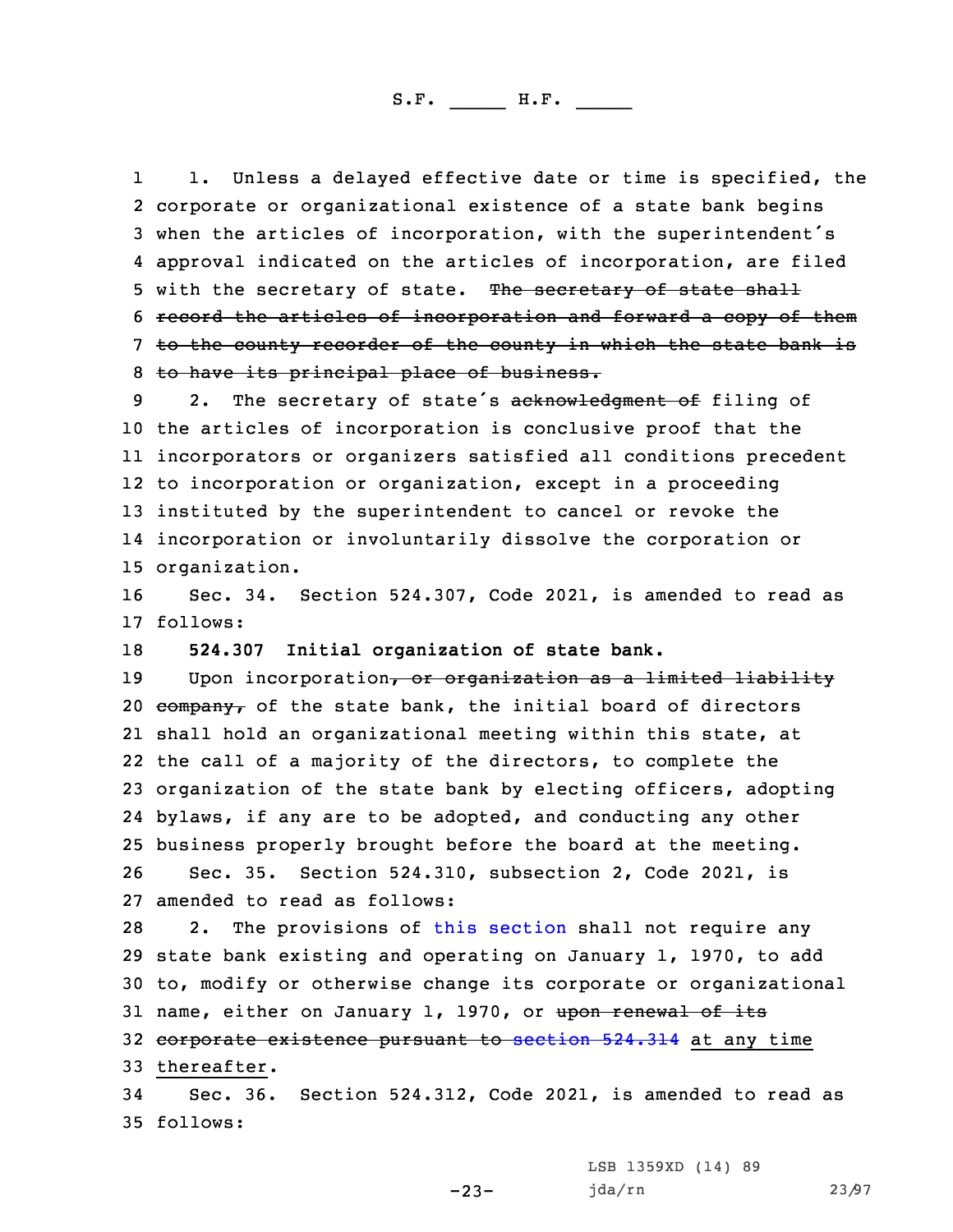1. Unless a delayed effective date or time is specified, the corporate or organizational existence of a state bank begins when the articles of incorporation, with the superintendent's approval indicated on the articles of incorporation, are filed with the secretary of state. ~~The secretary of state shall record the articles of incorporation and forward a copy of them to the county recorder of the county in which the state bank is to have its principal place of business.~~

2. The secretary of state's ~~acknowledgment of~~ filing of the articles of incorporation is conclusive proof that the incorporators or organizers satisfied all conditions precedent to incorporation or organization, except in a proceeding instituted by the superintendent to cancel or revoke the incorporation or involuntarily dissolve the corporation or organization.

Sec. 34. Section 524.307, Code 2021, is amended to read as follows:

**524.307 Initial organization of state bank.**

Upon incorporation~~, or organization as a limited liability company,~~ of the state bank, the initial board of directors shall hold an organizational meeting within this state, at the call of a majority of the directors, to complete the organization of the state bank by electing officers, adopting bylaws, if any are to be adopted, and conducting any other business properly brought before the board at the meeting.

Sec. 35. Section 524.310, subsection 2, Code 2021, is amended to read as follows:

2. The provisions of this section shall not require any state bank existing and operating on January 1, 1970, to add to, modify or otherwise change its corporate or organizational name, either on January 1, 1970, or ~~upon renewal of its corporate existence pursuant to section 524.314~~ <u>at any time thereafter</u>.

Sec. 36. Section 524.312, Code 2021, is amended to read as follows: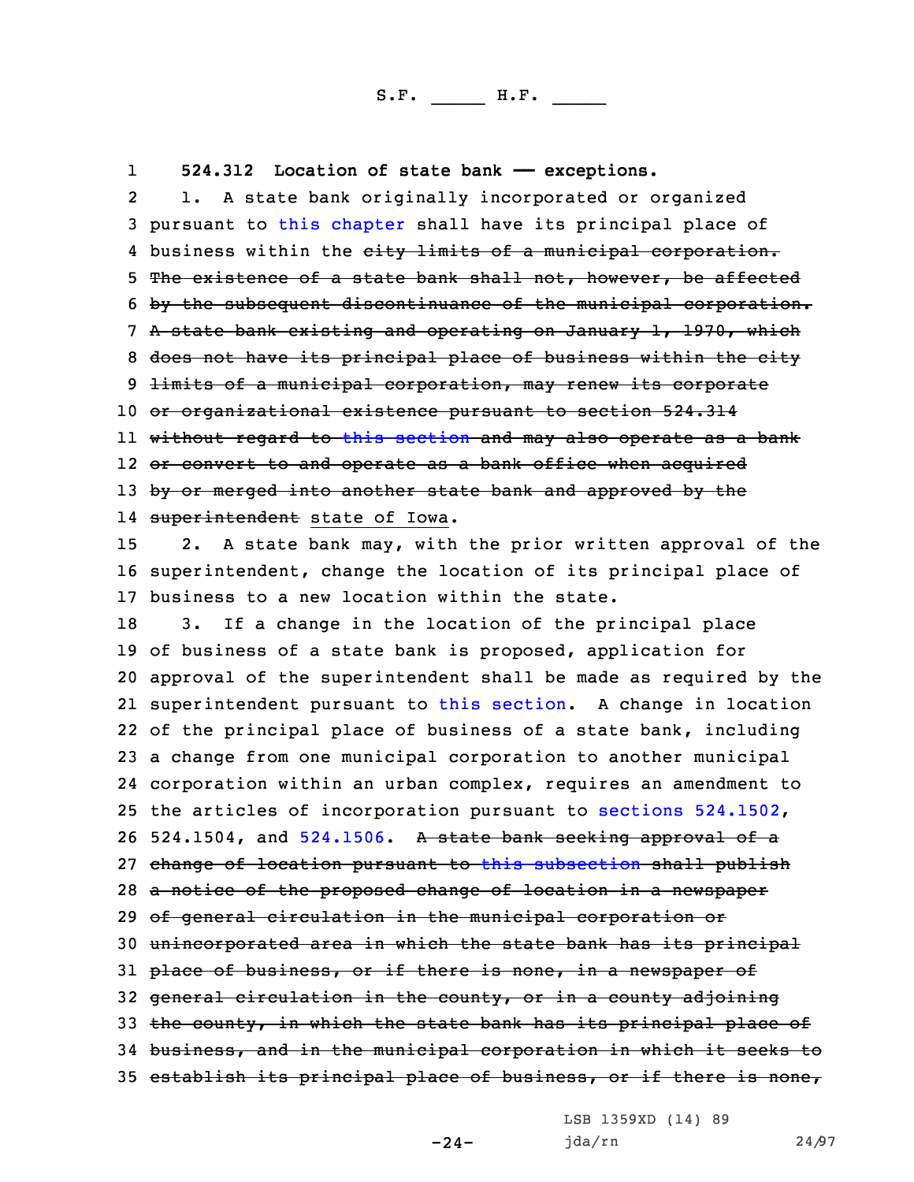**524.312 Location of state bank —— exceptions.**

1. A state bank originally incorporated or organized pursuant to this chapter shall have its principal place of business within the ~~city limits of a municipal corporation. The existence of a state bank shall not, however, be affected by the subsequent discontinuance of the municipal corporation. A state bank existing and operating on January 1, 1970, which does not have its principal place of business within the city limits of a municipal corporation, may renew its corporate or organizational existence pursuant to section 524.314 without regard to this section and may also operate as a bank or convert to and operate as a bank office when acquired by or merged into another state bank and approved by the superintendent~~ state of Iowa.

2. A state bank may, with the prior written approval of the superintendent, change the location of its principal place of business to a new location within the state.

3. If a change in the location of the principal place of business of a state bank is proposed, application for approval of the superintendent shall be made as required by the superintendent pursuant to this section. A change in location of the principal place of business of a state bank, including a change from one municipal corporation to another municipal corporation within an urban complex, requires an amendment to the articles of incorporation pursuant to sections 524.1502, 524.1504, and 524.1506. ~~A state bank seeking approval of a change of location pursuant to this subsection shall publish a notice of the proposed change of location in a newspaper of general circulation in the municipal corporation or unincorporated area in which the state bank has its principal place of business, or if there is none, in a newspaper of general circulation in the county, or in a county adjoining the county, in which the state bank has its principal place of business, and in the municipal corporation in which it seeks to establish its principal place of business, or if there is none,~~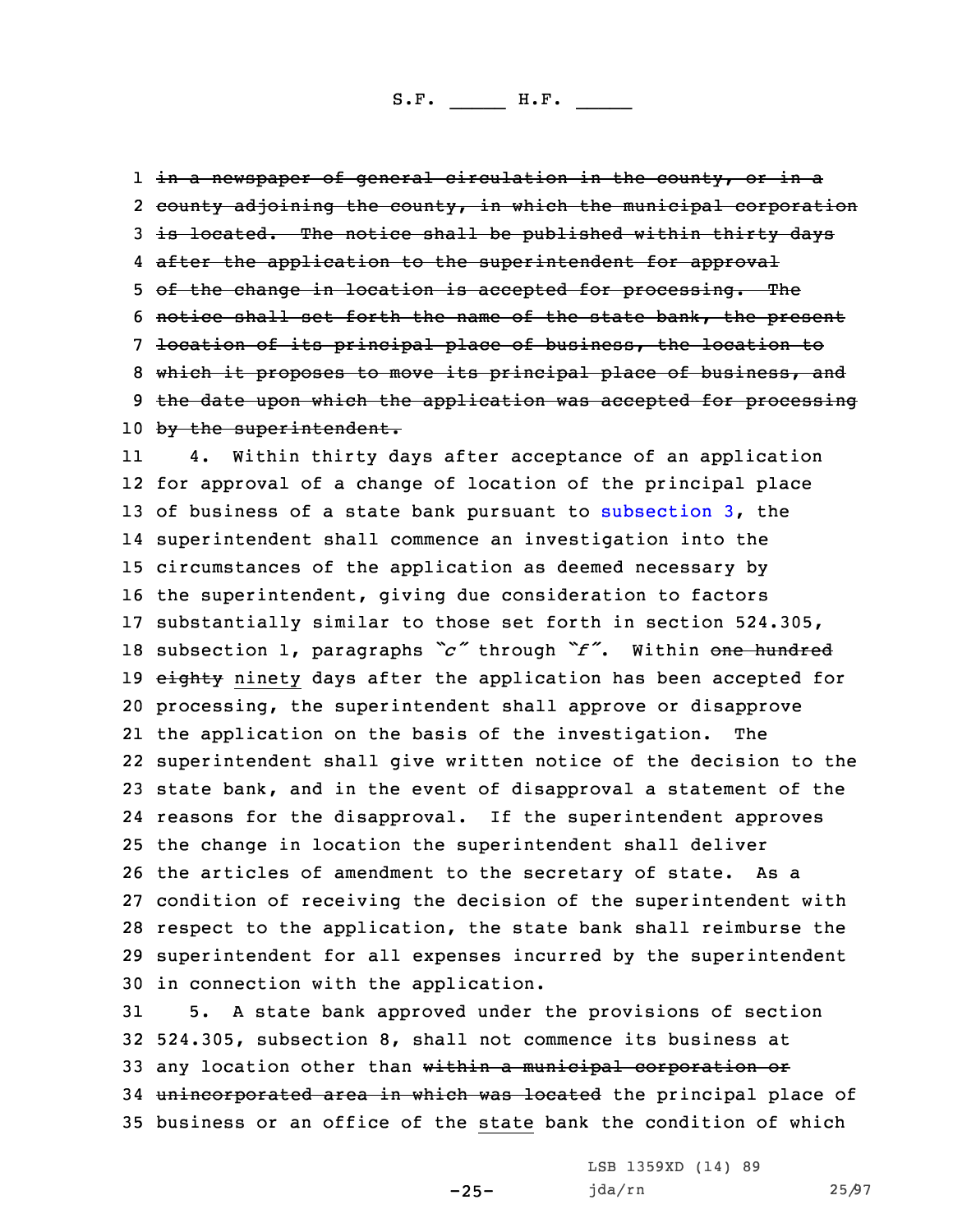~~in a newspaper of general circulation in the county, or in a county adjoining the county, in which the municipal corporation is located. The notice shall be published within thirty days after the application to the superintendent for approval of the change in location is accepted for processing. The notice shall set forth the name of the state bank, the present location of its principal place of business, the location to which it proposes to move its principal place of business, and the date upon which the application was accepted for processing by the superintendent.~~

4. Within thirty days after acceptance of an application for approval of a change of location of the principal place of business of a state bank pursuant to subsection 3, the superintendent shall commence an investigation into the circumstances of the application as deemed necessary by the superintendent, giving due consideration to factors substantially similar to those set forth in section 524.305, subsection 1, paragraphs *"c"* through *"f"*. Within ~~one hundred eighty~~ ninety days after the application has been accepted for processing, the superintendent shall approve or disapprove the application on the basis of the investigation. The superintendent shall give written notice of the decision to the state bank, and in the event of disapproval a statement of the reasons for the disapproval. If the superintendent approves the change in location the superintendent shall deliver the articles of amendment to the secretary of state. As a condition of receiving the decision of the superintendent with respect to the application, the state bank shall reimburse the superintendent for all expenses incurred by the superintendent in connection with the application.

5. A state bank approved under the provisions of section 524.305, subsection 8, shall not commence its business at any location other than ~~within a municipal corporation or unincorporated area in which was located~~ the principal place of business or an office of the state bank the condition of which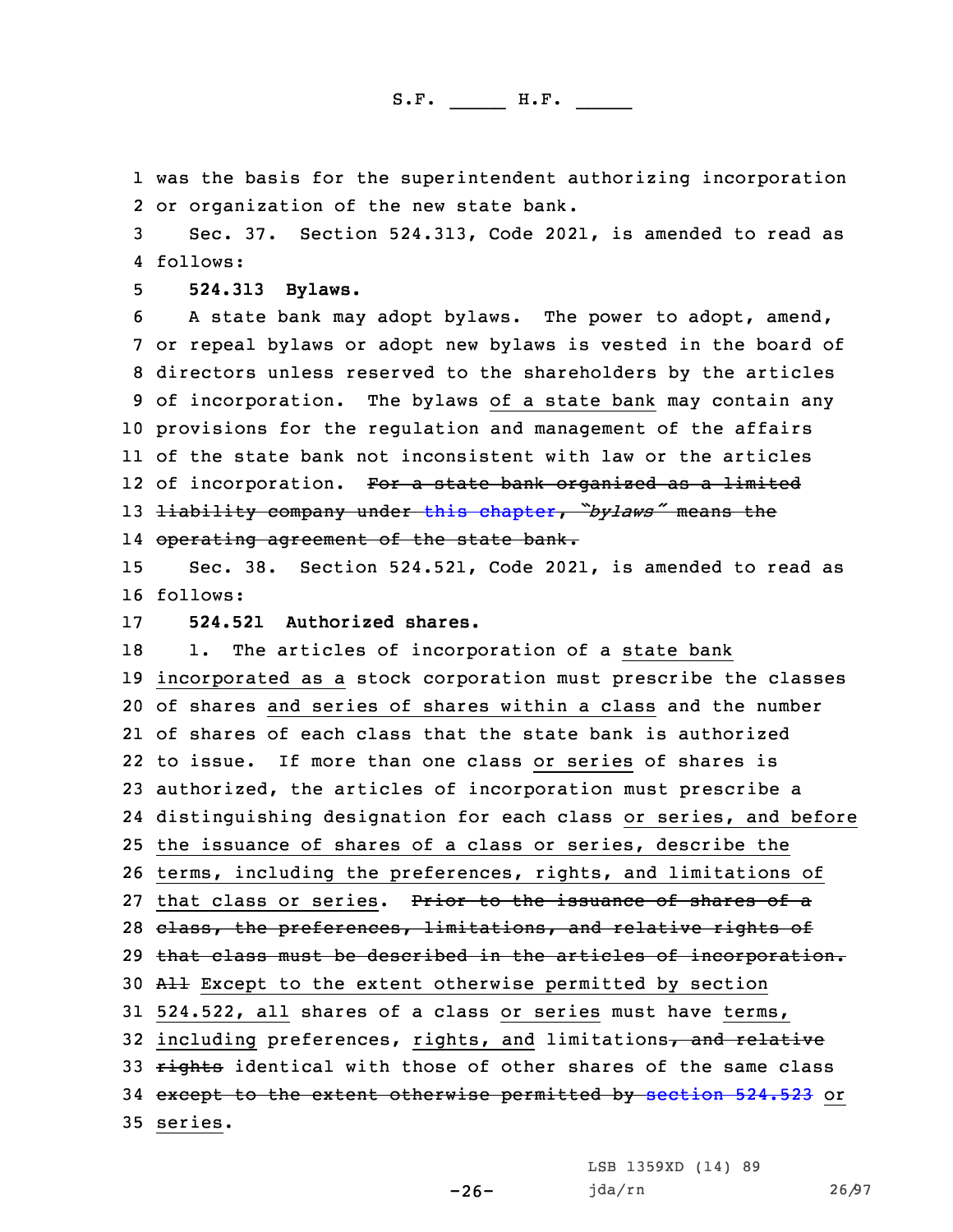was the basis for the superintendent authorizing incorporation or organization of the new state bank.

Sec. 37. Section 524.313, Code 2021, is amended to read as follows:

**524.313 Bylaws.**

A state bank may adopt bylaws. The power to adopt, amend, or repeal bylaws or adopt new bylaws is vested in the board of directors unless reserved to the shareholders by the articles of incorporation. The bylaws of a state bank may contain any provisions for the regulation and management of the affairs of the state bank not inconsistent with law or the articles of incorporation. ~~For a state bank organized as a limited liability company under this chapter, "*bylaws*" means the operating agreement of the state bank.~~

Sec. 38. Section 524.521, Code 2021, is amended to read as follows:

**524.521 Authorized shares.**

1. The articles of incorporation of a state bank incorporated as a stock corporation must prescribe the classes of shares and series of shares within a class and the number of shares of each class that the state bank is authorized to issue. If more than one class or series of shares is authorized, the articles of incorporation must prescribe a distinguishing designation for each class or series, and before the issuance of shares of a class or series, describe the terms, including the preferences, rights, and limitations of that class or series. ~~Prior to the issuance of shares of a class, the preferences, limitations, and relative rights of that class must be described in the articles of incorporation.~~ ~~All~~ Except to the extent otherwise permitted by section 524.522, all shares of a class or series must have terms, including preferences, rights, and limitations~~, and relative rights~~ identical with those of other shares of the same class ~~except to the extent otherwise permitted by section 524.523~~ or series.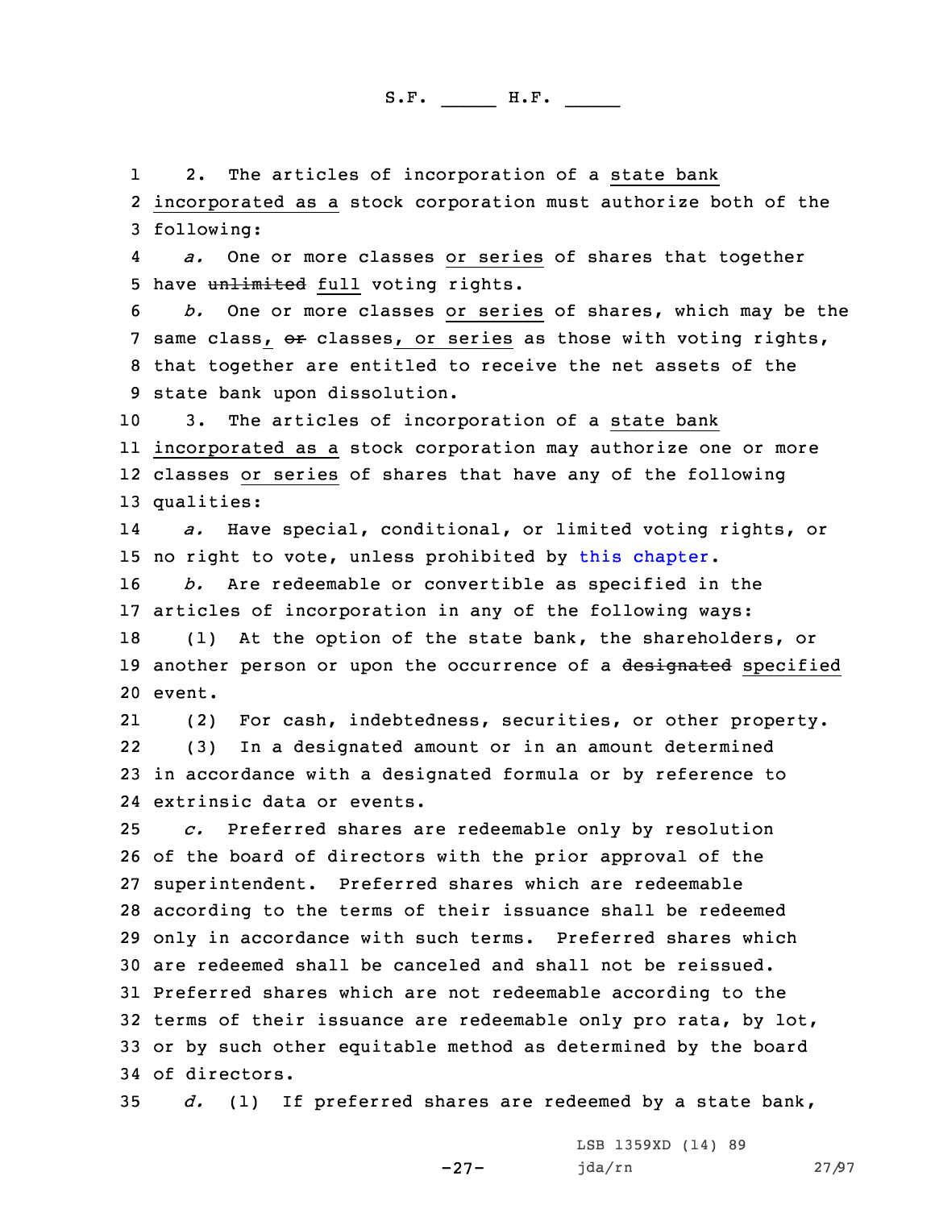2. The articles of incorporation of a state bank incorporated as a stock corporation must authorize both of the following:

*a.* One or more classes or series of shares that together have ~~unlimited~~ full voting rights.

*b.* One or more classes or series of shares, which may be the same class, ~~or~~ classes, or series as those with voting rights, that together are entitled to receive the net assets of the state bank upon dissolution.

3. The articles of incorporation of a state bank incorporated as a stock corporation may authorize one or more classes or series of shares that have any of the following qualities:

*a.* Have special, conditional, or limited voting rights, or no right to vote, unless prohibited by this chapter.

*b.* Are redeemable or convertible as specified in the articles of incorporation in any of the following ways:

(1) At the option of the state bank, the shareholders, or another person or upon the occurrence of a ~~designated~~ specified event.

(2) For cash, indebtedness, securities, or other property.

(3) In a designated amount or in an amount determined in accordance with a designated formula or by reference to extrinsic data or events.

*c.* Preferred shares are redeemable only by resolution of the board of directors with the prior approval of the superintendent. Preferred shares which are redeemable according to the terms of their issuance shall be redeemed only in accordance with such terms. Preferred shares which are redeemed shall be canceled and shall not be reissued. Preferred shares which are not redeemable according to the terms of their issuance are redeemable only pro rata, by lot, or by such other equitable method as determined by the board of directors.

*d.* (1) If preferred shares are redeemed by a state bank,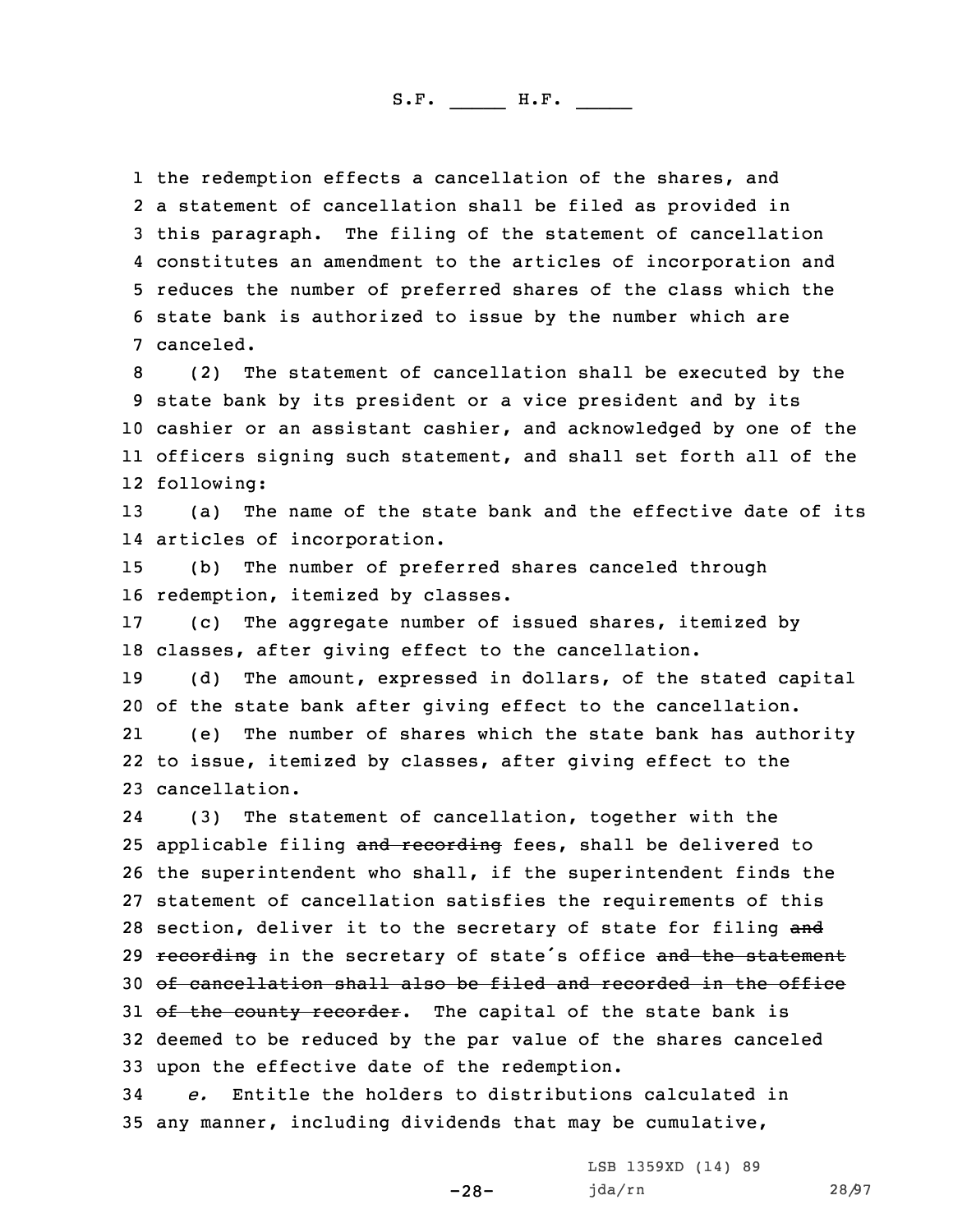the redemption effects a cancellation of the shares, and a statement of cancellation shall be filed as provided in this paragraph. The filing of the statement of cancellation constitutes an amendment to the articles of incorporation and reduces the number of preferred shares of the class which the state bank is authorized to issue by the number which are canceled.

(2) The statement of cancellation shall be executed by the state bank by its president or a vice president and by its cashier or an assistant cashier, and acknowledged by one of the officers signing such statement, and shall set forth all of the following:

(a) The name of the state bank and the effective date of its articles of incorporation.

(b) The number of preferred shares canceled through redemption, itemized by classes.

(c) The aggregate number of issued shares, itemized by classes, after giving effect to the cancellation.

(d) The amount, expressed in dollars, of the stated capital of the state bank after giving effect to the cancellation.

(e) The number of shares which the state bank has authority to issue, itemized by classes, after giving effect to the cancellation.

(3) The statement of cancellation, together with the applicable filing ~~and recording~~ fees, shall be delivered to the superintendent who shall, if the superintendent finds the statement of cancellation satisfies the requirements of this section, deliver it to the secretary of state for filing ~~and recording~~ in the secretary of state's office ~~and the statement of cancellation shall also be filed and recorded in the office of the county recorder~~. The capital of the state bank is deemed to be reduced by the par value of the shares canceled upon the effective date of the redemption.

*e.* Entitle the holders to distributions calculated in any manner, including dividends that may be cumulative,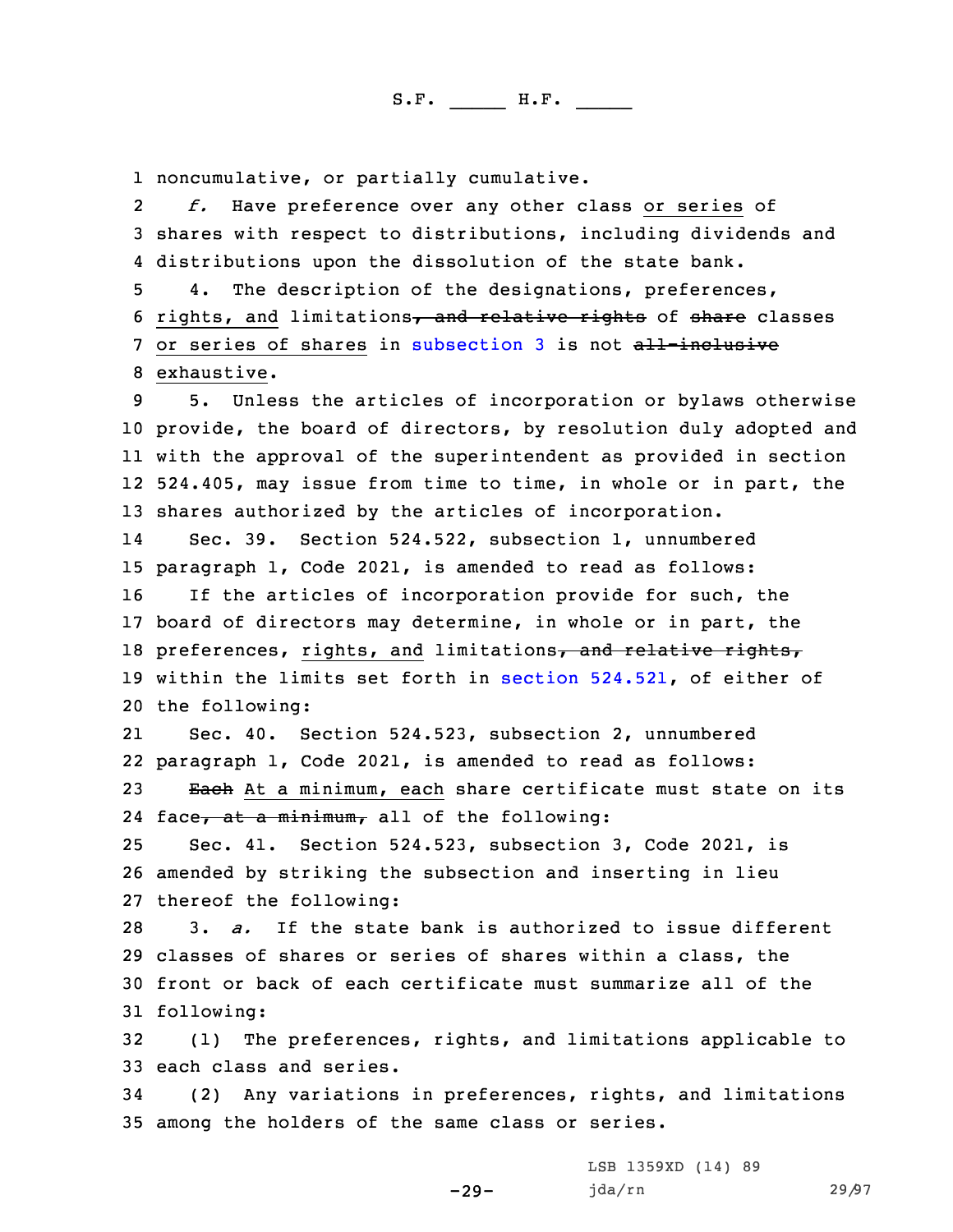noncumulative, or partially cumulative.

*f.* Have preference over any other class or series of shares with respect to distributions, including dividends and distributions upon the dissolution of the state bank.

4. The description of the designations, preferences, rights, and limitations~~, and relative rights~~ of ~~share~~ classes or series of shares in subsection 3 is not ~~all-inclusive~~ exhaustive.

5. Unless the articles of incorporation or bylaws otherwise provide, the board of directors, by resolution duly adopted and with the approval of the superintendent as provided in section 524.405, may issue from time to time, in whole or in part, the shares authorized by the articles of incorporation.

Sec. 39. Section 524.522, subsection 1, unnumbered paragraph 1, Code 2021, is amended to read as follows:

If the articles of incorporation provide for such, the board of directors may determine, in whole or in part, the preferences, rights, and limitations~~, and relative rights,~~ within the limits set forth in section 524.521, of either of the following:

Sec. 40. Section 524.523, subsection 2, unnumbered paragraph 1, Code 2021, is amended to read as follows:

~~Each~~ At a minimum, each share certificate must state on its face~~, at a minimum,~~ all of the following:

Sec. 41. Section 524.523, subsection 3, Code 2021, is amended by striking the subsection and inserting in lieu thereof the following:

3. *a.* If the state bank is authorized to issue different classes of shares or series of shares within a class, the front or back of each certificate must summarize all of the following:

(1) The preferences, rights, and limitations applicable to each class and series.

(2) Any variations in preferences, rights, and limitations among the holders of the same class or series.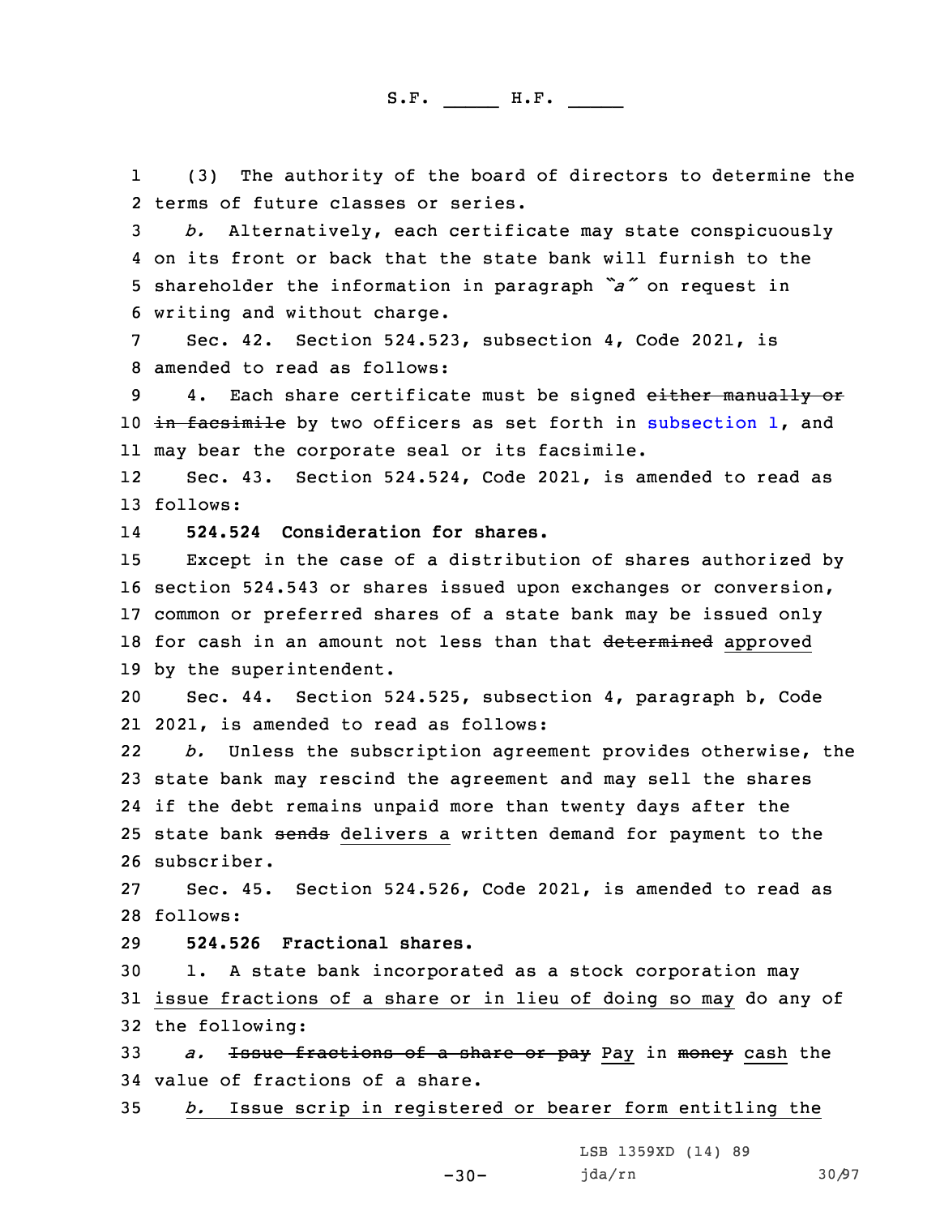(3) The authority of the board of directors to determine the terms of future classes or series.

*b.* Alternatively, each certificate may state conspicuously on its front or back that the state bank will furnish to the shareholder the information in paragraph *"a"* on request in writing and without charge.

Sec. 42. Section 524.523, subsection 4, Code 2021, is amended to read as follows:

4. Each share certificate must be signed ~~either manually or in facsimile~~ by two officers as set forth in subsection 1, and may bear the corporate seal or its facsimile.

Sec. 43. Section 524.524, Code 2021, is amended to read as follows:

**524.524 Consideration for shares.**

Except in the case of a distribution of shares authorized by section 524.543 or shares issued upon exchanges or conversion, common or preferred shares of a state bank may be issued only for cash in an amount not less than that ~~determined~~ approved by the superintendent.

Sec. 44. Section 524.525, subsection 4, paragraph b, Code 2021, is amended to read as follows:

*b.* Unless the subscription agreement provides otherwise, the state bank may rescind the agreement and may sell the shares if the debt remains unpaid more than twenty days after the state bank ~~sends~~ delivers a written demand for payment to the subscriber.

Sec. 45. Section 524.526, Code 2021, is amended to read as follows:

**524.526 Fractional shares.**

1. A state bank incorporated as a stock corporation may issue fractions of a share or in lieu of doing so may do any of the following:

*a.* ~~Issue fractions of a share or pay~~ Pay in ~~money~~ cash the value of fractions of a share.

*b.* Issue scrip in registered or bearer form entitling the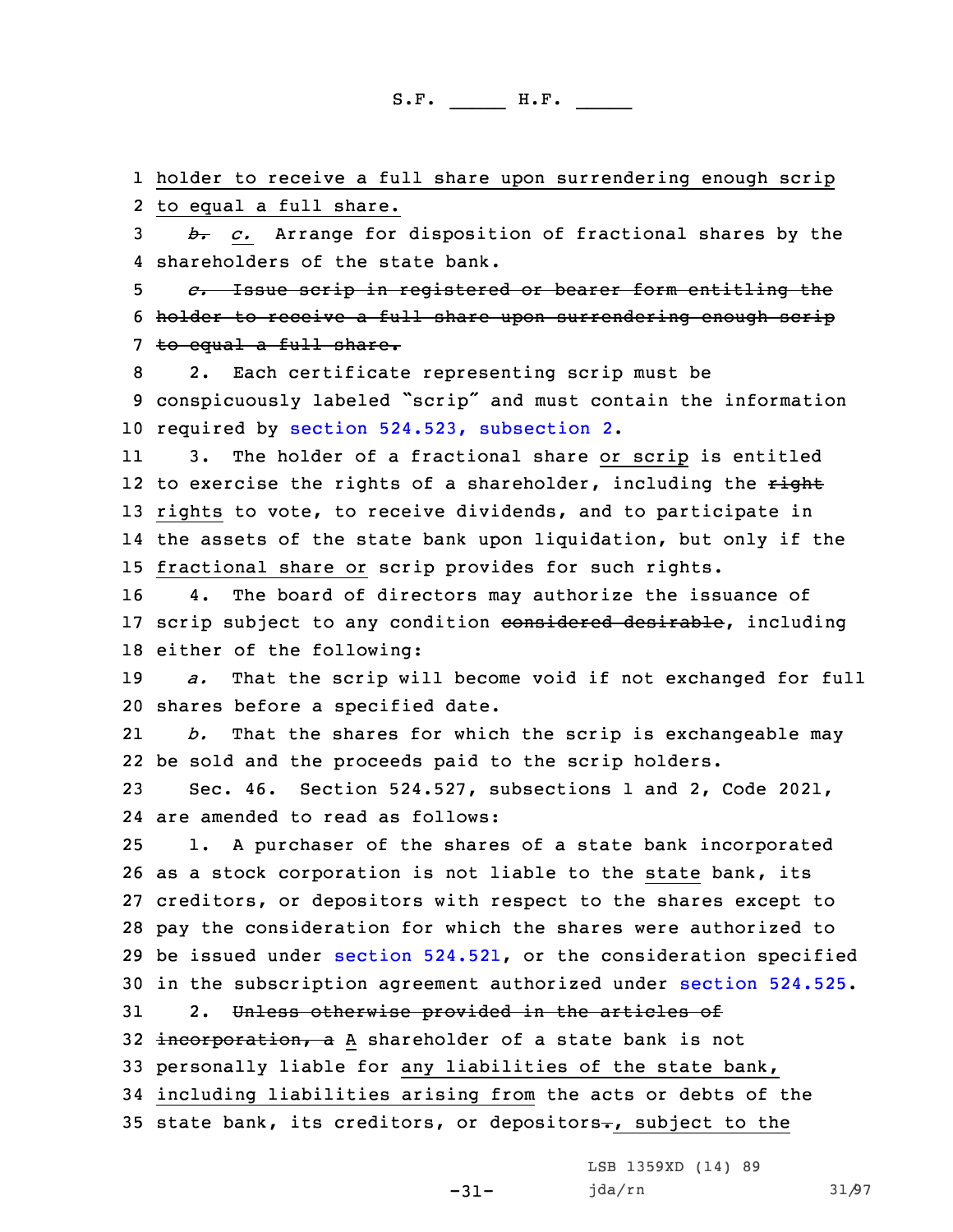1 holder to receive a full share upon surrendering enough scrip
2 to equal a full share.

3 ~~*b.*~~ *c.* Arrange for disposition of fractional shares by the
4 shareholders of the state bank.

5 ~~*c.* Issue scrip in registered or bearer form entitling the~~
6 ~~holder to receive a full share upon surrendering enough scrip~~
7 ~~to equal a full share.~~

8 2. Each certificate representing scrip must be
9 conspicuously labeled "scrip" and must contain the information
10 required by section 524.523, subsection 2.

11 3. The holder of a fractional share or scrip is entitled
12 to exercise the rights of a shareholder, including the ~~right~~
13 rights to vote, to receive dividends, and to participate in
14 the assets of the state bank upon liquidation, but only if the
15 fractional share or scrip provides for such rights.

16 4. The board of directors may authorize the issuance of
17 scrip subject to any condition ~~considered desirable~~, including
18 either of the following:

19 *a.* That the scrip will become void if not exchanged for full
20 shares before a specified date.

21 *b.* That the shares for which the scrip is exchangeable may
22 be sold and the proceeds paid to the scrip holders.

23 Sec. 46. Section 524.527, subsections 1 and 2, Code 2021,
24 are amended to read as follows:

25 1. A purchaser of the shares of a state bank incorporated
26 as a stock corporation is not liable to the state bank, its
27 creditors, or depositors with respect to the shares except to
28 pay the consideration for which the shares were authorized to
29 be issued under section 524.521, or the consideration specified
30 in the subscription agreement authorized under section 524.525.

31 2. ~~Unless otherwise provided in the articles of~~
32 ~~incorporation, a~~ A shareholder of a state bank is not
33 personally liable for any liabilities of the state bank,
34 including liabilities arising from the acts or debts of the
35 state bank, its creditors, or depositors~~.~~, subject to the

LSB 1359XD (14) 89
jda/rn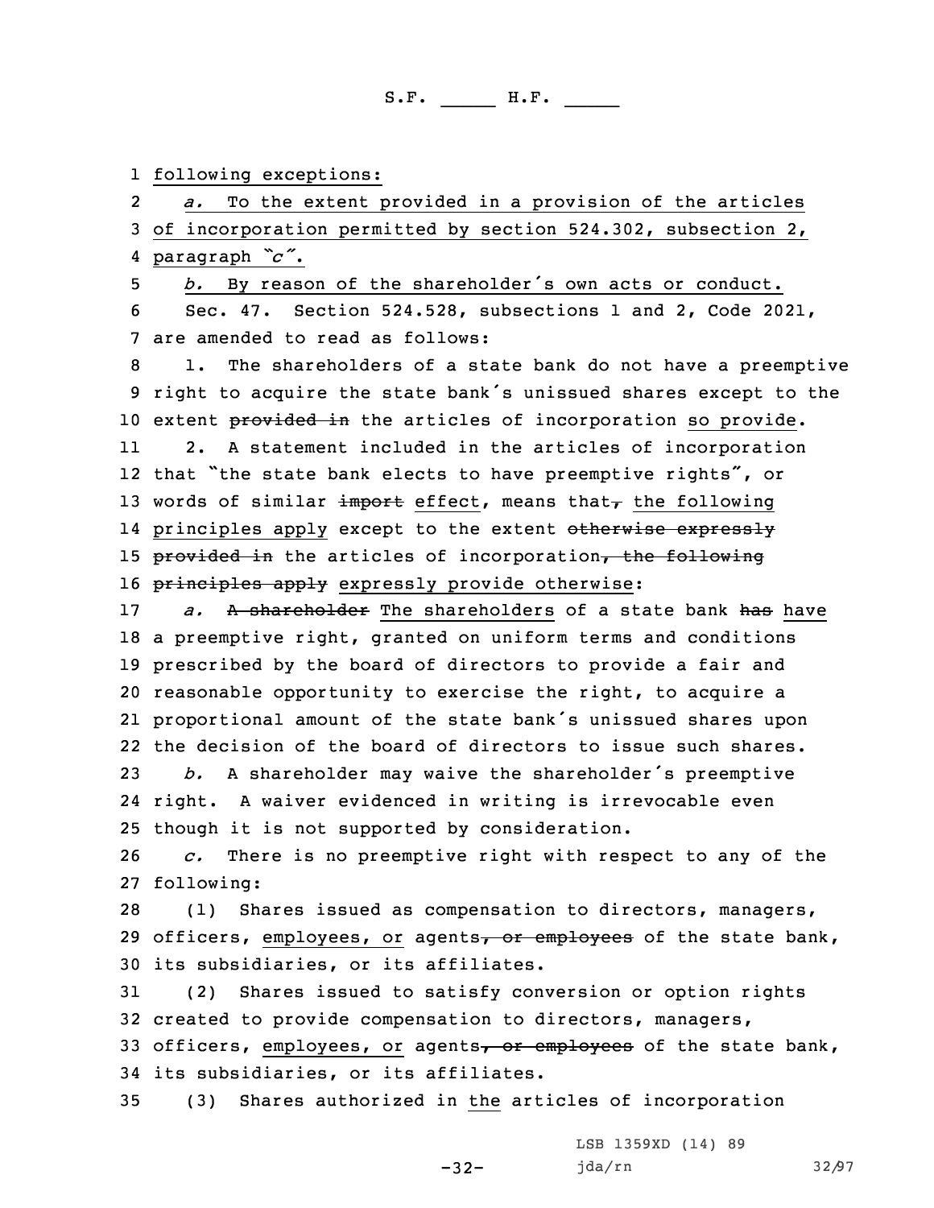following exceptions:

*a.* To the extent provided in a provision of the articles of incorporation permitted by section 524.302, subsection 2, paragraph "*c*".

*b.* By reason of the shareholder's own acts or conduct.

Sec. 47. Section 524.528, subsections 1 and 2, Code 2021, are amended to read as follows:

1. The shareholders of a state bank do not have a preemptive right to acquire the state bank's unissued shares except to the extent ~~provided in~~ the articles of incorporation so provide.

2. A statement included in the articles of incorporation that "the state bank elects to have preemptive rights", or words of similar ~~import~~ effect, means that~~,~~ the following principles apply except to the extent ~~otherwise expressly provided in~~ the articles of incorporation~~, the following principles apply~~ expressly provide otherwise:

*a.* ~~A shareholder~~ The shareholders of a state bank ~~has~~ have a preemptive right, granted on uniform terms and conditions prescribed by the board of directors to provide a fair and reasonable opportunity to exercise the right, to acquire a proportional amount of the state bank's unissued shares upon the decision of the board of directors to issue such shares.

*b.* A shareholder may waive the shareholder's preemptive right. A waiver evidenced in writing is irrevocable even though it is not supported by consideration.

*c.* There is no preemptive right with respect to any of the following:

(1) Shares issued as compensation to directors, managers, officers, employees, or agents~~, or employees~~ of the state bank, its subsidiaries, or its affiliates.

(2) Shares issued to satisfy conversion or option rights created to provide compensation to directors, managers, officers, employees, or agents~~, or employees~~ of the state bank, its subsidiaries, or its affiliates.

(3) Shares authorized in the articles of incorporation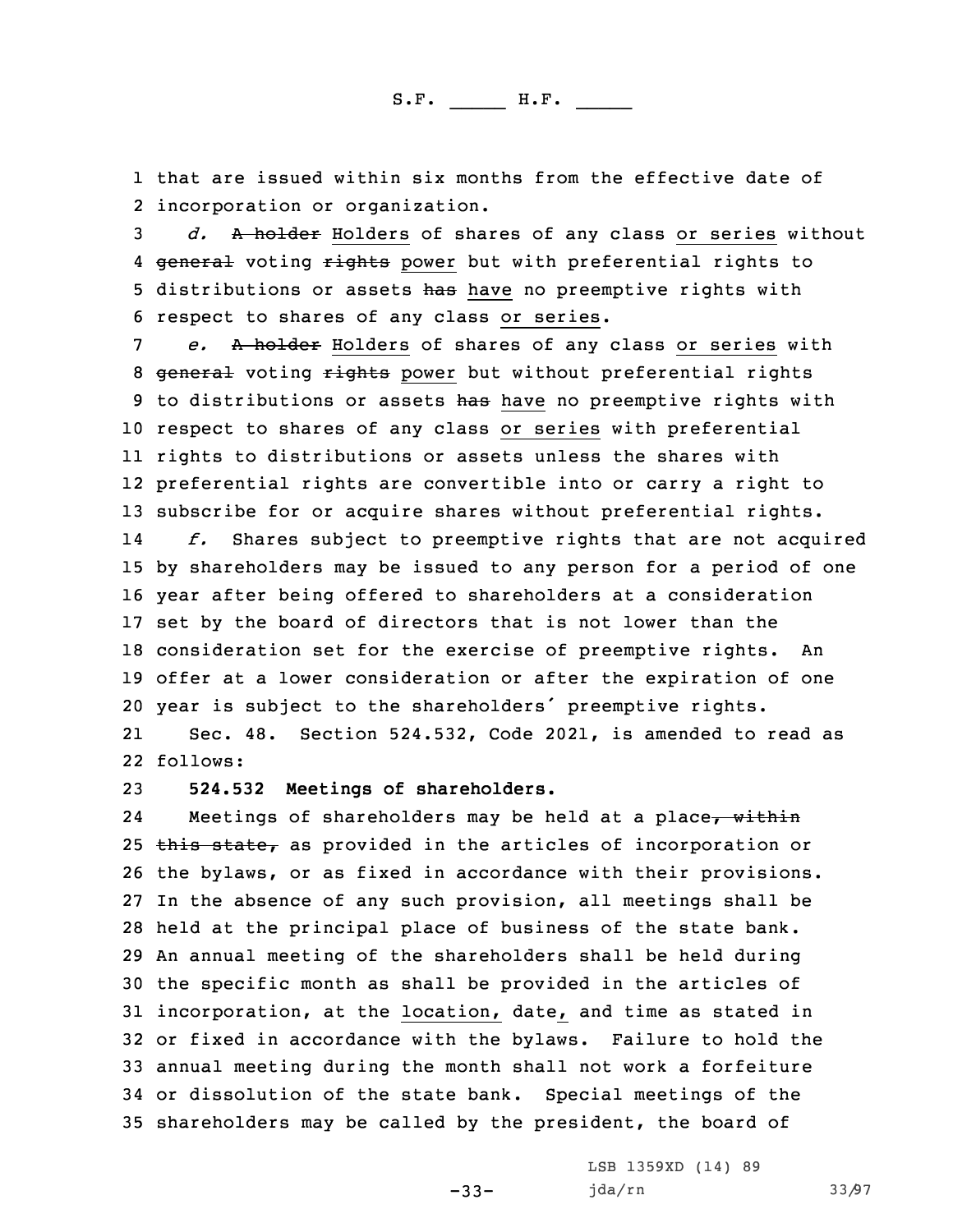that are issued within six months from the effective date of incorporation or organization.

*d.* ~~A holder~~ Holders of shares of any class or series without ~~general~~ voting ~~rights~~ power but with preferential rights to distributions or assets ~~has~~ have no preemptive rights with respect to shares of any class or series.

*e.* ~~A holder~~ Holders of shares of any class or series with ~~general~~ voting ~~rights~~ power but without preferential rights to distributions or assets ~~has~~ have no preemptive rights with respect to shares of any class or series with preferential rights to distributions or assets unless the shares with preferential rights are convertible into or carry a right to subscribe for or acquire shares without preferential rights.

*f.* Shares subject to preemptive rights that are not acquired by shareholders may be issued to any person for a period of one year after being offered to shareholders at a consideration set by the board of directors that is not lower than the consideration set for the exercise of preemptive rights. An offer at a lower consideration or after the expiration of one year is subject to the shareholders' preemptive rights.

Sec. 48. Section 524.532, Code 2021, is amended to read as follows:

**524.532 Meetings of shareholders.**

Meetings of shareholders may be held at a place~~, within this state,~~ as provided in the articles of incorporation or the bylaws, or as fixed in accordance with their provisions. In the absence of any such provision, all meetings shall be held at the principal place of business of the state bank. An annual meeting of the shareholders shall be held during the specific month as shall be provided in the articles of incorporation, at the location, date, and time as stated in or fixed in accordance with the bylaws. Failure to hold the annual meeting during the month shall not work a forfeiture or dissolution of the state bank. Special meetings of the shareholders may be called by the president, the board of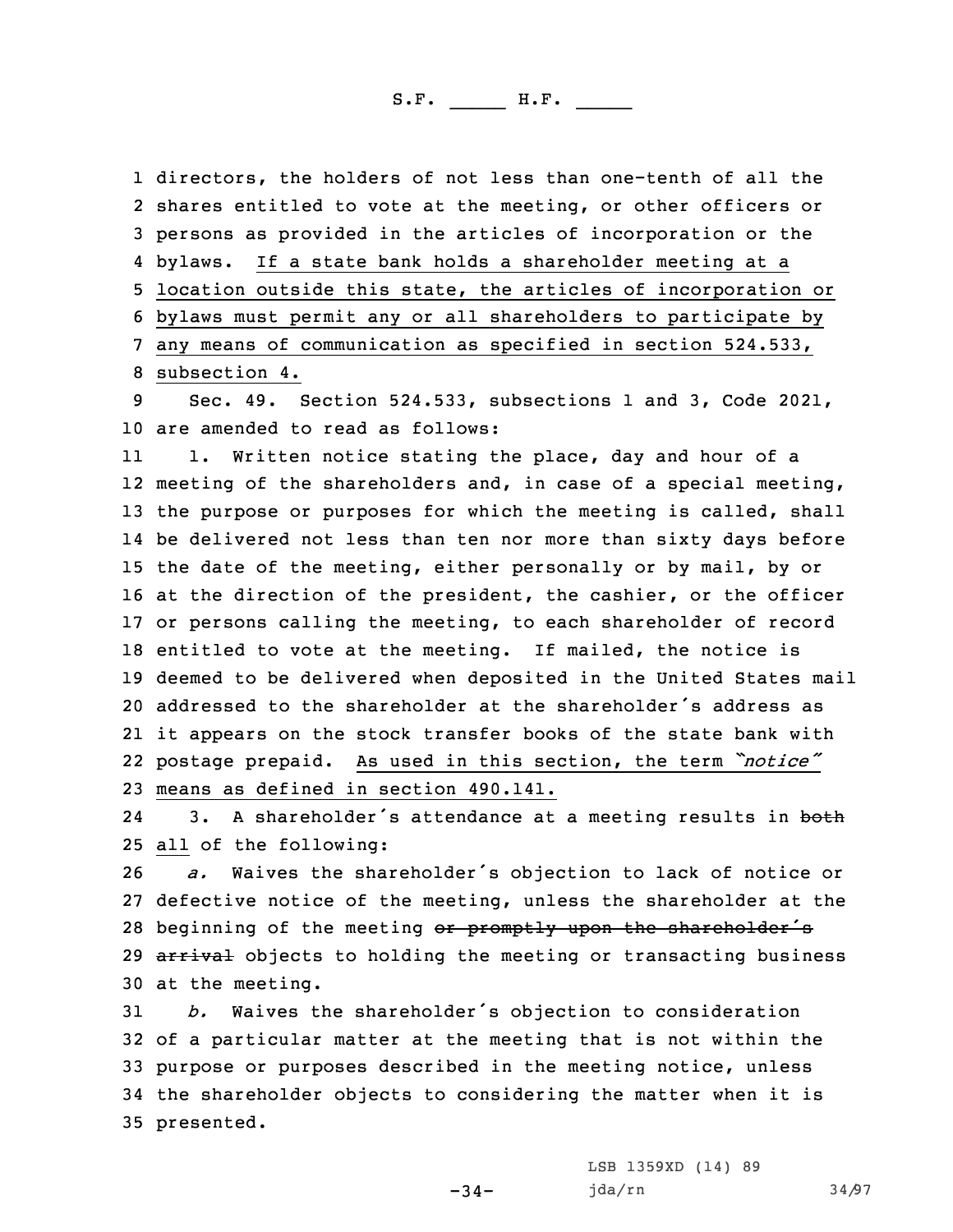directors, the holders of not less than one-tenth of all the shares entitled to vote at the meeting, or other officers or persons as provided in the articles of incorporation or the bylaws. <u>If a state bank holds a shareholder meeting at a location outside this state, the articles of incorporation or bylaws must permit any or all shareholders to participate by any means of communication as specified in section 524.533, subsection 4.</u>

Sec. 49. Section 524.533, subsections 1 and 3, Code 2021, are amended to read as follows:

1. Written notice stating the place, day and hour of a meeting of the shareholders and, in case of a special meeting, the purpose or purposes for which the meeting is called, shall be delivered not less than ten nor more than sixty days before the date of the meeting, either personally or by mail, by or at the direction of the president, the cashier, or the officer or persons calling the meeting, to each shareholder of record entitled to vote at the meeting. If mailed, the notice is deemed to be delivered when deposited in the United States mail addressed to the shareholder at the shareholder's address as it appears on the stock transfer books of the state bank with postage prepaid. <u>As used in this section, the term *"notice"* means as defined in section 490.141.</u>

3. A shareholder's attendance at a meeting results in ~~both~~ <u>all</u> of the following:

*a.* Waives the shareholder's objection to lack of notice or defective notice of the meeting, unless the shareholder at the beginning of the meeting ~~or promptly upon the shareholder's arrival~~ objects to holding the meeting or transacting business at the meeting.

*b.* Waives the shareholder's objection to consideration of a particular matter at the meeting that is not within the purpose or purposes described in the meeting notice, unless the shareholder objects to considering the matter when it is presented.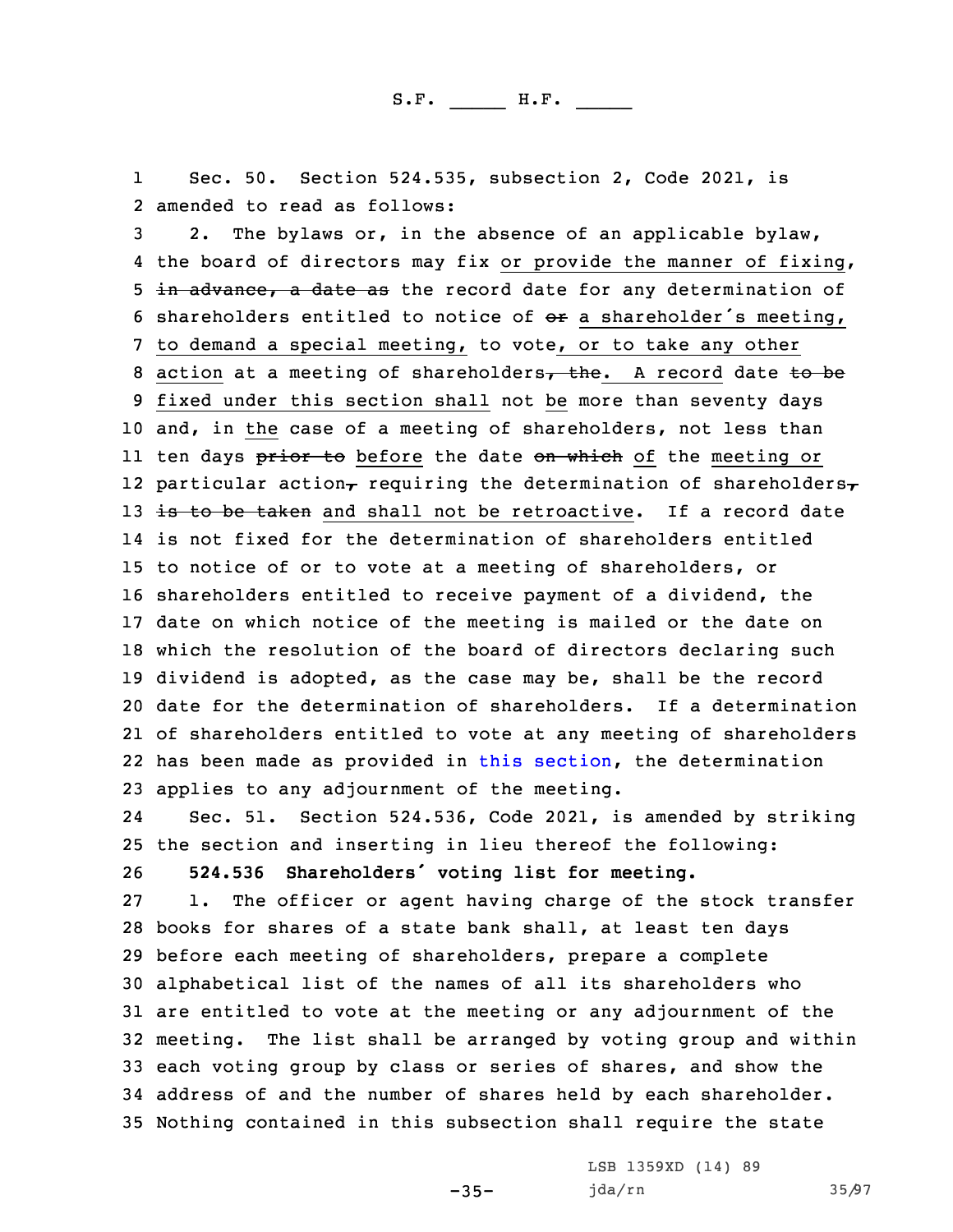Sec. 50. Section 524.535, subsection 2, Code 2021, is amended to read as follows:

2. The bylaws or, in the absence of an applicable bylaw, the board of directors may fix or provide the manner of fixing, ~~in advance, a date as~~ the record date for any determination of shareholders entitled to notice of ~~or~~ a shareholder's meeting, to demand a special meeting, to vote, or to take any other action at a meeting of shareholders~~, the~~. A record date ~~to be~~ fixed under this section shall not be more than seventy days and, in the case of a meeting of shareholders, not less than ten days ~~prior to~~ before the date ~~on which~~ of the meeting or particular action~~,~~ requiring the determination of shareholders~~,~~ ~~is to be taken~~ and shall not be retroactive. If a record date is not fixed for the determination of shareholders entitled to notice of or to vote at a meeting of shareholders, or shareholders entitled to receive payment of a dividend, the date on which notice of the meeting is mailed or the date on which the resolution of the board of directors declaring such dividend is adopted, as the case may be, shall be the record date for the determination of shareholders. If a determination of shareholders entitled to vote at any meeting of shareholders has been made as provided in this section, the determination applies to any adjournment of the meeting.

Sec. 51. Section 524.536, Code 2021, is amended by striking the section and inserting in lieu thereof the following:

**524.536 Shareholders' voting list for meeting.**

1. The officer or agent having charge of the stock transfer books for shares of a state bank shall, at least ten days before each meeting of shareholders, prepare a complete alphabetical list of the names of all its shareholders who are entitled to vote at the meeting or any adjournment of the meeting. The list shall be arranged by voting group and within each voting group by class or series of shares, and show the address of and the number of shares held by each shareholder. Nothing contained in this subsection shall require the state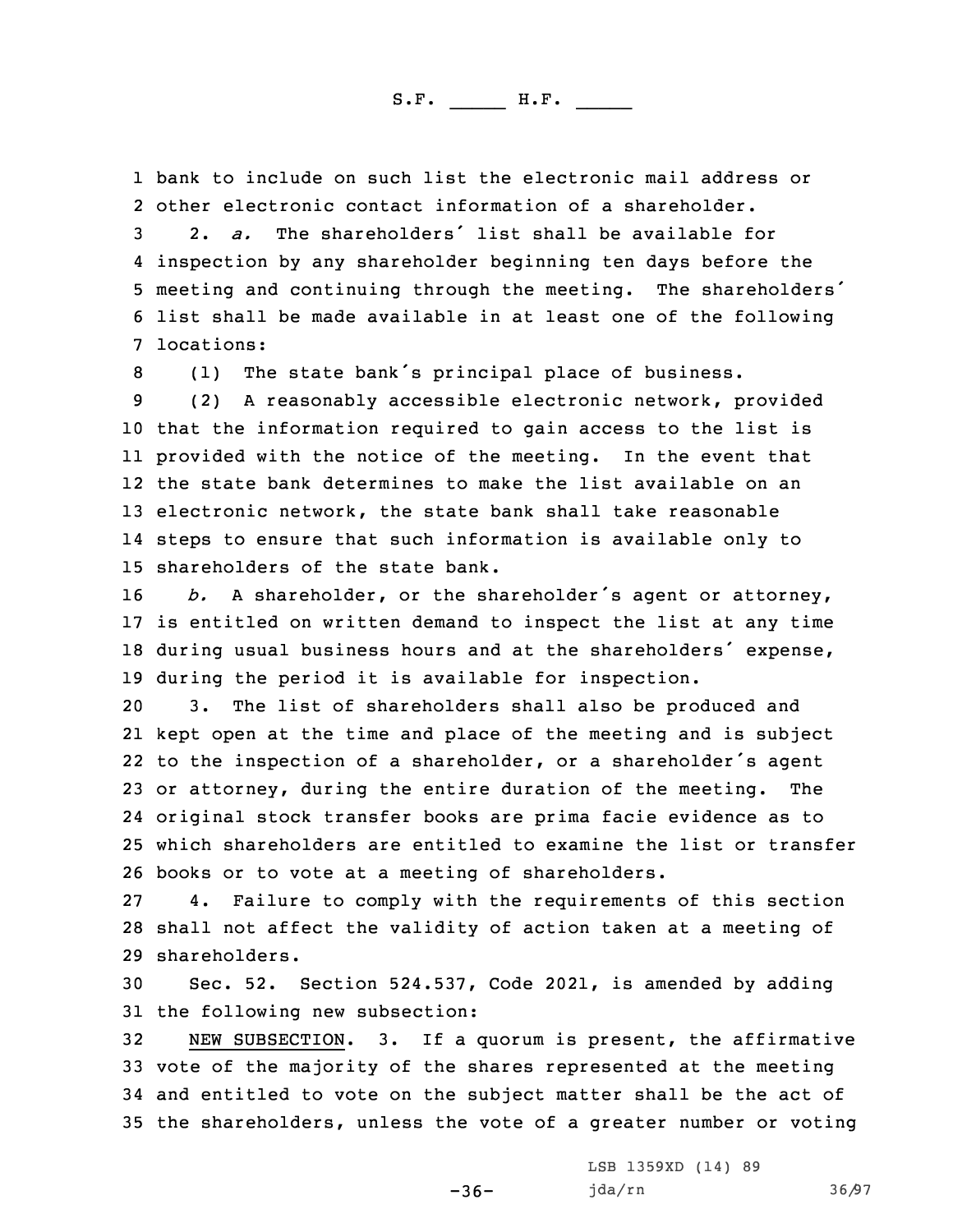bank to include on such list the electronic mail address or other electronic contact information of a shareholder.

2. *a.* The shareholders' list shall be available for inspection by any shareholder beginning ten days before the meeting and continuing through the meeting. The shareholders' list shall be made available in at least one of the following locations:

(1) The state bank's principal place of business.

(2) A reasonably accessible electronic network, provided that the information required to gain access to the list is provided with the notice of the meeting. In the event that the state bank determines to make the list available on an electronic network, the state bank shall take reasonable steps to ensure that such information is available only to shareholders of the state bank.

*b.* A shareholder, or the shareholder's agent or attorney, is entitled on written demand to inspect the list at any time during usual business hours and at the shareholders' expense, during the period it is available for inspection.

3. The list of shareholders shall also be produced and kept open at the time and place of the meeting and is subject to the inspection of a shareholder, or a shareholder's agent or attorney, during the entire duration of the meeting. The original stock transfer books are prima facie evidence as to which shareholders are entitled to examine the list or transfer books or to vote at a meeting of shareholders.

4. Failure to comply with the requirements of this section shall not affect the validity of action taken at a meeting of shareholders.

Sec. 52. Section 524.537, Code 2021, is amended by adding the following new subsection:

NEW SUBSECTION. 3. If a quorum is present, the affirmative vote of the majority of the shares represented at the meeting and entitled to vote on the subject matter shall be the act of the shareholders, unless the vote of a greater number or voting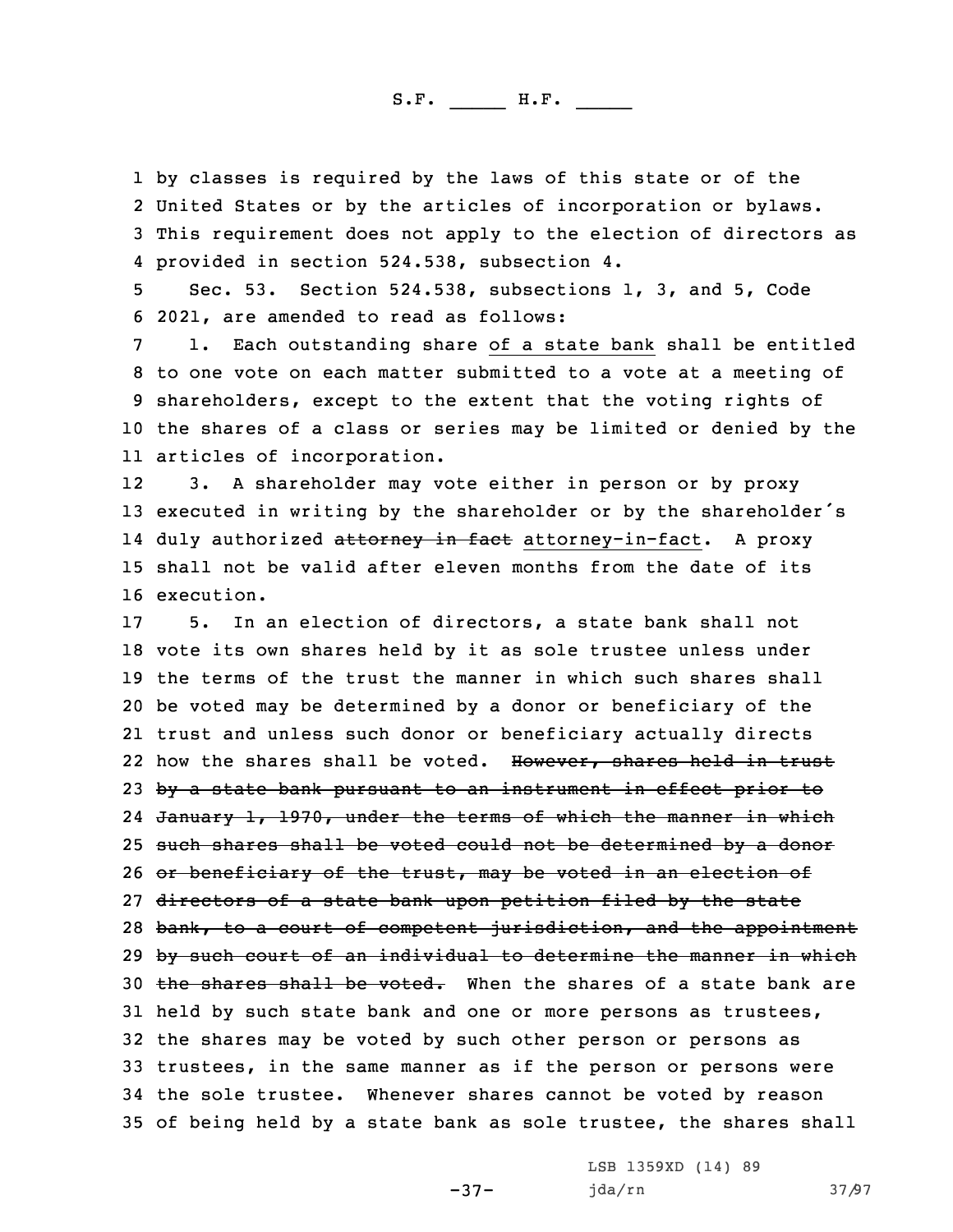by classes is required by the laws of this state or of the United States or by the articles of incorporation or bylaws. This requirement does not apply to the election of directors as provided in section 524.538, subsection 4.

Sec. 53. Section 524.538, subsections 1, 3, and 5, Code 2021, are amended to read as follows:

1. Each outstanding share of a state bank shall be entitled to one vote on each matter submitted to a vote at a meeting of shareholders, except to the extent that the voting rights of the shares of a class or series may be limited or denied by the articles of incorporation.

3. A shareholder may vote either in person or by proxy executed in writing by the shareholder or by the shareholder's duly authorized ~~attorney in fact~~ attorney-in-fact. A proxy shall not be valid after eleven months from the date of its execution.

5. In an election of directors, a state bank shall not vote its own shares held by it as sole trustee unless under the terms of the trust the manner in which such shares shall be voted may be determined by a donor or beneficiary of the trust and unless such donor or beneficiary actually directs how the shares shall be voted. ~~However, shares held in trust by a state bank pursuant to an instrument in effect prior to January 1, 1970, under the terms of which the manner in which such shares shall be voted could not be determined by a donor or beneficiary of the trust, may be voted in an election of directors of a state bank upon petition filed by the state bank, to a court of competent jurisdiction, and the appointment by such court of an individual to determine the manner in which the shares shall be voted.~~ When the shares of a state bank are held by such state bank and one or more persons as trustees, the shares may be voted by such other person or persons as trustees, in the same manner as if the person or persons were the sole trustee. Whenever shares cannot be voted by reason of being held by a state bank as sole trustee, the shares shall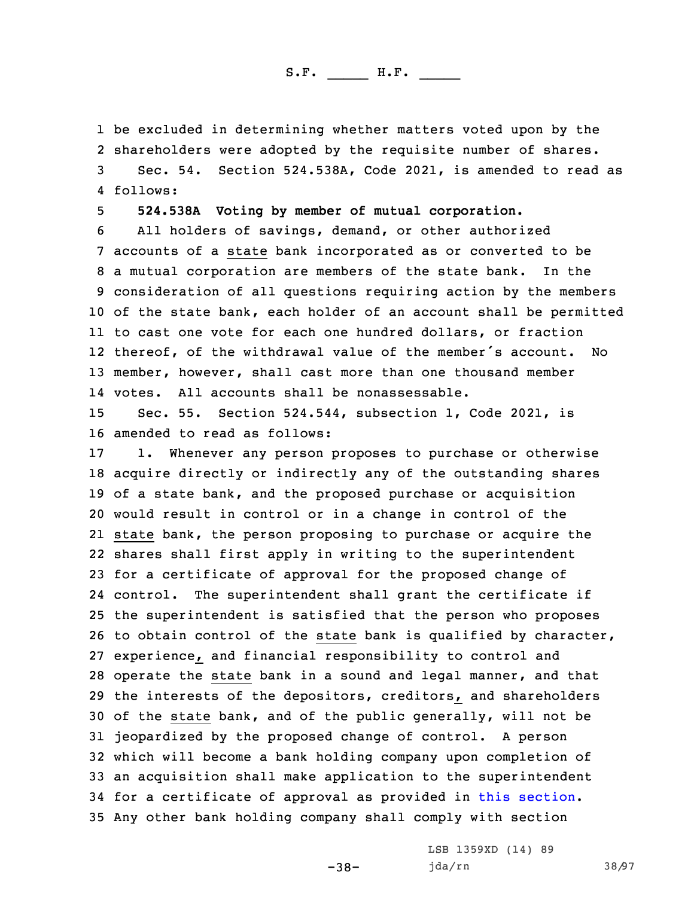be excluded in determining whether matters voted upon by the shareholders were adopted by the requisite number of shares.

Sec. 54. Section 524.538A, Code 2021, is amended to read as follows:

**524.538A Voting by member of mutual corporation.**

All holders of savings, demand, or other authorized accounts of a state bank incorporated as or converted to be a mutual corporation are members of the state bank. In the consideration of all questions requiring action by the members of the state bank, each holder of an account shall be permitted to cast one vote for each one hundred dollars, or fraction thereof, of the withdrawal value of the member's account. No member, however, shall cast more than one thousand member votes. All accounts shall be nonassessable.

Sec. 55. Section 524.544, subsection 1, Code 2021, is amended to read as follows:

1. Whenever any person proposes to purchase or otherwise acquire directly or indirectly any of the outstanding shares of a state bank, and the proposed purchase or acquisition would result in control or in a change in control of the state bank, the person proposing to purchase or acquire the shares shall first apply in writing to the superintendent for a certificate of approval for the proposed change of control. The superintendent shall grant the certificate if the superintendent is satisfied that the person who proposes to obtain control of the state bank is qualified by character, experience, and financial responsibility to control and operate the state bank in a sound and legal manner, and that the interests of the depositors, creditors, and shareholders of the state bank, and of the public generally, will not be jeopardized by the proposed change of control. A person which will become a bank holding company upon completion of an acquisition shall make application to the superintendent for a certificate of approval as provided in this section. Any other bank holding company shall comply with section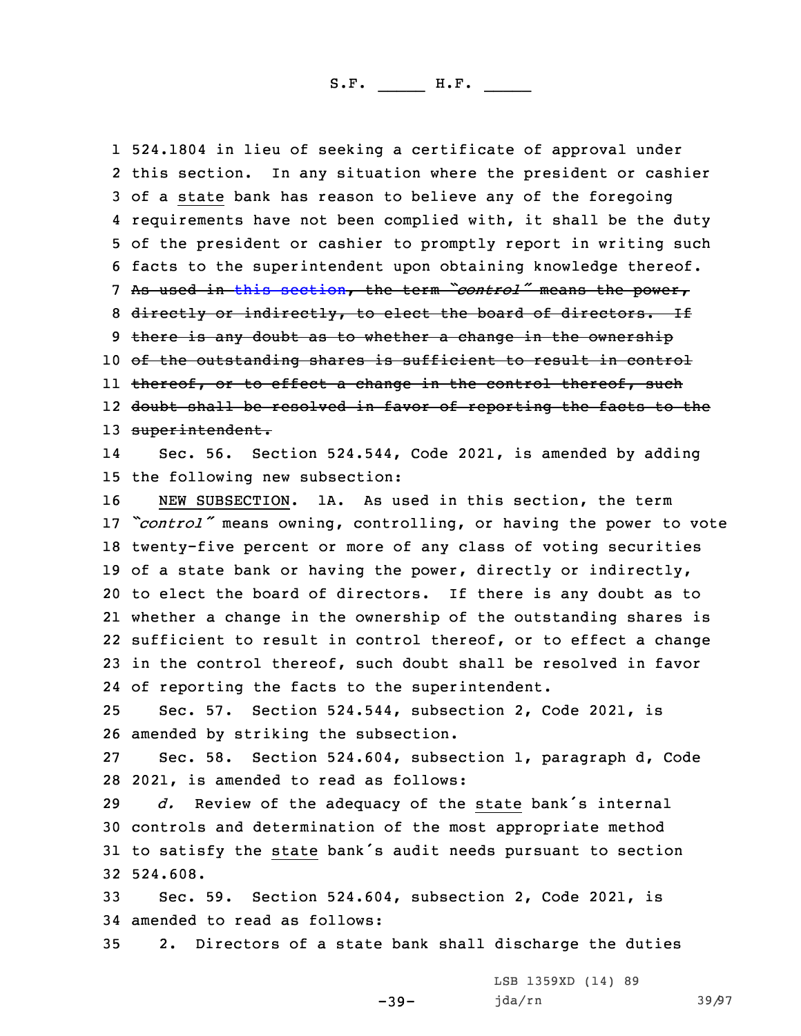524.1804 in lieu of seeking a certificate of approval under this section. In any situation where the president or cashier of a state bank has reason to believe any of the foregoing requirements have not been complied with, it shall be the duty of the president or cashier to promptly report in writing such facts to the superintendent upon obtaining knowledge thereof. ~~As used in this section, the term *"control"* means the power, directly or indirectly, to elect the board of directors. If there is any doubt as to whether a change in the ownership of the outstanding shares is sufficient to result in control thereof, or to effect a change in the control thereof, such doubt shall be resolved in favor of reporting the facts to the superintendent.~~

Sec. 56. Section 524.544, Code 2021, is amended by adding the following new subsection:

NEW SUBSECTION. 1A. As used in this section, the term *"control"* means owning, controlling, or having the power to vote twenty-five percent or more of any class of voting securities of a state bank or having the power, directly or indirectly, to elect the board of directors. If there is any doubt as to whether a change in the ownership of the outstanding shares is sufficient to result in control thereof, or to effect a change in the control thereof, such doubt shall be resolved in favor of reporting the facts to the superintendent.

Sec. 57. Section 524.544, subsection 2, Code 2021, is amended by striking the subsection.

Sec. 58. Section 524.604, subsection 1, paragraph d, Code 2021, is amended to read as follows:

*d.* Review of the adequacy of the state bank's internal controls and determination of the most appropriate method to satisfy the state bank's audit needs pursuant to section 524.608.

Sec. 59. Section 524.604, subsection 2, Code 2021, is amended to read as follows:

2. Directors of a state bank shall discharge the duties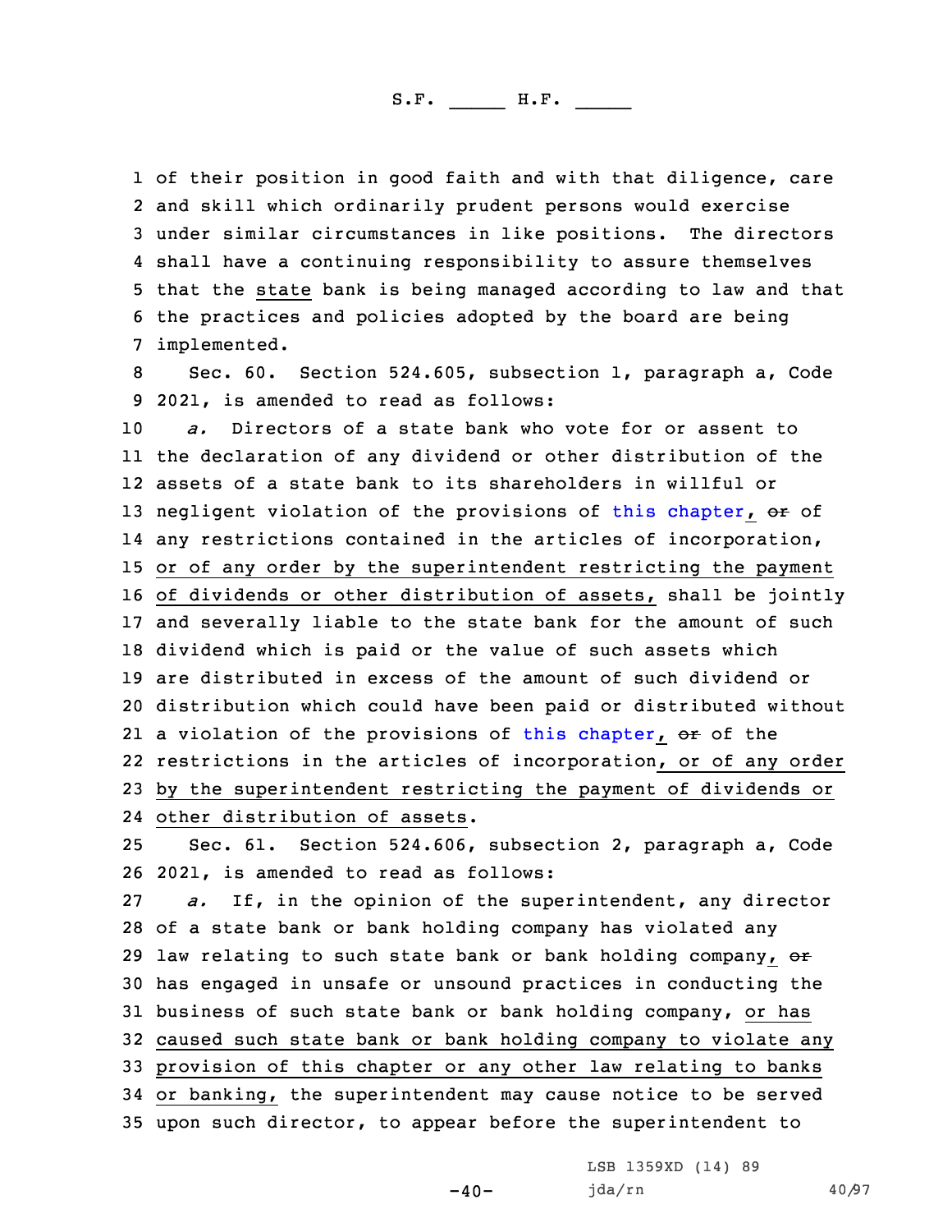of their position in good faith and with that diligence, care and skill which ordinarily prudent persons would exercise under similar circumstances in like positions. The directors shall have a continuing responsibility to assure themselves that the state bank is being managed according to law and that the practices and policies adopted by the board are being implemented.

Sec. 60. Section 524.605, subsection 1, paragraph a, Code 2021, is amended to read as follows:

*a.* Directors of a state bank who vote for or assent to the declaration of any dividend or other distribution of the assets of a state bank to its shareholders in willful or negligent violation of the provisions of this chapter, ~~or~~ of any restrictions contained in the articles of incorporation, or of any order by the superintendent restricting the payment of dividends or other distribution of assets, shall be jointly and severally liable to the state bank for the amount of such dividend which is paid or the value of such assets which are distributed in excess of the amount of such dividend or distribution which could have been paid or distributed without a violation of the provisions of this chapter, ~~or~~ of the restrictions in the articles of incorporation, or of any order by the superintendent restricting the payment of dividends or other distribution of assets.

Sec. 61. Section 524.606, subsection 2, paragraph a, Code 2021, is amended to read as follows:

*a.* If, in the opinion of the superintendent, any director of a state bank or bank holding company has violated any law relating to such state bank or bank holding company, ~~or~~ has engaged in unsafe or unsound practices in conducting the business of such state bank or bank holding company, or has caused such state bank or bank holding company to violate any provision of this chapter or any other law relating to banks or banking, the superintendent may cause notice to be served upon such director, to appear before the superintendent to

LSB 1359XD (14) 89
jda/rn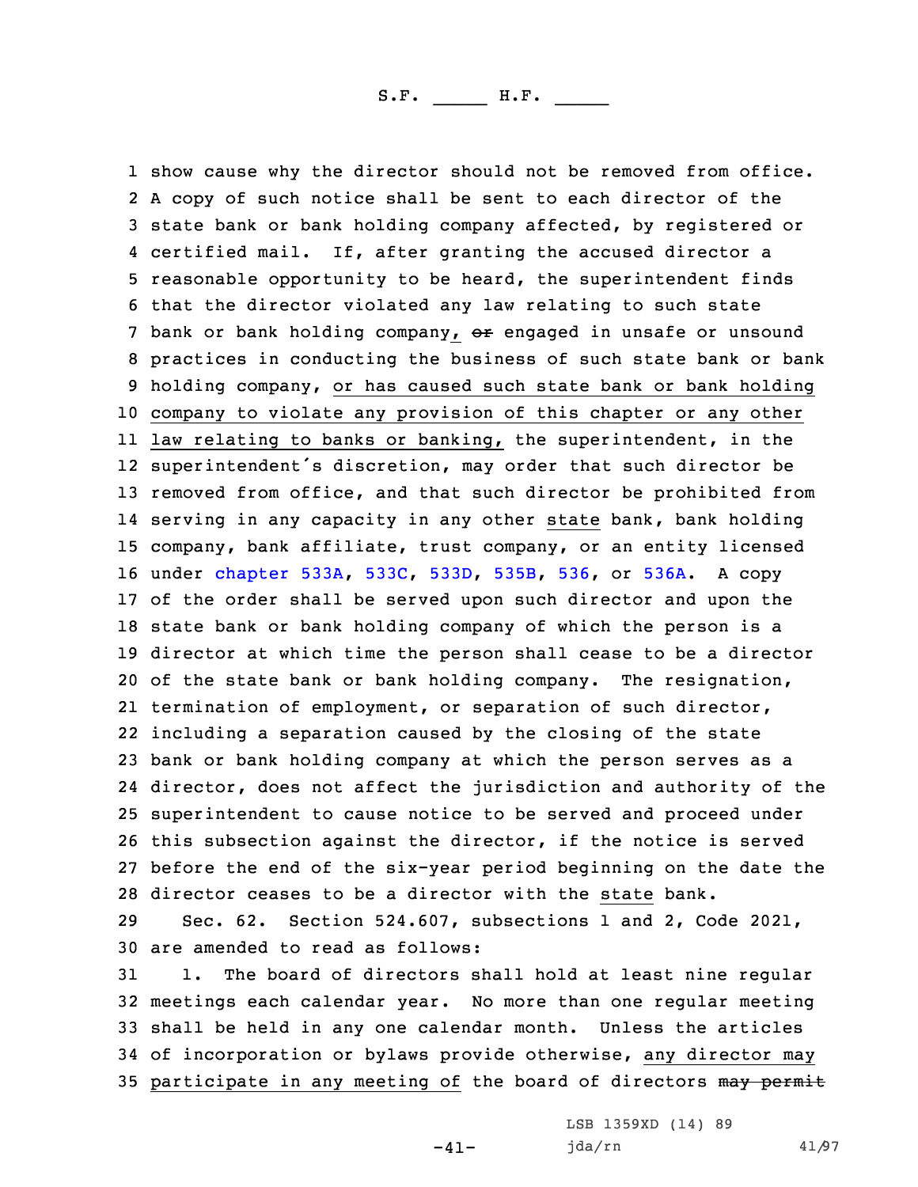show cause why the director should not be removed from office. A copy of such notice shall be sent to each director of the state bank or bank holding company affected, by registered or certified mail. If, after granting the accused director a reasonable opportunity to be heard, the superintendent finds that the director violated any law relating to such state bank or bank holding company, ~~or~~ engaged in unsafe or unsound practices in conducting the business of such state bank or bank holding company, or has caused such state bank or bank holding company to violate any provision of this chapter or any other law relating to banks or banking, the superintendent, in the superintendent's discretion, may order that such director be removed from office, and that such director be prohibited from serving in any capacity in any other state bank, bank holding company, bank affiliate, trust company, or an entity licensed under chapter 533A, 533C, 533D, 535B, 536, or 536A. A copy of the order shall be served upon such director and upon the state bank or bank holding company of which the person is a director at which time the person shall cease to be a director of the state bank or bank holding company. The resignation, termination of employment, or separation of such director, including a separation caused by the closing of the state bank or bank holding company at which the person serves as a director, does not affect the jurisdiction and authority of the superintendent to cause notice to be served and proceed under this subsection against the director, if the notice is served before the end of the six-year period beginning on the date the director ceases to be a director with the state bank.

Sec. 62. Section 524.607, subsections 1 and 2, Code 2021, are amended to read as follows:

1. The board of directors shall hold at least nine regular meetings each calendar year. No more than one regular meeting shall be held in any one calendar month. Unless the articles of incorporation or bylaws provide otherwise, any director may participate in any meeting of the board of directors ~~may permit~~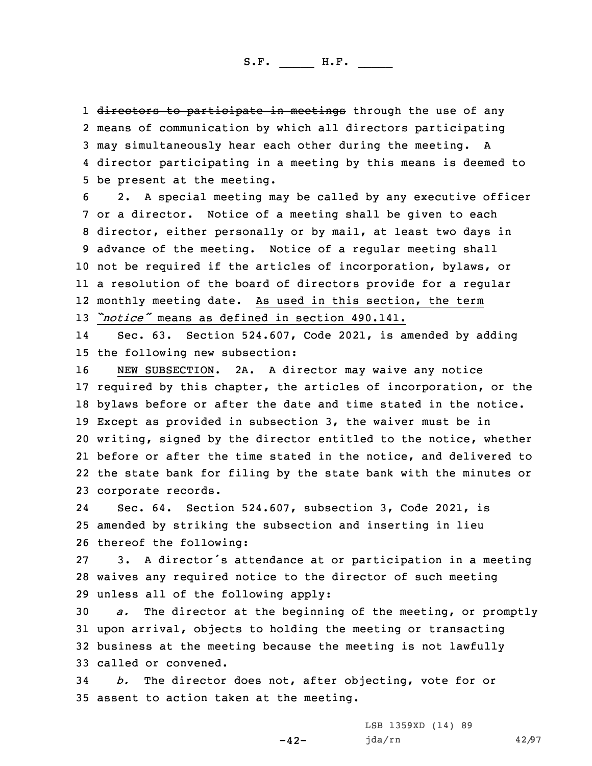~~directors to participate in meetings~~ through the use of any means of communication by which all directors participating may simultaneously hear each other during the meeting. A director participating in a meeting by this means is deemed to be present at the meeting.

2. A special meeting may be called by any executive officer or a director. Notice of a meeting shall be given to each director, either personally or by mail, at least two days in advance of the meeting. Notice of a regular meeting shall not be required if the articles of incorporation, bylaws, or a resolution of the board of directors provide for a regular monthly meeting date. <u>As used in this section, the term *"notice"* means as defined in section 490.141.</u>

Sec. 63. Section 524.607, Code 2021, is amended by adding the following new subsection:

<u>NEW SUBSECTION</u>. 2A. A director may waive any notice required by this chapter, the articles of incorporation, or the bylaws before or after the date and time stated in the notice. Except as provided in subsection 3, the waiver must be in writing, signed by the director entitled to the notice, whether before or after the time stated in the notice, and delivered to the state bank for filing by the state bank with the minutes or corporate records.

Sec. 64. Section 524.607, subsection 3, Code 2021, is amended by striking the subsection and inserting in lieu thereof the following:

3. A director's attendance at or participation in a meeting waives any required notice to the director of such meeting unless all of the following apply:

*a.* The director at the beginning of the meeting, or promptly upon arrival, objects to holding the meeting or transacting business at the meeting because the meeting is not lawfully called or convened.

*b.* The director does not, after objecting, vote for or assent to action taken at the meeting.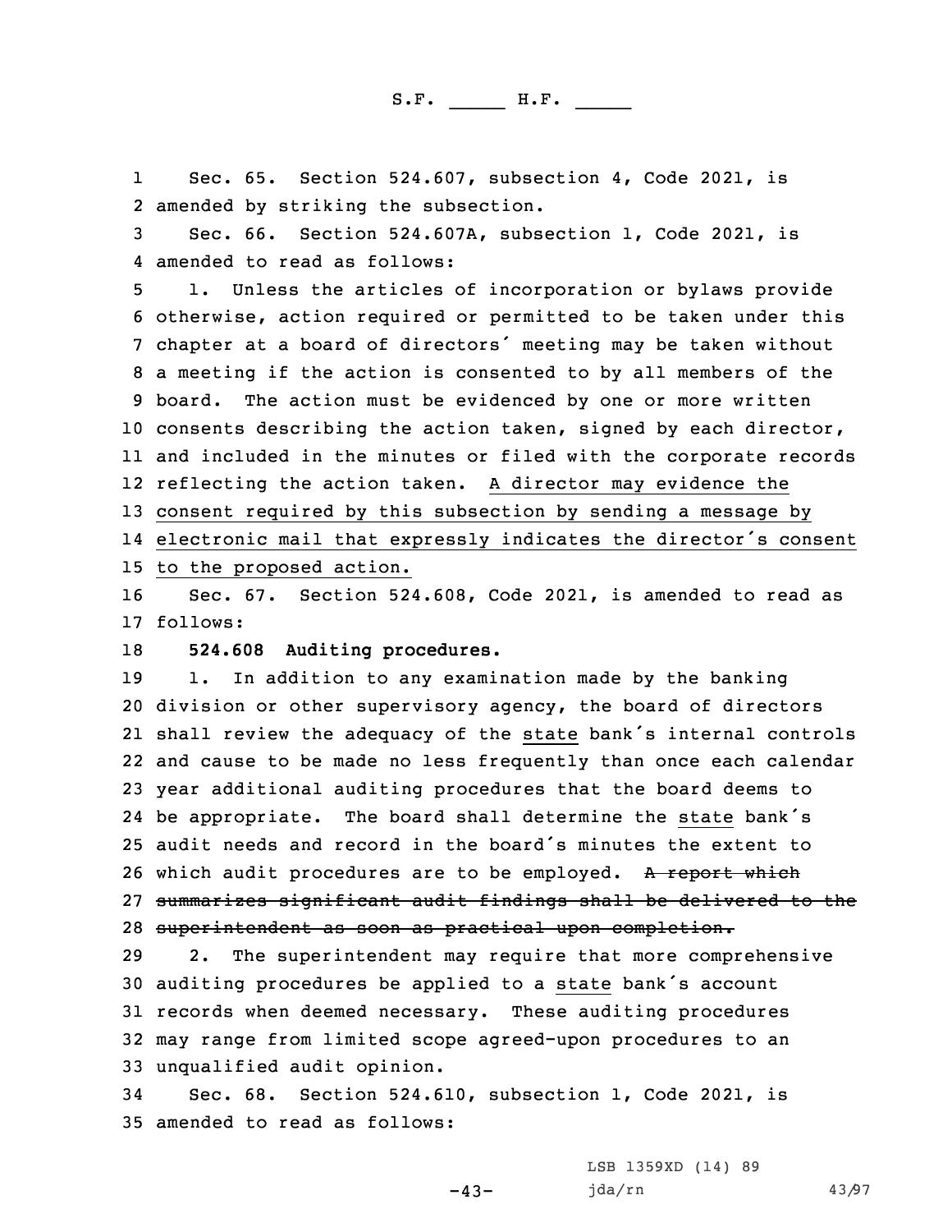Sec. 65. Section 524.607, subsection 4, Code 2021, is amended by striking the subsection.

Sec. 66. Section 524.607A, subsection 1, Code 2021, is amended to read as follows:

1. Unless the articles of incorporation or bylaws provide otherwise, action required or permitted to be taken under this chapter at a board of directors' meeting may be taken without a meeting if the action is consented to by all members of the board. The action must be evidenced by one or more written consents describing the action taken, signed by each director, and included in the minutes or filed with the corporate records reflecting the action taken. A director may evidence the consent required by this subsection by sending a message by electronic mail that expressly indicates the director's consent to the proposed action.

Sec. 67. Section 524.608, Code 2021, is amended to read as follows:

**524.608 Auditing procedures.**

1. In addition to any examination made by the banking division or other supervisory agency, the board of directors shall review the adequacy of the state bank's internal controls and cause to be made no less frequently than once each calendar year additional auditing procedures that the board deems to be appropriate. The board shall determine the state bank's audit needs and record in the board's minutes the extent to which audit procedures are to be employed. ~~A report which summarizes significant audit findings shall be delivered to the superintendent as soon as practical upon completion.~~

2. The superintendent may require that more comprehensive auditing procedures be applied to a state bank's account records when deemed necessary. These auditing procedures may range from limited scope agreed-upon procedures to an unqualified audit opinion.

Sec. 68. Section 524.610, subsection 1, Code 2021, is amended to read as follows: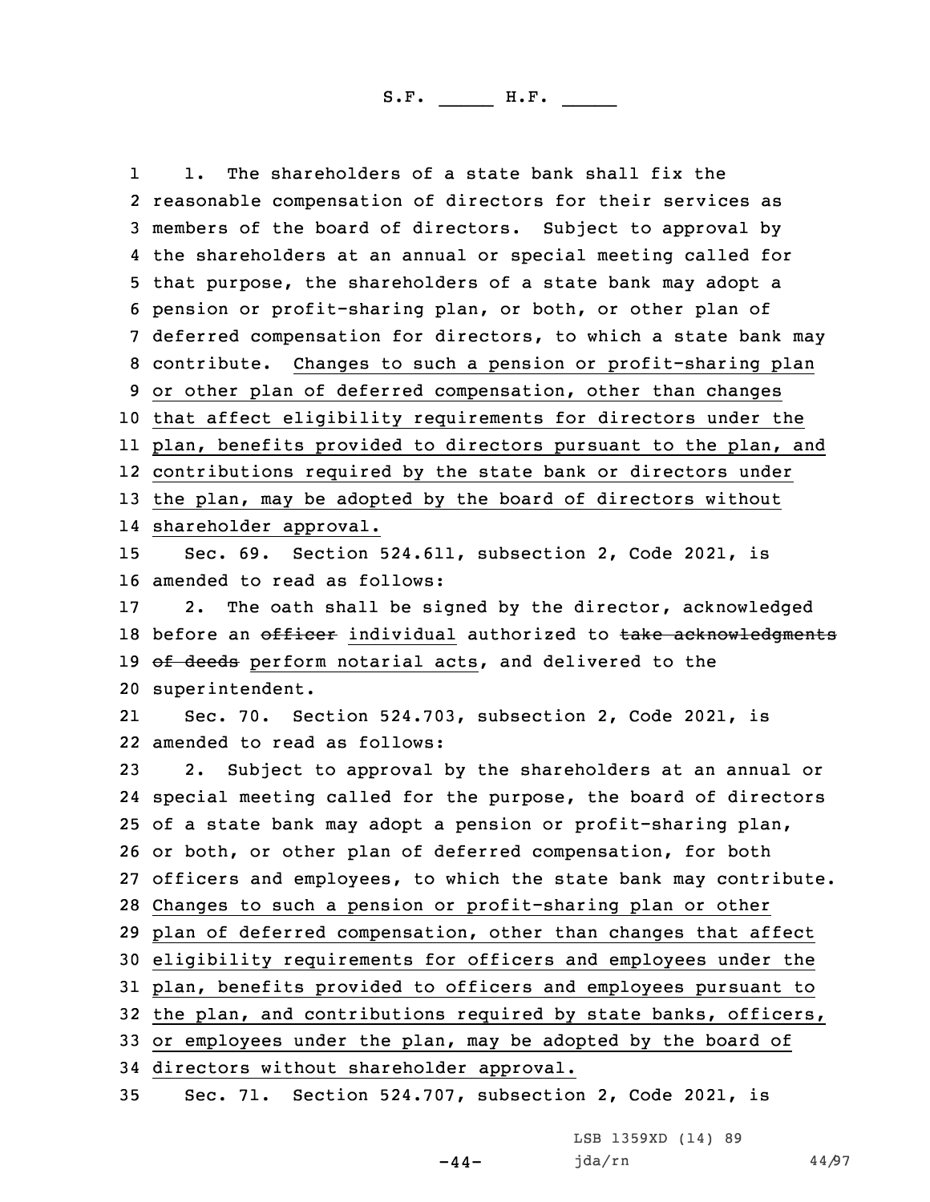1. The shareholders of a state bank shall fix the reasonable compensation of directors for their services as members of the board of directors. Subject to approval by the shareholders at an annual or special meeting called for that purpose, the shareholders of a state bank may adopt a pension or profit-sharing plan, or both, or other plan of deferred compensation for directors, to which a state bank may contribute. Changes to such a pension or profit-sharing plan or other plan of deferred compensation, other than changes that affect eligibility requirements for directors under the plan, benefits provided to directors pursuant to the plan, and contributions required by the state bank or directors under the plan, may be adopted by the board of directors without shareholder approval.

Sec. 69. Section 524.611, subsection 2, Code 2021, is amended to read as follows:

2. The oath shall be signed by the director, acknowledged before an ~~officer~~ individual authorized to ~~take acknowledgments of deeds~~ perform notarial acts, and delivered to the superintendent.

Sec. 70. Section 524.703, subsection 2, Code 2021, is amended to read as follows:

2. Subject to approval by the shareholders at an annual or special meeting called for the purpose, the board of directors of a state bank may adopt a pension or profit-sharing plan, or both, or other plan of deferred compensation, for both officers and employees, to which the state bank may contribute. Changes to such a pension or profit-sharing plan or other plan of deferred compensation, other than changes that affect eligibility requirements for officers and employees under the plan, benefits provided to officers and employees pursuant to the plan, and contributions required by state banks, officers, or employees under the plan, may be adopted by the board of directors without shareholder approval.

Sec. 71. Section 524.707, subsection 2, Code 2021, is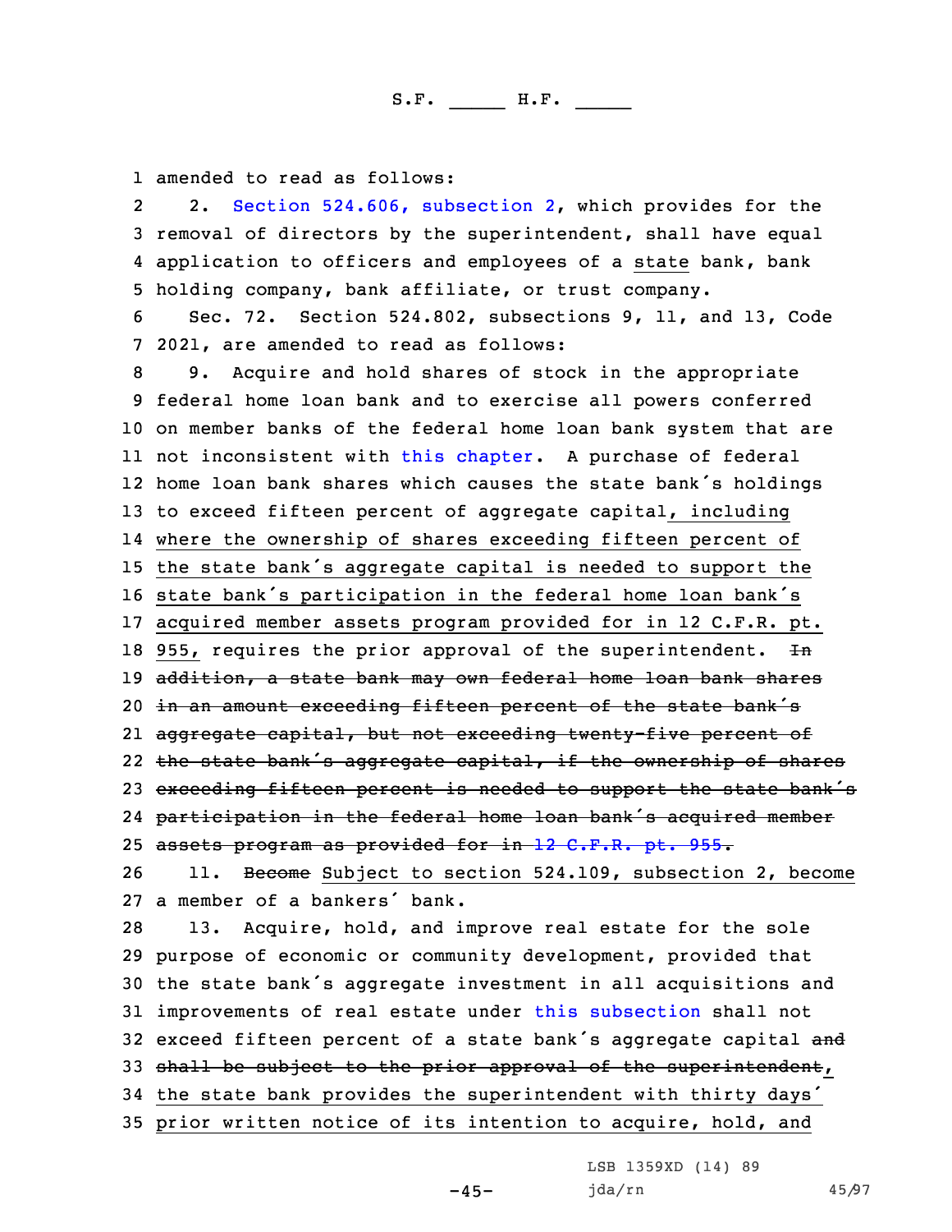amended to read as follows:

2. Section 524.606, subsection 2, which provides for the removal of directors by the superintendent, shall have equal application to officers and employees of a state bank, bank holding company, bank affiliate, or trust company.

Sec. 72. Section 524.802, subsections 9, 11, and 13, Code 2021, are amended to read as follows:

9. Acquire and hold shares of stock in the appropriate federal home loan bank and to exercise all powers conferred on member banks of the federal home loan bank system that are not inconsistent with this chapter. A purchase of federal home loan bank shares which causes the state bank's holdings to exceed fifteen percent of aggregate capital, including where the ownership of shares exceeding fifteen percent of the state bank's aggregate capital is needed to support the state bank's participation in the federal home loan bank's acquired member assets program provided for in 12 C.F.R. pt. 955, requires the prior approval of the superintendent. ~~In addition, a state bank may own federal home loan bank shares in an amount exceeding fifteen percent of the state bank's aggregate capital, but not exceeding twenty-five percent of the state bank's aggregate capital, if the ownership of shares exceeding fifteen percent is needed to support the state bank's participation in the federal home loan bank's acquired member assets program as provided for in 12 C.F.R. pt. 955.~~

11. ~~Become~~ Subject to section 524.109, subsection 2, become a member of a bankers' bank.

13. Acquire, hold, and improve real estate for the sole purpose of economic or community development, provided that the state bank's aggregate investment in all acquisitions and improvements of real estate under this subsection shall not exceed fifteen percent of a state bank's aggregate capital ~~and shall be subject to the prior approval of the superintendent~~, the state bank provides the superintendent with thirty days' prior written notice of its intention to acquire, hold, and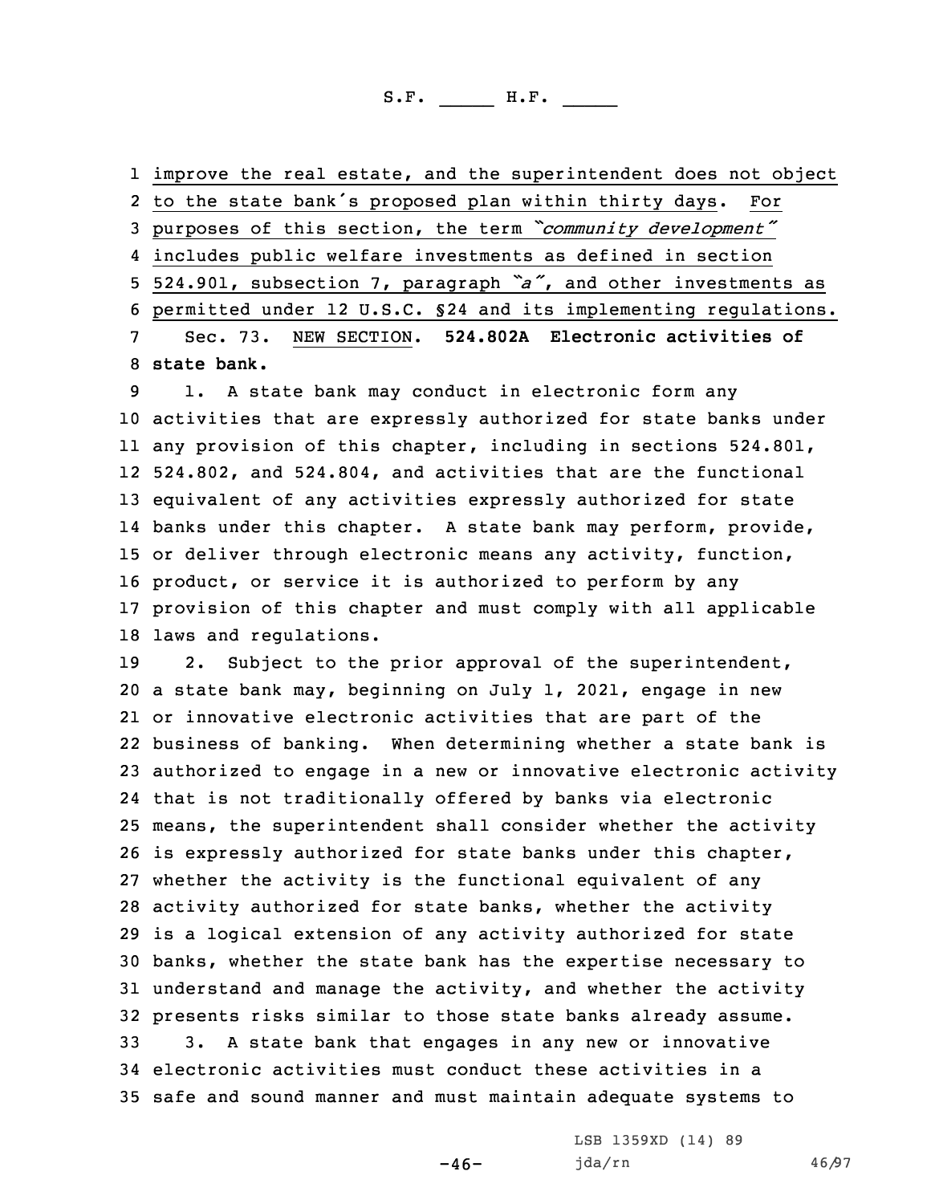improve the real estate, and the superintendent does not object to the state bank's proposed plan within thirty days. For purposes of this section, the term *"community development"* includes public welfare investments as defined in section 524.901, subsection 7, paragraph *"a"*, and other investments as permitted under 12 U.S.C. §24 and its implementing regulations.

Sec. 73. NEW SECTION. **524.802A Electronic activities of state bank.**

1. A state bank may conduct in electronic form any activities that are expressly authorized for state banks under any provision of this chapter, including in sections 524.801, 524.802, and 524.804, and activities that are the functional equivalent of any activities expressly authorized for state banks under this chapter. A state bank may perform, provide, or deliver through electronic means any activity, function, product, or service it is authorized to perform by any provision of this chapter and must comply with all applicable laws and regulations.

2. Subject to the prior approval of the superintendent, a state bank may, beginning on July 1, 2021, engage in new or innovative electronic activities that are part of the business of banking. When determining whether a state bank is authorized to engage in a new or innovative electronic activity that is not traditionally offered by banks via electronic means, the superintendent shall consider whether the activity is expressly authorized for state banks under this chapter, whether the activity is the functional equivalent of any activity authorized for state banks, whether the activity is a logical extension of any activity authorized for state banks, whether the state bank has the expertise necessary to understand and manage the activity, and whether the activity presents risks similar to those state banks already assume.

3. A state bank that engages in any new or innovative electronic activities must conduct these activities in a safe and sound manner and must maintain adequate systems to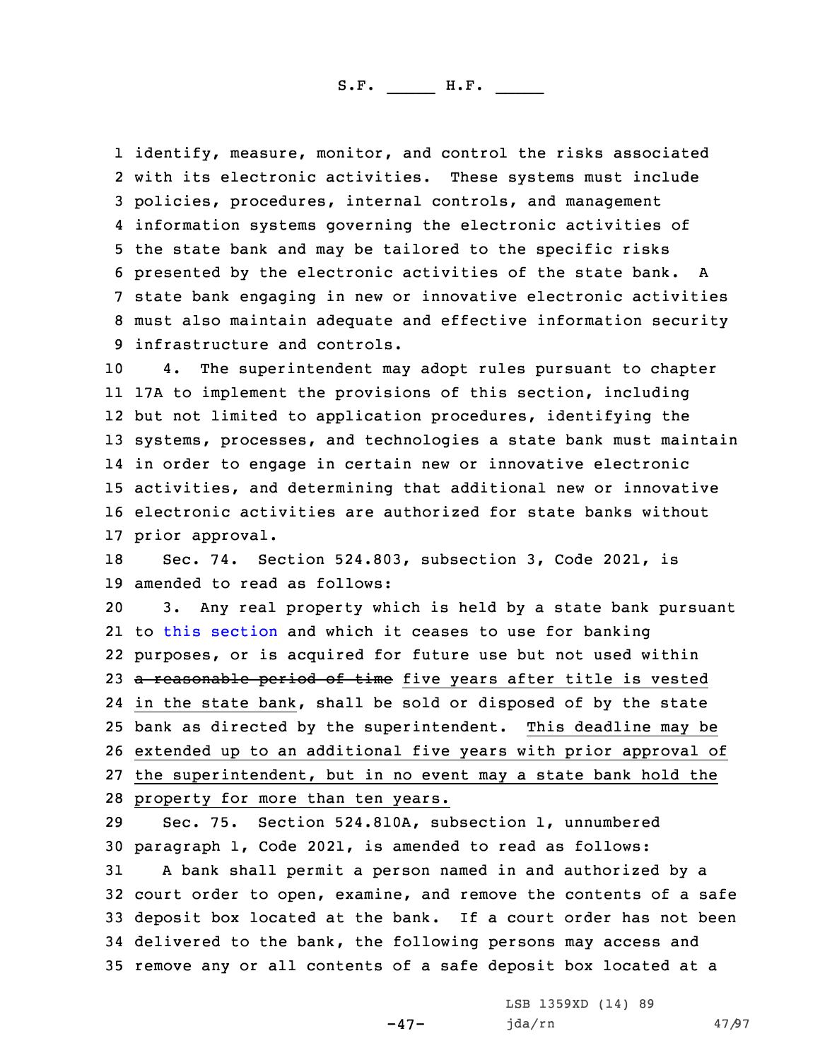identify, measure, monitor, and control the risks associated with its electronic activities. These systems must include policies, procedures, internal controls, and management information systems governing the electronic activities of the state bank and may be tailored to the specific risks presented by the electronic activities of the state bank. A state bank engaging in new or innovative electronic activities must also maintain adequate and effective information security infrastructure and controls.

4. The superintendent may adopt rules pursuant to chapter 17A to implement the provisions of this section, including but not limited to application procedures, identifying the systems, processes, and technologies a state bank must maintain in order to engage in certain new or innovative electronic activities, and determining that additional new or innovative electronic activities are authorized for state banks without prior approval.

Sec. 74. Section 524.803, subsection 3, Code 2021, is amended to read as follows:

3. Any real property which is held by a state bank pursuant to this section and which it ceases to use for banking purposes, or is acquired for future use but not used within ~~a reasonable period of time~~ five years after title is vested in the state bank, shall be sold or disposed of by the state bank as directed by the superintendent. This deadline may be extended up to an additional five years with prior approval of the superintendent, but in no event may a state bank hold the property for more than ten years.

Sec. 75. Section 524.810A, subsection 1, unnumbered paragraph 1, Code 2021, is amended to read as follows:

A bank shall permit a person named in and authorized by a court order to open, examine, and remove the contents of a safe deposit box located at the bank. If a court order has not been delivered to the bank, the following persons may access and remove any or all contents of a safe deposit box located at a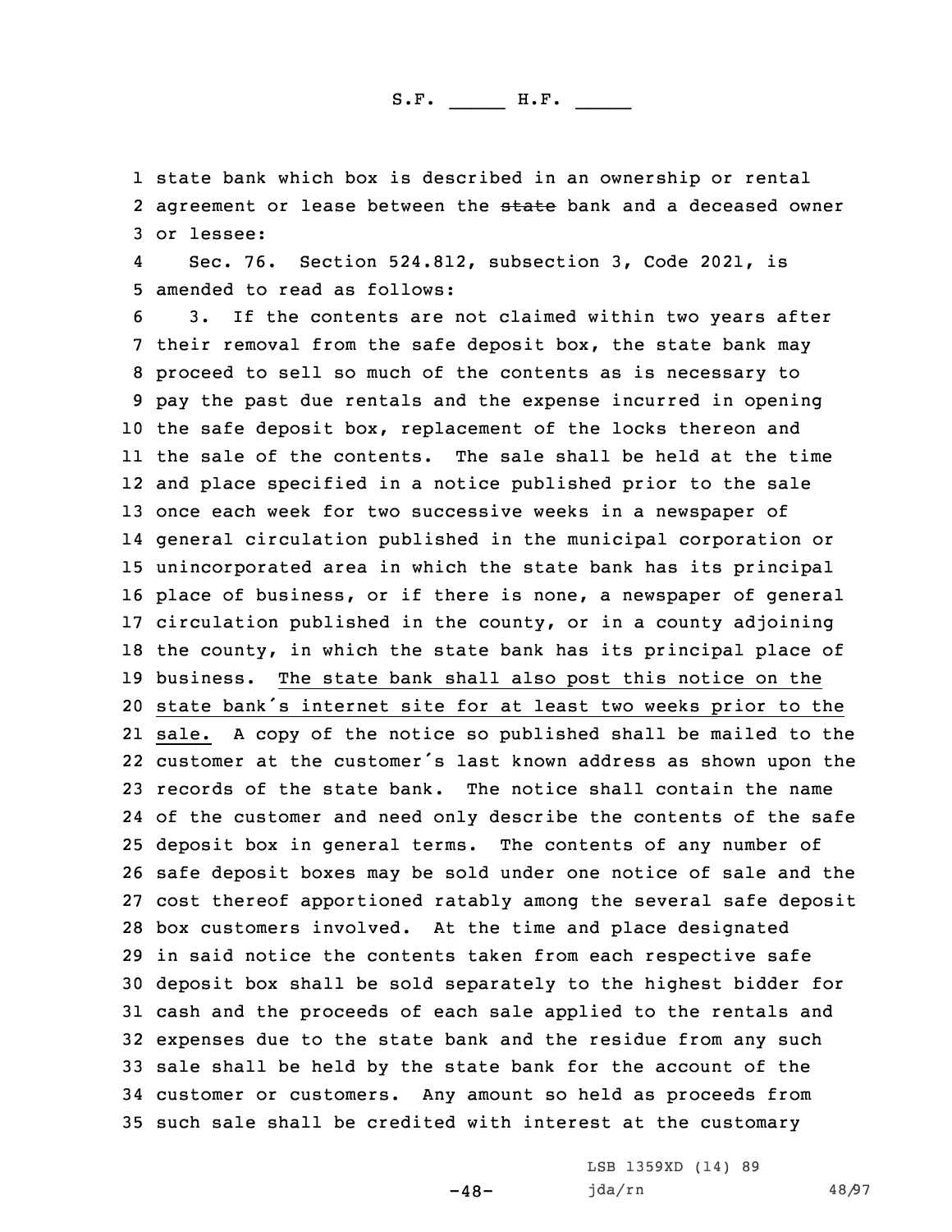state bank which box is described in an ownership or rental agreement or lease between the ~~state~~ bank and a deceased owner or lessee:

Sec. 76. Section 524.812, subsection 3, Code 2021, is amended to read as follows:

3. If the contents are not claimed within two years after their removal from the safe deposit box, the state bank may proceed to sell so much of the contents as is necessary to pay the past due rentals and the expense incurred in opening the safe deposit box, replacement of the locks thereon and the sale of the contents. The sale shall be held at the time and place specified in a notice published prior to the sale once each week for two successive weeks in a newspaper of general circulation published in the municipal corporation or unincorporated area in which the state bank has its principal place of business, or if there is none, a newspaper of general circulation published in the county, or in a county adjoining the county, in which the state bank has its principal place of business. The state bank shall also post this notice on the state bank's internet site for at least two weeks prior to the sale. A copy of the notice so published shall be mailed to the customer at the customer's last known address as shown upon the records of the state bank. The notice shall contain the name of the customer and need only describe the contents of the safe deposit box in general terms. The contents of any number of safe deposit boxes may be sold under one notice of sale and the cost thereof apportioned ratably among the several safe deposit box customers involved. At the time and place designated in said notice the contents taken from each respective safe deposit box shall be sold separately to the highest bidder for cash and the proceeds of each sale applied to the rentals and expenses due to the state bank and the residue from any such sale shall be held by the state bank for the account of the customer or customers. Any amount so held as proceeds from such sale shall be credited with interest at the customary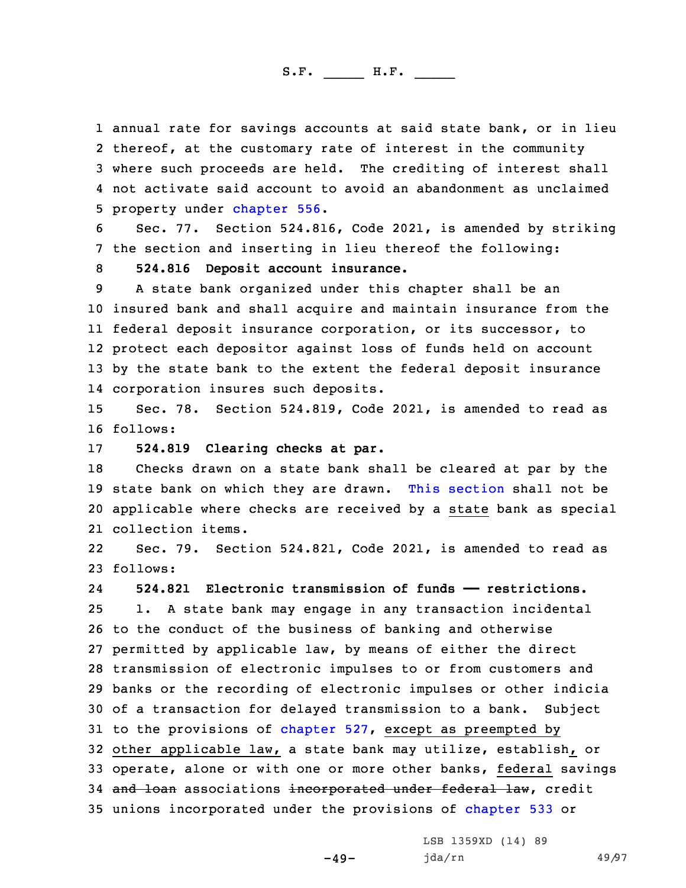annual rate for savings accounts at said state bank, or in lieu thereof, at the customary rate of interest in the community where such proceeds are held. The crediting of interest shall not activate said account to avoid an abandonment as unclaimed property under chapter 556.

Sec. 77. Section 524.816, Code 2021, is amended by striking the section and inserting in lieu thereof the following:

**524.816 Deposit account insurance.**

A state bank organized under this chapter shall be an insured bank and shall acquire and maintain insurance from the federal deposit insurance corporation, or its successor, to protect each depositor against loss of funds held on account by the state bank to the extent the federal deposit insurance corporation insures such deposits.

Sec. 78. Section 524.819, Code 2021, is amended to read as follows:

**524.819 Clearing checks at par.**

Checks drawn on a state bank shall be cleared at par by the state bank on which they are drawn. This section shall not be applicable where checks are received by a state bank as special collection items.

Sec. 79. Section 524.821, Code 2021, is amended to read as follows:

**524.821 Electronic transmission of funds — restrictions.**

1. A state bank may engage in any transaction incidental to the conduct of the business of banking and otherwise permitted by applicable law, by means of either the direct transmission of electronic impulses to or from customers and banks or the recording of electronic impulses or other indicia of a transaction for delayed transmission to a bank. Subject to the provisions of chapter 527, except as preempted by other applicable law, a state bank may utilize, establish, or operate, alone or with one or more other banks, federal savings ~~and loan~~ associations ~~incorporated under federal law~~, credit unions incorporated under the provisions of chapter 533 or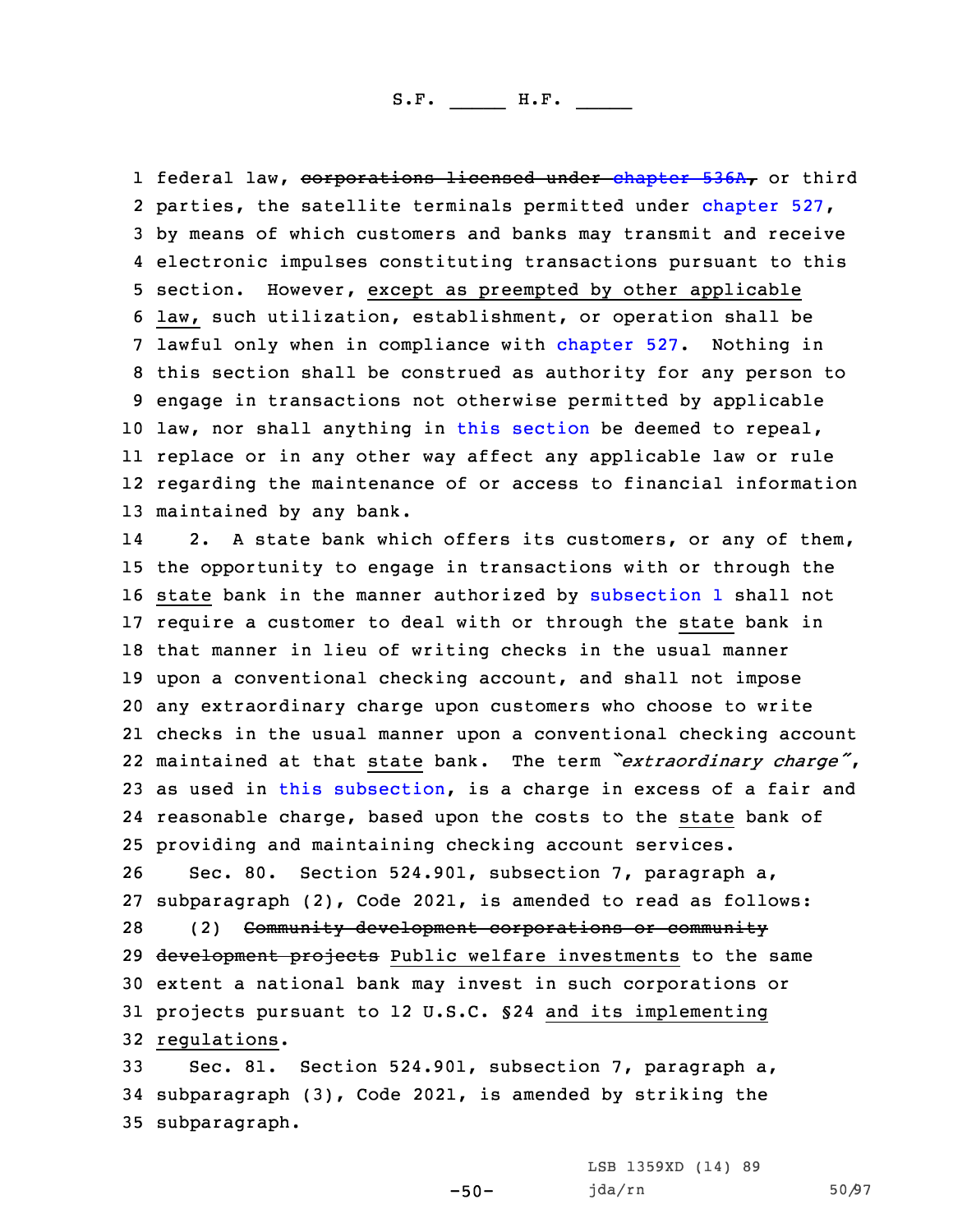federal law, ~~corporations licensed under chapter 536A,~~ or third parties, the satellite terminals permitted under chapter 527, by means of which customers and banks may transmit and receive electronic impulses constituting transactions pursuant to this section. However, except as preempted by other applicable law, such utilization, establishment, or operation shall be lawful only when in compliance with chapter 527. Nothing in this section shall be construed as authority for any person to engage in transactions not otherwise permitted by applicable law, nor shall anything in this section be deemed to repeal, replace or in any other way affect any applicable law or rule regarding the maintenance of or access to financial information maintained by any bank.

2. A state bank which offers its customers, or any of them, the opportunity to engage in transactions with or through the state bank in the manner authorized by subsection 1 shall not require a customer to deal with or through the state bank in that manner in lieu of writing checks in the usual manner upon a conventional checking account, and shall not impose any extraordinary charge upon customers who choose to write checks in the usual manner upon a conventional checking account maintained at that state bank. The term *"extraordinary charge"*, as used in this subsection, is a charge in excess of a fair and reasonable charge, based upon the costs to the state bank of providing and maintaining checking account services.

Sec. 80. Section 524.901, subsection 7, paragraph a, subparagraph (2), Code 2021, is amended to read as follows:

(2) ~~Community development corporations or community development projects~~ Public welfare investments to the same extent a national bank may invest in such corporations or projects pursuant to 12 U.S.C. §24 and its implementing regulations.

Sec. 81. Section 524.901, subsection 7, paragraph a, subparagraph (3), Code 2021, is amended by striking the subparagraph.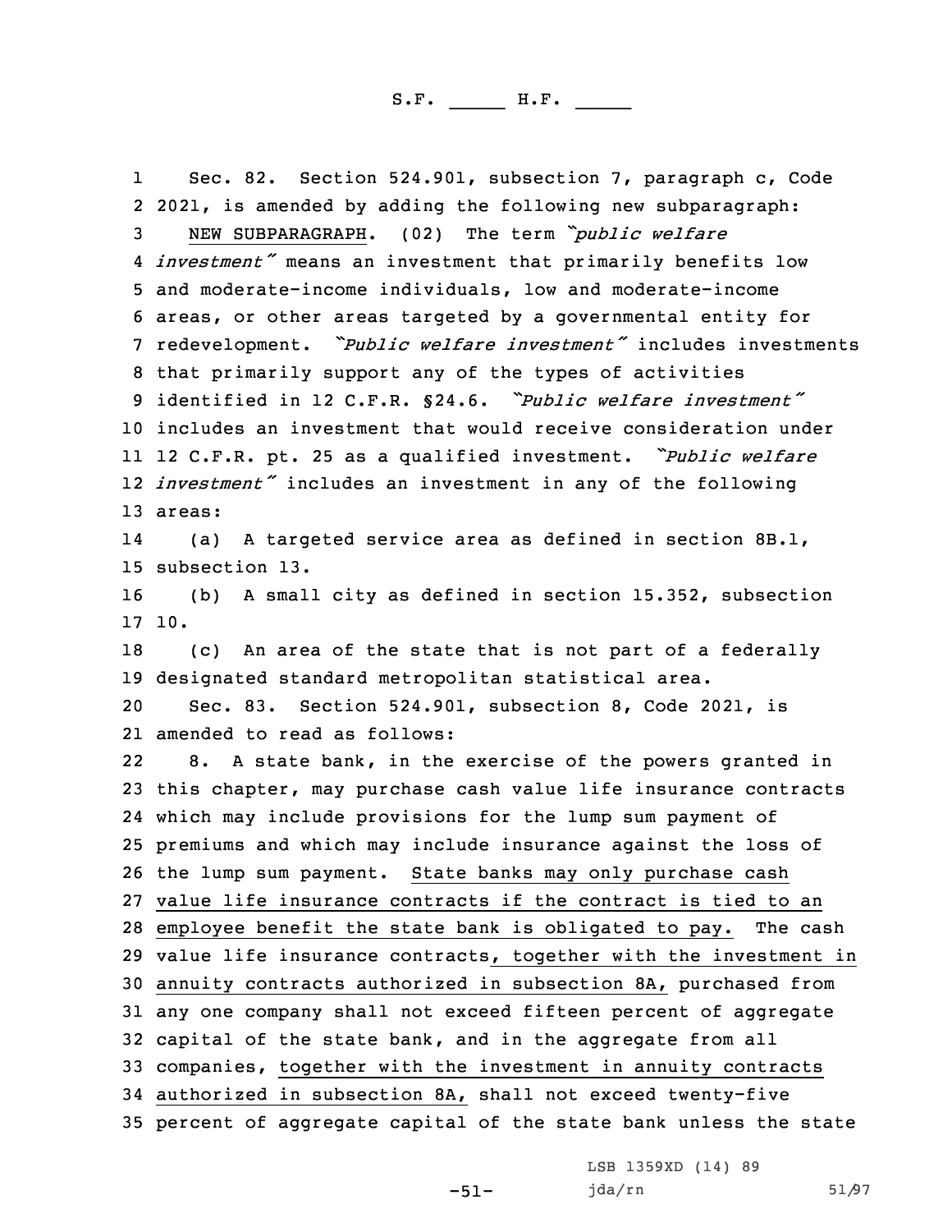Sec. 82. Section 524.901, subsection 7, paragraph c, Code 2021, is amended by adding the following new subparagraph:

NEW SUBPARAGRAPH. (02) The term *"public welfare investment"* means an investment that primarily benefits low and moderate-income individuals, low and moderate-income areas, or other areas targeted by a governmental entity for redevelopment. *"Public welfare investment"* includes investments that primarily support any of the types of activities identified in 12 C.F.R. §24.6. *"Public welfare investment"* includes an investment that would receive consideration under 12 C.F.R. pt. 25 as a qualified investment. *"Public welfare investment"* includes an investment in any of the following areas:

(a) A targeted service area as defined in section 8B.1, subsection 13.

(b) A small city as defined in section 15.352, subsection 10.

(c) An area of the state that is not part of a federally designated standard metropolitan statistical area.

Sec. 83. Section 524.901, subsection 8, Code 2021, is amended to read as follows:

8. A state bank, in the exercise of the powers granted in this chapter, may purchase cash value life insurance contracts which may include provisions for the lump sum payment of premiums and which may include insurance against the loss of the lump sum payment. State banks may only purchase cash value life insurance contracts if the contract is tied to an employee benefit the state bank is obligated to pay. The cash value life insurance contracts, together with the investment in annuity contracts authorized in subsection 8A, purchased from any one company shall not exceed fifteen percent of aggregate capital of the state bank, and in the aggregate from all companies, together with the investment in annuity contracts authorized in subsection 8A, shall not exceed twenty-five percent of aggregate capital of the state bank unless the state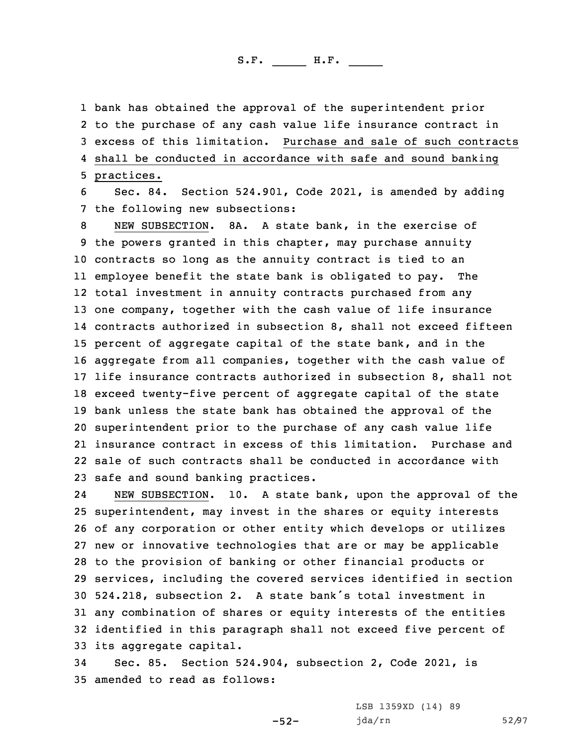bank has obtained the approval of the superintendent prior to the purchase of any cash value life insurance contract in excess of this limitation. Purchase and sale of such contracts shall be conducted in accordance with safe and sound banking practices.

Sec. 84. Section 524.901, Code 2021, is amended by adding the following new subsections:

NEW SUBSECTION. 8A. A state bank, in the exercise of the powers granted in this chapter, may purchase annuity contracts so long as the annuity contract is tied to an employee benefit the state bank is obligated to pay. The total investment in annuity contracts purchased from any one company, together with the cash value of life insurance contracts authorized in subsection 8, shall not exceed fifteen percent of aggregate capital of the state bank, and in the aggregate from all companies, together with the cash value of life insurance contracts authorized in subsection 8, shall not exceed twenty-five percent of aggregate capital of the state bank unless the state bank has obtained the approval of the superintendent prior to the purchase of any cash value life insurance contract in excess of this limitation. Purchase and sale of such contracts shall be conducted in accordance with safe and sound banking practices.

NEW SUBSECTION. 10. A state bank, upon the approval of the superintendent, may invest in the shares or equity interests of any corporation or other entity which develops or utilizes new or innovative technologies that are or may be applicable to the provision of banking or other financial products or services, including the covered services identified in section 524.218, subsection 2. A state bank's total investment in any combination of shares or equity interests of the entities identified in this paragraph shall not exceed five percent of its aggregate capital.

Sec. 85. Section 524.904, subsection 2, Code 2021, is amended to read as follows: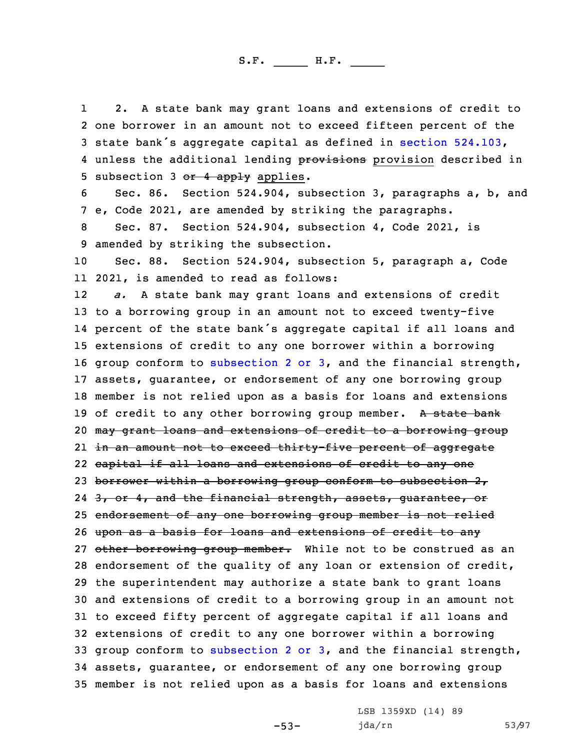2. A state bank may grant loans and extensions of credit to one borrower in an amount not to exceed fifteen percent of the state bank's aggregate capital as defined in section 524.103, unless the additional lending ~~provisions~~ provision described in subsection 3 ~~or 4 apply~~ applies.

Sec. 86. Section 524.904, subsection 3, paragraphs a, b, and e, Code 2021, are amended by striking the paragraphs.

Sec. 87. Section 524.904, subsection 4, Code 2021, is amended by striking the subsection.

Sec. 88. Section 524.904, subsection 5, paragraph a, Code 2021, is amended to read as follows:

*a.* A state bank may grant loans and extensions of credit to a borrowing group in an amount not to exceed twenty-five percent of the state bank's aggregate capital if all loans and extensions of credit to any one borrower within a borrowing group conform to subsection 2 or 3, and the financial strength, assets, guarantee, or endorsement of any one borrowing group member is not relied upon as a basis for loans and extensions of credit to any other borrowing group member. ~~A state bank may grant loans and extensions of credit to a borrowing group in an amount not to exceed thirty-five percent of aggregate capital if all loans and extensions of credit to any one borrower within a borrowing group conform to subsection 2, 3, or 4, and the financial strength, assets, guarantee, or endorsement of any one borrowing group member is not relied upon as a basis for loans and extensions of credit to any other borrowing group member.~~ While not to be construed as an endorsement of the quality of any loan or extension of credit, the superintendent may authorize a state bank to grant loans and extensions of credit to a borrowing group in an amount not to exceed fifty percent of aggregate capital if all loans and extensions of credit to any one borrower within a borrowing group conform to subsection 2 or 3, and the financial strength, assets, guarantee, or endorsement of any one borrowing group member is not relied upon as a basis for loans and extensions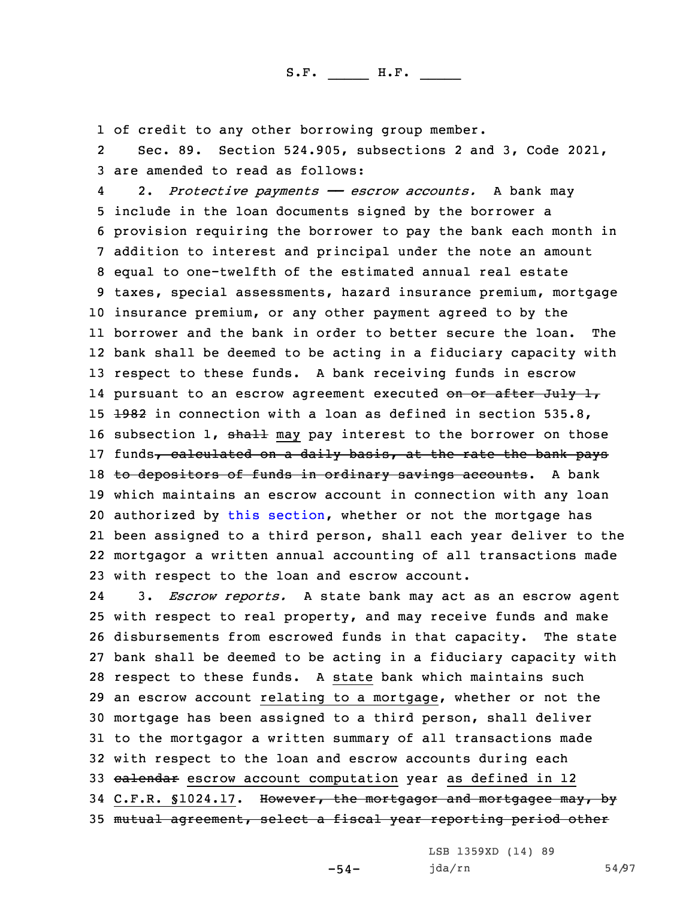of credit to any other borrowing group member.

Sec. 89. Section 524.905, subsections 2 and 3, Code 2021, are amended to read as follows:

2. *Protective payments —— escrow accounts.* A bank may include in the loan documents signed by the borrower a provision requiring the borrower to pay the bank each month in addition to interest and principal under the note an amount equal to one-twelfth of the estimated annual real estate taxes, special assessments, hazard insurance premium, mortgage insurance premium, or any other payment agreed to by the borrower and the bank in order to better secure the loan. The bank shall be deemed to be acting in a fiduciary capacity with respect to these funds. A bank receiving funds in escrow pursuant to an escrow agreement executed ~~on or after July 1, 1982~~ in connection with a loan as defined in section 535.8, subsection 1, ~~shall~~ may pay interest to the borrower on those funds~~, calculated on a daily basis, at the rate the bank pays to depositors of funds in ordinary savings accounts~~. A bank which maintains an escrow account in connection with any loan authorized by this section, whether or not the mortgage has been assigned to a third person, shall each year deliver to the mortgagor a written annual accounting of all transactions made with respect to the loan and escrow account.

3. *Escrow reports.* A state bank may act as an escrow agent with respect to real property, and may receive funds and make disbursements from escrowed funds in that capacity. The state bank shall be deemed to be acting in a fiduciary capacity with respect to these funds. A state bank which maintains such an escrow account relating to a mortgage, whether or not the mortgage has been assigned to a third person, shall deliver to the mortgagor a written summary of all transactions made with respect to the loan and escrow accounts during each ~~calendar~~ escrow account computation year as defined in 12 C.F.R. §1024.17. ~~However, the mortgagor and mortgagee may, by mutual agreement, select a fiscal year reporting period other~~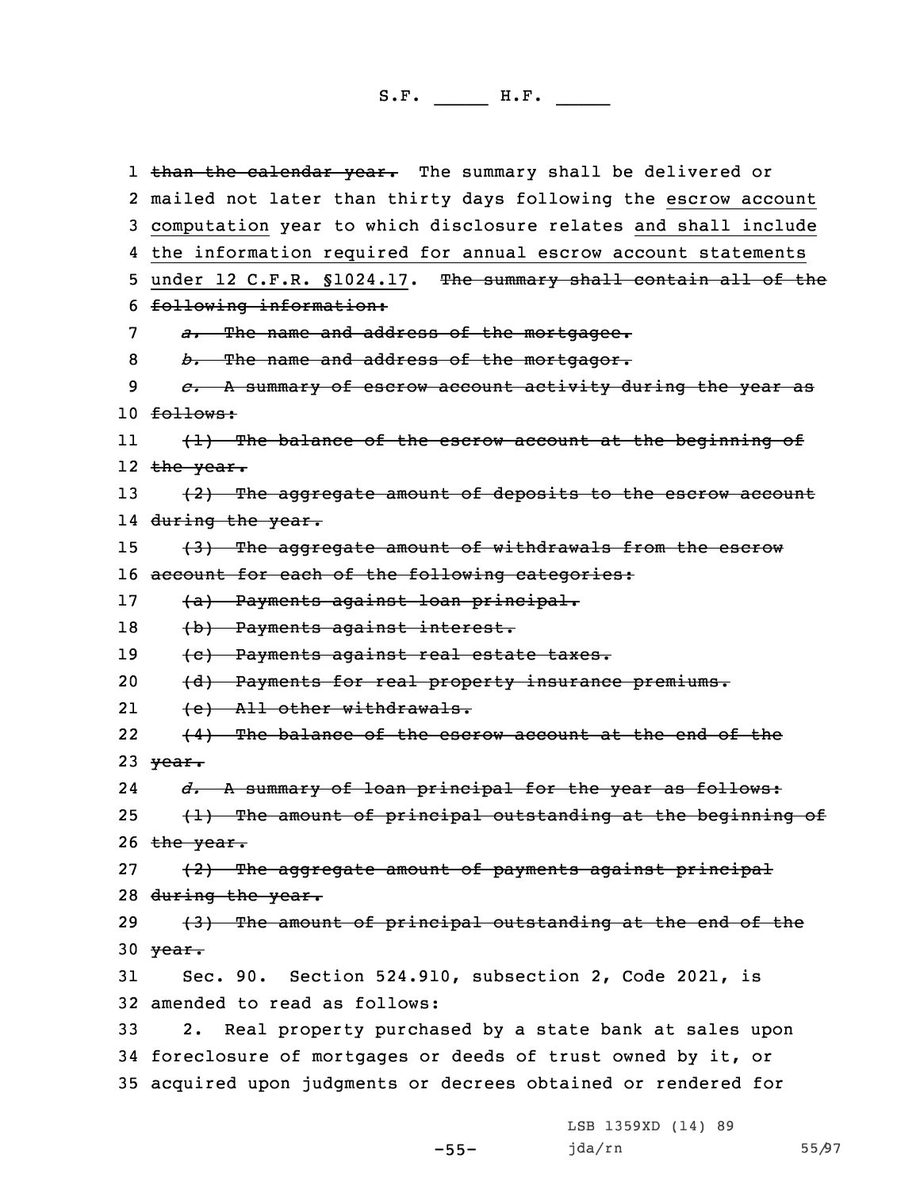~~than the calendar year.~~ The summary shall be delivered or mailed not later than thirty days following the escrow account computation year to which disclosure relates and shall include the information required for annual escrow account statements under 12 C.F.R. §1024.17. ~~The summary shall contain all of the following information:~~

~~*a.* The name and address of the mortgagee.~~

~~*b.* The name and address of the mortgagor.~~

~~*c.* A summary of escrow account activity during the year as follows:~~

~~(1) The balance of the escrow account at the beginning of the year.~~

~~(2) The aggregate amount of deposits to the escrow account during the year.~~

~~(3) The aggregate amount of withdrawals from the escrow account for each of the following categories:~~

~~(a) Payments against loan principal.~~

~~(b) Payments against interest.~~

~~(c) Payments against real estate taxes.~~

~~(d) Payments for real property insurance premiums.~~

~~(e) All other withdrawals.~~

~~(4) The balance of the escrow account at the end of the year.~~

~~*d.* A summary of loan principal for the year as follows:~~

~~(1) The amount of principal outstanding at the beginning of the year.~~

~~(2) The aggregate amount of payments against principal during the year.~~

~~(3) The amount of principal outstanding at the end of the year.~~

Sec. 90. Section 524.910, subsection 2, Code 2021, is amended to read as follows:

2. Real property purchased by a state bank at sales upon foreclosure of mortgages or deeds of trust owned by it, or acquired upon judgments or decrees obtained or rendered for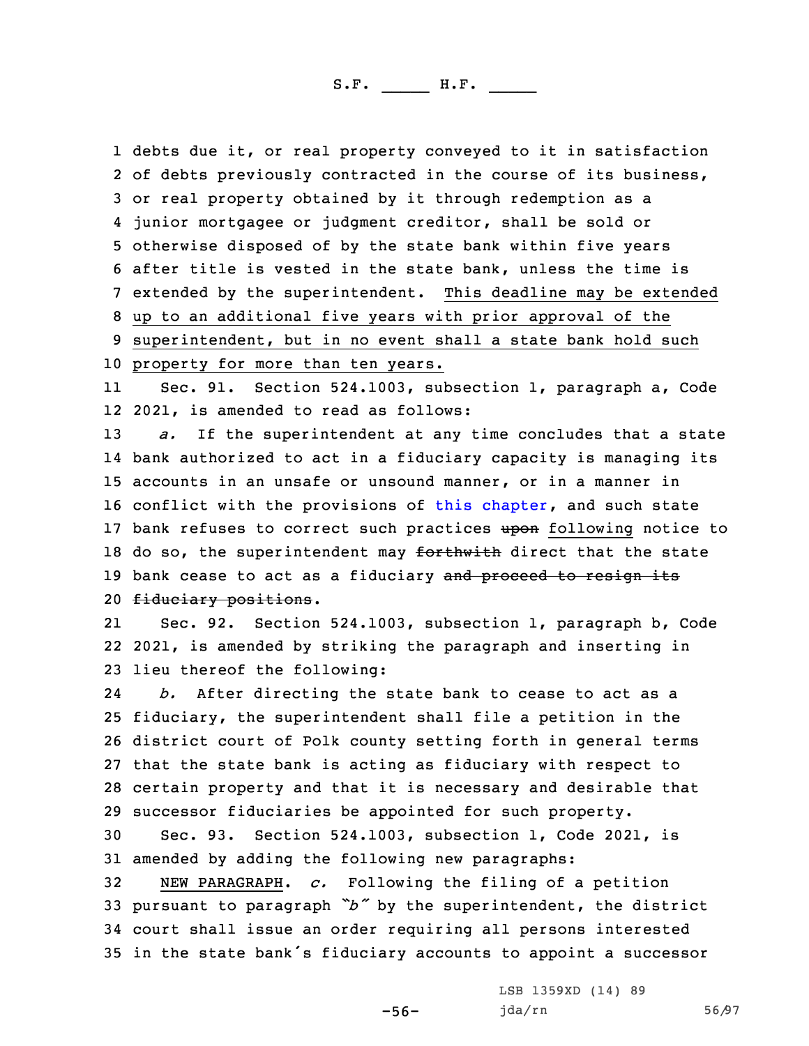debts due it, or real property conveyed to it in satisfaction of debts previously contracted in the course of its business, or real property obtained by it through redemption as a junior mortgagee or judgment creditor, shall be sold or otherwise disposed of by the state bank within five years after title is vested in the state bank, unless the time is extended by the superintendent. This deadline may be extended up to an additional five years with prior approval of the superintendent, but in no event shall a state bank hold such property for more than ten years.

Sec. 91. Section 524.1003, subsection 1, paragraph a, Code 2021, is amended to read as follows:

*a.* If the superintendent at any time concludes that a state bank authorized to act in a fiduciary capacity is managing its accounts in an unsafe or unsound manner, or in a manner in conflict with the provisions of this chapter, and such state bank refuses to correct such practices ~~upon~~ following notice to do so, the superintendent may ~~forthwith~~ direct that the state bank cease to act as a fiduciary ~~and proceed to resign its fiduciary positions~~.

Sec. 92. Section 524.1003, subsection 1, paragraph b, Code 2021, is amended by striking the paragraph and inserting in lieu thereof the following:

*b.* After directing the state bank to cease to act as a fiduciary, the superintendent shall file a petition in the district court of Polk county setting forth in general terms that the state bank is acting as fiduciary with respect to certain property and that it is necessary and desirable that successor fiduciaries be appointed for such property.

Sec. 93. Section 524.1003, subsection 1, Code 2021, is amended by adding the following new paragraphs:

NEW PARAGRAPH. *c.* Following the filing of a petition pursuant to paragraph *"b"* by the superintendent, the district court shall issue an order requiring all persons interested in the state bank's fiduciary accounts to appoint a successor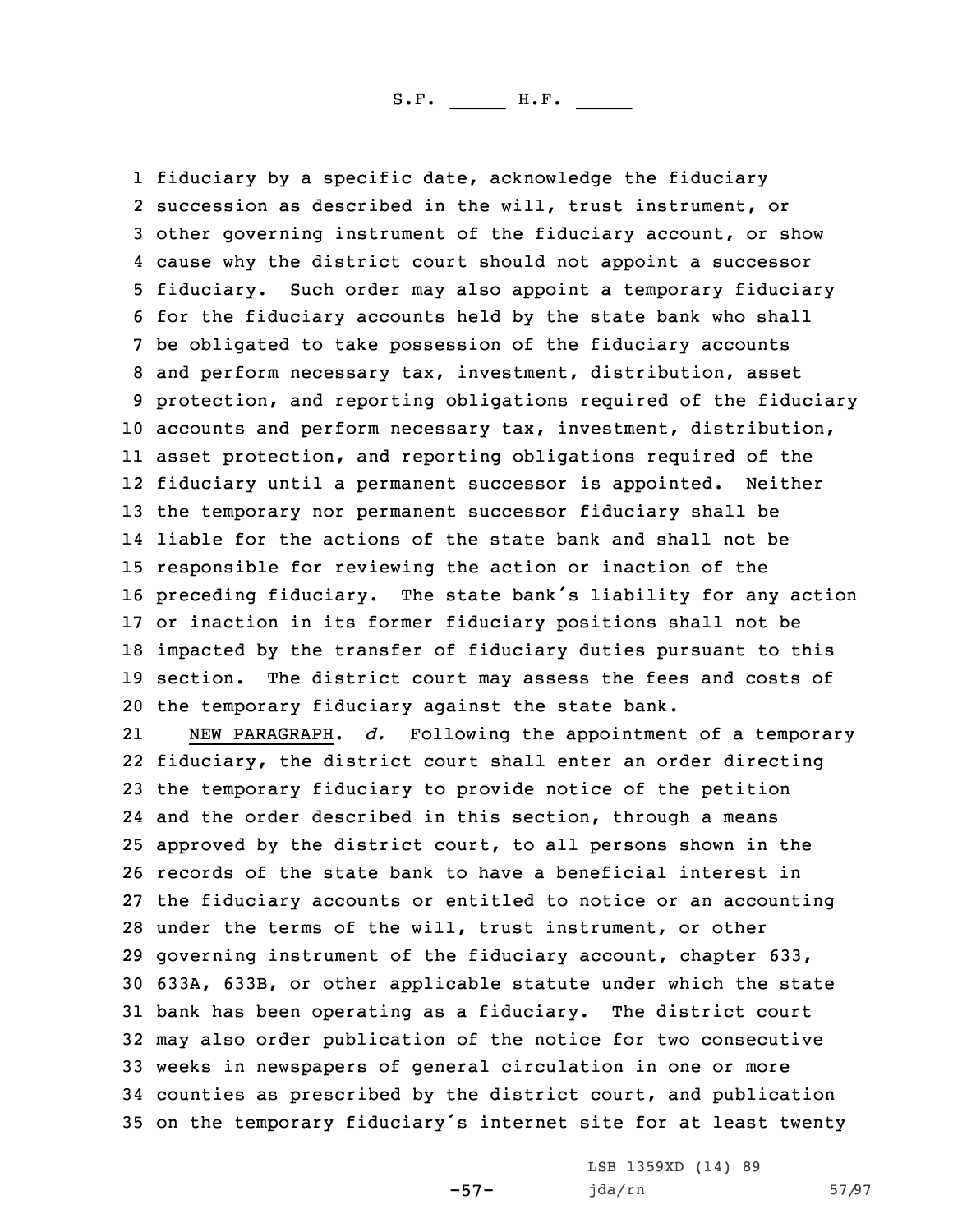fiduciary by a specific date, acknowledge the fiduciary succession as described in the will, trust instrument, or other governing instrument of the fiduciary account, or show cause why the district court should not appoint a successor fiduciary. Such order may also appoint a temporary fiduciary for the fiduciary accounts held by the state bank who shall be obligated to take possession of the fiduciary accounts and perform necessary tax, investment, distribution, asset protection, and reporting obligations required of the fiduciary accounts and perform necessary tax, investment, distribution, asset protection, and reporting obligations required of the fiduciary until a permanent successor is appointed. Neither the temporary nor permanent successor fiduciary shall be liable for the actions of the state bank and shall not be responsible for reviewing the action or inaction of the preceding fiduciary. The state bank's liability for any action or inaction in its former fiduciary positions shall not be impacted by the transfer of fiduciary duties pursuant to this section. The district court may assess the fees and costs of the temporary fiduciary against the state bank.

NEW PARAGRAPH. *d.* Following the appointment of a temporary fiduciary, the district court shall enter an order directing the temporary fiduciary to provide notice of the petition and the order described in this section, through a means approved by the district court, to all persons shown in the records of the state bank to have a beneficial interest in the fiduciary accounts or entitled to notice or an accounting under the terms of the will, trust instrument, or other governing instrument of the fiduciary account, chapter 633, 633A, 633B, or other applicable statute under which the state bank has been operating as a fiduciary. The district court may also order publication of the notice for two consecutive weeks in newspapers of general circulation in one or more counties as prescribed by the district court, and publication on the temporary fiduciary's internet site for at least twenty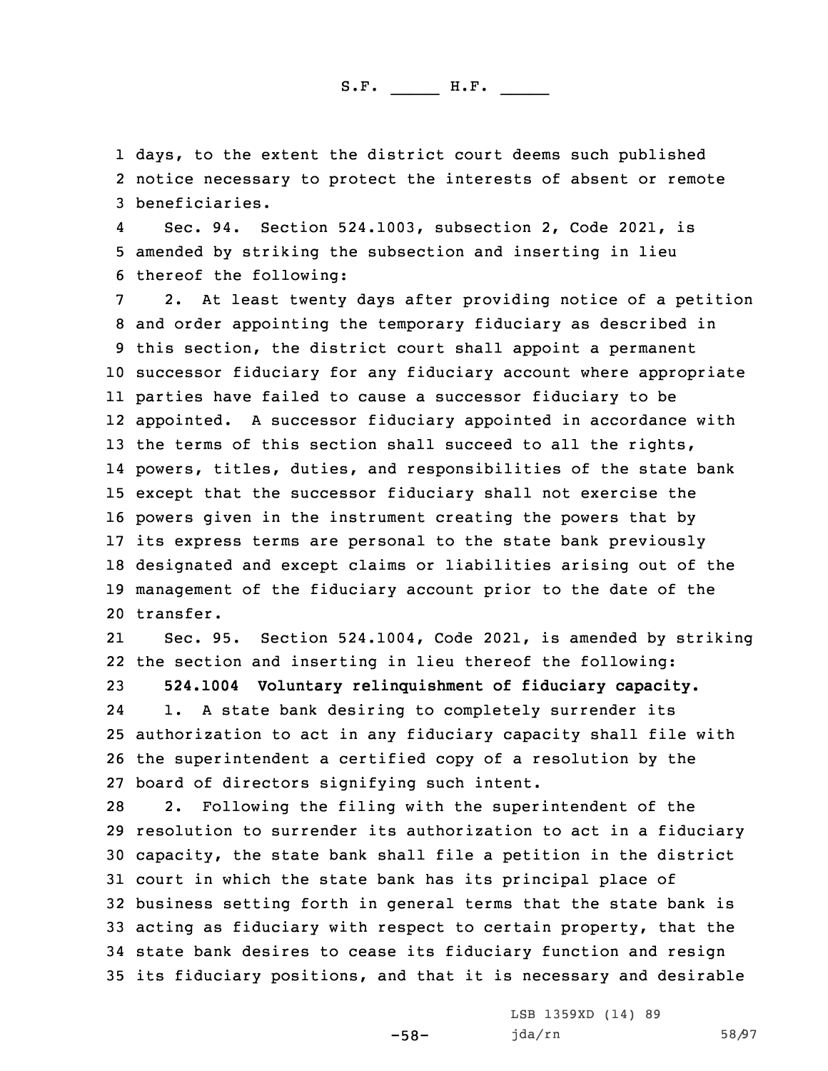days, to the extent the district court deems such published notice necessary to protect the interests of absent or remote beneficiaries.

Sec. 94. Section 524.1003, subsection 2, Code 2021, is amended by striking the subsection and inserting in lieu thereof the following:

2. At least twenty days after providing notice of a petition and order appointing the temporary fiduciary as described in this section, the district court shall appoint a permanent successor fiduciary for any fiduciary account where appropriate parties have failed to cause a successor fiduciary to be appointed. A successor fiduciary appointed in accordance with the terms of this section shall succeed to all the rights, powers, titles, duties, and responsibilities of the state bank except that the successor fiduciary shall not exercise the powers given in the instrument creating the powers that by its express terms are personal to the state bank previously designated and except claims or liabilities arising out of the management of the fiduciary account prior to the date of the transfer.

Sec. 95. Section 524.1004, Code 2021, is amended by striking the section and inserting in lieu thereof the following:

**524.1004 Voluntary relinquishment of fiduciary capacity.**

1. A state bank desiring to completely surrender its authorization to act in any fiduciary capacity shall file with the superintendent a certified copy of a resolution by the board of directors signifying such intent.

2. Following the filing with the superintendent of the resolution to surrender its authorization to act in a fiduciary capacity, the state bank shall file a petition in the district court in which the state bank has its principal place of business setting forth in general terms that the state bank is acting as fiduciary with respect to certain property, that the state bank desires to cease its fiduciary function and resign its fiduciary positions, and that it is necessary and desirable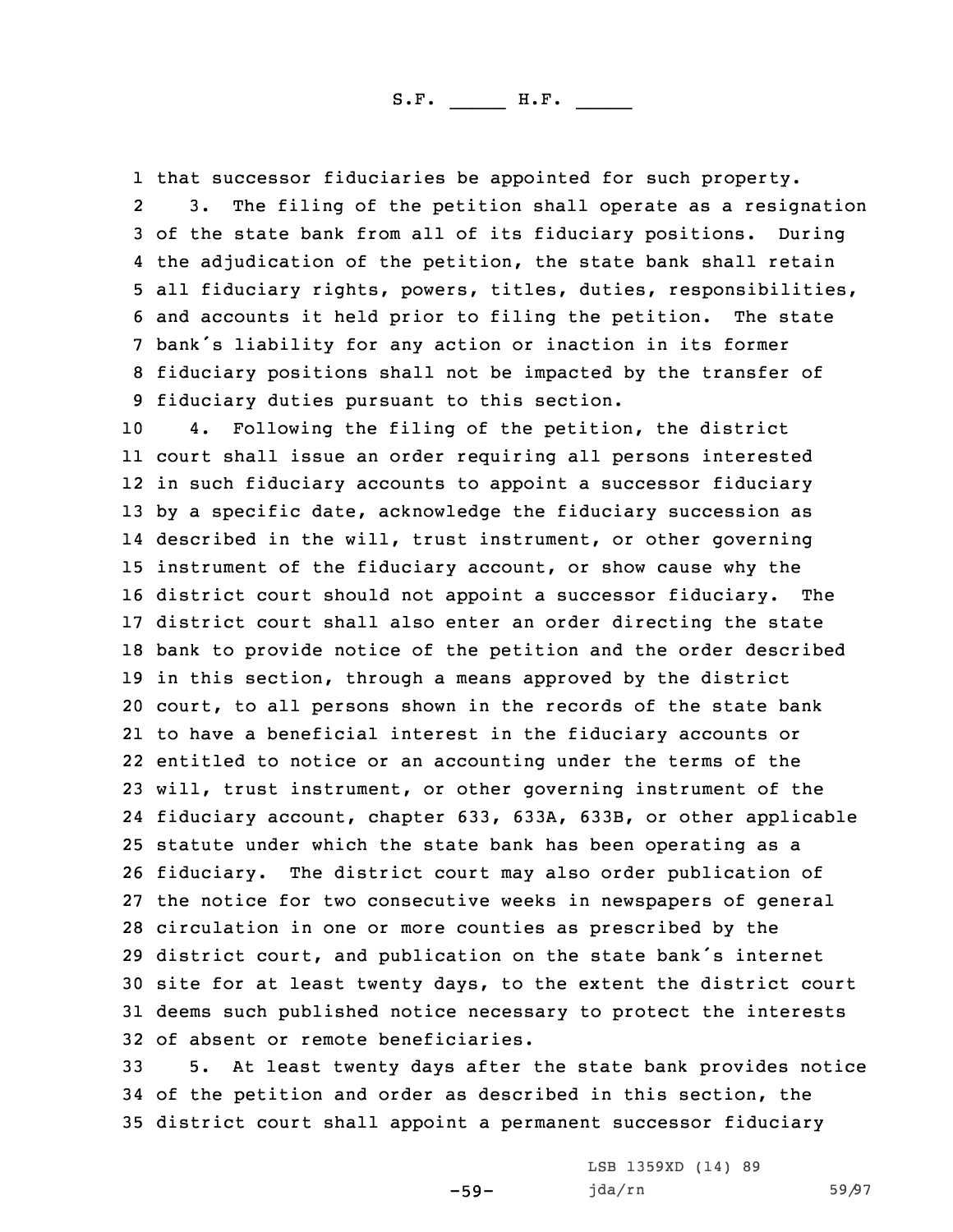that successor fiduciaries be appointed for such property.

3. The filing of the petition shall operate as a resignation of the state bank from all of its fiduciary positions. During the adjudication of the petition, the state bank shall retain all fiduciary rights, powers, titles, duties, responsibilities, and accounts it held prior to filing the petition. The state bank's liability for any action or inaction in its former fiduciary positions shall not be impacted by the transfer of fiduciary duties pursuant to this section.

4. Following the filing of the petition, the district court shall issue an order requiring all persons interested in such fiduciary accounts to appoint a successor fiduciary by a specific date, acknowledge the fiduciary succession as described in the will, trust instrument, or other governing instrument of the fiduciary account, or show cause why the district court should not appoint a successor fiduciary. The district court shall also enter an order directing the state bank to provide notice of the petition and the order described in this section, through a means approved by the district court, to all persons shown in the records of the state bank to have a beneficial interest in the fiduciary accounts or entitled to notice or an accounting under the terms of the will, trust instrument, or other governing instrument of the fiduciary account, chapter 633, 633A, 633B, or other applicable statute under which the state bank has been operating as a fiduciary. The district court may also order publication of the notice for two consecutive weeks in newspapers of general circulation in one or more counties as prescribed by the district court, and publication on the state bank's internet site for at least twenty days, to the extent the district court deems such published notice necessary to protect the interests of absent or remote beneficiaries.

5. At least twenty days after the state bank provides notice of the petition and order as described in this section, the district court shall appoint a permanent successor fiduciary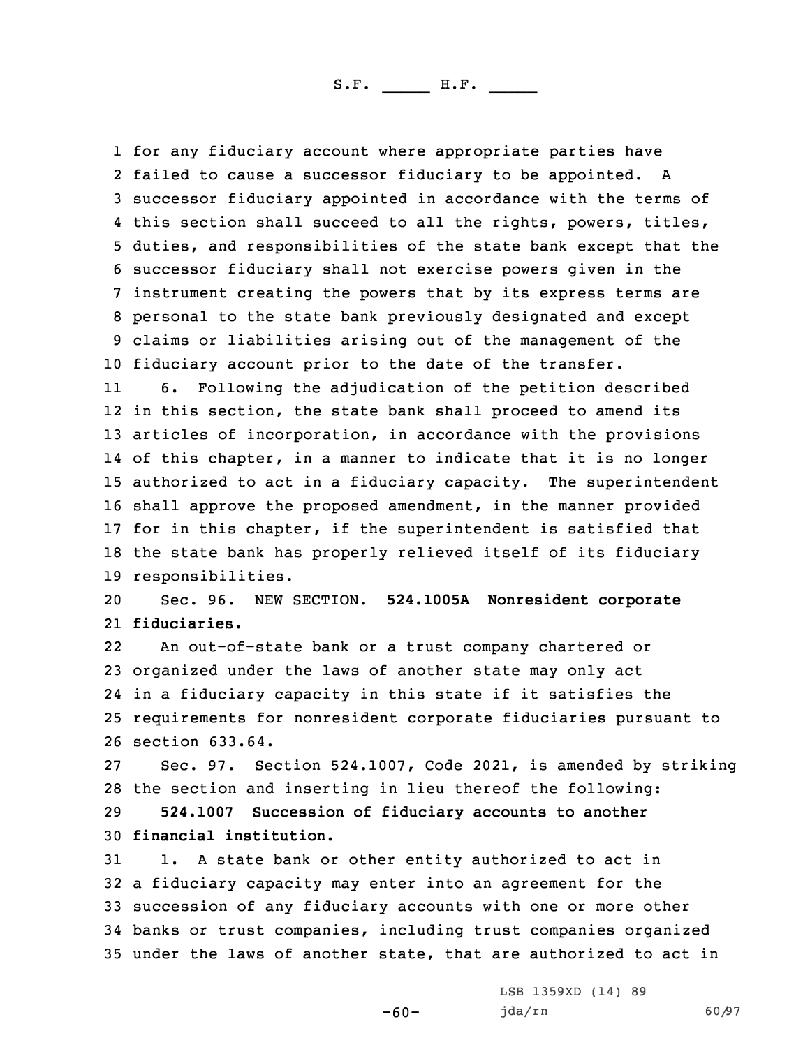for any fiduciary account where appropriate parties have failed to cause a successor fiduciary to be appointed. A successor fiduciary appointed in accordance with the terms of this section shall succeed to all the rights, powers, titles, duties, and responsibilities of the state bank except that the successor fiduciary shall not exercise powers given in the instrument creating the powers that by its express terms are personal to the state bank previously designated and except claims or liabilities arising out of the management of the fiduciary account prior to the date of the transfer.

6. Following the adjudication of the petition described in this section, the state bank shall proceed to amend its articles of incorporation, in accordance with the provisions of this chapter, in a manner to indicate that it is no longer authorized to act in a fiduciary capacity. The superintendent shall approve the proposed amendment, in the manner provided for in this chapter, if the superintendent is satisfied that the state bank has properly relieved itself of its fiduciary responsibilities.

Sec. 96. NEW SECTION. **524.1005A Nonresident corporate fiduciaries.**

An out-of-state bank or a trust company chartered or organized under the laws of another state may only act in a fiduciary capacity in this state if it satisfies the requirements for nonresident corporate fiduciaries pursuant to section 633.64.

Sec. 97. Section 524.1007, Code 2021, is amended by striking the section and inserting in lieu thereof the following:

**524.1007 Succession of fiduciary accounts to another financial institution.**

1. A state bank or other entity authorized to act in a fiduciary capacity may enter into an agreement for the succession of any fiduciary accounts with one or more other banks or trust companies, including trust companies organized under the laws of another state, that are authorized to act in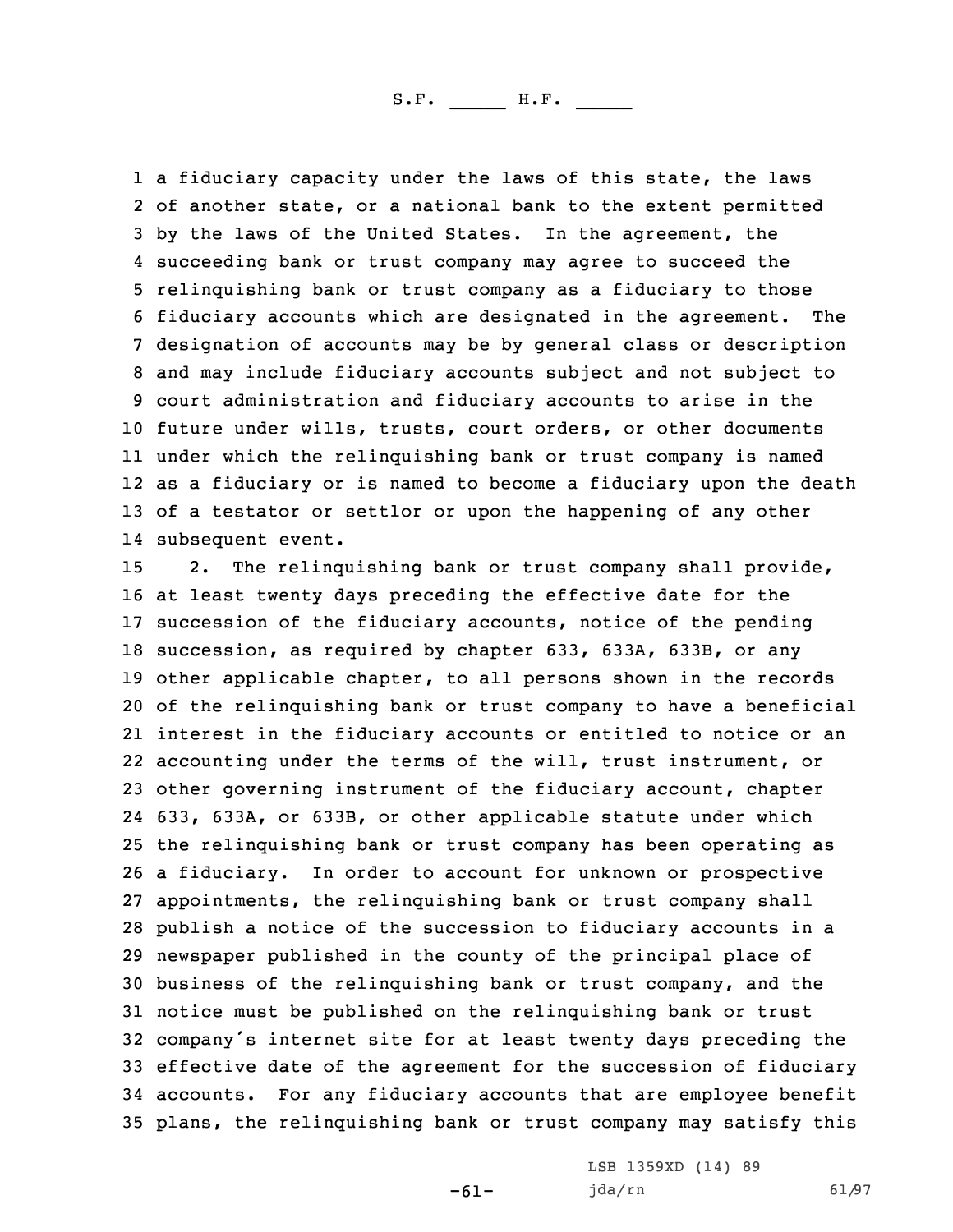a fiduciary capacity under the laws of this state, the laws of another state, or a national bank to the extent permitted by the laws of the United States. In the agreement, the succeeding bank or trust company may agree to succeed the relinquishing bank or trust company as a fiduciary to those fiduciary accounts which are designated in the agreement. The designation of accounts may be by general class or description and may include fiduciary accounts subject and not subject to court administration and fiduciary accounts to arise in the future under wills, trusts, court orders, or other documents under which the relinquishing bank or trust company is named as a fiduciary or is named to become a fiduciary upon the death of a testator or settlor or upon the happening of any other subsequent event.

2. The relinquishing bank or trust company shall provide, at least twenty days preceding the effective date for the succession of the fiduciary accounts, notice of the pending succession, as required by chapter 633, 633A, 633B, or any other applicable chapter, to all persons shown in the records of the relinquishing bank or trust company to have a beneficial interest in the fiduciary accounts or entitled to notice or an accounting under the terms of the will, trust instrument, or other governing instrument of the fiduciary account, chapter 633, 633A, or 633B, or other applicable statute under which the relinquishing bank or trust company has been operating as a fiduciary. In order to account for unknown or prospective appointments, the relinquishing bank or trust company shall publish a notice of the succession to fiduciary accounts in a newspaper published in the county of the principal place of business of the relinquishing bank or trust company, and the notice must be published on the relinquishing bank or trust company's internet site for at least twenty days preceding the effective date of the agreement for the succession of fiduciary accounts. For any fiduciary accounts that are employee benefit plans, the relinquishing bank or trust company may satisfy this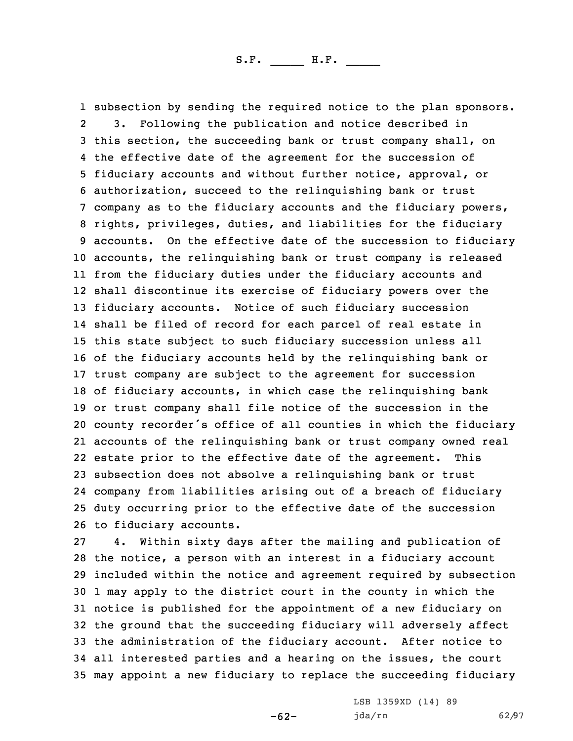subsection by sending the required notice to the plan sponsors.

3. Following the publication and notice described in this section, the succeeding bank or trust company shall, on the effective date of the agreement for the succession of fiduciary accounts and without further notice, approval, or authorization, succeed to the relinquishing bank or trust company as to the fiduciary accounts and the fiduciary powers, rights, privileges, duties, and liabilities for the fiduciary accounts. On the effective date of the succession to fiduciary accounts, the relinquishing bank or trust company is released from the fiduciary duties under the fiduciary accounts and shall discontinue its exercise of fiduciary powers over the fiduciary accounts. Notice of such fiduciary succession shall be filed of record for each parcel of real estate in this state subject to such fiduciary succession unless all of the fiduciary accounts held by the relinquishing bank or trust company are subject to the agreement for succession of fiduciary accounts, in which case the relinquishing bank or trust company shall file notice of the succession in the county recorder's office of all counties in which the fiduciary accounts of the relinquishing bank or trust company owned real estate prior to the effective date of the agreement. This subsection does not absolve a relinquishing bank or trust company from liabilities arising out of a breach of fiduciary duty occurring prior to the effective date of the succession to fiduciary accounts.

4. Within sixty days after the mailing and publication of the notice, a person with an interest in a fiduciary account included within the notice and agreement required by subsection 1 may apply to the district court in the county in which the notice is published for the appointment of a new fiduciary on the ground that the succeeding fiduciary will adversely affect the administration of the fiduciary account. After notice to all interested parties and a hearing on the issues, the court may appoint a new fiduciary to replace the succeeding fiduciary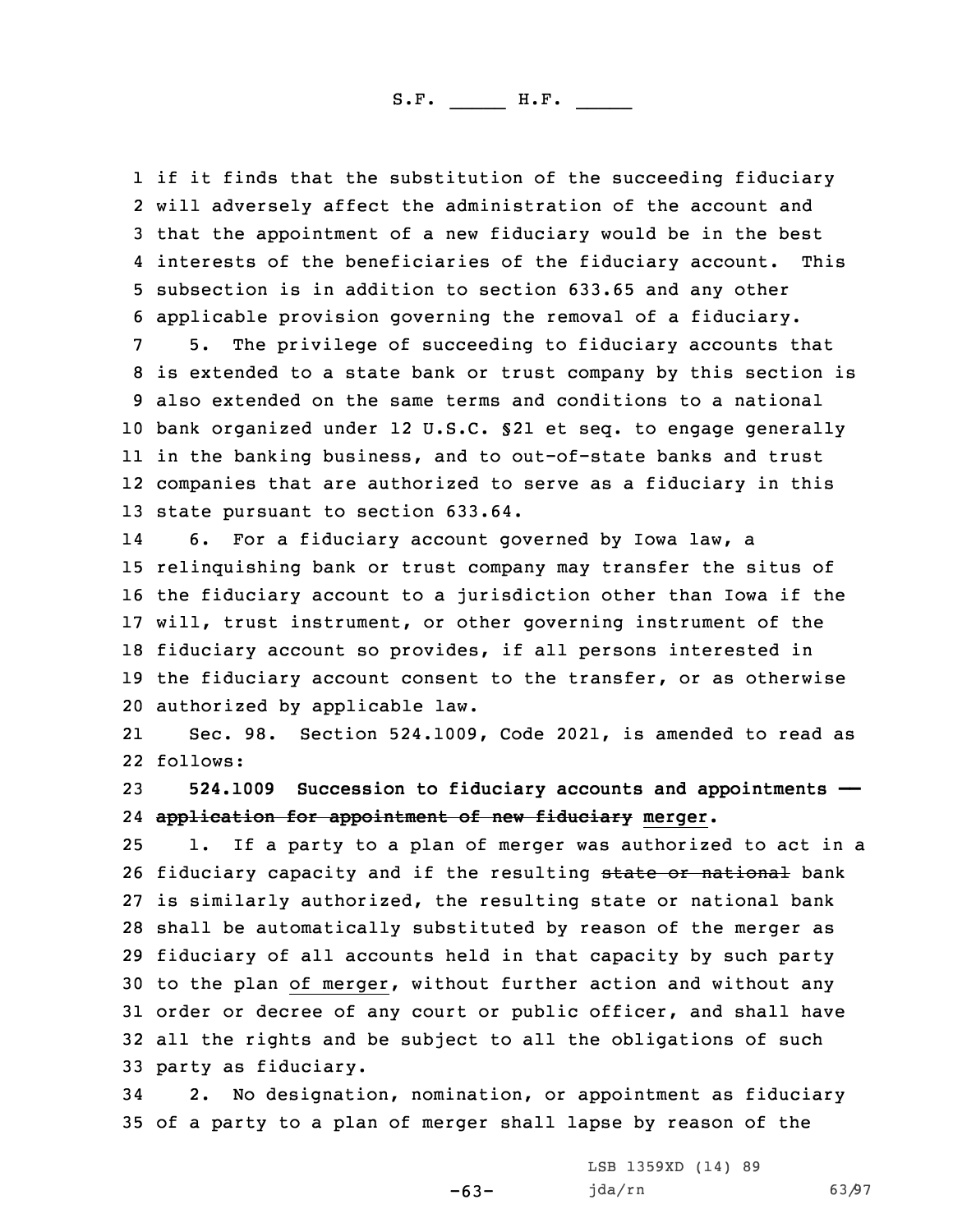if it finds that the substitution of the succeeding fiduciary will adversely affect the administration of the account and that the appointment of a new fiduciary would be in the best interests of the beneficiaries of the fiduciary account. This subsection is in addition to section 633.65 and any other applicable provision governing the removal of a fiduciary.

5. The privilege of succeeding to fiduciary accounts that is extended to a state bank or trust company by this section is also extended on the same terms and conditions to a national bank organized under 12 U.S.C. §21 et seq. to engage generally in the banking business, and to out-of-state banks and trust companies that are authorized to serve as a fiduciary in this state pursuant to section 633.64.

6. For a fiduciary account governed by Iowa law, a relinquishing bank or trust company may transfer the situs of the fiduciary account to a jurisdiction other than Iowa if the will, trust instrument, or other governing instrument of the fiduciary account so provides, if all persons interested in the fiduciary account consent to the transfer, or as otherwise authorized by applicable law.

Sec. 98. Section 524.1009, Code 2021, is amended to read as follows:

**524.1009 Succession to fiduciary accounts and appointments — ~~application for appointment of new fiduciary~~ merger.**

1. If a party to a plan of merger was authorized to act in a fiduciary capacity and if the resulting ~~state or national~~ bank is similarly authorized, the resulting state or national bank shall be automatically substituted by reason of the merger as fiduciary of all accounts held in that capacity by such party to the plan of merger, without further action and without any order or decree of any court or public officer, and shall have all the rights and be subject to all the obligations of such party as fiduciary.

2. No designation, nomination, or appointment as fiduciary of a party to a plan of merger shall lapse by reason of the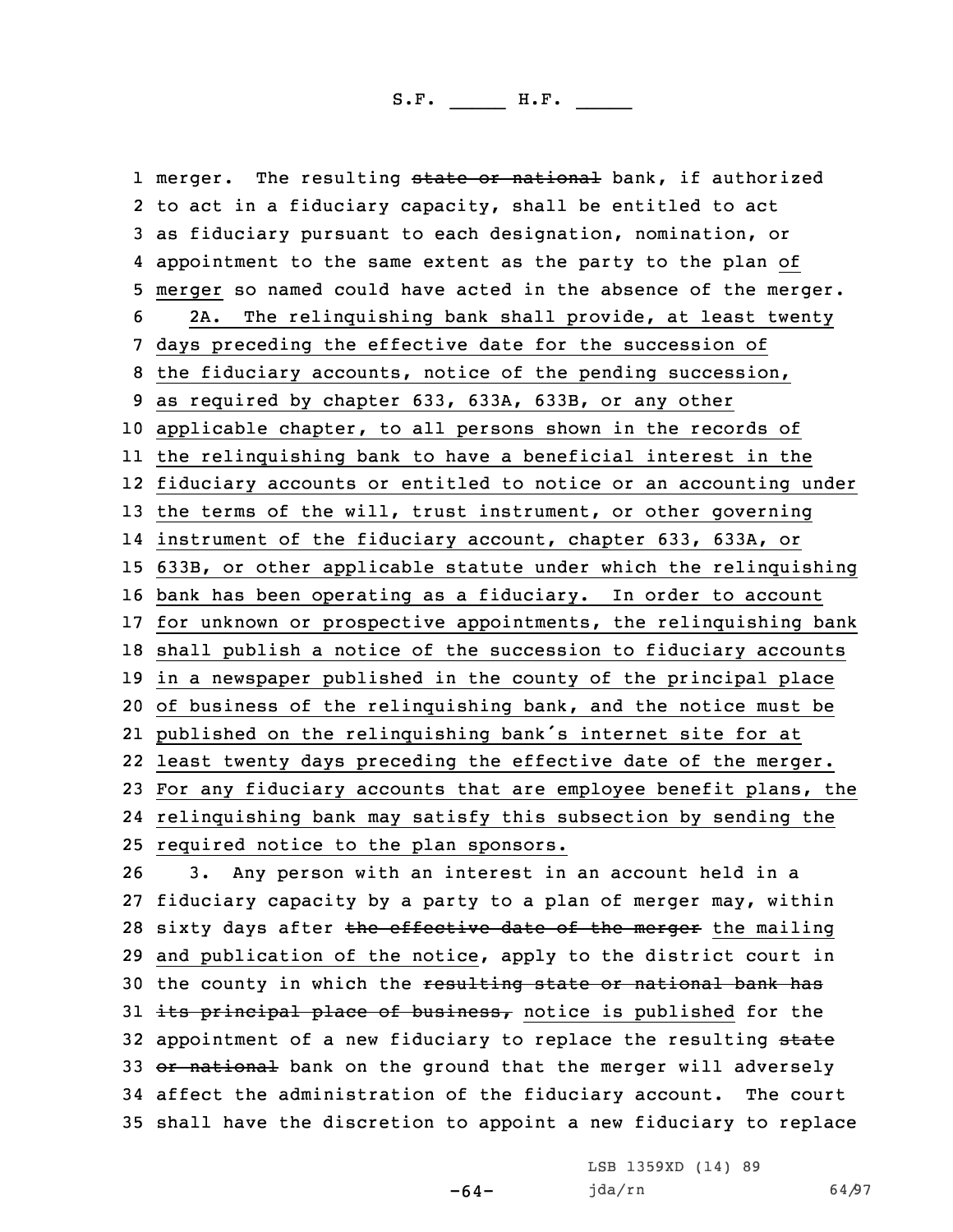merger. The resulting ~~state or national~~ bank, if authorized to act in a fiduciary capacity, shall be entitled to act as fiduciary pursuant to each designation, nomination, or appointment to the same extent as the party to the plan of merger so named could have acted in the absence of the merger.

2A. The relinquishing bank shall provide, at least twenty days preceding the effective date for the succession of the fiduciary accounts, notice of the pending succession, as required by chapter 633, 633A, 633B, or any other applicable chapter, to all persons shown in the records of the relinquishing bank to have a beneficial interest in the fiduciary accounts or entitled to notice or an accounting under the terms of the will, trust instrument, or other governing instrument of the fiduciary account, chapter 633, 633A, or 633B, or other applicable statute under which the relinquishing bank has been operating as a fiduciary. In order to account for unknown or prospective appointments, the relinquishing bank shall publish a notice of the succession to fiduciary accounts in a newspaper published in the county of the principal place of business of the relinquishing bank, and the notice must be published on the relinquishing bank's internet site for at least twenty days preceding the effective date of the merger. For any fiduciary accounts that are employee benefit plans, the relinquishing bank may satisfy this subsection by sending the required notice to the plan sponsors.

3. Any person with an interest in an account held in a fiduciary capacity by a party to a plan of merger may, within sixty days after ~~the effective date of the merger~~ the mailing and publication of the notice, apply to the district court in the county in which the ~~resulting state or national bank has its principal place of business,~~ notice is published for the appointment of a new fiduciary to replace the resulting ~~state or national~~ bank on the ground that the merger will adversely affect the administration of the fiduciary account. The court shall have the discretion to appoint a new fiduciary to replace

LSB 1359XD (14) 89
jda/rn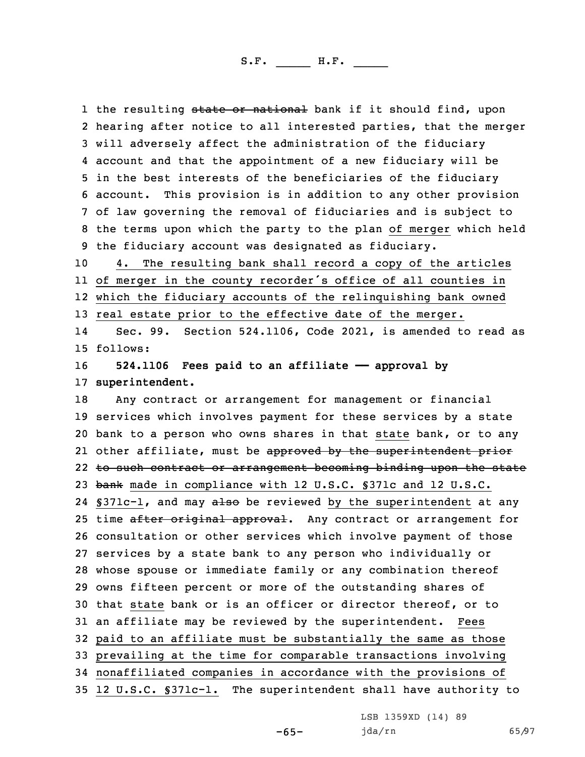the resulting ~~state or national~~ bank if it should find, upon hearing after notice to all interested parties, that the merger will adversely affect the administration of the fiduciary account and that the appointment of a new fiduciary will be in the best interests of the beneficiaries of the fiduciary account. This provision is in addition to any other provision of law governing the removal of fiduciaries and is subject to the terms upon which the party to the plan of merger which held the fiduciary account was designated as fiduciary.

4. The resulting bank shall record a copy of the articles of merger in the county recorder's office of all counties in which the fiduciary accounts of the relinquishing bank owned real estate prior to the effective date of the merger.

Sec. 99. Section 524.1106, Code 2021, is amended to read as follows:

**524.1106 Fees paid to an affiliate —— approval by superintendent.**

Any contract or arrangement for management or financial services which involves payment for these services by a state bank to a person who owns shares in that state bank, or to any other affiliate, must be ~~approved by the superintendent prior to such contract or arrangement becoming binding upon the state bank~~ made in compliance with 12 U.S.C. §371c and 12 U.S.C. §371c-1, and may ~~also~~ be reviewed by the superintendent at any time ~~after original approval~~. Any contract or arrangement for consultation or other services which involve payment of those services by a state bank to any person who individually or whose spouse or immediate family or any combination thereof owns fifteen percent or more of the outstanding shares of that state bank or is an officer or director thereof, or to an affiliate may be reviewed by the superintendent. Fees paid to an affiliate must be substantially the same as those prevailing at the time for comparable transactions involving nonaffiliated companies in accordance with the provisions of 12 U.S.C. §371c-1. The superintendent shall have authority to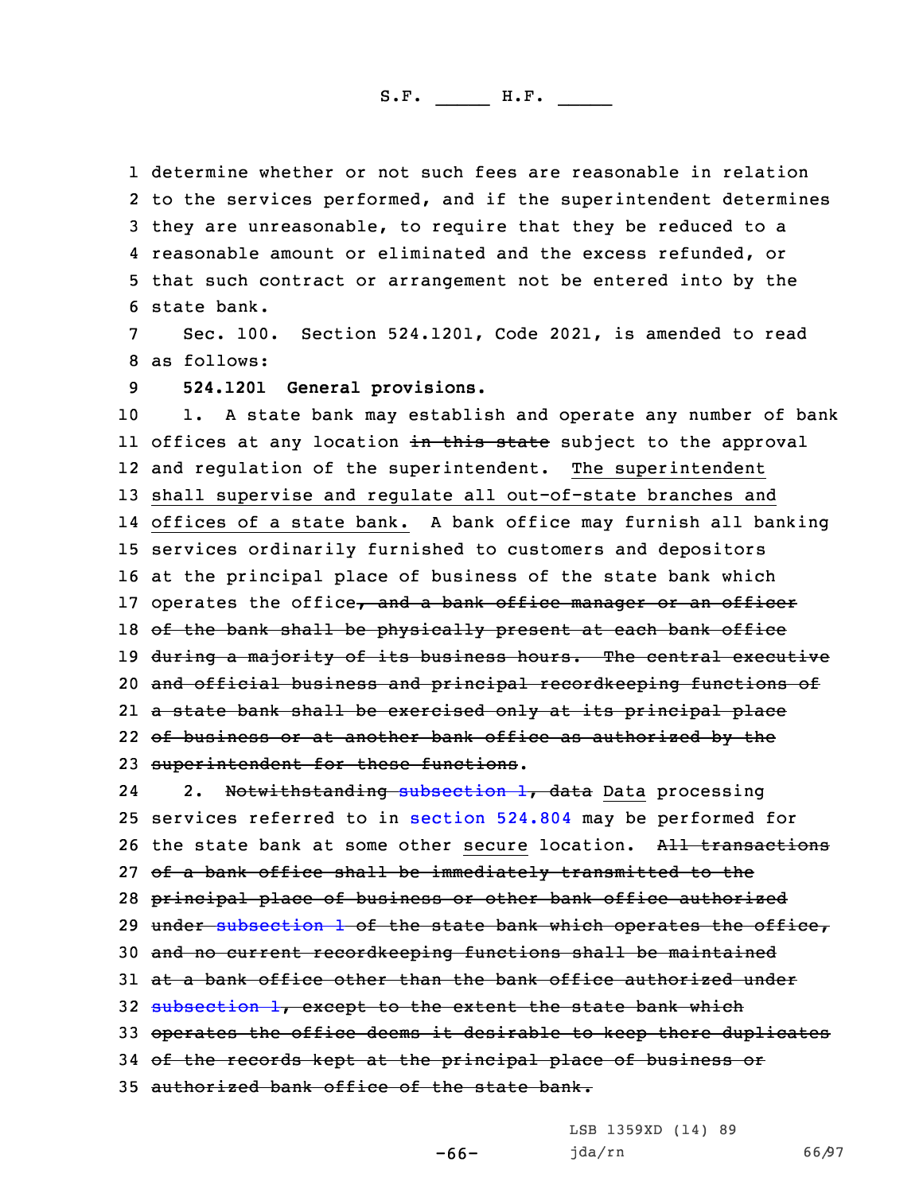determine whether or not such fees are reasonable in relation to the services performed, and if the superintendent determines they are unreasonable, to require that they be reduced to a reasonable amount or eliminated and the excess refunded, or that such contract or arrangement not be entered into by the state bank.

Sec. 100. Section 524.1201, Code 2021, is amended to read as follows:

**524.1201 General provisions.**

1. A state bank may establish and operate any number of bank offices at any location ~~in this state~~ subject to the approval and regulation of the superintendent. The superintendent shall supervise and regulate all out-of-state branches and offices of a state bank. A bank office may furnish all banking services ordinarily furnished to customers and depositors at the principal place of business of the state bank which operates the office~~, and a bank office manager or an officer of the bank shall be physically present at each bank office during a majority of its business hours. The central executive and official business and principal recordkeeping functions of a state bank shall be exercised only at its principal place of business or at another bank office as authorized by the superintendent for these functions~~.

2. ~~Notwithstanding subsection 1, data~~ Data processing services referred to in section 524.804 may be performed for the state bank at some other secure location. ~~All transactions of a bank office shall be immediately transmitted to the principal place of business or other bank office authorized under subsection 1 of the state bank which operates the office, and no current recordkeeping functions shall be maintained at a bank office other than the bank office authorized under subsection 1, except to the extent the state bank which operates the office deems it desirable to keep there duplicates of the records kept at the principal place of business or authorized bank office of the state bank.~~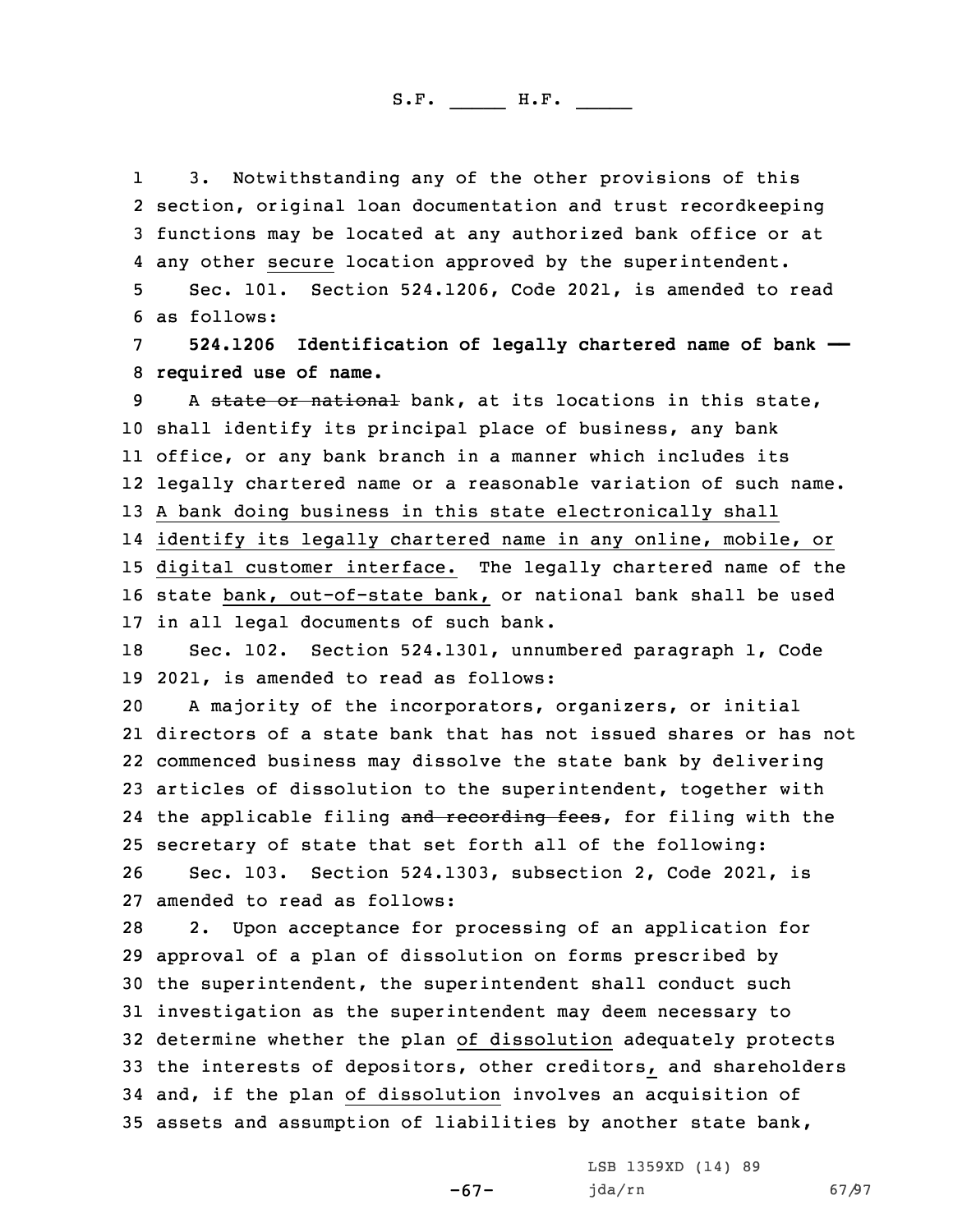3. Notwithstanding any of the other provisions of this section, original loan documentation and trust recordkeeping functions may be located at any authorized bank office or at any other secure location approved by the superintendent.

Sec. 101. Section 524.1206, Code 2021, is amended to read as follows:

**524.1206 Identification of legally chartered name of bank — required use of name.**

A ~~state or national~~ bank, at its locations in this state, shall identify its principal place of business, any bank office, or any bank branch in a manner which includes its legally chartered name or a reasonable variation of such name. A bank doing business in this state electronically shall identify its legally chartered name in any online, mobile, or digital customer interface. The legally chartered name of the state bank, out-of-state bank, or national bank shall be used in all legal documents of such bank.

Sec. 102. Section 524.1301, unnumbered paragraph 1, Code 2021, is amended to read as follows:

A majority of the incorporators, organizers, or initial directors of a state bank that has not issued shares or has not commenced business may dissolve the state bank by delivering articles of dissolution to the superintendent, together with the applicable filing ~~and recording fees~~, for filing with the secretary of state that set forth all of the following:

Sec. 103. Section 524.1303, subsection 2, Code 2021, is amended to read as follows:

2. Upon acceptance for processing of an application for approval of a plan of dissolution on forms prescribed by the superintendent, the superintendent shall conduct such investigation as the superintendent may deem necessary to determine whether the plan of dissolution adequately protects the interests of depositors, other creditors, and shareholders and, if the plan of dissolution involves an acquisition of assets and assumption of liabilities by another state bank,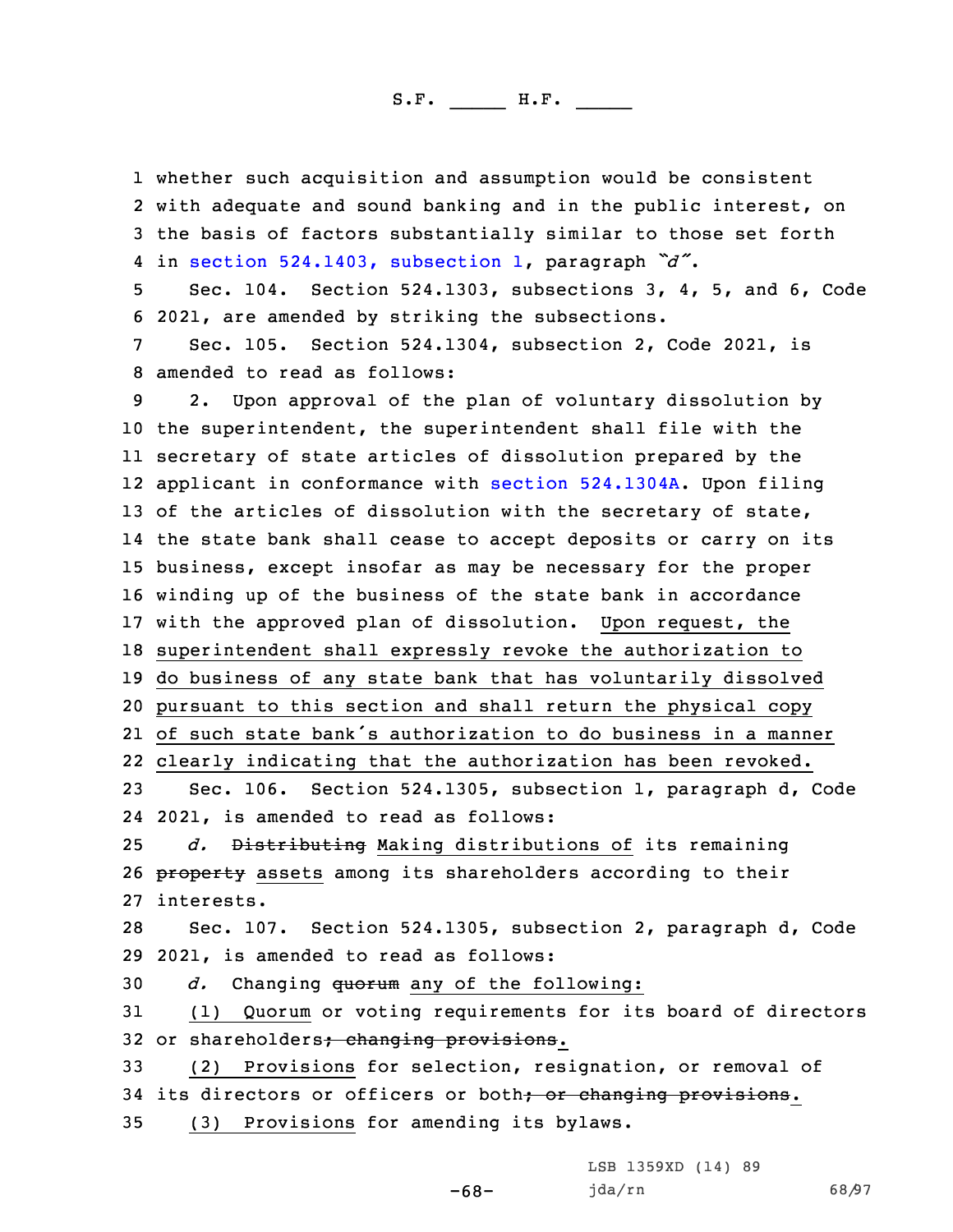whether such acquisition and assumption would be consistent with adequate and sound banking and in the public interest, on the basis of factors substantially similar to those set forth in section 524.1403, subsection 1, paragraph *"d"*.

Sec. 104. Section 524.1303, subsections 3, 4, 5, and 6, Code 2021, are amended by striking the subsections.

Sec. 105. Section 524.1304, subsection 2, Code 2021, is amended to read as follows:

2. Upon approval of the plan of voluntary dissolution by the superintendent, the superintendent shall file with the secretary of state articles of dissolution prepared by the applicant in conformance with section 524.1304A. Upon filing of the articles of dissolution with the secretary of state, the state bank shall cease to accept deposits or carry on its business, except insofar as may be necessary for the proper winding up of the business of the state bank in accordance with the approved plan of dissolution. Upon request, the superintendent shall expressly revoke the authorization to do business of any state bank that has voluntarily dissolved pursuant to this section and shall return the physical copy of such state bank's authorization to do business in a manner clearly indicating that the authorization has been revoked.

Sec. 106. Section 524.1305, subsection 1, paragraph d, Code 2021, is amended to read as follows:

*d.* ~~Distributing~~ Making distributions of its remaining ~~property~~ assets among its shareholders according to their interests.

Sec. 107. Section 524.1305, subsection 2, paragraph d, Code 2021, is amended to read as follows:

*d.* Changing ~~quorum~~ any of the following:

(1) Quorum or voting requirements for its board of directors or shareholders~~; changing provisions~~.

(2) Provisions for selection, resignation, or removal of its directors or officers or both~~; or changing provisions~~.

(3) Provisions for amending its bylaws.

LSB 1359XD (14) 89
jda/rn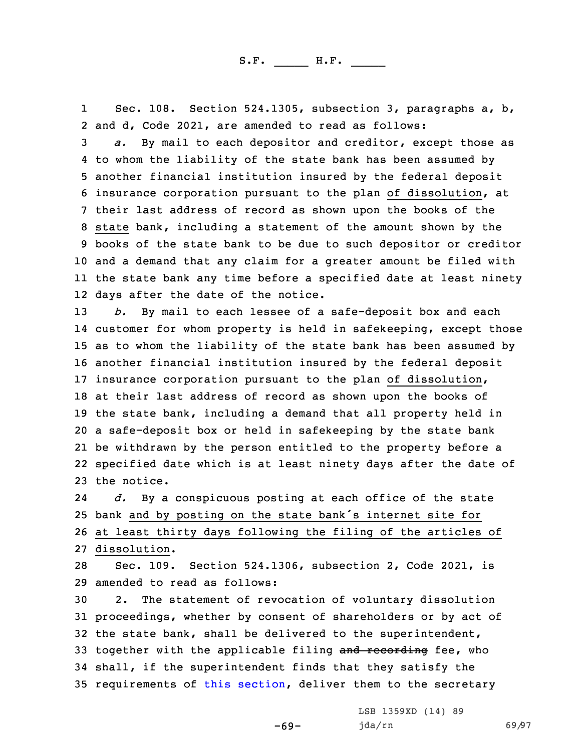Sec. 108. Section 524.1305, subsection 3, paragraphs a, b, and d, Code 2021, are amended to read as follows:

*a.* By mail to each depositor and creditor, except those as to whom the liability of the state bank has been assumed by another financial institution insured by the federal deposit insurance corporation pursuant to the plan of dissolution, at their last address of record as shown upon the books of the state bank, including a statement of the amount shown by the books of the state bank to be due to such depositor or creditor and a demand that any claim for a greater amount be filed with the state bank any time before a specified date at least ninety days after the date of the notice.

*b.* By mail to each lessee of a safe-deposit box and each customer for whom property is held in safekeeping, except those as to whom the liability of the state bank has been assumed by another financial institution insured by the federal deposit insurance corporation pursuant to the plan of dissolution, at their last address of record as shown upon the books of the state bank, including a demand that all property held in a safe-deposit box or held in safekeeping by the state bank be withdrawn by the person entitled to the property before a specified date which is at least ninety days after the date of the notice.

*d.* By a conspicuous posting at each office of the state bank and by posting on the state bank's internet site for at least thirty days following the filing of the articles of dissolution.

Sec. 109. Section 524.1306, subsection 2, Code 2021, is amended to read as follows:

2. The statement of revocation of voluntary dissolution proceedings, whether by consent of shareholders or by act of the state bank, shall be delivered to the superintendent, together with the applicable filing ~~and recording~~ fee, who shall, if the superintendent finds that they satisfy the requirements of this section, deliver them to the secretary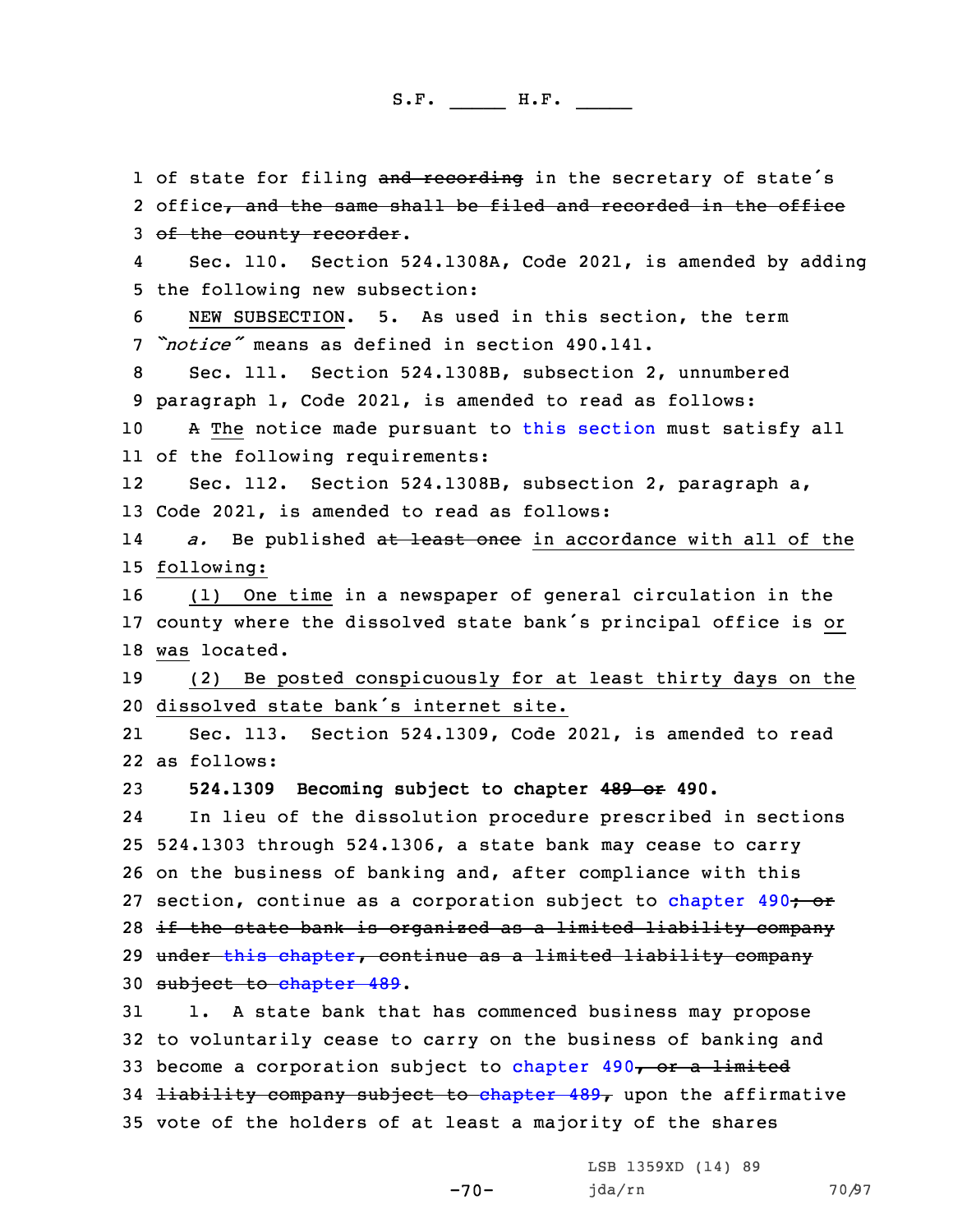of state for filing ~~and recording~~ in the secretary of state's office~~, and the same shall be filed and recorded in the office of the county recorder~~.

Sec. 110. Section 524.1308A, Code 2021, is amended by adding the following new subsection:

NEW SUBSECTION. 5. As used in this section, the term *"notice"* means as defined in section 490.141.

Sec. 111. Section 524.1308B, subsection 2, unnumbered paragraph 1, Code 2021, is amended to read as follows:

~~A~~ The notice made pursuant to this section must satisfy all of the following requirements:

Sec. 112. Section 524.1308B, subsection 2, paragraph a, Code 2021, is amended to read as follows:

*a.* Be published ~~at least once~~ in accordance with all of the following:

(1) One time in a newspaper of general circulation in the county where the dissolved state bank's principal office is or was located.

(2) Be posted conspicuously for at least thirty days on the dissolved state bank's internet site.

Sec. 113. Section 524.1309, Code 2021, is amended to read as follows:

**524.1309 Becoming subject to chapter ~~489 or~~ 490.**

In lieu of the dissolution procedure prescribed in sections 524.1303 through 524.1306, a state bank may cease to carry on the business of banking and, after compliance with this section, continue as a corporation subject to chapter 490~~; or if the state bank is organized as a limited liability company under this chapter, continue as a limited liability company subject to chapter 489~~.

1. A state bank that has commenced business may propose to voluntarily cease to carry on the business of banking and become a corporation subject to chapter 490~~, or a limited liability company subject to chapter 489,~~ upon the affirmative vote of the holders of at least a majority of the shares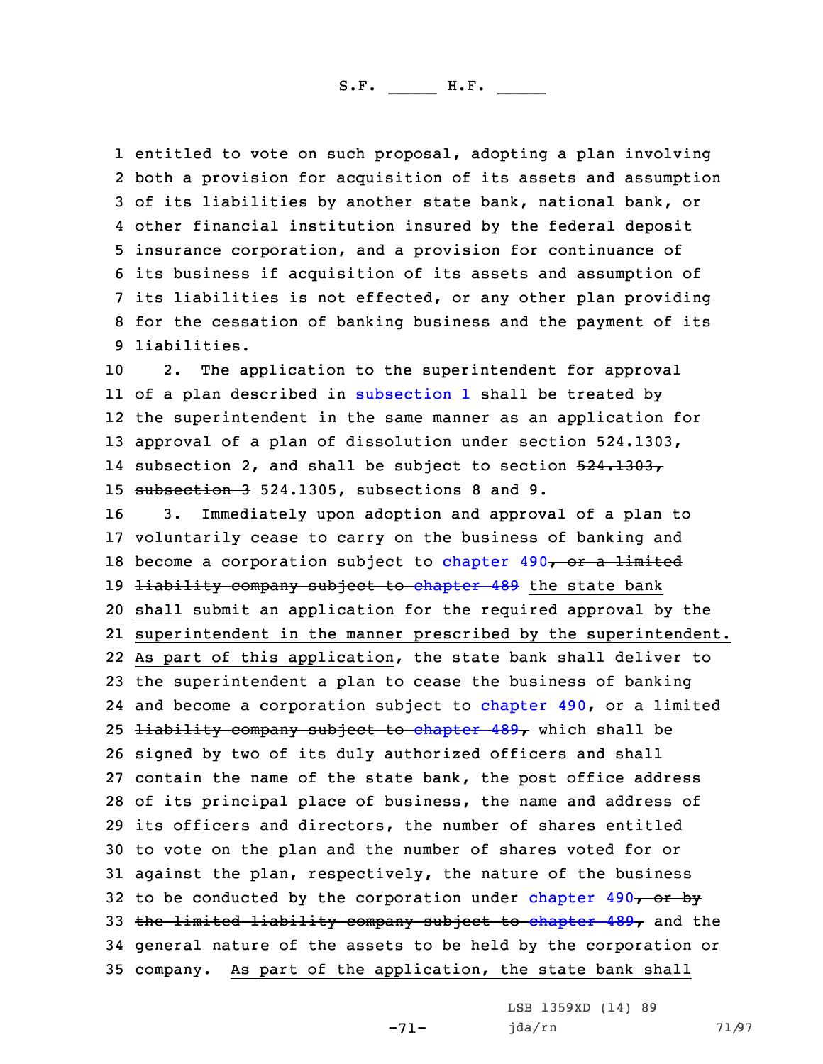entitled to vote on such proposal, adopting a plan involving both a provision for acquisition of its assets and assumption of its liabilities by another state bank, national bank, or other financial institution insured by the federal deposit insurance corporation, and a provision for continuance of its business if acquisition of its assets and assumption of its liabilities is not effected, or any other plan providing for the cessation of banking business and the payment of its liabilities.

2. The application to the superintendent for approval of a plan described in subsection 1 shall be treated by the superintendent in the same manner as an application for approval of a plan of dissolution under section 524.1303, subsection 2, and shall be subject to section ~~524.1303, subsection 3~~ 524.1305, subsections 8 and 9.

3. Immediately upon adoption and approval of a plan to voluntarily cease to carry on the business of banking and become a corporation subject to chapter 490~~, or a limited liability company subject to chapter 489~~ the state bank shall submit an application for the required approval by the superintendent in the manner prescribed by the superintendent. As part of this application, the state bank shall deliver to the superintendent a plan to cease the business of banking and become a corporation subject to chapter 490~~, or a limited liability company subject to chapter 489,~~ which shall be signed by two of its duly authorized officers and shall contain the name of the state bank, the post office address of its principal place of business, the name and address of its officers and directors, the number of shares entitled to vote on the plan and the number of shares voted for or against the plan, respectively, the nature of the business to be conducted by the corporation under chapter 490~~, or by the limited liability company subject to chapter 489,~~ and the general nature of the assets to be held by the corporation or company. As part of the application, the state bank shall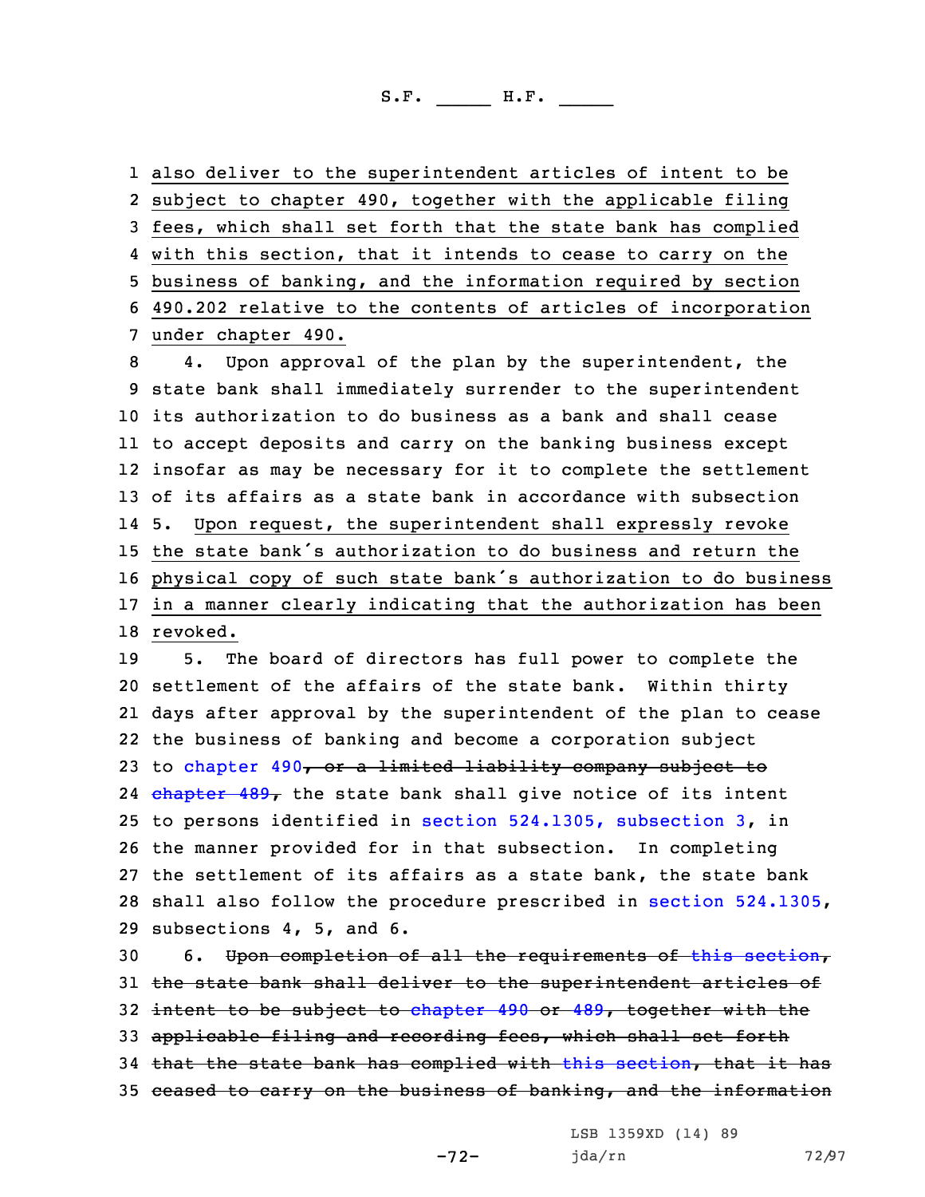also deliver to the superintendent articles of intent to be subject to chapter 490, together with the applicable filing fees, which shall set forth that the state bank has complied with this section, that it intends to cease to carry on the business of banking, and the information required by section 490.202 relative to the contents of articles of incorporation under chapter 490.

4. Upon approval of the plan by the superintendent, the state bank shall immediately surrender to the superintendent its authorization to do business as a bank and shall cease to accept deposits and carry on the banking business except insofar as may be necessary for it to complete the settlement of its affairs as a state bank in accordance with subsection 5. Upon request, the superintendent shall expressly revoke the state bank's authorization to do business and return the physical copy of such state bank's authorization to do business in a manner clearly indicating that the authorization has been revoked.

5. The board of directors has full power to complete the settlement of the affairs of the state bank. Within thirty days after approval by the superintendent of the plan to cease the business of banking and become a corporation subject to chapter 490~~, or a limited liability company subject to chapter 489,~~ the state bank shall give notice of its intent to persons identified in section 524.1305, subsection 3, in the manner provided for in that subsection. In completing the settlement of its affairs as a state bank, the state bank shall also follow the procedure prescribed in section 524.1305, subsections 4, 5, and 6.

6. ~~Upon completion of all the requirements of this section, the state bank shall deliver to the superintendent articles of intent to be subject to chapter 490 or 489, together with the applicable filing and recording fees, which shall set forth that the state bank has complied with this section, that it has ceased to carry on the business of banking, and the information~~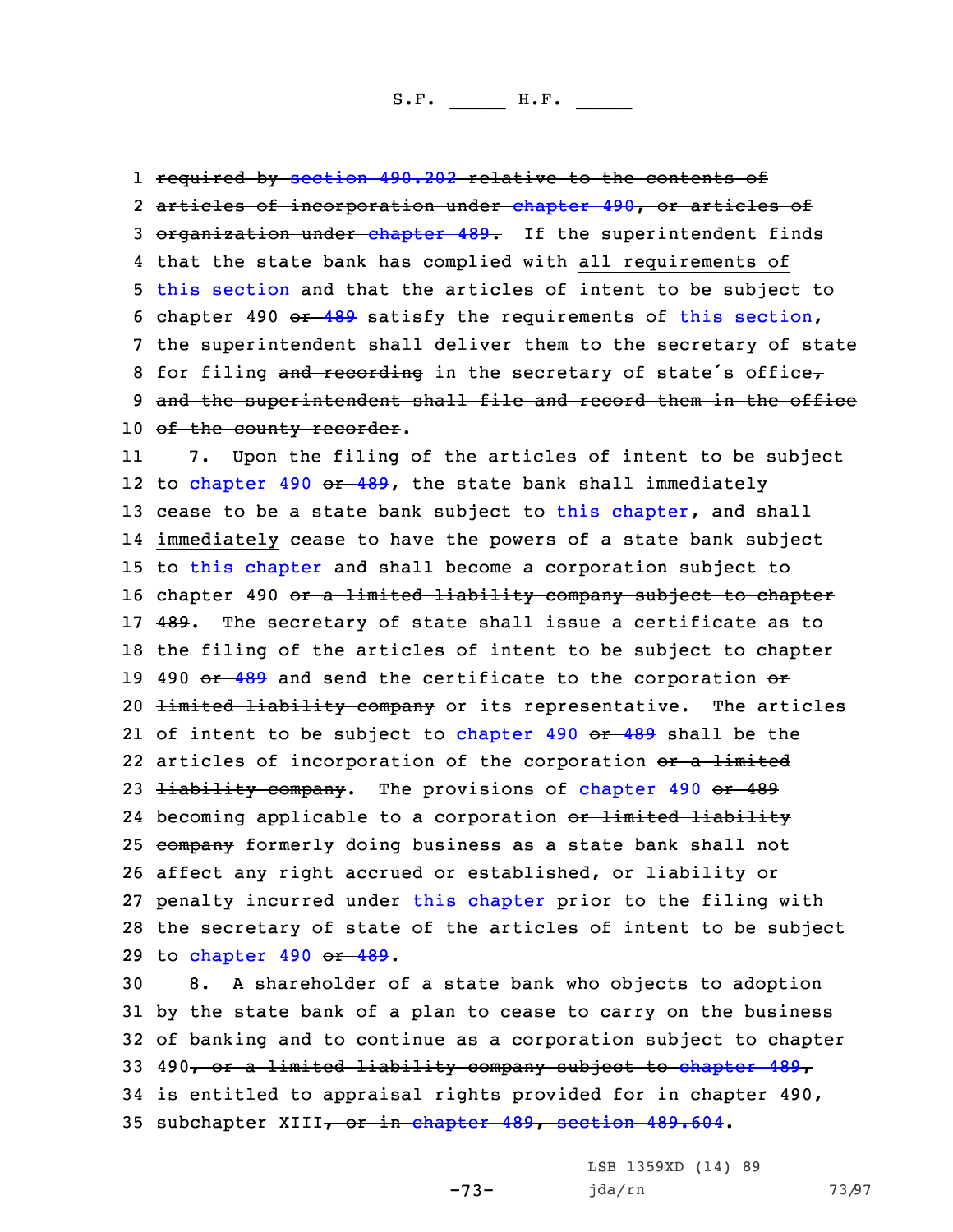1 ~~required by section 490.202 relative to the contents of~~
2 ~~articles of incorporation under chapter 490, or articles of~~
3 ~~organization under chapter 489.~~ If the superintendent finds
4 that the state bank has complied with all requirements of
5 this section and that the articles of intent to be subject to
6 chapter 490 ~~or 489~~ satisfy the requirements of this section,
7 the superintendent shall deliver them to the secretary of state
8 for filing ~~and recording~~ in the secretary of state's office~~,~~
9 ~~and the superintendent shall file and record them in the office~~
10 ~~of the county recorder~~.

11 7. Upon the filing of the articles of intent to be subject
12 to chapter 490 ~~or 489~~, the state bank shall immediately
13 cease to be a state bank subject to this chapter, and shall
14 immediately cease to have the powers of a state bank subject
15 to this chapter and shall become a corporation subject to
16 chapter 490 ~~or a limited liability company subject to chapter~~
17 ~~489~~. The secretary of state shall issue a certificate as to
18 the filing of the articles of intent to be subject to chapter
19 490 ~~or 489~~ and send the certificate to the corporation ~~or~~
20 ~~limited liability company~~ or its representative. The articles
21 of intent to be subject to chapter 490 ~~or 489~~ shall be the
22 articles of incorporation of the corporation ~~or a limited~~
23 ~~liability company~~. The provisions of chapter 490 ~~or 489~~
24 becoming applicable to a corporation ~~or limited liability~~
25 ~~company~~ formerly doing business as a state bank shall not
26 affect any right accrued or established, or liability or
27 penalty incurred under this chapter prior to the filing with
28 the secretary of state of the articles of intent to be subject
29 to chapter 490 ~~or 489~~.

30 8. A shareholder of a state bank who objects to adoption
31 by the state bank of a plan to cease to carry on the business
32 of banking and to continue as a corporation subject to chapter
33 490~~, or a limited liability company subject to chapter 489,~~
34 is entitled to appraisal rights provided for in chapter 490,
35 subchapter XIII~~, or in chapter 489, section 489.604~~.

LSB 1359XD (14) 89
jda/rn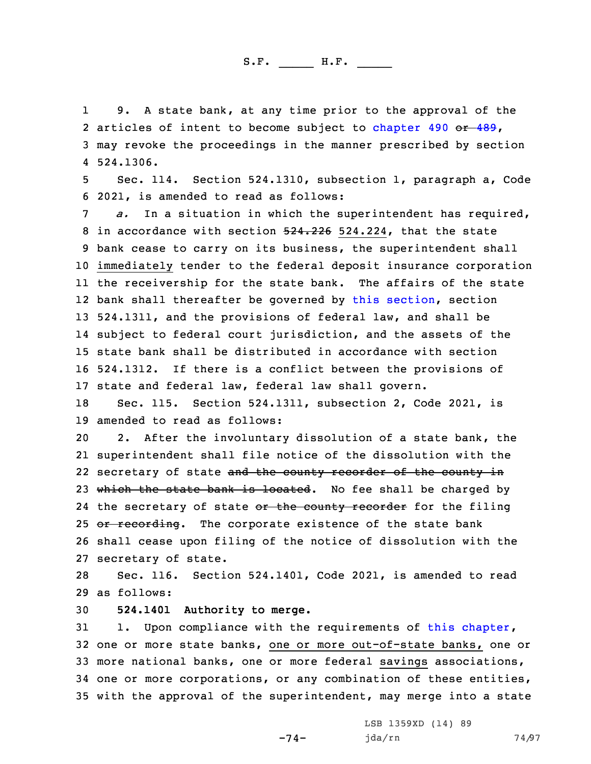9. A state bank, at any time prior to the approval of the articles of intent to become subject to chapter 490 ~~or 489~~, may revoke the proceedings in the manner prescribed by section 524.1306.

Sec. 114. Section 524.1310, subsection 1, paragraph a, Code 2021, is amended to read as follows:

*a.* In a situation in which the superintendent has required, in accordance with section ~~524.226~~ 524.224, that the state bank cease to carry on its business, the superintendent shall immediately tender to the federal deposit insurance corporation the receivership for the state bank. The affairs of the state bank shall thereafter be governed by this section, section 524.1311, and the provisions of federal law, and shall be subject to federal court jurisdiction, and the assets of the state bank shall be distributed in accordance with section 524.1312. If there is a conflict between the provisions of state and federal law, federal law shall govern.

Sec. 115. Section 524.1311, subsection 2, Code 2021, is amended to read as follows:

2. After the involuntary dissolution of a state bank, the superintendent shall file notice of the dissolution with the secretary of state ~~and the county recorder of the county in which the state bank is located~~. No fee shall be charged by the secretary of state ~~or the county recorder~~ for the filing ~~or recording~~. The corporate existence of the state bank shall cease upon filing of the notice of dissolution with the secretary of state.

Sec. 116. Section 524.1401, Code 2021, is amended to read as follows:

**524.1401 Authority to merge.**

1. Upon compliance with the requirements of this chapter, one or more state banks, one or more out-of-state banks, one or more national banks, one or more federal savings associations, one or more corporations, or any combination of these entities, with the approval of the superintendent, may merge into a state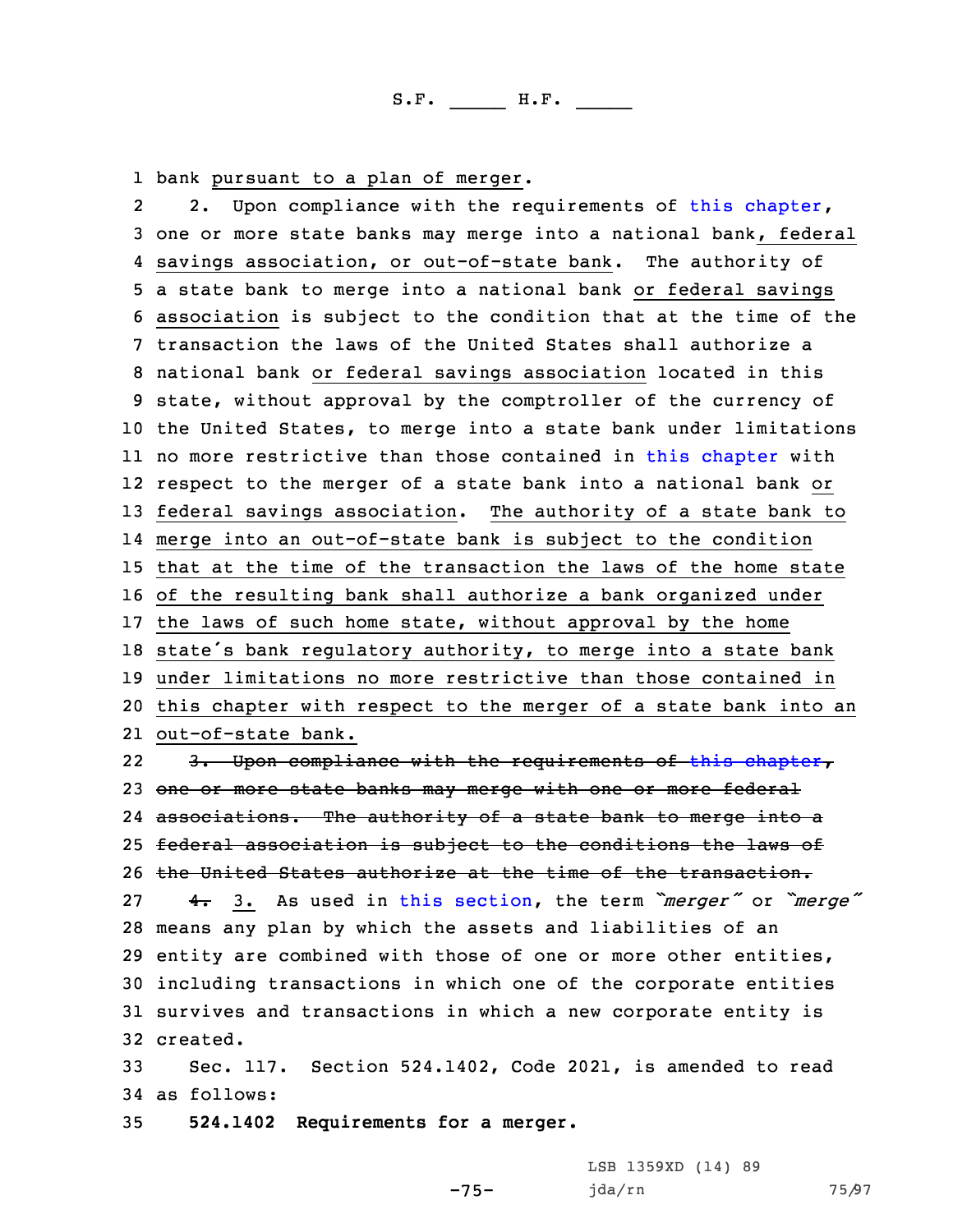1 bank pursuant to a plan of merger.

2 2. Upon compliance with the requirements of this chapter, 3 one or more state banks may merge into a national bank, federal 4 savings association, or out-of-state bank. The authority of 5 a state bank to merge into a national bank or federal savings 6 association is subject to the condition that at the time of the 7 transaction the laws of the United States shall authorize a 8 national bank or federal savings association located in this 9 state, without approval by the comptroller of the currency of 10 the United States, to merge into a state bank under limitations 11 no more restrictive than those contained in this chapter with 12 respect to the merger of a state bank into a national bank or 13 federal savings association. The authority of a state bank to 14 merge into an out-of-state bank is subject to the condition 15 that at the time of the transaction the laws of the home state 16 of the resulting bank shall authorize a bank organized under 17 the laws of such home state, without approval by the home 18 state's bank regulatory authority, to merge into a state bank 19 under limitations no more restrictive than those contained in 20 this chapter with respect to the merger of a state bank into an 21 out-of-state bank.

22 ~~3. Upon compliance with the requirements of this chapter,~~ 23 ~~one or more state banks may merge with one or more federal~~ 24 ~~associations. The authority of a state bank to merge into a~~ 25 ~~federal association is subject to the conditions the laws of~~ 26 ~~the United States authorize at the time of the transaction.~~

27 ~~4.~~ 3. As used in this section, the term *"merger"* or *"merge"* 28 means any plan by which the assets and liabilities of an 29 entity are combined with those of one or more other entities, 30 including transactions in which one of the corporate entities 31 survives and transactions in which a new corporate entity is 32 created.

33 Sec. 117. Section 524.1402, Code 2021, is amended to read 34 as follows:

35 **524.1402 Requirements for a merger.**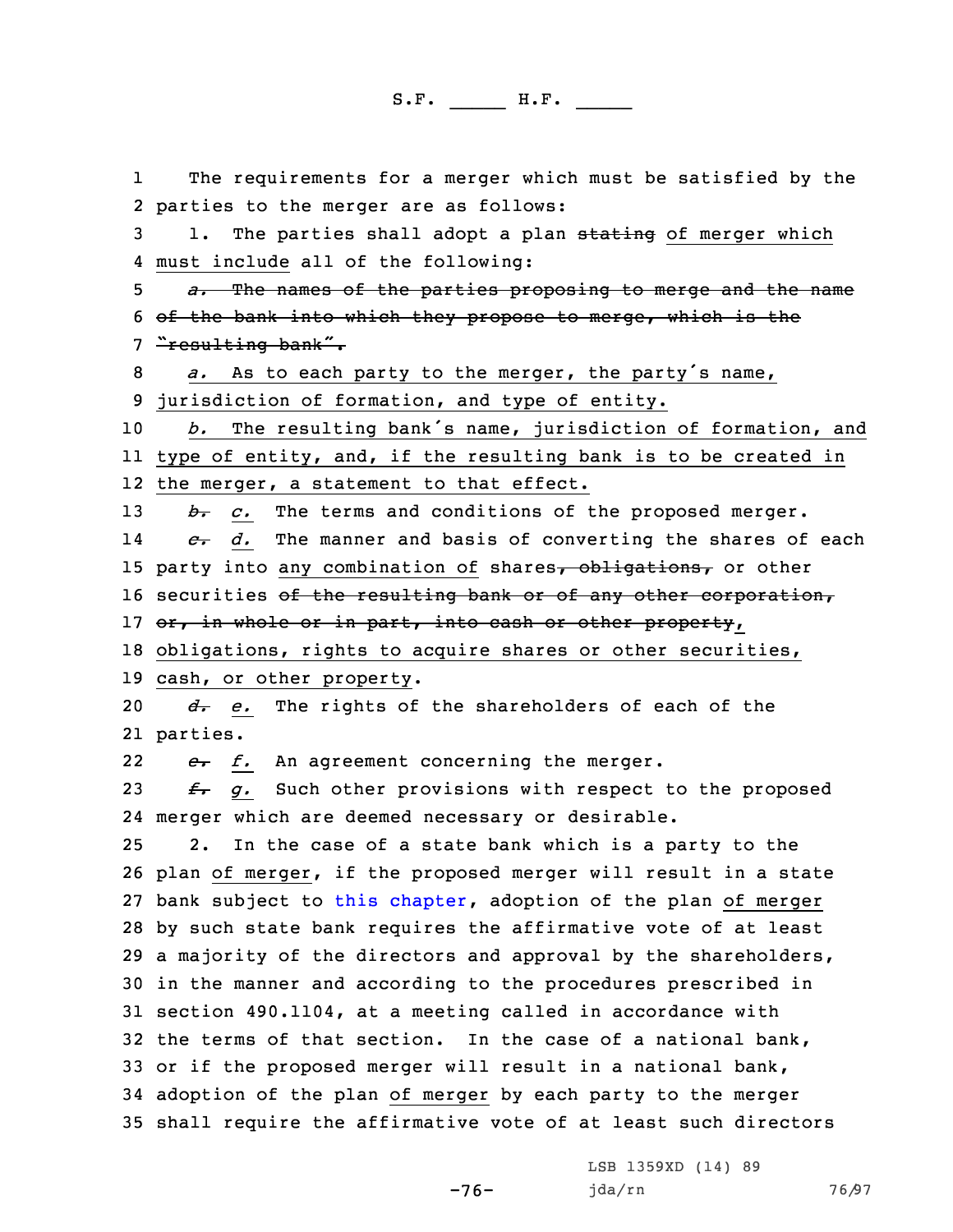The requirements for a merger which must be satisfied by the parties to the merger are as follows:

1. The parties shall adopt a plan ~~stating~~ of merger which must include all of the following:

~~*a.* The names of the parties proposing to merge and the name of the bank into which they propose to merge, which is the "resulting bank".~~

*a.* As to each party to the merger, the party's name, jurisdiction of formation, and type of entity.

*b.* The resulting bank's name, jurisdiction of formation, and type of entity, and, if the resulting bank is to be created in the merger, a statement to that effect.

~~*b.*~~ *c.* The terms and conditions of the proposed merger.

~~*c.*~~ *d.* The manner and basis of converting the shares of each party into any combination of shares~~, obligations,~~ or other securities ~~of the resulting bank or of any other corporation, or, in whole or in part, into cash or other property~~, obligations, rights to acquire shares or other securities, cash, or other property.

~~*d.*~~ *e.* The rights of the shareholders of each of the parties.

~~*e.*~~ *f.* An agreement concerning the merger.

~~*f.*~~ *g.* Such other provisions with respect to the proposed merger which are deemed necessary or desirable.

2. In the case of a state bank which is a party to the plan of merger, if the proposed merger will result in a state bank subject to this chapter, adoption of the plan of merger by such state bank requires the affirmative vote of at least a majority of the directors and approval by the shareholders, in the manner and according to the procedures prescribed in section 490.1104, at a meeting called in accordance with the terms of that section. In the case of a national bank, or if the proposed merger will result in a national bank, adoption of the plan of merger by each party to the merger shall require the affirmative vote of at least such directors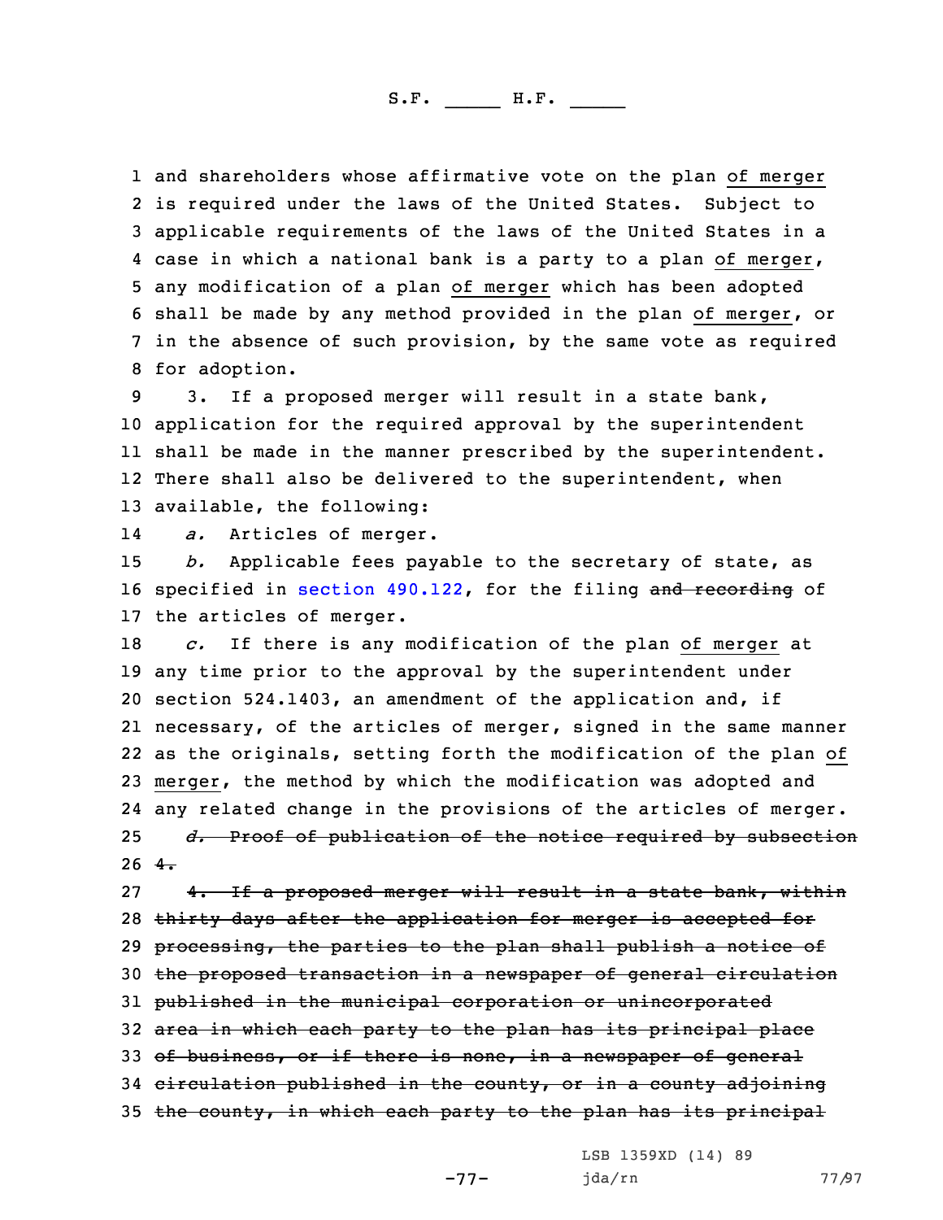and shareholders whose affirmative vote on the plan of merger is required under the laws of the United States. Subject to applicable requirements of the laws of the United States in a case in which a national bank is a party to a plan of merger, any modification of a plan of merger which has been adopted shall be made by any method provided in the plan of merger, or in the absence of such provision, by the same vote as required for adoption.

3. If a proposed merger will result in a state bank, application for the required approval by the superintendent shall be made in the manner prescribed by the superintendent. There shall also be delivered to the superintendent, when available, the following:

*a.* Articles of merger.

*b.* Applicable fees payable to the secretary of state, as specified in section 490.122, for the filing ~~and recording~~ of the articles of merger.

*c.* If there is any modification of the plan of merger at any time prior to the approval by the superintendent under section 524.1403, an amendment of the application and, if necessary, of the articles of merger, signed in the same manner as the originals, setting forth the modification of the plan of merger, the method by which the modification was adopted and any related change in the provisions of the articles of merger.

~~*d.* Proof of publication of the notice required by subsection 4.~~

~~4. If a proposed merger will result in a state bank, within thirty days after the application for merger is accepted for processing, the parties to the plan shall publish a notice of the proposed transaction in a newspaper of general circulation published in the municipal corporation or unincorporated area in which each party to the plan has its principal place of business, or if there is none, in a newspaper of general circulation published in the county, or in a county adjoining the county, in which each party to the plan has its principal~~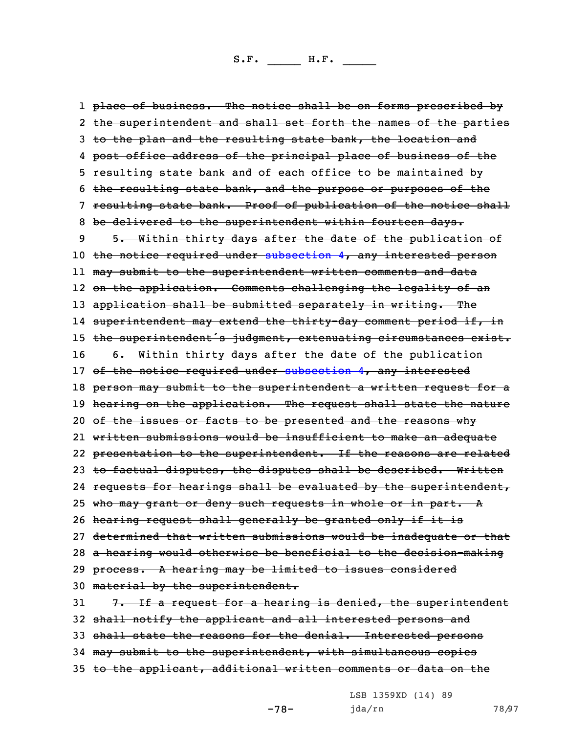~~place of business. The notice shall be on forms prescribed by the superintendent and shall set forth the names of the parties to the plan and the resulting state bank, the location and post office address of the principal place of business of the resulting state bank and of each office to be maintained by the resulting state bank, and the purpose or purposes of the resulting state bank. Proof of publication of the notice shall be delivered to the superintendent within fourteen days.~~

~~5. Within thirty days after the date of the publication of the notice required under subsection 4, any interested person may submit to the superintendent written comments and data on the application. Comments challenging the legality of an application shall be submitted separately in writing. The superintendent may extend the thirty-day comment period if, in the superintendent's judgment, extenuating circumstances exist.~~

~~6. Within thirty days after the date of the publication of the notice required under subsection 4, any interested person may submit to the superintendent a written request for a hearing on the application. The request shall state the nature of the issues or facts to be presented and the reasons why written submissions would be insufficient to make an adequate presentation to the superintendent. If the reasons are related to factual disputes, the disputes shall be described. Written requests for hearings shall be evaluated by the superintendent, who may grant or deny such requests in whole or in part. A hearing request shall generally be granted only if it is determined that written submissions would be inadequate or that a hearing would otherwise be beneficial to the decision-making process. A hearing may be limited to issues considered material by the superintendent.~~

~~7. If a request for a hearing is denied, the superintendent shall notify the applicant and all interested persons and shall state the reasons for the denial. Interested persons may submit to the superintendent, with simultaneous copies to the applicant, additional written comments or data on the~~

LSB 1359XD (14) 89
jda/rn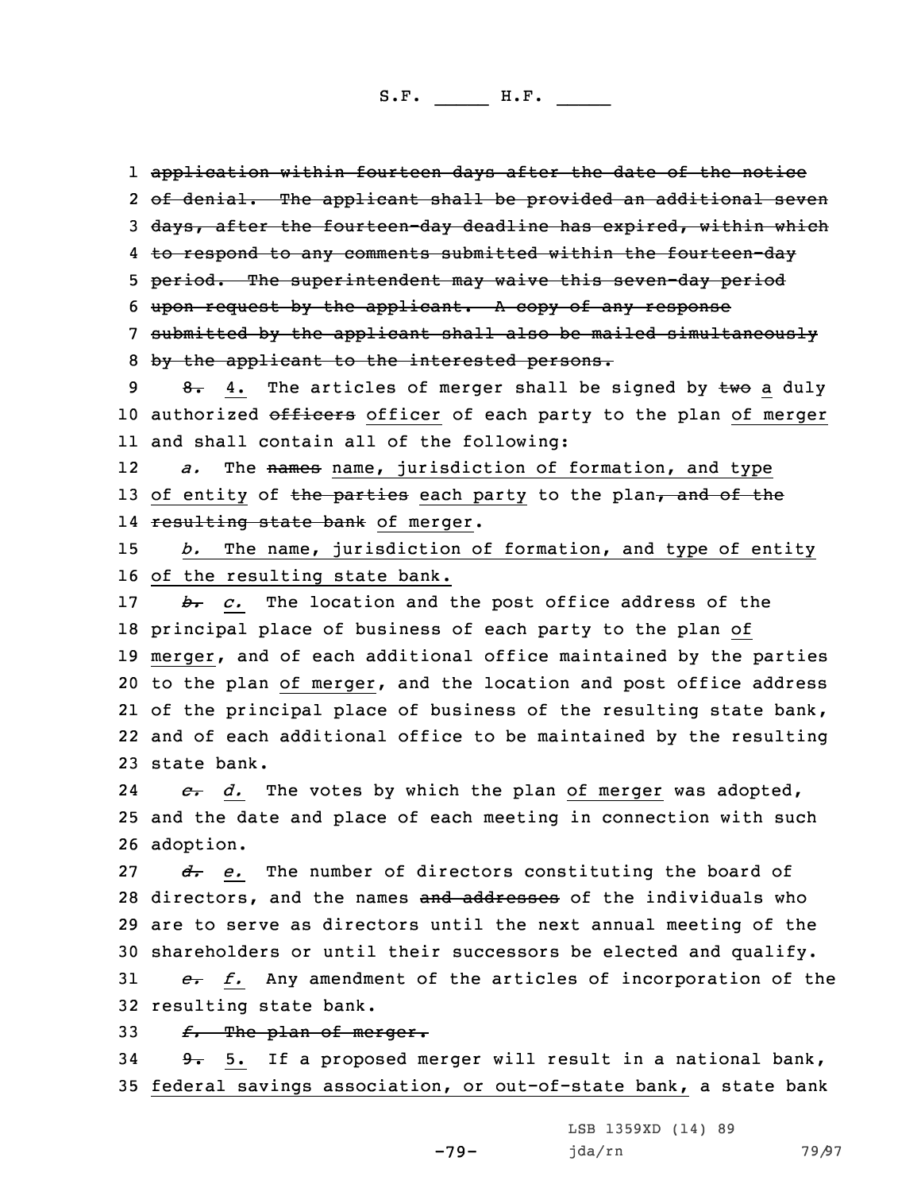1 ~~application within fourteen days after the date of the notice~~
2 ~~of denial. The applicant shall be provided an additional seven~~
3 ~~days, after the fourteen-day deadline has expired, within which~~
4 ~~to respond to any comments submitted within the fourteen-day~~
5 ~~period. The superintendent may waive this seven-day period~~
6 ~~upon request by the applicant. A copy of any response~~
7 ~~submitted by the applicant shall also be mailed simultaneously~~
8 ~~by the applicant to the interested persons.~~

9 ~~8.~~ 4. The articles of merger shall be signed by ~~two~~ a duly
10 authorized ~~officers~~ officer of each party to the plan of merger
11 and shall contain all of the following:

12 *a.* The ~~names~~ name, jurisdiction of formation, and type
13 of entity of ~~the parties~~ each party to the plan~~, and of the~~
14 ~~resulting state bank~~ of merger.

15 *b.* The name, jurisdiction of formation, and type of entity
16 of the resulting state bank.

17 ~~*b.*~~ *c.* The location and the post office address of the
18 principal place of business of each party to the plan of
19 merger, and of each additional office maintained by the parties
20 to the plan of merger, and the location and post office address
21 of the principal place of business of the resulting state bank,
22 and of each additional office to be maintained by the resulting
23 state bank.

24 ~~*c.*~~ *d.* The votes by which the plan of merger was adopted,
25 and the date and place of each meeting in connection with such
26 adoption.

27 ~~*d.*~~ *e.* The number of directors constituting the board of
28 directors, and the names ~~and addresses~~ of the individuals who
29 are to serve as directors until the next annual meeting of the
30 shareholders or until their successors be elected and qualify.

31 ~~*e.*~~ *f.* Any amendment of the articles of incorporation of the
32 resulting state bank.

33 ~~*f.* The plan of merger.~~

34 ~~9.~~ 5. If a proposed merger will result in a national bank,
35 federal savings association, or out-of-state bank, a state bank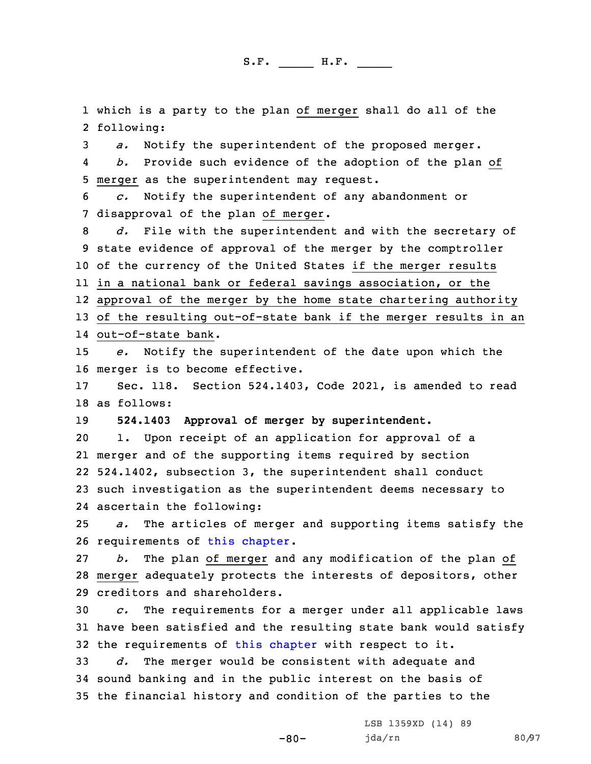which is a party to the plan of merger shall do all of the following:

*a.* Notify the superintendent of the proposed merger.

*b.* Provide such evidence of the adoption of the plan of merger as the superintendent may request.

*c.* Notify the superintendent of any abandonment or disapproval of the plan of merger.

*d.* File with the superintendent and with the secretary of state evidence of approval of the merger by the comptroller of the currency of the United States if the merger results in a national bank or federal savings association, or the approval of the merger by the home state chartering authority of the resulting out-of-state bank if the merger results in an out-of-state bank.

*e.* Notify the superintendent of the date upon which the merger is to become effective.

Sec. 118. Section 524.1403, Code 2021, is amended to read as follows:

**524.1403 Approval of merger by superintendent.**

1. Upon receipt of an application for approval of a merger and of the supporting items required by section 524.1402, subsection 3, the superintendent shall conduct such investigation as the superintendent deems necessary to ascertain the following:

*a.* The articles of merger and supporting items satisfy the requirements of this chapter.

*b.* The plan of merger and any modification of the plan of merger adequately protects the interests of depositors, other creditors and shareholders.

*c.* The requirements for a merger under all applicable laws have been satisfied and the resulting state bank would satisfy the requirements of this chapter with respect to it.

*d.* The merger would be consistent with adequate and sound banking and in the public interest on the basis of the financial history and condition of the parties to the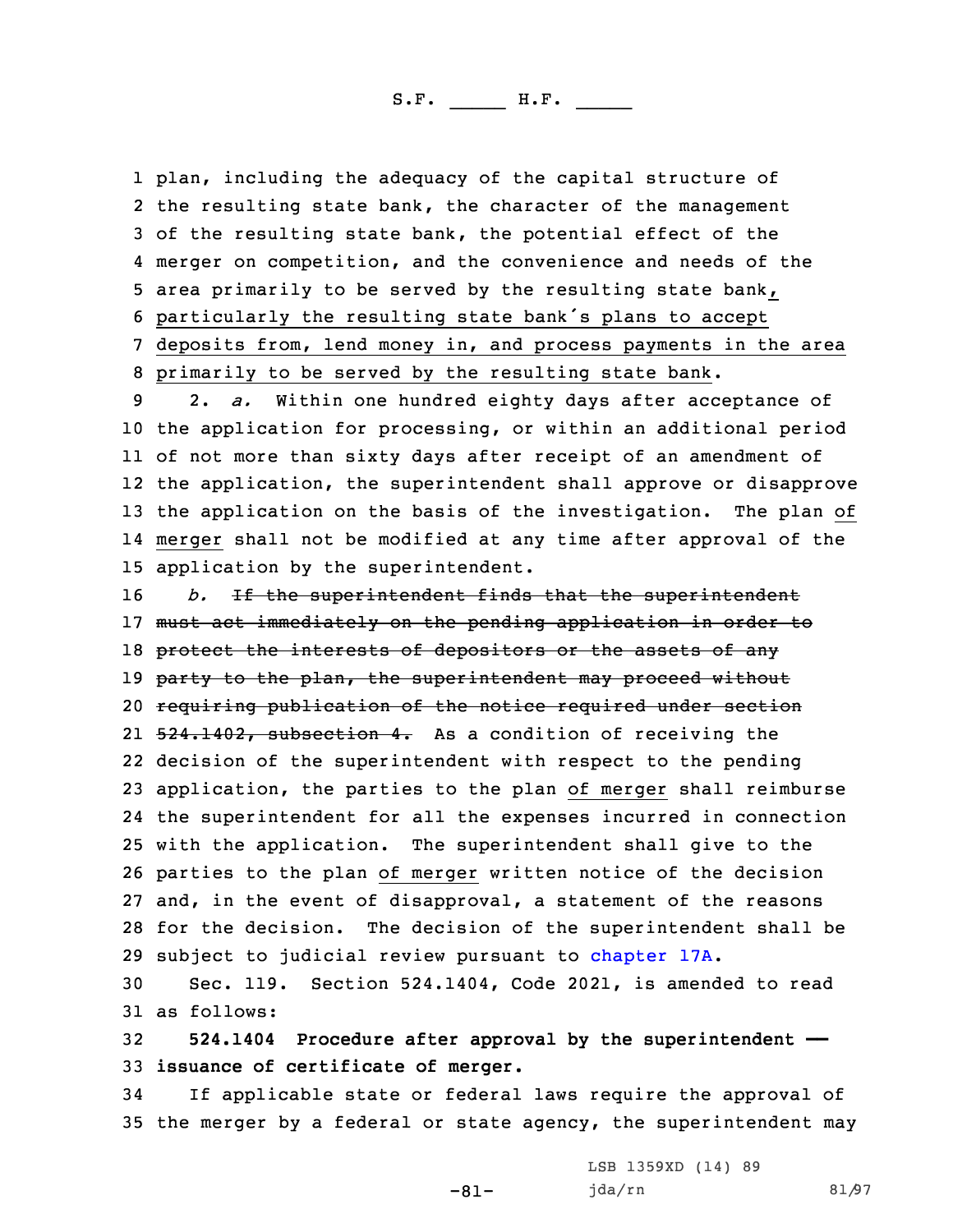plan, including the adequacy of the capital structure of the resulting state bank, the character of the management of the resulting state bank, the potential effect of the merger on competition, and the convenience and needs of the area primarily to be served by the resulting state bank, particularly the resulting state bank's plans to accept deposits from, lend money in, and process payments in the area primarily to be served by the resulting state bank.

2. *a.* Within one hundred eighty days after acceptance of the application for processing, or within an additional period of not more than sixty days after receipt of an amendment of the application, the superintendent shall approve or disapprove the application on the basis of the investigation. The plan of merger shall not be modified at any time after approval of the application by the superintendent.

*b.* ~~If the superintendent finds that the superintendent must act immediately on the pending application in order to protect the interests of depositors or the assets of any party to the plan, the superintendent may proceed without requiring publication of the notice required under section 524.1402, subsection 4.~~ As a condition of receiving the decision of the superintendent with respect to the pending application, the parties to the plan of merger shall reimburse the superintendent for all the expenses incurred in connection with the application. The superintendent shall give to the parties to the plan of merger written notice of the decision and, in the event of disapproval, a statement of the reasons for the decision. The decision of the superintendent shall be subject to judicial review pursuant to chapter 17A.

Sec. 119. Section 524.1404, Code 2021, is amended to read as follows:

**524.1404 Procedure after approval by the superintendent — issuance of certificate of merger.**

If applicable state or federal laws require the approval of the merger by a federal or state agency, the superintendent may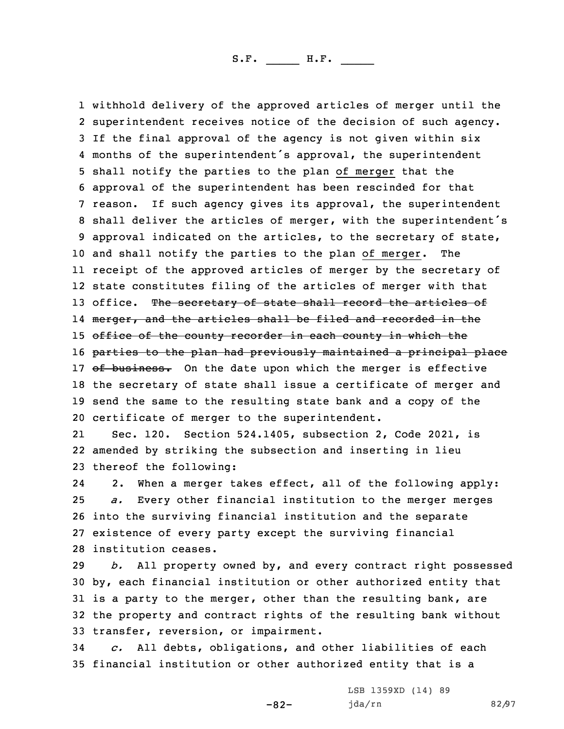withhold delivery of the approved articles of merger until the superintendent receives notice of the decision of such agency. If the final approval of the agency is not given within six months of the superintendent's approval, the superintendent shall notify the parties to the plan of merger that the approval of the superintendent has been rescinded for that reason. If such agency gives its approval, the superintendent shall deliver the articles of merger, with the superintendent's approval indicated on the articles, to the secretary of state, and shall notify the parties to the plan of merger. The receipt of the approved articles of merger by the secretary of state constitutes filing of the articles of merger with that office. ~~The secretary of state shall record the articles of merger, and the articles shall be filed and recorded in the office of the county recorder in each county in which the parties to the plan had previously maintained a principal place of business.~~ On the date upon which the merger is effective the secretary of state shall issue a certificate of merger and send the same to the resulting state bank and a copy of the certificate of merger to the superintendent.

Sec. 120. Section 524.1405, subsection 2, Code 2021, is amended by striking the subsection and inserting in lieu thereof the following:

2. When a merger takes effect, all of the following apply:

*a.* Every other financial institution to the merger merges into the surviving financial institution and the separate existence of every party except the surviving financial institution ceases.

*b.* All property owned by, and every contract right possessed by, each financial institution or other authorized entity that is a party to the merger, other than the resulting bank, are the property and contract rights of the resulting bank without transfer, reversion, or impairment.

*c.* All debts, obligations, and other liabilities of each financial institution or other authorized entity that is a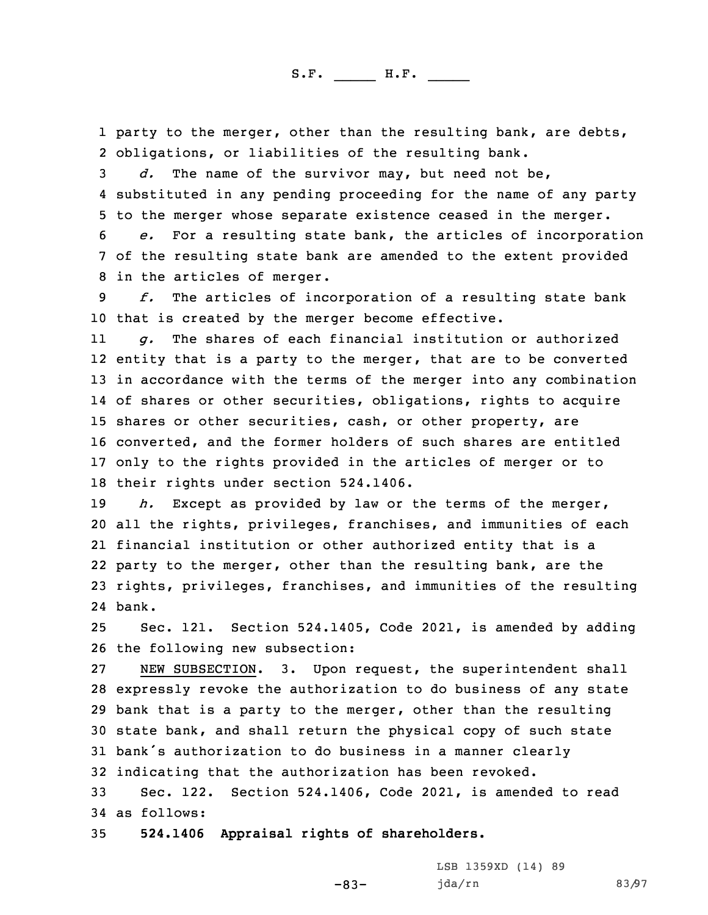party to the merger, other than the resulting bank, are debts, obligations, or liabilities of the resulting bank.

*d.* The name of the survivor may, but need not be, substituted in any pending proceeding for the name of any party to the merger whose separate existence ceased in the merger.

*e.* For a resulting state bank, the articles of incorporation of the resulting state bank are amended to the extent provided in the articles of merger.

*f.* The articles of incorporation of a resulting state bank that is created by the merger become effective.

*g.* The shares of each financial institution or authorized entity that is a party to the merger, that are to be converted in accordance with the terms of the merger into any combination of shares or other securities, obligations, rights to acquire shares or other securities, cash, or other property, are converted, and the former holders of such shares are entitled only to the rights provided in the articles of merger or to their rights under section 524.1406.

*h.* Except as provided by law or the terms of the merger, all the rights, privileges, franchises, and immunities of each financial institution or other authorized entity that is a party to the merger, other than the resulting bank, are the rights, privileges, franchises, and immunities of the resulting bank.

Sec. 121. Section 524.1405, Code 2021, is amended by adding the following new subsection:

NEW SUBSECTION. 3. Upon request, the superintendent shall expressly revoke the authorization to do business of any state bank that is a party to the merger, other than the resulting state bank, and shall return the physical copy of such state bank's authorization to do business in a manner clearly indicating that the authorization has been revoked.

Sec. 122. Section 524.1406, Code 2021, is amended to read as follows:

**524.1406 Appraisal rights of shareholders.**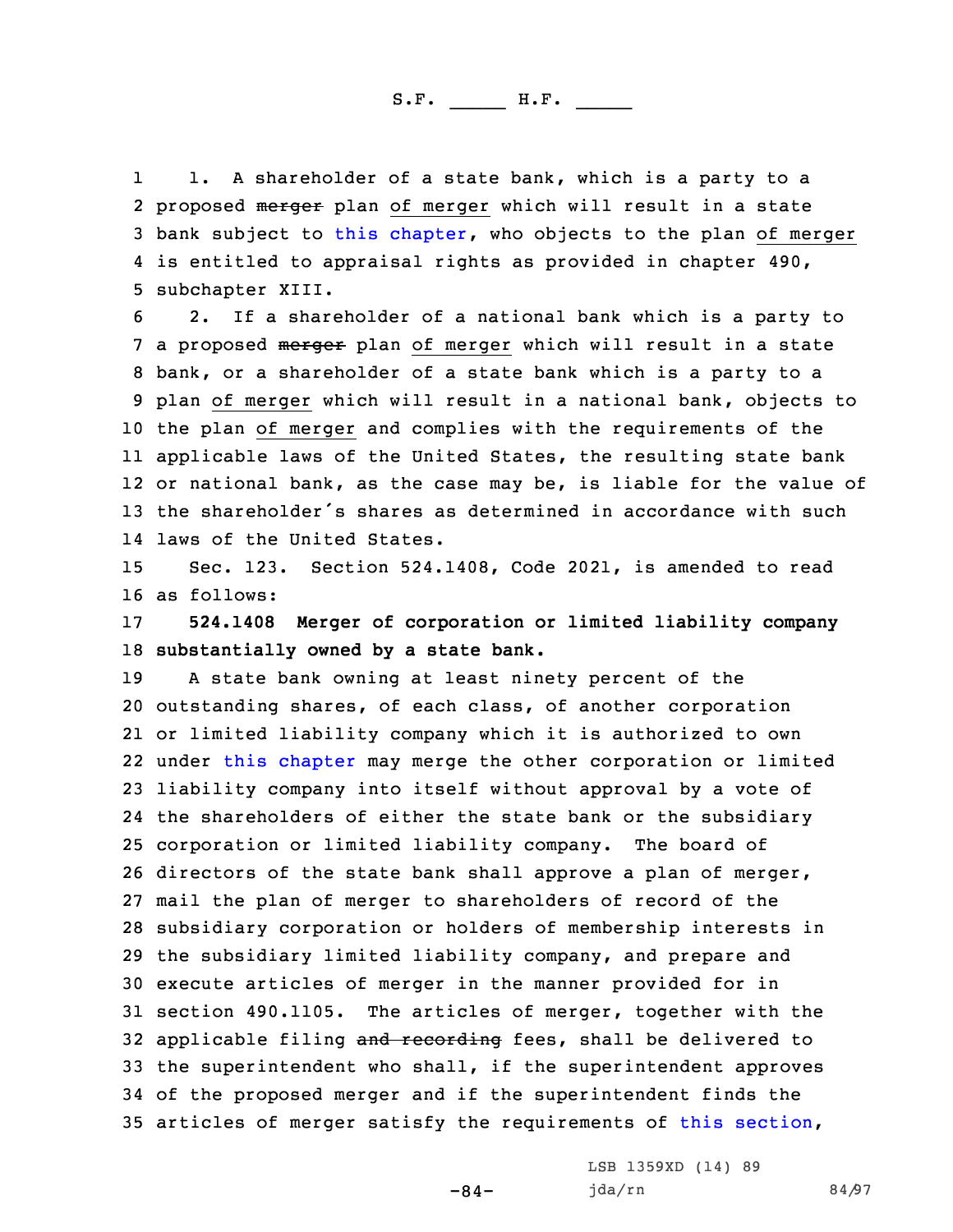1. A shareholder of a state bank, which is a party to a proposed ~~merger~~ plan of merger which will result in a state bank subject to this chapter, who objects to the plan of merger is entitled to appraisal rights as provided in chapter 490, subchapter XIII.

2. If a shareholder of a national bank which is a party to a proposed ~~merger~~ plan of merger which will result in a state bank, or a shareholder of a state bank which is a party to a plan of merger which will result in a national bank, objects to the plan of merger and complies with the requirements of the applicable laws of the United States, the resulting state bank or national bank, as the case may be, is liable for the value of the shareholder's shares as determined in accordance with such laws of the United States.

Sec. 123. Section 524.1408, Code 2021, is amended to read as follows:

**524.1408 Merger of corporation or limited liability company substantially owned by a state bank.**

A state bank owning at least ninety percent of the outstanding shares, of each class, of another corporation or limited liability company which it is authorized to own under this chapter may merge the other corporation or limited liability company into itself without approval by a vote of the shareholders of either the state bank or the subsidiary corporation or limited liability company. The board of directors of the state bank shall approve a plan of merger, mail the plan of merger to shareholders of record of the subsidiary corporation or holders of membership interests in the subsidiary limited liability company, and prepare and execute articles of merger in the manner provided for in section 490.1105. The articles of merger, together with the applicable filing ~~and recording~~ fees, shall be delivered to the superintendent who shall, if the superintendent approves of the proposed merger and if the superintendent finds the articles of merger satisfy the requirements of this section,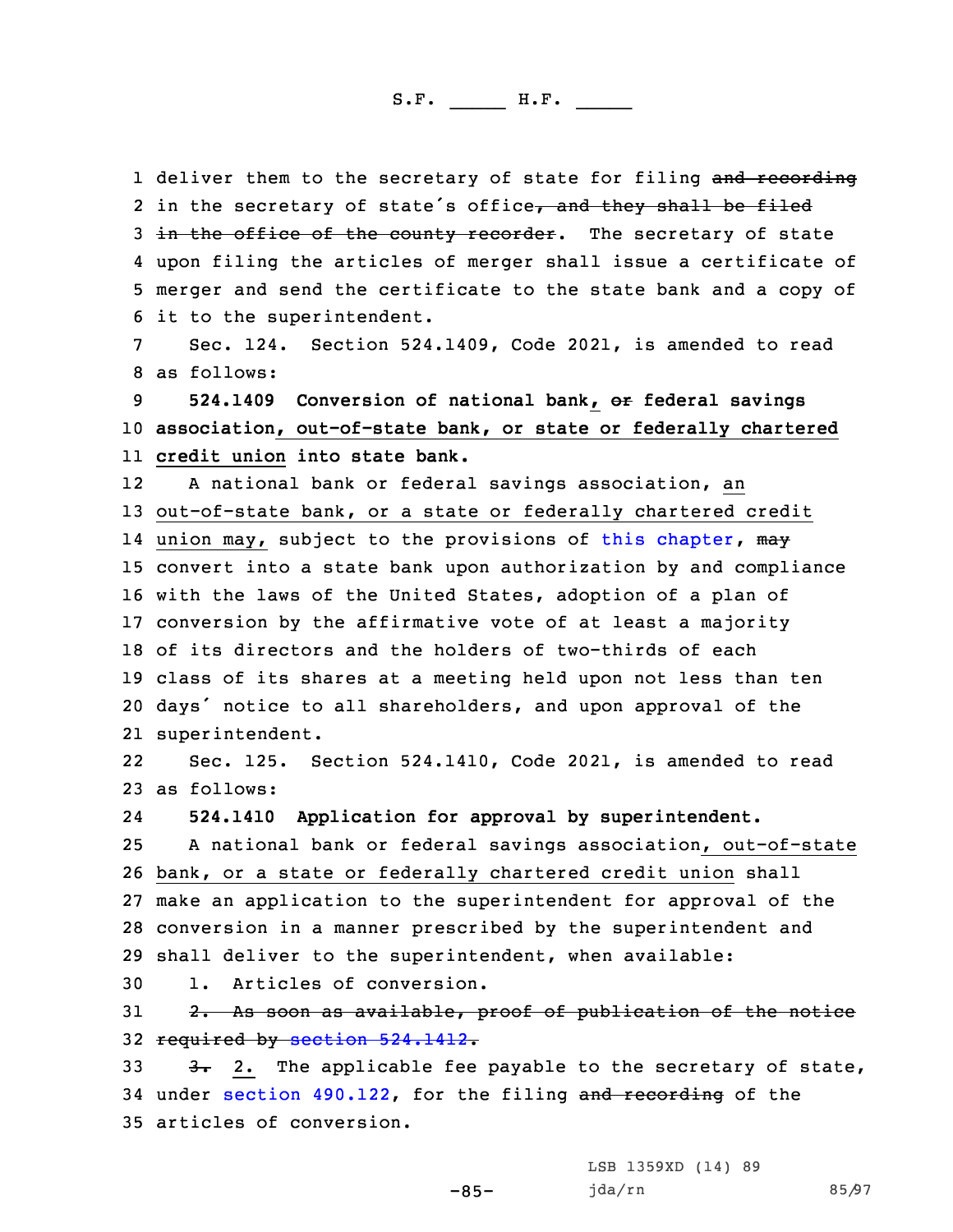deliver them to the secretary of state for filing ~~and recording~~ in the secretary of state's office~~, and they shall be filed in the office of the county recorder~~. The secretary of state upon filing the articles of merger shall issue a certificate of merger and send the certificate to the state bank and a copy of it to the superintendent.

Sec. 124. Section 524.1409, Code 2021, is amended to read as follows:

**524.1409 Conversion of national bank, ~~or~~ federal savings association, out-of-state bank, or state or federally chartered credit union into state bank.**

A national bank or federal savings association, an out-of-state bank, or a state or federally chartered credit union may, subject to the provisions of this chapter, ~~may~~ convert into a state bank upon authorization by and compliance with the laws of the United States, adoption of a plan of conversion by the affirmative vote of at least a majority of its directors and the holders of two-thirds of each class of its shares at a meeting held upon not less than ten days' notice to all shareholders, and upon approval of the superintendent.

Sec. 125. Section 524.1410, Code 2021, is amended to read as follows:

**524.1410 Application for approval by superintendent.**

A national bank or federal savings association, out-of-state bank, or a state or federally chartered credit union shall make an application to the superintendent for approval of the conversion in a manner prescribed by the superintendent and shall deliver to the superintendent, when available:

1. Articles of conversion.

~~2. As soon as available, proof of publication of the notice required by section 524.1412.~~

~~3.~~ 2. The applicable fee payable to the secretary of state, under section 490.122, for the filing ~~and recording~~ of the articles of conversion.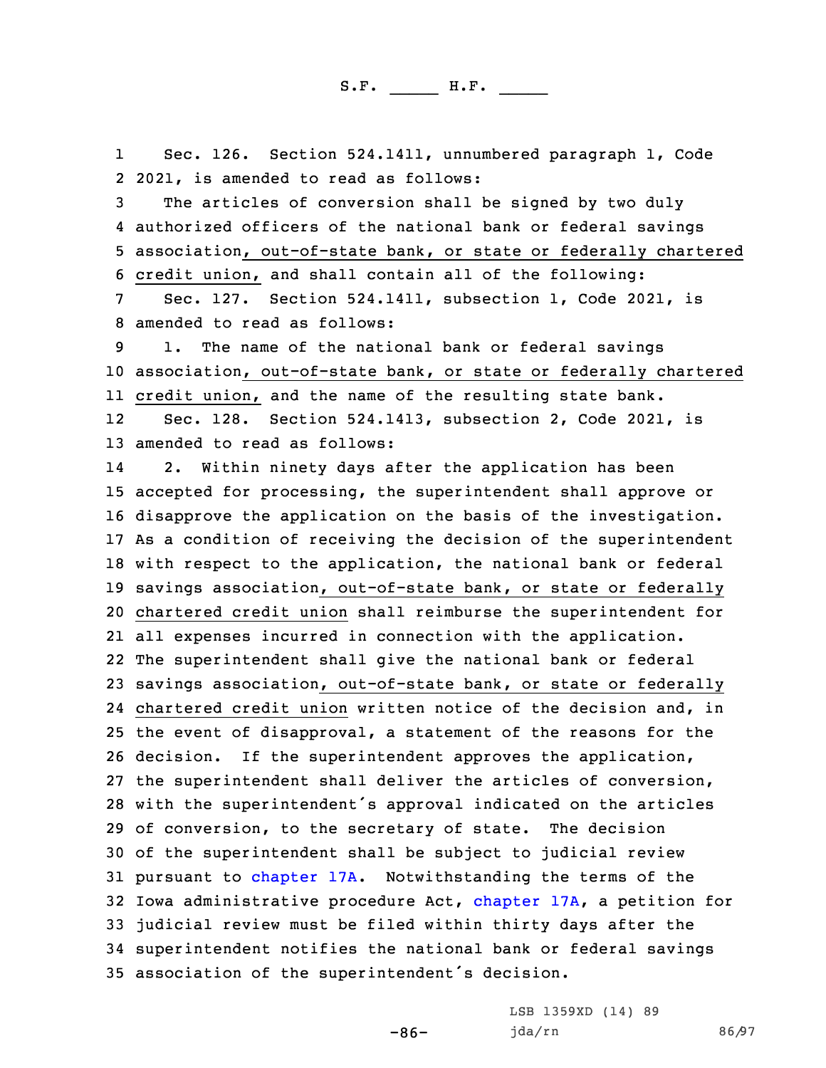Sec. 126. Section 524.1411, unnumbered paragraph 1, Code 2021, is amended to read as follows:

The articles of conversion shall be signed by two duly authorized officers of the national bank or federal savings association, out-of-state bank, or state or federally chartered credit union, and shall contain all of the following:

Sec. 127. Section 524.1411, subsection 1, Code 2021, is amended to read as follows:

1. The name of the national bank or federal savings association, out-of-state bank, or state or federally chartered credit union, and the name of the resulting state bank.

Sec. 128. Section 524.1413, subsection 2, Code 2021, is amended to read as follows:

2. Within ninety days after the application has been accepted for processing, the superintendent shall approve or disapprove the application on the basis of the investigation. As a condition of receiving the decision of the superintendent with respect to the application, the national bank or federal savings association, out-of-state bank, or state or federally chartered credit union shall reimburse the superintendent for all expenses incurred in connection with the application. The superintendent shall give the national bank or federal savings association, out-of-state bank, or state or federally chartered credit union written notice of the decision and, in the event of disapproval, a statement of the reasons for the decision. If the superintendent approves the application, the superintendent shall deliver the articles of conversion, with the superintendent's approval indicated on the articles of conversion, to the secretary of state. The decision of the superintendent shall be subject to judicial review pursuant to chapter 17A. Notwithstanding the terms of the Iowa administrative procedure Act, chapter 17A, a petition for judicial review must be filed within thirty days after the superintendent notifies the national bank or federal savings association of the superintendent's decision.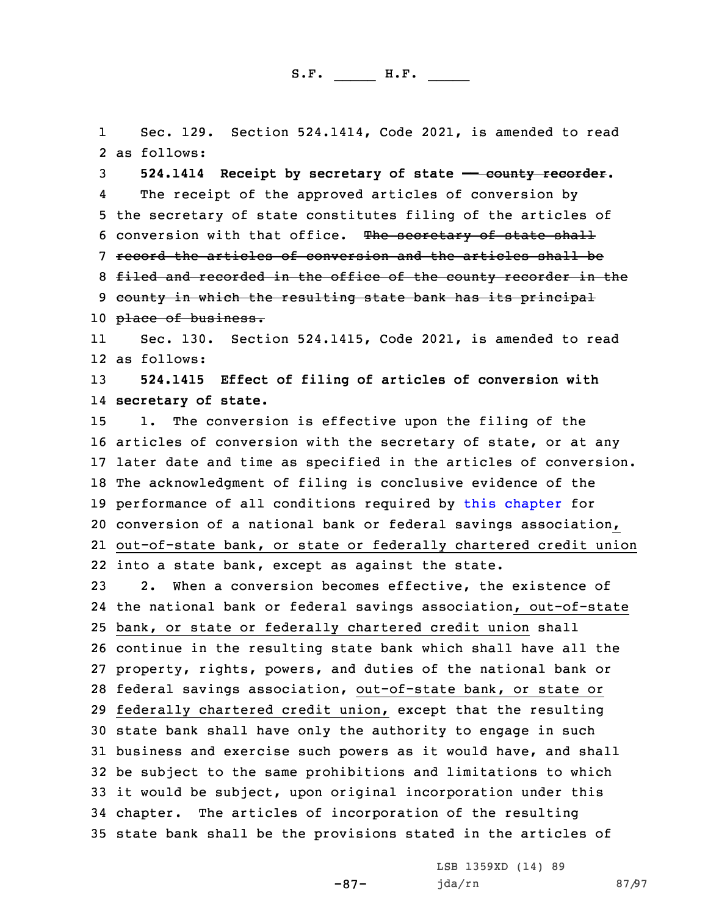Sec. 129. Section 524.1414, Code 2021, is amended to read as follows:

**524.1414 Receipt by secretary of state ~~— county recorder~~.**

The receipt of the approved articles of conversion by the secretary of state constitutes filing of the articles of conversion with that office. ~~The secretary of state shall record the articles of conversion and the articles shall be filed and recorded in the office of the county recorder in the county in which the resulting state bank has its principal place of business.~~

Sec. 130. Section 524.1415, Code 2021, is amended to read as follows:

**524.1415 Effect of filing of articles of conversion with secretary of state.**

1. The conversion is effective upon the filing of the articles of conversion with the secretary of state, or at any later date and time as specified in the articles of conversion. The acknowledgment of filing is conclusive evidence of the performance of all conditions required by this chapter for conversion of a national bank or federal savings association, out-of-state bank, or state or federally chartered credit union into a state bank, except as against the state.

2. When a conversion becomes effective, the existence of the national bank or federal savings association, out-of-state bank, or state or federally chartered credit union shall continue in the resulting state bank which shall have all the property, rights, powers, and duties of the national bank or federal savings association, out-of-state bank, or state or federally chartered credit union, except that the resulting state bank shall have only the authority to engage in such business and exercise such powers as it would have, and shall be subject to the same prohibitions and limitations to which it would be subject, upon original incorporation under this chapter. The articles of incorporation of the resulting state bank shall be the provisions stated in the articles of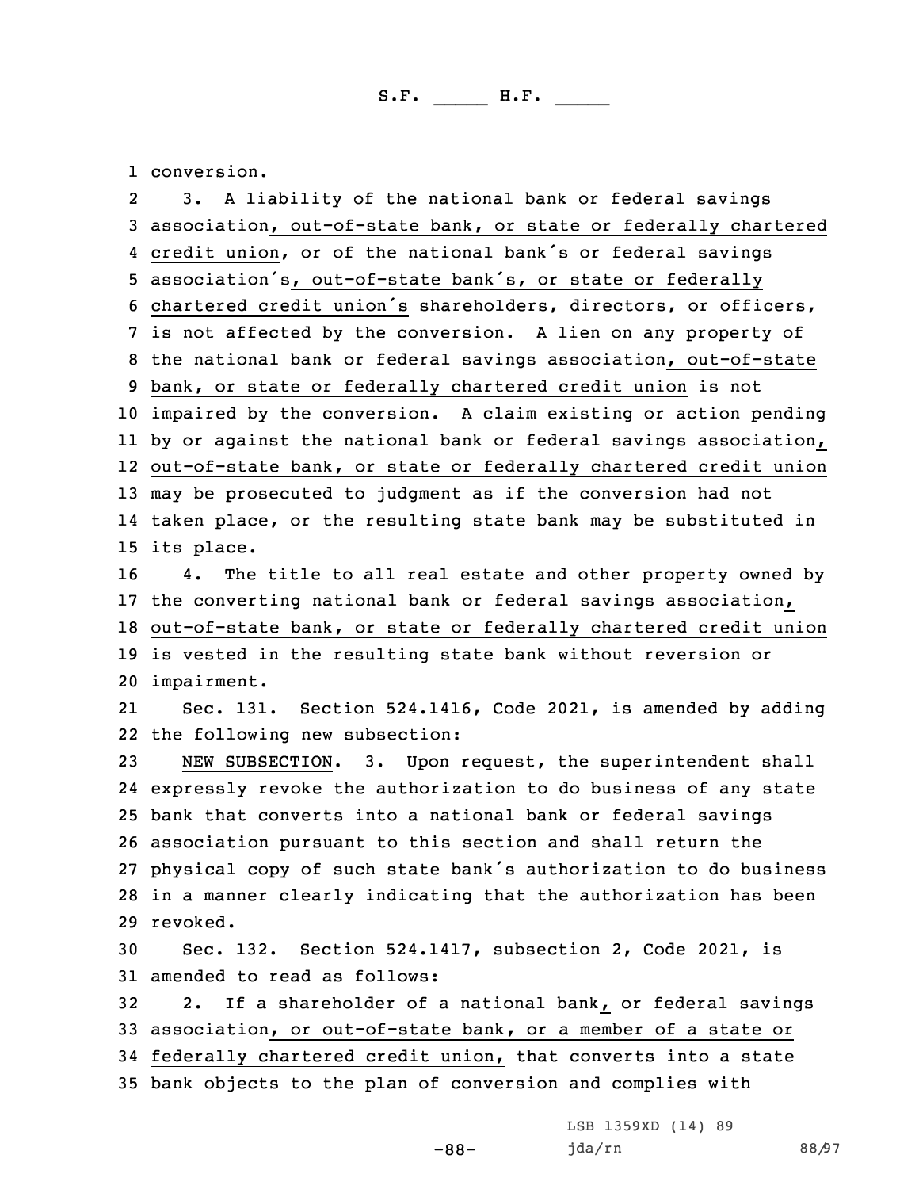conversion.

3. A liability of the national bank or federal savings association, out-of-state bank, or state or federally chartered credit union, or of the national bank's or federal savings association's, out-of-state bank's, or state or federally chartered credit union's shareholders, directors, or officers, is not affected by the conversion. A lien on any property of the national bank or federal savings association, out-of-state bank, or state or federally chartered credit union is not impaired by the conversion. A claim existing or action pending by or against the national bank or federal savings association, out-of-state bank, or state or federally chartered credit union may be prosecuted to judgment as if the conversion had not taken place, or the resulting state bank may be substituted in its place.

4. The title to all real estate and other property owned by the converting national bank or federal savings association, out-of-state bank, or state or federally chartered credit union is vested in the resulting state bank without reversion or impairment.

Sec. 131. Section 524.1416, Code 2021, is amended by adding the following new subsection:

NEW SUBSECTION. 3. Upon request, the superintendent shall expressly revoke the authorization to do business of any state bank that converts into a national bank or federal savings association pursuant to this section and shall return the physical copy of such state bank's authorization to do business in a manner clearly indicating that the authorization has been revoked.

Sec. 132. Section 524.1417, subsection 2, Code 2021, is amended to read as follows:

2. If a shareholder of a national bank, ~~or~~ federal savings association, or out-of-state bank, or a member of a state or federally chartered credit union, that converts into a state bank objects to the plan of conversion and complies with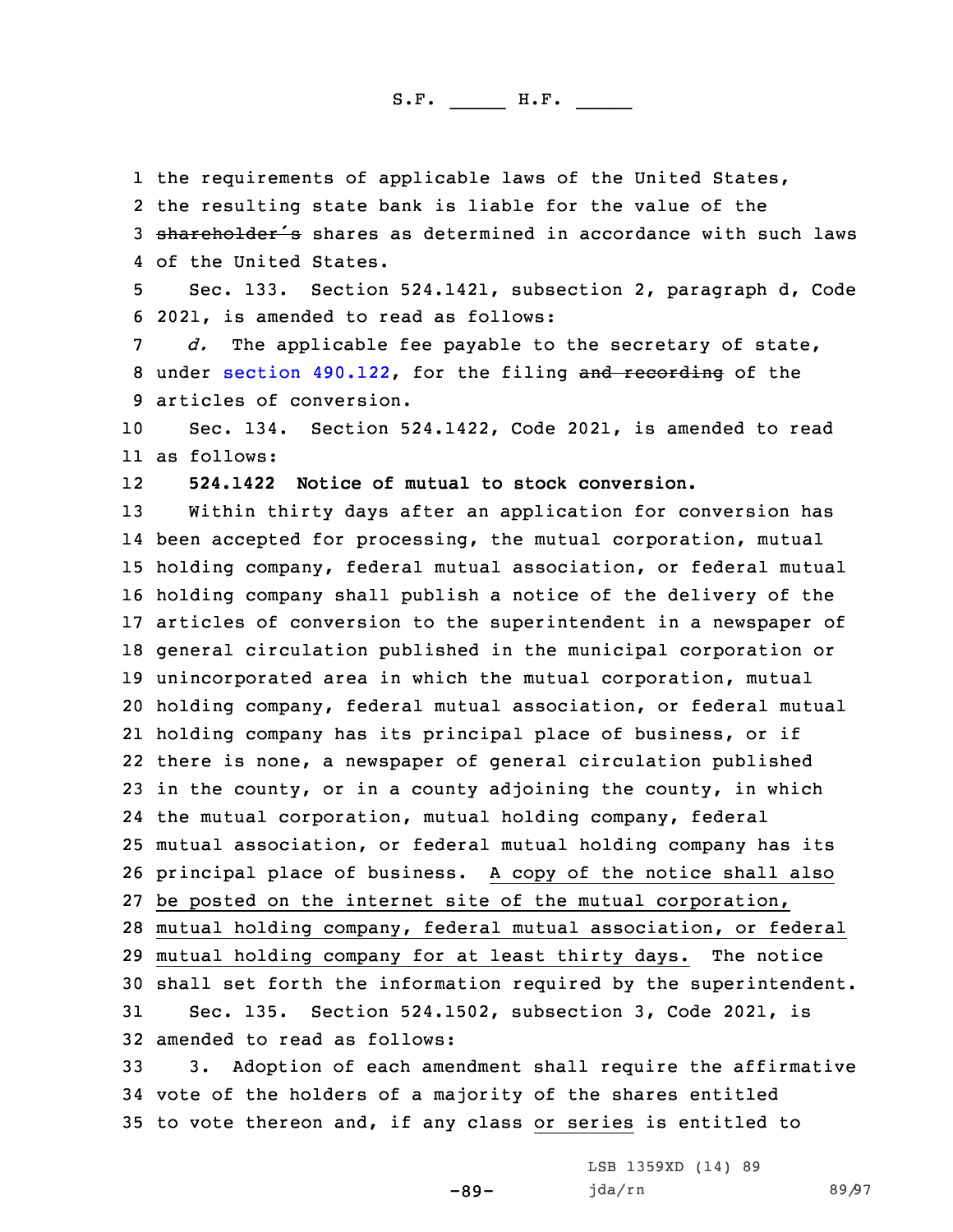the requirements of applicable laws of the United States, the resulting state bank is liable for the value of the ~~shareholder's~~ shares as determined in accordance with such laws of the United States.

Sec. 133. Section 524.1421, subsection 2, paragraph d, Code 2021, is amended to read as follows:

*d.* The applicable fee payable to the secretary of state, under section 490.122, for the filing ~~and recording~~ of the articles of conversion.

Sec. 134. Section 524.1422, Code 2021, is amended to read as follows:

**524.1422 Notice of mutual to stock conversion.**

Within thirty days after an application for conversion has been accepted for processing, the mutual corporation, mutual holding company, federal mutual association, or federal mutual holding company shall publish a notice of the delivery of the articles of conversion to the superintendent in a newspaper of general circulation published in the municipal corporation or unincorporated area in which the mutual corporation, mutual holding company, federal mutual association, or federal mutual holding company has its principal place of business, or if there is none, a newspaper of general circulation published in the county, or in a county adjoining the county, in which the mutual corporation, mutual holding company, federal mutual association, or federal mutual holding company has its principal place of business. <u>A copy of the notice shall also be posted on the internet site of the mutual corporation, mutual holding company, federal mutual association, or federal mutual holding company for at least thirty days.</u> The notice shall set forth the information required by the superintendent.

Sec. 135. Section 524.1502, subsection 3, Code 2021, is amended to read as follows:

3. Adoption of each amendment shall require the affirmative vote of the holders of a majority of the shares entitled to vote thereon and, if any class <u>or series</u> is entitled to

LSB 1359XD (14) 89
jda/rn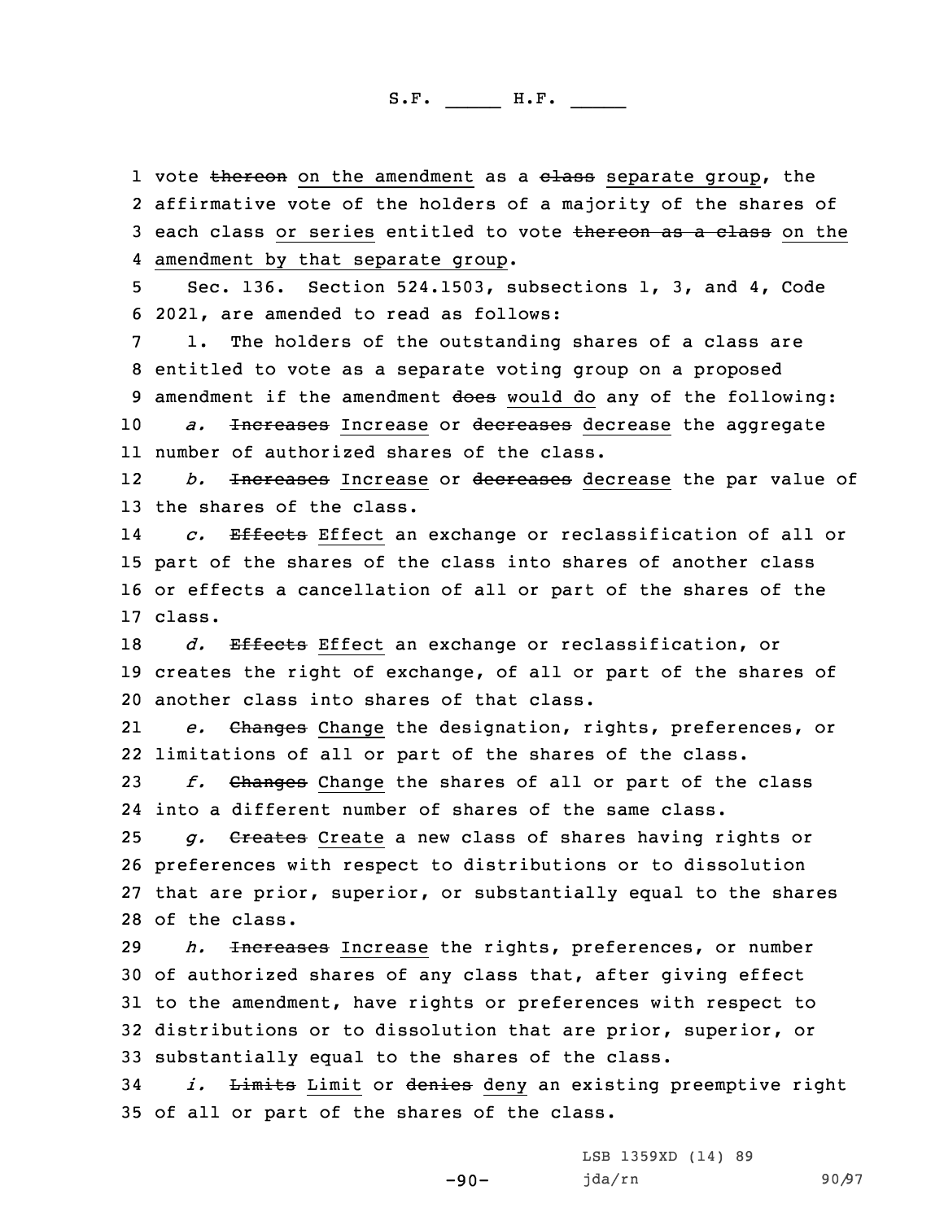vote ~~thereon~~ on the amendment as a ~~class~~ separate group, the affirmative vote of the holders of a majority of the shares of each class or series entitled to vote ~~thereon as a class~~ on the amendment by that separate group.

Sec. 136. Section 524.1503, subsections 1, 3, and 4, Code 2021, are amended to read as follows:

1. The holders of the outstanding shares of a class are entitled to vote as a separate voting group on a proposed amendment if the amendment ~~does~~ would do any of the following:

*a.* ~~Increases~~ Increase or ~~decreases~~ decrease the aggregate number of authorized shares of the class.

*b.* ~~Increases~~ Increase or ~~decreases~~ decrease the par value of the shares of the class.

*c.* ~~Effects~~ Effect an exchange or reclassification of all or part of the shares of the class into shares of another class or effects a cancellation of all or part of the shares of the class.

*d.* ~~Effects~~ Effect an exchange or reclassification, or creates the right of exchange, of all or part of the shares of another class into shares of that class.

*e.* ~~Changes~~ Change the designation, rights, preferences, or limitations of all or part of the shares of the class.

*f.* ~~Changes~~ Change the shares of all or part of the class into a different number of shares of the same class.

*g.* ~~Creates~~ Create a new class of shares having rights or preferences with respect to distributions or to dissolution that are prior, superior, or substantially equal to the shares of the class.

*h.* ~~Increases~~ Increase the rights, preferences, or number of authorized shares of any class that, after giving effect to the amendment, have rights or preferences with respect to distributions or to dissolution that are prior, superior, or substantially equal to the shares of the class.

*i.* ~~Limits~~ Limit or ~~denies~~ deny an existing preemptive right of all or part of the shares of the class.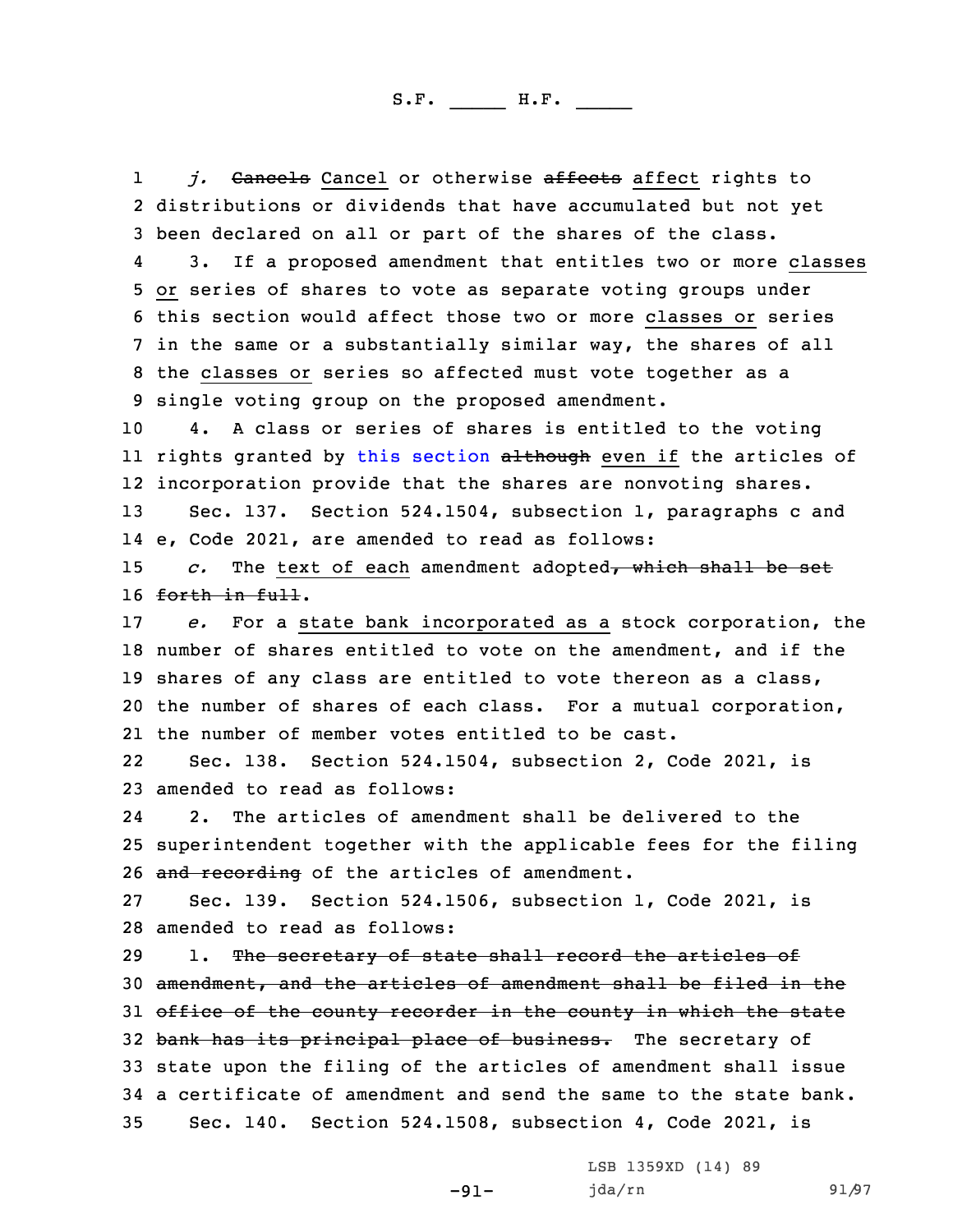*j.* ~~Cancels~~ Cancel or otherwise ~~affects~~ affect rights to distributions or dividends that have accumulated but not yet been declared on all or part of the shares of the class.

3. If a proposed amendment that entitles two or more classes or series of shares to vote as separate voting groups under this section would affect those two or more classes or series in the same or a substantially similar way, the shares of all the classes or series so affected must vote together as a single voting group on the proposed amendment.

4. A class or series of shares is entitled to the voting rights granted by this section ~~although~~ even if the articles of incorporation provide that the shares are nonvoting shares.

Sec. 137. Section 524.1504, subsection 1, paragraphs c and e, Code 2021, are amended to read as follows:

*c.* The text of each amendment adopted~~, which shall be set forth in full~~.

*e.* For a state bank incorporated as a stock corporation, the number of shares entitled to vote on the amendment, and if the shares of any class are entitled to vote thereon as a class, the number of shares of each class. For a mutual corporation, the number of member votes entitled to be cast.

Sec. 138. Section 524.1504, subsection 2, Code 2021, is amended to read as follows:

2. The articles of amendment shall be delivered to the superintendent together with the applicable fees for the filing ~~and recording~~ of the articles of amendment.

Sec. 139. Section 524.1506, subsection 1, Code 2021, is amended to read as follows:

1. ~~The secretary of state shall record the articles of amendment, and the articles of amendment shall be filed in the office of the county recorder in the county in which the state bank has its principal place of business.~~ The secretary of state upon the filing of the articles of amendment shall issue a certificate of amendment and send the same to the state bank.

Sec. 140. Section 524.1508, subsection 4, Code 2021, is

LSB 1359XD (14) 89
jda/rn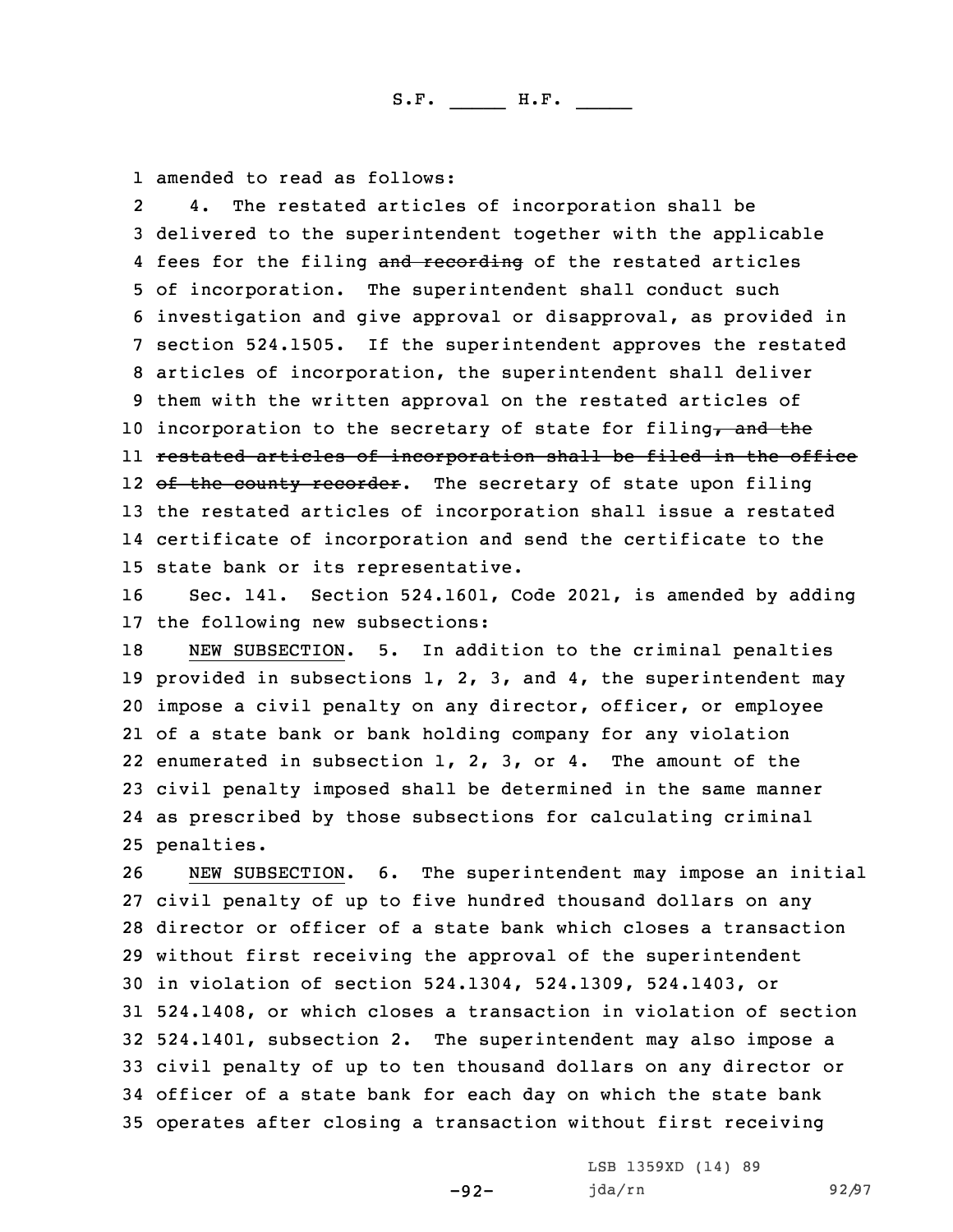amended to read as follows:

4. The restated articles of incorporation shall be delivered to the superintendent together with the applicable fees for the filing ~~and recording~~ of the restated articles of incorporation. The superintendent shall conduct such investigation and give approval or disapproval, as provided in section 524.1505. If the superintendent approves the restated articles of incorporation, the superintendent shall deliver them with the written approval on the restated articles of incorporation to the secretary of state for filing~~, and the restated articles of incorporation shall be filed in the office of the county recorder~~. The secretary of state upon filing the restated articles of incorporation shall issue a restated certificate of incorporation and send the certificate to the state bank or its representative.

Sec. 141. Section 524.1601, Code 2021, is amended by adding the following new subsections:

NEW SUBSECTION. 5. In addition to the criminal penalties provided in subsections 1, 2, 3, and 4, the superintendent may impose a civil penalty on any director, officer, or employee of a state bank or bank holding company for any violation enumerated in subsection 1, 2, 3, or 4. The amount of the civil penalty imposed shall be determined in the same manner as prescribed by those subsections for calculating criminal penalties.

NEW SUBSECTION. 6. The superintendent may impose an initial civil penalty of up to five hundred thousand dollars on any director or officer of a state bank which closes a transaction without first receiving the approval of the superintendent in violation of section 524.1304, 524.1309, 524.1403, or 524.1408, or which closes a transaction in violation of section 524.1401, subsection 2. The superintendent may also impose a civil penalty of up to ten thousand dollars on any director or officer of a state bank for each day on which the state bank operates after closing a transaction without first receiving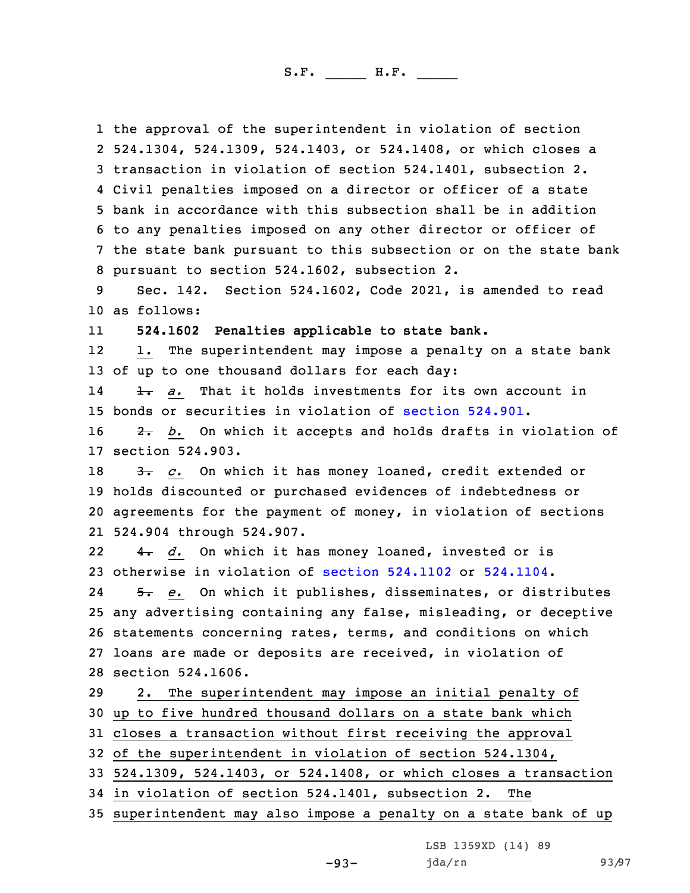the approval of the superintendent in violation of section 524.1304, 524.1309, 524.1403, or 524.1408, or which closes a transaction in violation of section 524.1401, subsection 2. Civil penalties imposed on a director or officer of a state bank in accordance with this subsection shall be in addition to any penalties imposed on any other director or officer of the state bank pursuant to this subsection or on the state bank pursuant to section 524.1602, subsection 2.

Sec. 142. Section 524.1602, Code 2021, is amended to read as follows:

**524.1602 Penalties applicable to state bank.**

1. The superintendent may impose a penalty on a state bank of up to one thousand dollars for each day:

~~1.~~ *a.* That it holds investments for its own account in bonds or securities in violation of section 524.901.

~~2.~~ *b.* On which it accepts and holds drafts in violation of section 524.903.

~~3.~~ *c.* On which it has money loaned, credit extended or holds discounted or purchased evidences of indebtedness or agreements for the payment of money, in violation of sections 524.904 through 524.907.

~~4.~~ *d.* On which it has money loaned, invested or is otherwise in violation of section 524.1102 or 524.1104.

~~5.~~ *e.* On which it publishes, disseminates, or distributes any advertising containing any false, misleading, or deceptive statements concerning rates, terms, and conditions on which loans are made or deposits are received, in violation of section 524.1606.

2. The superintendent may impose an initial penalty of up to five hundred thousand dollars on a state bank which closes a transaction without first receiving the approval of the superintendent in violation of section 524.1304, 524.1309, 524.1403, or 524.1408, or which closes a transaction in violation of section 524.1401, subsection 2. The superintendent may also impose a penalty on a state bank of up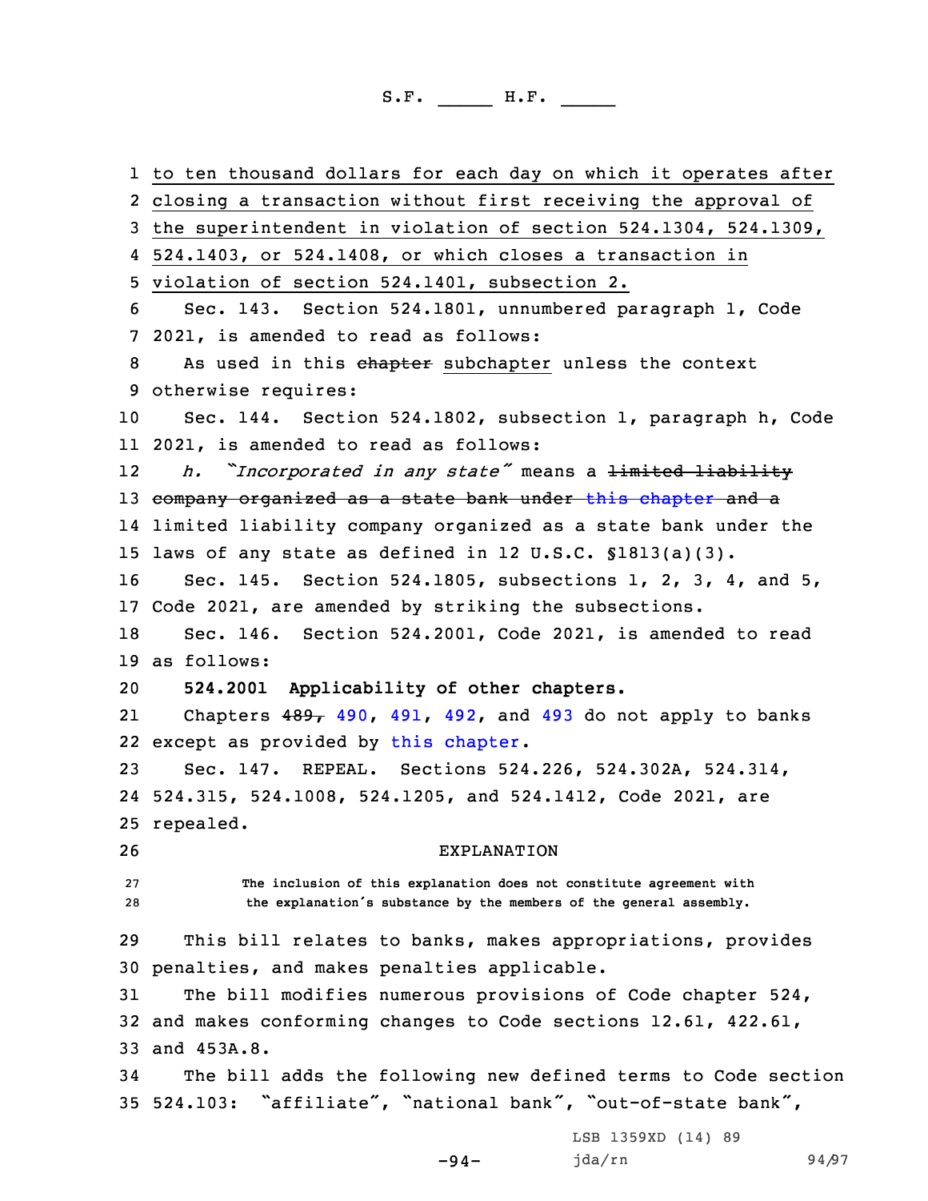to ten thousand dollars for each day on which it operates after closing a transaction without first receiving the approval of the superintendent in violation of section 524.1304, 524.1309, 524.1403, or 524.1408, or which closes a transaction in violation of section 524.1401, subsection 2.

Sec. 143. Section 524.1801, unnumbered paragraph 1, Code 2021, is amended to read as follows:

As used in this ~~chapter~~ subchapter unless the context otherwise requires:

Sec. 144. Section 524.1802, subsection 1, paragraph h, Code 2021, is amended to read as follows:

*h. "Incorporated in any state"* means a ~~limited liability company organized as a state bank under this chapter and a~~ limited liability company organized as a state bank under the laws of any state as defined in 12 U.S.C. §1813(a)(3).

Sec. 145. Section 524.1805, subsections 1, 2, 3, 4, and 5, Code 2021, are amended by striking the subsections.

Sec. 146. Section 524.2001, Code 2021, is amended to read as follows:

**524.2001 Applicability of other chapters.**

Chapters ~~489,~~ 490, 491, 492, and 493 do not apply to banks except as provided by this chapter.

Sec. 147. REPEAL. Sections 524.226, 524.302A, 524.314, 524.315, 524.1008, 524.1205, and 524.1412, Code 2021, are repealed.

EXPLANATION

The inclusion of this explanation does not constitute agreement with the explanation's substance by the members of the general assembly.

This bill relates to banks, makes appropriations, provides penalties, and makes penalties applicable.

The bill modifies numerous provisions of Code chapter 524, and makes conforming changes to Code sections 12.61, 422.61, and 453A.8.

The bill adds the following new defined terms to Code section 524.103: "affiliate", "national bank", "out-of-state bank",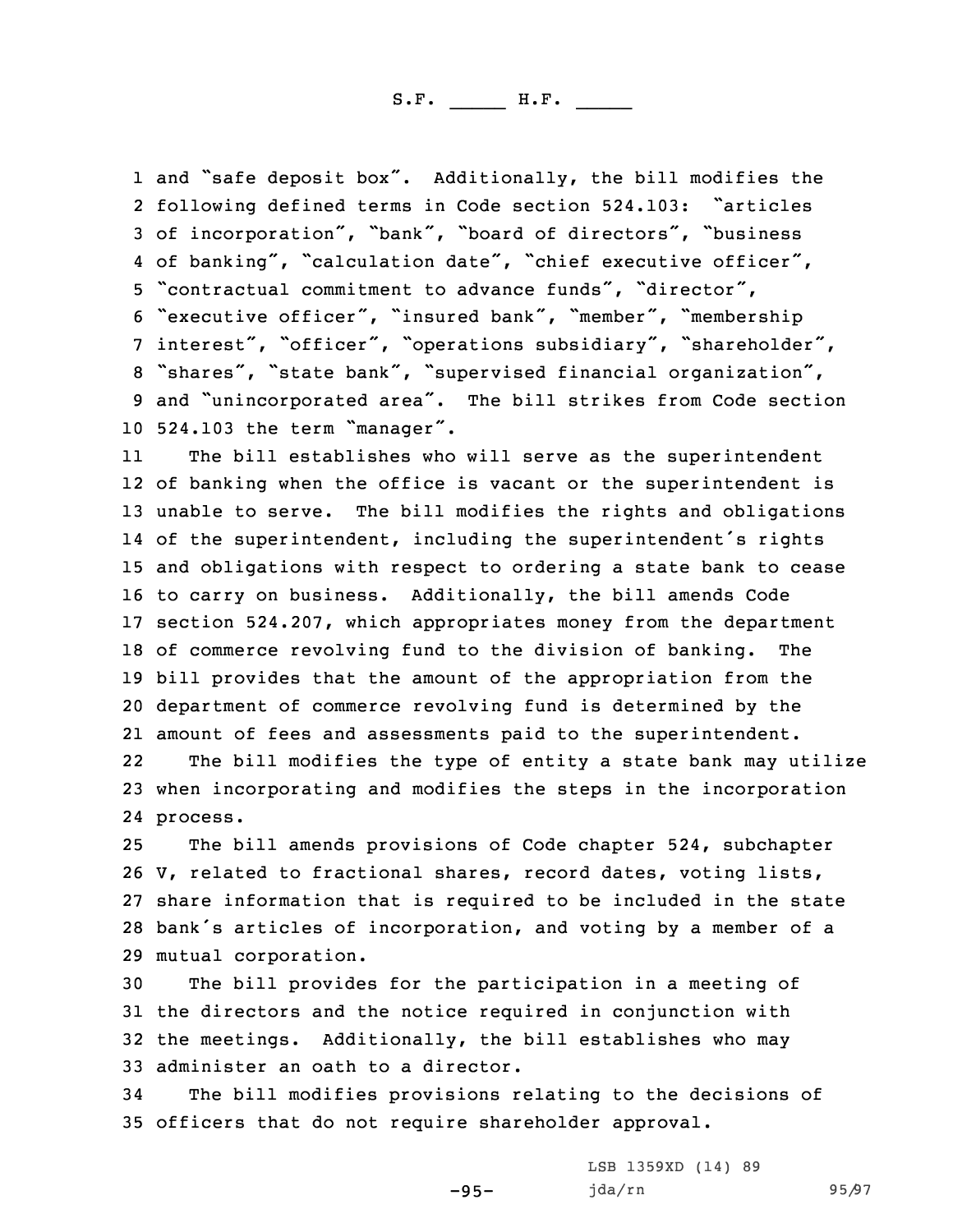and "safe deposit box". Additionally, the bill modifies the following defined terms in Code section 524.103: "articles of incorporation", "bank", "board of directors", "business of banking", "calculation date", "chief executive officer", "contractual commitment to advance funds", "director", "executive officer", "insured bank", "member", "membership interest", "officer", "operations subsidiary", "shareholder", "shares", "state bank", "supervised financial organization", and "unincorporated area". The bill strikes from Code section 524.103 the term "manager".

The bill establishes who will serve as the superintendent of banking when the office is vacant or the superintendent is unable to serve. The bill modifies the rights and obligations of the superintendent, including the superintendent's rights and obligations with respect to ordering a state bank to cease to carry on business. Additionally, the bill amends Code section 524.207, which appropriates money from the department of commerce revolving fund to the division of banking. The bill provides that the amount of the appropriation from the department of commerce revolving fund is determined by the amount of fees and assessments paid to the superintendent.

The bill modifies the type of entity a state bank may utilize when incorporating and modifies the steps in the incorporation process.

The bill amends provisions of Code chapter 524, subchapter V, related to fractional shares, record dates, voting lists, share information that is required to be included in the state bank's articles of incorporation, and voting by a member of a mutual corporation.

The bill provides for the participation in a meeting of the directors and the notice required in conjunction with the meetings. Additionally, the bill establishes who may administer an oath to a director.

The bill modifies provisions relating to the decisions of officers that do not require shareholder approval.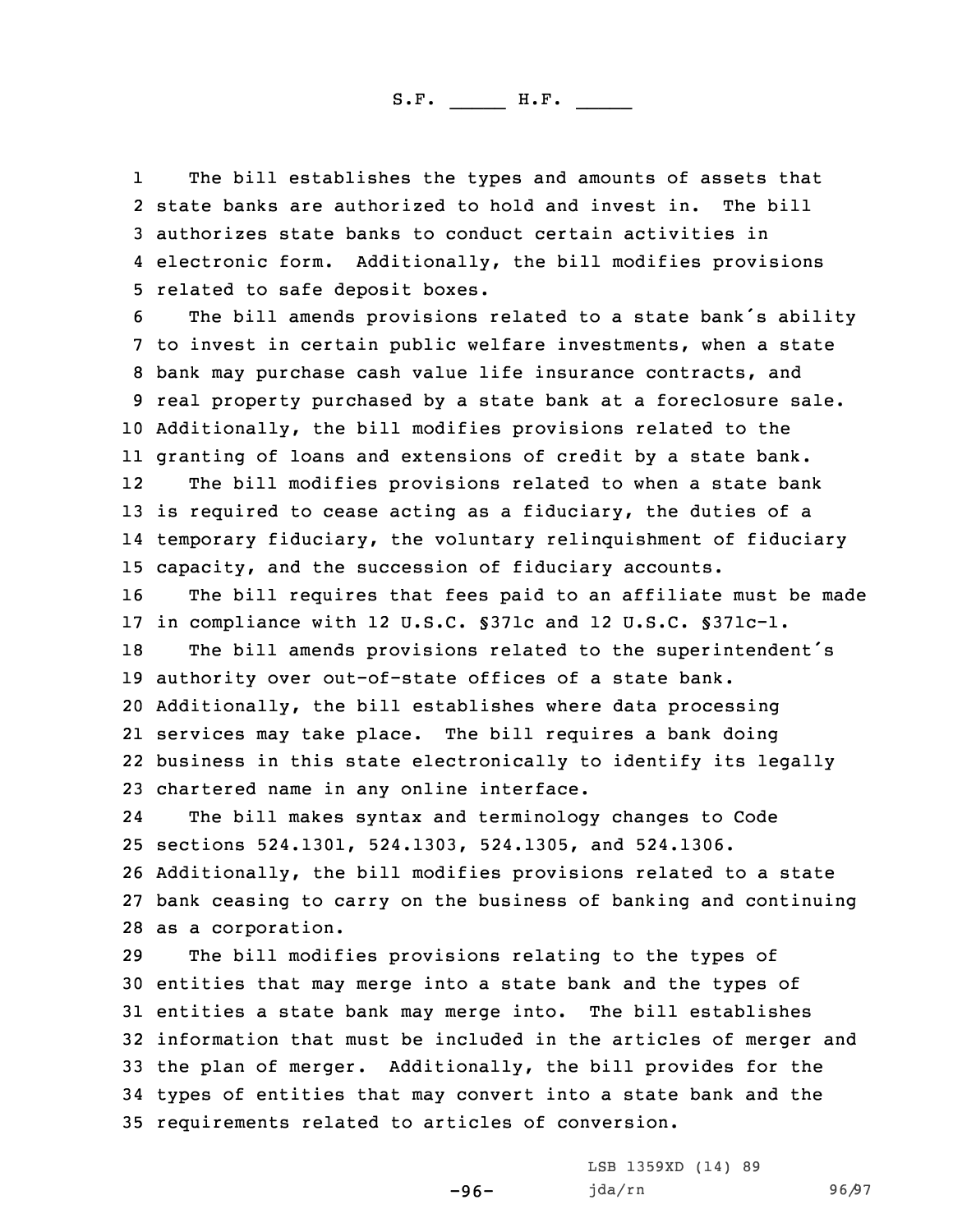The bill establishes the types and amounts of assets that state banks are authorized to hold and invest in. The bill authorizes state banks to conduct certain activities in electronic form. Additionally, the bill modifies provisions related to safe deposit boxes.

The bill amends provisions related to a state bank's ability to invest in certain public welfare investments, when a state bank may purchase cash value life insurance contracts, and real property purchased by a state bank at a foreclosure sale. Additionally, the bill modifies provisions related to the granting of loans and extensions of credit by a state bank.

The bill modifies provisions related to when a state bank is required to cease acting as a fiduciary, the duties of a temporary fiduciary, the voluntary relinquishment of fiduciary capacity, and the succession of fiduciary accounts.

The bill requires that fees paid to an affiliate must be made in compliance with 12 U.S.C. §371c and 12 U.S.C. §371c-1.

The bill amends provisions related to the superintendent's authority over out-of-state offices of a state bank. Additionally, the bill establishes where data processing services may take place. The bill requires a bank doing business in this state electronically to identify its legally chartered name in any online interface.

The bill makes syntax and terminology changes to Code sections 524.1301, 524.1303, 524.1305, and 524.1306. Additionally, the bill modifies provisions related to a state bank ceasing to carry on the business of banking and continuing as a corporation.

The bill modifies provisions relating to the types of entities that may merge into a state bank and the types of entities a state bank may merge into. The bill establishes information that must be included in the articles of merger and the plan of merger. Additionally, the bill provides for the types of entities that may convert into a state bank and the requirements related to articles of conversion.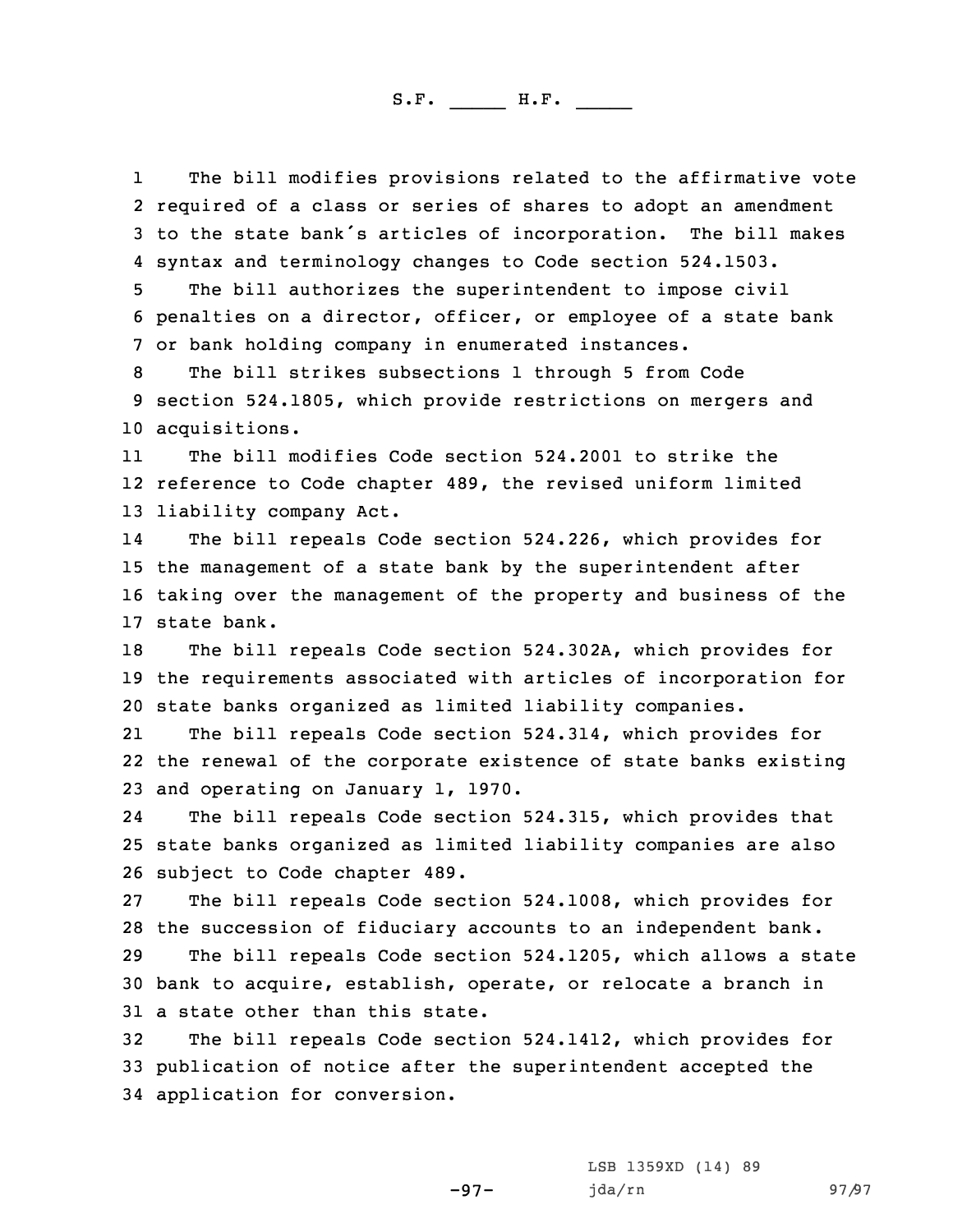The bill modifies provisions related to the affirmative vote required of a class or series of shares to adopt an amendment to the state bank's articles of incorporation. The bill makes syntax and terminology changes to Code section 524.1503.

The bill authorizes the superintendent to impose civil penalties on a director, officer, or employee of a state bank or bank holding company in enumerated instances.

The bill strikes subsections 1 through 5 from Code section 524.1805, which provide restrictions on mergers and acquisitions.

The bill modifies Code section 524.2001 to strike the reference to Code chapter 489, the revised uniform limited liability company Act.

The bill repeals Code section 524.226, which provides for the management of a state bank by the superintendent after taking over the management of the property and business of the state bank.

The bill repeals Code section 524.302A, which provides for the requirements associated with articles of incorporation for state banks organized as limited liability companies.

The bill repeals Code section 524.314, which provides for the renewal of the corporate existence of state banks existing and operating on January 1, 1970.

The bill repeals Code section 524.315, which provides that state banks organized as limited liability companies are also subject to Code chapter 489.

The bill repeals Code section 524.1008, which provides for the succession of fiduciary accounts to an independent bank.

The bill repeals Code section 524.1205, which allows a state bank to acquire, establish, operate, or relocate a branch in a state other than this state.

The bill repeals Code section 524.1412, which provides for publication of notice after the superintendent accepted the application for conversion.